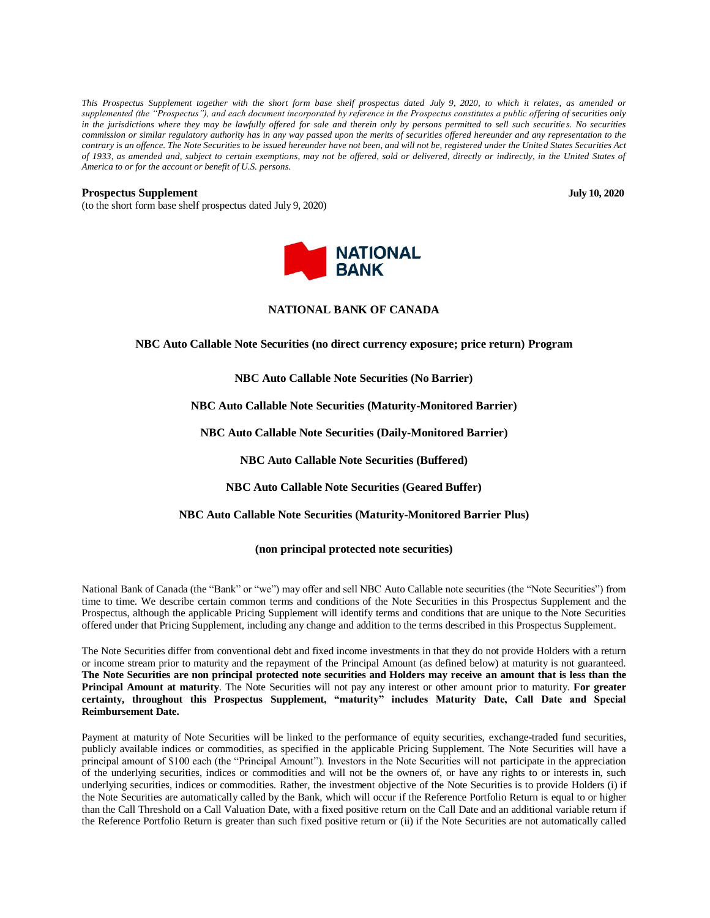*This Prospectus Supplement together with the short form base shelf prospectus dated July 9, 2020, to which it relates, as amended or supplemented (the "Prospectus"), and each document incorporated by reference in the Prospectus constitutes a public offering of securities only in the jurisdictions where they may be lawfully offered for sale and therein only by persons permitted to sell such securities. No securities commission or similar regulatory authority has in any way passed upon the merits of securities offered hereunder and any representation to the contrary is an offence. The Note Securities to be issued hereunder have not been, and will not be, registered under the United States Securities Act of 1933, as amended and, subject to certain exemptions, may not be offered, sold or delivered, directly or indirectly, in the United States of America to or for the account or benefit of U.S. persons.*

**Prospectus Supplement** **July 10, 2020**

(to the short form base shelf prospectus dated July 9, 2020)

NATIONAL BANK

**NATIONAL BANK OF CANADA**

**NBC Auto Callable Note Securities (no direct currency exposure; price return) Program**

**NBC Auto Callable Note Securities (No Barrier)**

**NBC Auto Callable Note Securities (Maturity-Monitored Barrier)**

**NBC Auto Callable Note Securities (Daily-Monitored Barrier)**

**NBC Auto Callable Note Securities (Buffered)**

**NBC Auto Callable Note Securities (Geared Buffer)**

**NBC Auto Callable Note Securities (Maturity-Monitored Barrier Plus)**

**(non principal protected note securities)**

National Bank of Canada (the "Bank" or "we") may offer and sell NBC Auto Callable note securities (the "Note Securities") from time to time. We describe certain common terms and conditions of the Note Securities in this Prospectus Supplement and the Prospectus, although the applicable Pricing Supplement will identify terms and conditions that are unique to the Note Securities offered under that Pricing Supplement, including any change and addition to the terms described in this Prospectus Supplement.

The Note Securities differ from conventional debt and fixed income investments in that they do not provide Holders with a return or income stream prior to maturity and the repayment of the Principal Amount (as defined below) at maturity is not guaranteed. **The Note Securities are non principal protected note securities and Holders may receive an amount that is less than the Principal Amount at maturity**. The Note Securities will not pay any interest or other amount prior to maturity. **For greater certainty, throughout this Prospectus Supplement, "maturity" includes Maturity Date, Call Date and Special Reimbursement Date.**

Payment at maturity of Note Securities will be linked to the performance of equity securities, exchange-traded fund securities, publicly available indices or commodities, as specified in the applicable Pricing Supplement. The Note Securities will have a principal amount of $100 each (the "Principal Amount"). Investors in the Note Securities will not participate in the appreciation of the underlying securities, indices or commodities and will not be the owners of, or have any rights to or interests in, such underlying securities, indices or commodities. Rather, the investment objective of the Note Securities is to provide Holders (i) if the Note Securities are automatically called by the Bank, which will occur if the Reference Portfolio Return is equal to or higher than the Call Threshold on a Call Valuation Date, with a fixed positive return on the Call Date and an additional variable return if the Reference Portfolio Return is greater than such fixed positive return or (ii) if the Note Securities are not automatically called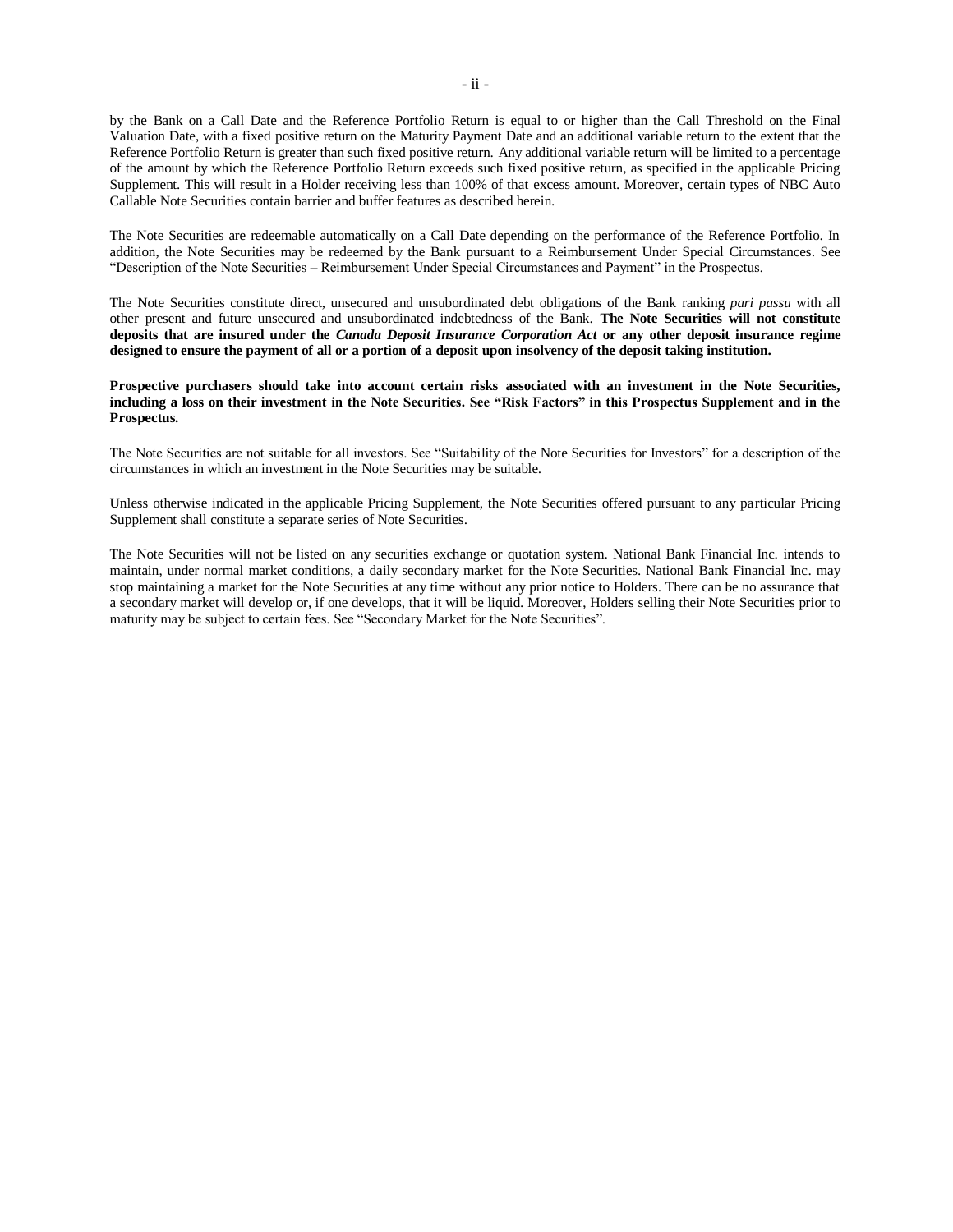by the Bank on a Call Date and the Reference Portfolio Return is equal to or higher than the Call Threshold on the Final Valuation Date, with a fixed positive return on the Maturity Payment Date and an additional variable return to the extent that the Reference Portfolio Return is greater than such fixed positive return. Any additional variable return will be limited to a percentage of the amount by which the Reference Portfolio Return exceeds such fixed positive return, as specified in the applicable Pricing Supplement. This will result in a Holder receiving less than 100% of that excess amount. Moreover, certain types of NBC Auto Callable Note Securities contain barrier and buffer features as described herein.

The Note Securities are redeemable automatically on a Call Date depending on the performance of the Reference Portfolio. In addition, the Note Securities may be redeemed by the Bank pursuant to a Reimbursement Under Special Circumstances. See "Description of the Note Securities – Reimbursement Under Special Circumstances and Payment" in the Prospectus.

The Note Securities constitute direct, unsecured and unsubordinated debt obligations of the Bank ranking *pari passu* with all other present and future unsecured and unsubordinated indebtedness of the Bank. **The Note Securities will not constitute deposits that are insured under the *Canada Deposit Insurance Corporation Act* or any other deposit insurance regime designed to ensure the payment of all or a portion of a deposit upon insolvency of the deposit taking institution.**

**Prospective purchasers should take into account certain risks associated with an investment in the Note Securities, including a loss on their investment in the Note Securities. See "Risk Factors" in this Prospectus Supplement and in the Prospectus.**

The Note Securities are not suitable for all investors. See "Suitability of the Note Securities for Investors" for a description of the circumstances in which an investment in the Note Securities may be suitable.

Unless otherwise indicated in the applicable Pricing Supplement, the Note Securities offered pursuant to any particular Pricing Supplement shall constitute a separate series of Note Securities.

The Note Securities will not be listed on any securities exchange or quotation system. National Bank Financial Inc. intends to maintain, under normal market conditions, a daily secondary market for the Note Securities. National Bank Financial Inc. may stop maintaining a market for the Note Securities at any time without any prior notice to Holders. There can be no assurance that a secondary market will develop or, if one develops, that it will be liquid. Moreover, Holders selling their Note Securities prior to maturity may be subject to certain fees. See "Secondary Market for the Note Securities".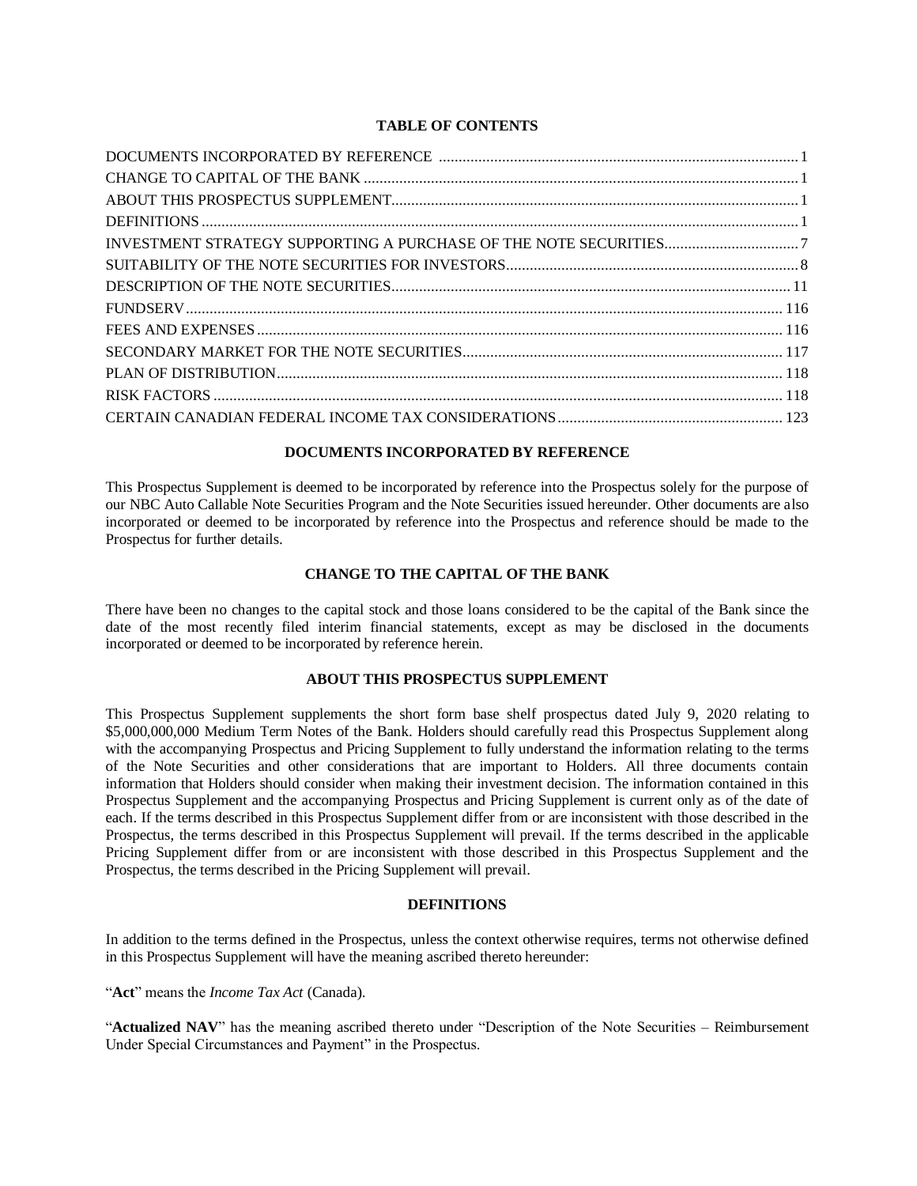**TABLE OF CONTENTS**

| | |
|---|---|
| DOCUMENTS INCORPORATED BY REFERENCE | 1 |
| CHANGE TO CAPITAL OF THE BANK | 1 |
| ABOUT THIS PROSPECTUS SUPPLEMENT | 1 |
| DEFINITIONS | 1 |
| INVESTMENT STRATEGY SUPPORTING A PURCHASE OF THE NOTE SECURITIES | 7 |
| SUITABILITY OF THE NOTE SECURITIES FOR INVESTORS | 8 |
| DESCRIPTION OF THE NOTE SECURITIES | 11 |
| FUNDSERV | 116 |
| FEES AND EXPENSES | 116 |
| SECONDARY MARKET FOR THE NOTE SECURITIES | 117 |
| PLAN OF DISTRIBUTION | 118 |
| RISK FACTORS | 118 |
| CERTAIN CANADIAN FEDERAL INCOME TAX CONSIDERATIONS | 123 |

## DOCUMENTS INCORPORATED BY REFERENCE

This Prospectus Supplement is deemed to be incorporated by reference into the Prospectus solely for the purpose of our NBC Auto Callable Note Securities Program and the Note Securities issued hereunder. Other documents are also incorporated or deemed to be incorporated by reference into the Prospectus and reference should be made to the Prospectus for further details.

## CHANGE TO THE CAPITAL OF THE BANK

There have been no changes to the capital stock and those loans considered to be the capital of the Bank since the date of the most recently filed interim financial statements, except as may be disclosed in the documents incorporated or deemed to be incorporated by reference herein.

## ABOUT THIS PROSPECTUS SUPPLEMENT

This Prospectus Supplement supplements the short form base shelf prospectus dated July 9, 2020 relating to $5,000,000,000 Medium Term Notes of the Bank. Holders should carefully read this Prospectus Supplement along with the accompanying Prospectus and Pricing Supplement to fully understand the information relating to the terms of the Note Securities and other considerations that are important to Holders. All three documents contain information that Holders should consider when making their investment decision. The information contained in this Prospectus Supplement and the accompanying Prospectus and Pricing Supplement is current only as of the date of each. If the terms described in this Prospectus Supplement differ from or are inconsistent with those described in the Prospectus, the terms described in this Prospectus Supplement will prevail. If the terms described in the applicable Pricing Supplement differ from or are inconsistent with those described in this Prospectus Supplement and the Prospectus, the terms described in the Pricing Supplement will prevail.

## DEFINITIONS

In addition to the terms defined in the Prospectus, unless the context otherwise requires, terms not otherwise defined in this Prospectus Supplement will have the meaning ascribed thereto hereunder:

"**Act**" means the *Income Tax Act* (Canada).

"**Actualized NAV**" has the meaning ascribed thereto under "Description of the Note Securities – Reimbursement Under Special Circumstances and Payment" in the Prospectus.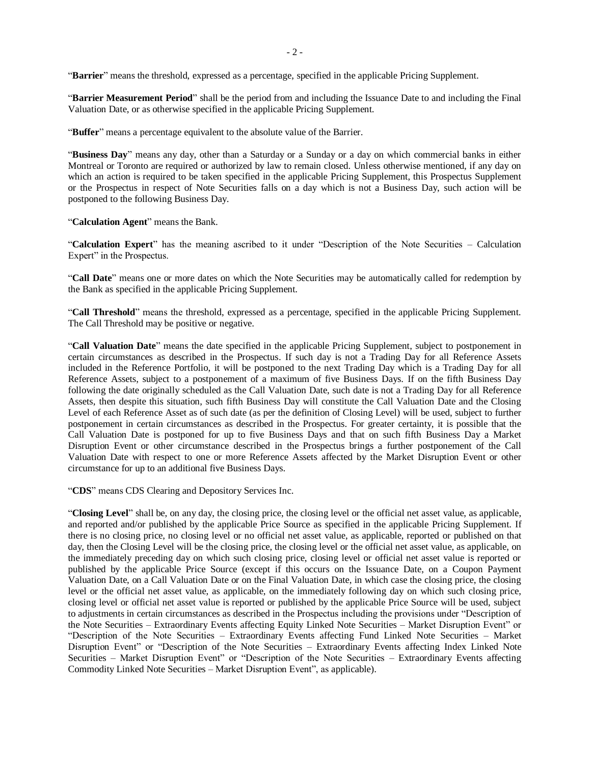"**Barrier**" means the threshold, expressed as a percentage, specified in the applicable Pricing Supplement.

"**Barrier Measurement Period**" shall be the period from and including the Issuance Date to and including the Final Valuation Date, or as otherwise specified in the applicable Pricing Supplement.

"**Buffer**" means a percentage equivalent to the absolute value of the Barrier.

"**Business Day**" means any day, other than a Saturday or a Sunday or a day on which commercial banks in either Montreal or Toronto are required or authorized by law to remain closed. Unless otherwise mentioned, if any day on which an action is required to be taken specified in the applicable Pricing Supplement, this Prospectus Supplement or the Prospectus in respect of Note Securities falls on a day which is not a Business Day, such action will be postponed to the following Business Day.

"**Calculation Agent**" means the Bank.

"**Calculation Expert**" has the meaning ascribed to it under "Description of the Note Securities – Calculation Expert" in the Prospectus.

"**Call Date**" means one or more dates on which the Note Securities may be automatically called for redemption by the Bank as specified in the applicable Pricing Supplement.

"**Call Threshold**" means the threshold, expressed as a percentage, specified in the applicable Pricing Supplement. The Call Threshold may be positive or negative.

"**Call Valuation Date**" means the date specified in the applicable Pricing Supplement, subject to postponement in certain circumstances as described in the Prospectus. If such day is not a Trading Day for all Reference Assets included in the Reference Portfolio, it will be postponed to the next Trading Day which is a Trading Day for all Reference Assets, subject to a postponement of a maximum of five Business Days. If on the fifth Business Day following the date originally scheduled as the Call Valuation Date, such date is not a Trading Day for all Reference Assets, then despite this situation, such fifth Business Day will constitute the Call Valuation Date and the Closing Level of each Reference Asset as of such date (as per the definition of Closing Level) will be used, subject to further postponement in certain circumstances as described in the Prospectus. For greater certainty, it is possible that the Call Valuation Date is postponed for up to five Business Days and that on such fifth Business Day a Market Disruption Event or other circumstance described in the Prospectus brings a further postponement of the Call Valuation Date with respect to one or more Reference Assets affected by the Market Disruption Event or other circumstance for up to an additional five Business Days.

"**CDS**" means CDS Clearing and Depository Services Inc.

"**Closing Level**" shall be, on any day, the closing price, the closing level or the official net asset value, as applicable, and reported and/or published by the applicable Price Source as specified in the applicable Pricing Supplement. If there is no closing price, no closing level or no official net asset value, as applicable, reported or published on that day, then the Closing Level will be the closing price, the closing level or the official net asset value, as applicable, on the immediately preceding day on which such closing price, closing level or official net asset value is reported or published by the applicable Price Source (except if this occurs on the Issuance Date, on a Coupon Payment Valuation Date, on a Call Valuation Date or on the Final Valuation Date, in which case the closing price, the closing level or the official net asset value, as applicable, on the immediately following day on which such closing price, closing level or official net asset value is reported or published by the applicable Price Source will be used, subject to adjustments in certain circumstances as described in the Prospectus including the provisions under "Description of the Note Securities – Extraordinary Events affecting Equity Linked Note Securities – Market Disruption Event" or "Description of the Note Securities – Extraordinary Events affecting Fund Linked Note Securities – Market Disruption Event" or "Description of the Note Securities – Extraordinary Events affecting Index Linked Note Securities – Market Disruption Event" or "Description of the Note Securities – Extraordinary Events affecting Commodity Linked Note Securities – Market Disruption Event", as applicable).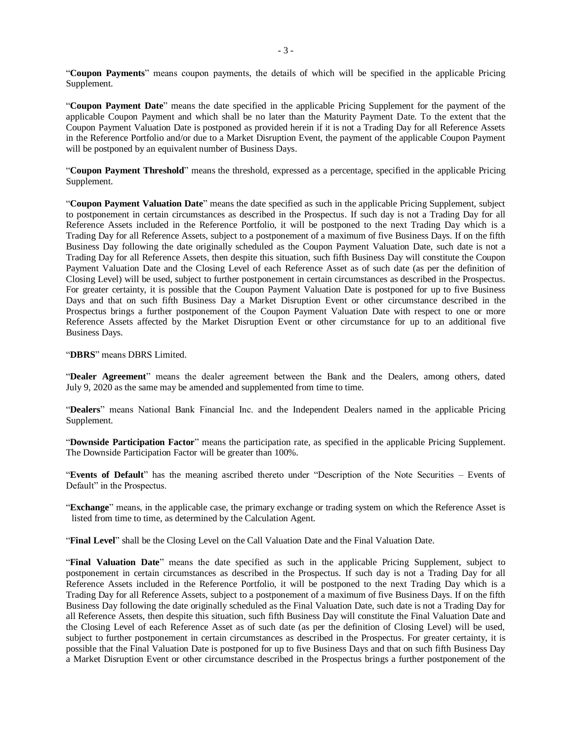"**Coupon Payments**" means coupon payments, the details of which will be specified in the applicable Pricing Supplement.

"**Coupon Payment Date**" means the date specified in the applicable Pricing Supplement for the payment of the applicable Coupon Payment and which shall be no later than the Maturity Payment Date. To the extent that the Coupon Payment Valuation Date is postponed as provided herein if it is not a Trading Day for all Reference Assets in the Reference Portfolio and/or due to a Market Disruption Event, the payment of the applicable Coupon Payment will be postponed by an equivalent number of Business Days.

"**Coupon Payment Threshold**" means the threshold, expressed as a percentage, specified in the applicable Pricing Supplement.

"**Coupon Payment Valuation Date**" means the date specified as such in the applicable Pricing Supplement, subject to postponement in certain circumstances as described in the Prospectus. If such day is not a Trading Day for all Reference Assets included in the Reference Portfolio, it will be postponed to the next Trading Day which is a Trading Day for all Reference Assets, subject to a postponement of a maximum of five Business Days. If on the fifth Business Day following the date originally scheduled as the Coupon Payment Valuation Date, such date is not a Trading Day for all Reference Assets, then despite this situation, such fifth Business Day will constitute the Coupon Payment Valuation Date and the Closing Level of each Reference Asset as of such date (as per the definition of Closing Level) will be used, subject to further postponement in certain circumstances as described in the Prospectus. For greater certainty, it is possible that the Coupon Payment Valuation Date is postponed for up to five Business Days and that on such fifth Business Day a Market Disruption Event or other circumstance described in the Prospectus brings a further postponement of the Coupon Payment Valuation Date with respect to one or more Reference Assets affected by the Market Disruption Event or other circumstance for up to an additional five Business Days.

"**DBRS**" means DBRS Limited.

"**Dealer Agreement**" means the dealer agreement between the Bank and the Dealers, among others, dated July 9, 2020 as the same may be amended and supplemented from time to time.

"**Dealers**" means National Bank Financial Inc. and the Independent Dealers named in the applicable Pricing Supplement.

"**Downside Participation Factor**" means the participation rate, as specified in the applicable Pricing Supplement. The Downside Participation Factor will be greater than 100%.

"**Events of Default**" has the meaning ascribed thereto under "Description of the Note Securities – Events of Default" in the Prospectus.

"**Exchange**" means, in the applicable case, the primary exchange or trading system on which the Reference Asset is listed from time to time, as determined by the Calculation Agent.

"**Final Level**" shall be the Closing Level on the Call Valuation Date and the Final Valuation Date.

"**Final Valuation Date**" means the date specified as such in the applicable Pricing Supplement, subject to postponement in certain circumstances as described in the Prospectus. If such day is not a Trading Day for all Reference Assets included in the Reference Portfolio, it will be postponed to the next Trading Day which is a Trading Day for all Reference Assets, subject to a postponement of a maximum of five Business Days. If on the fifth Business Day following the date originally scheduled as the Final Valuation Date, such date is not a Trading Day for all Reference Assets, then despite this situation, such fifth Business Day will constitute the Final Valuation Date and the Closing Level of each Reference Asset as of such date (as per the definition of Closing Level) will be used, subject to further postponement in certain circumstances as described in the Prospectus. For greater certainty, it is possible that the Final Valuation Date is postponed for up to five Business Days and that on such fifth Business Day a Market Disruption Event or other circumstance described in the Prospectus brings a further postponement of the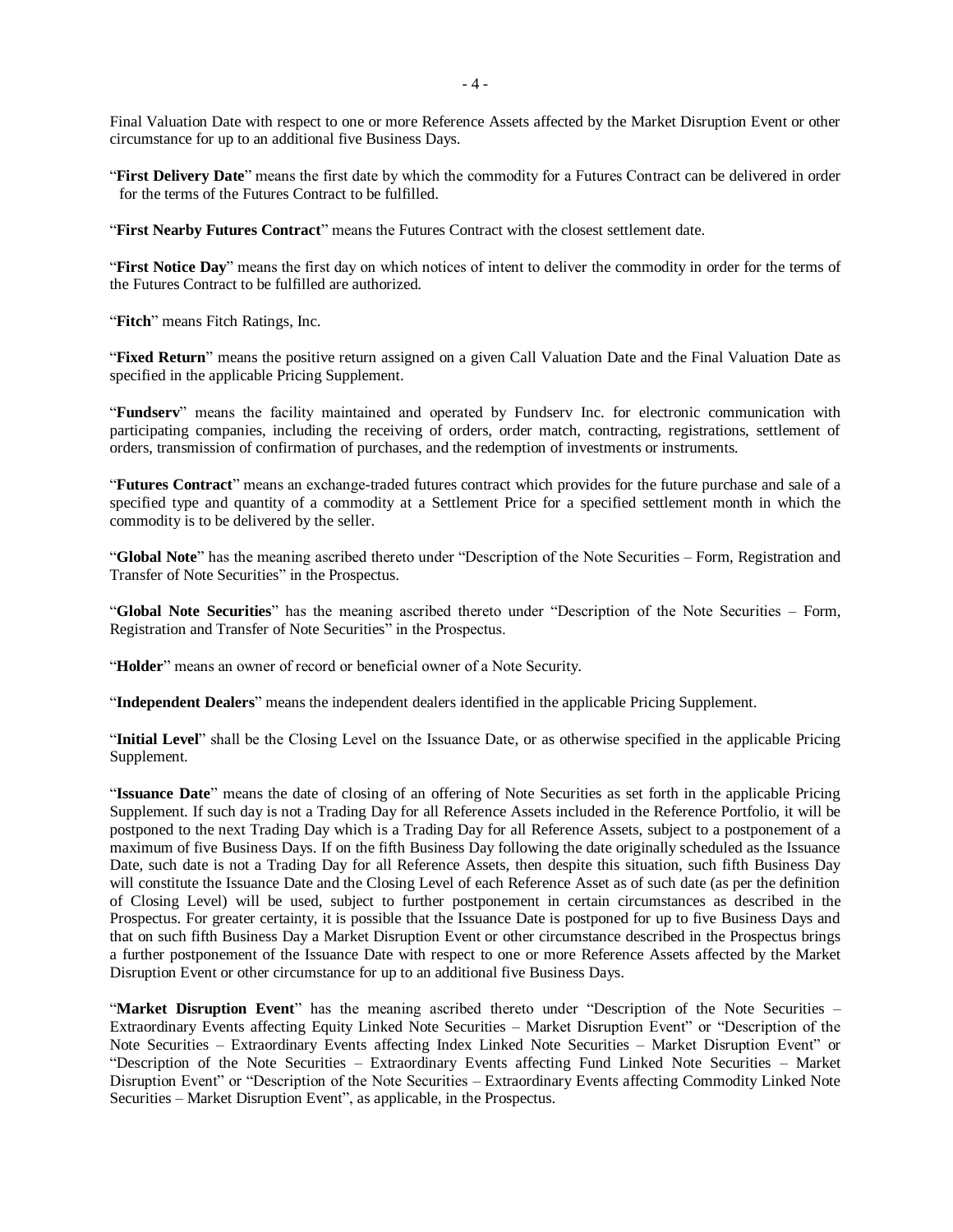Final Valuation Date with respect to one or more Reference Assets affected by the Market Disruption Event or other circumstance for up to an additional five Business Days.

"**First Delivery Date**" means the first date by which the commodity for a Futures Contract can be delivered in order for the terms of the Futures Contract to be fulfilled.

"**First Nearby Futures Contract**" means the Futures Contract with the closest settlement date.

"**First Notice Day**" means the first day on which notices of intent to deliver the commodity in order for the terms of the Futures Contract to be fulfilled are authorized.

"**Fitch**" means Fitch Ratings, Inc.

"**Fixed Return**" means the positive return assigned on a given Call Valuation Date and the Final Valuation Date as specified in the applicable Pricing Supplement.

"**Fundserv**" means the facility maintained and operated by Fundserv Inc. for electronic communication with participating companies, including the receiving of orders, order match, contracting, registrations, settlement of orders, transmission of confirmation of purchases, and the redemption of investments or instruments.

"**Futures Contract**" means an exchange-traded futures contract which provides for the future purchase and sale of a specified type and quantity of a commodity at a Settlement Price for a specified settlement month in which the commodity is to be delivered by the seller.

"**Global Note**" has the meaning ascribed thereto under "Description of the Note Securities – Form, Registration and Transfer of Note Securities" in the Prospectus.

"**Global Note Securities**" has the meaning ascribed thereto under "Description of the Note Securities – Form, Registration and Transfer of Note Securities" in the Prospectus.

"**Holder**" means an owner of record or beneficial owner of a Note Security.

"**Independent Dealers**" means the independent dealers identified in the applicable Pricing Supplement.

"**Initial Level**" shall be the Closing Level on the Issuance Date, or as otherwise specified in the applicable Pricing Supplement.

"**Issuance Date**" means the date of closing of an offering of Note Securities as set forth in the applicable Pricing Supplement. If such day is not a Trading Day for all Reference Assets included in the Reference Portfolio, it will be postponed to the next Trading Day which is a Trading Day for all Reference Assets, subject to a postponement of a maximum of five Business Days. If on the fifth Business Day following the date originally scheduled as the Issuance Date, such date is not a Trading Day for all Reference Assets, then despite this situation, such fifth Business Day will constitute the Issuance Date and the Closing Level of each Reference Asset as of such date (as per the definition of Closing Level) will be used, subject to further postponement in certain circumstances as described in the Prospectus. For greater certainty, it is possible that the Issuance Date is postponed for up to five Business Days and that on such fifth Business Day a Market Disruption Event or other circumstance described in the Prospectus brings a further postponement of the Issuance Date with respect to one or more Reference Assets affected by the Market Disruption Event or other circumstance for up to an additional five Business Days.

"**Market Disruption Event**" has the meaning ascribed thereto under "Description of the Note Securities – Extraordinary Events affecting Equity Linked Note Securities – Market Disruption Event" or "Description of the Note Securities – Extraordinary Events affecting Index Linked Note Securities – Market Disruption Event" or "Description of the Note Securities – Extraordinary Events affecting Fund Linked Note Securities – Market Disruption Event" or "Description of the Note Securities – Extraordinary Events affecting Commodity Linked Note Securities – Market Disruption Event", as applicable, in the Prospectus.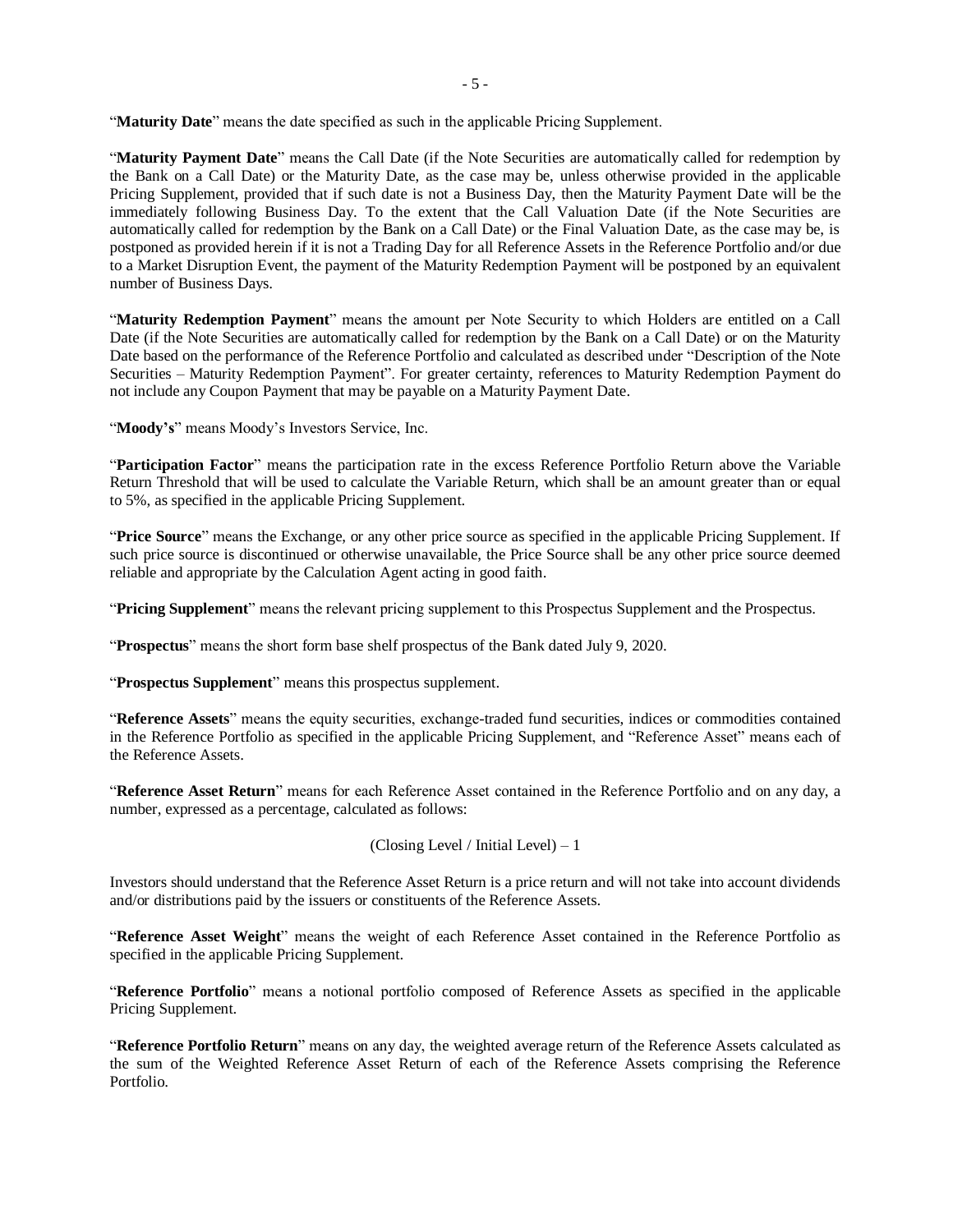"**Maturity Date**" means the date specified as such in the applicable Pricing Supplement.

"**Maturity Payment Date**" means the Call Date (if the Note Securities are automatically called for redemption by the Bank on a Call Date) or the Maturity Date, as the case may be, unless otherwise provided in the applicable Pricing Supplement, provided that if such date is not a Business Day, then the Maturity Payment Date will be the immediately following Business Day. To the extent that the Call Valuation Date (if the Note Securities are automatically called for redemption by the Bank on a Call Date) or the Final Valuation Date, as the case may be, is postponed as provided herein if it is not a Trading Day for all Reference Assets in the Reference Portfolio and/or due to a Market Disruption Event, the payment of the Maturity Redemption Payment will be postponed by an equivalent number of Business Days.

"**Maturity Redemption Payment**" means the amount per Note Security to which Holders are entitled on a Call Date (if the Note Securities are automatically called for redemption by the Bank on a Call Date) or on the Maturity Date based on the performance of the Reference Portfolio and calculated as described under "Description of the Note Securities – Maturity Redemption Payment". For greater certainty, references to Maturity Redemption Payment do not include any Coupon Payment that may be payable on a Maturity Payment Date.

"**Moody's**" means Moody's Investors Service, Inc.

"**Participation Factor**" means the participation rate in the excess Reference Portfolio Return above the Variable Return Threshold that will be used to calculate the Variable Return, which shall be an amount greater than or equal to 5%, as specified in the applicable Pricing Supplement.

"**Price Source**" means the Exchange, or any other price source as specified in the applicable Pricing Supplement. If such price source is discontinued or otherwise unavailable, the Price Source shall be any other price source deemed reliable and appropriate by the Calculation Agent acting in good faith.

"**Pricing Supplement**" means the relevant pricing supplement to this Prospectus Supplement and the Prospectus.

"**Prospectus**" means the short form base shelf prospectus of the Bank dated July 9, 2020.

"**Prospectus Supplement**" means this prospectus supplement.

"**Reference Assets**" means the equity securities, exchange-traded fund securities, indices or commodities contained in the Reference Portfolio as specified in the applicable Pricing Supplement, and "Reference Asset" means each of the Reference Assets.

"**Reference Asset Return**" means for each Reference Asset contained in the Reference Portfolio and on any day, a number, expressed as a percentage, calculated as follows:

$$(\text{Closing Level} / \text{Initial Level}) - 1$$

Investors should understand that the Reference Asset Return is a price return and will not take into account dividends and/or distributions paid by the issuers or constituents of the Reference Assets.

"**Reference Asset Weight**" means the weight of each Reference Asset contained in the Reference Portfolio as specified in the applicable Pricing Supplement.

"**Reference Portfolio**" means a notional portfolio composed of Reference Assets as specified in the applicable Pricing Supplement.

"**Reference Portfolio Return**" means on any day, the weighted average return of the Reference Assets calculated as the sum of the Weighted Reference Asset Return of each of the Reference Assets comprising the Reference Portfolio.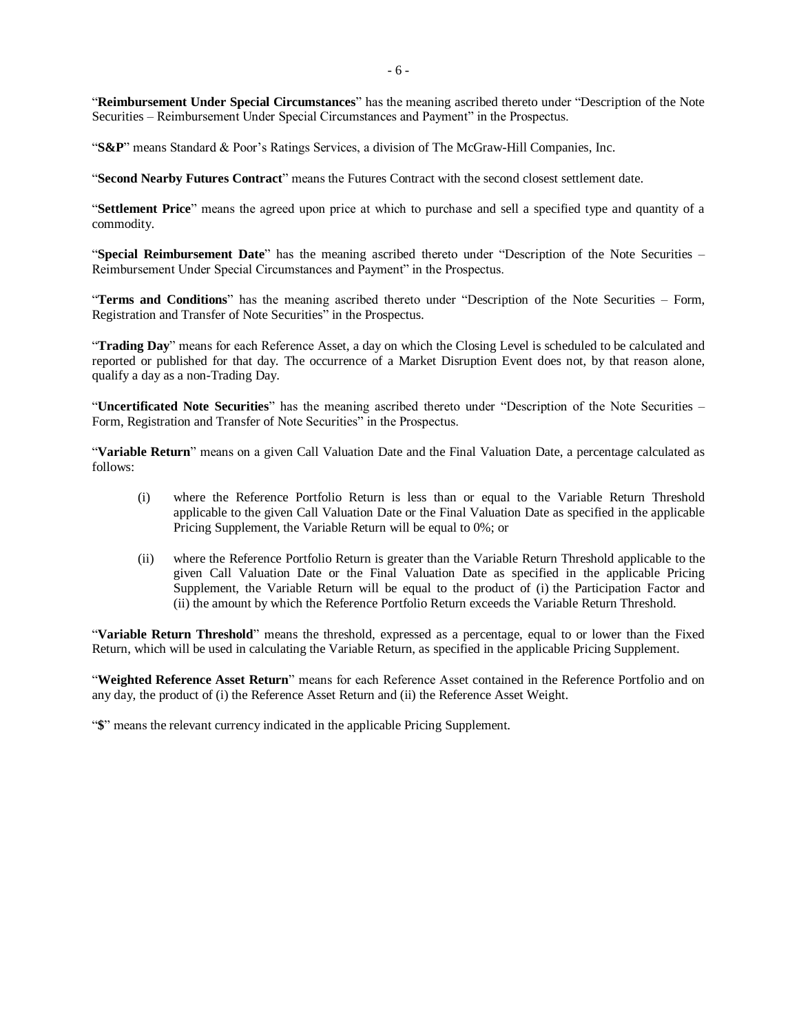"**Reimbursement Under Special Circumstances**" has the meaning ascribed thereto under "Description of the Note Securities – Reimbursement Under Special Circumstances and Payment" in the Prospectus.

"**S&P**" means Standard & Poor's Ratings Services, a division of The McGraw-Hill Companies, Inc.

"**Second Nearby Futures Contract**" means the Futures Contract with the second closest settlement date.

"**Settlement Price**" means the agreed upon price at which to purchase and sell a specified type and quantity of a commodity.

"**Special Reimbursement Date**" has the meaning ascribed thereto under "Description of the Note Securities – Reimbursement Under Special Circumstances and Payment" in the Prospectus.

"**Terms and Conditions**" has the meaning ascribed thereto under "Description of the Note Securities – Form, Registration and Transfer of Note Securities" in the Prospectus.

"**Trading Day**" means for each Reference Asset, a day on which the Closing Level is scheduled to be calculated and reported or published for that day. The occurrence of a Market Disruption Event does not, by that reason alone, qualify a day as a non-Trading Day.

"**Uncertificated Note Securities**" has the meaning ascribed thereto under "Description of the Note Securities – Form, Registration and Transfer of Note Securities" in the Prospectus.

"**Variable Return**" means on a given Call Valuation Date and the Final Valuation Date, a percentage calculated as follows:

(i) where the Reference Portfolio Return is less than or equal to the Variable Return Threshold applicable to the given Call Valuation Date or the Final Valuation Date as specified in the applicable Pricing Supplement, the Variable Return will be equal to 0%; or

(ii) where the Reference Portfolio Return is greater than the Variable Return Threshold applicable to the given Call Valuation Date or the Final Valuation Date as specified in the applicable Pricing Supplement, the Variable Return will be equal to the product of (i) the Participation Factor and (ii) the amount by which the Reference Portfolio Return exceeds the Variable Return Threshold.

"**Variable Return Threshold**" means the threshold, expressed as a percentage, equal to or lower than the Fixed Return, which will be used in calculating the Variable Return, as specified in the applicable Pricing Supplement.

"**Weighted Reference Asset Return**" means for each Reference Asset contained in the Reference Portfolio and on any day, the product of (i) the Reference Asset Return and (ii) the Reference Asset Weight.

"**$**" means the relevant currency indicated in the applicable Pricing Supplement.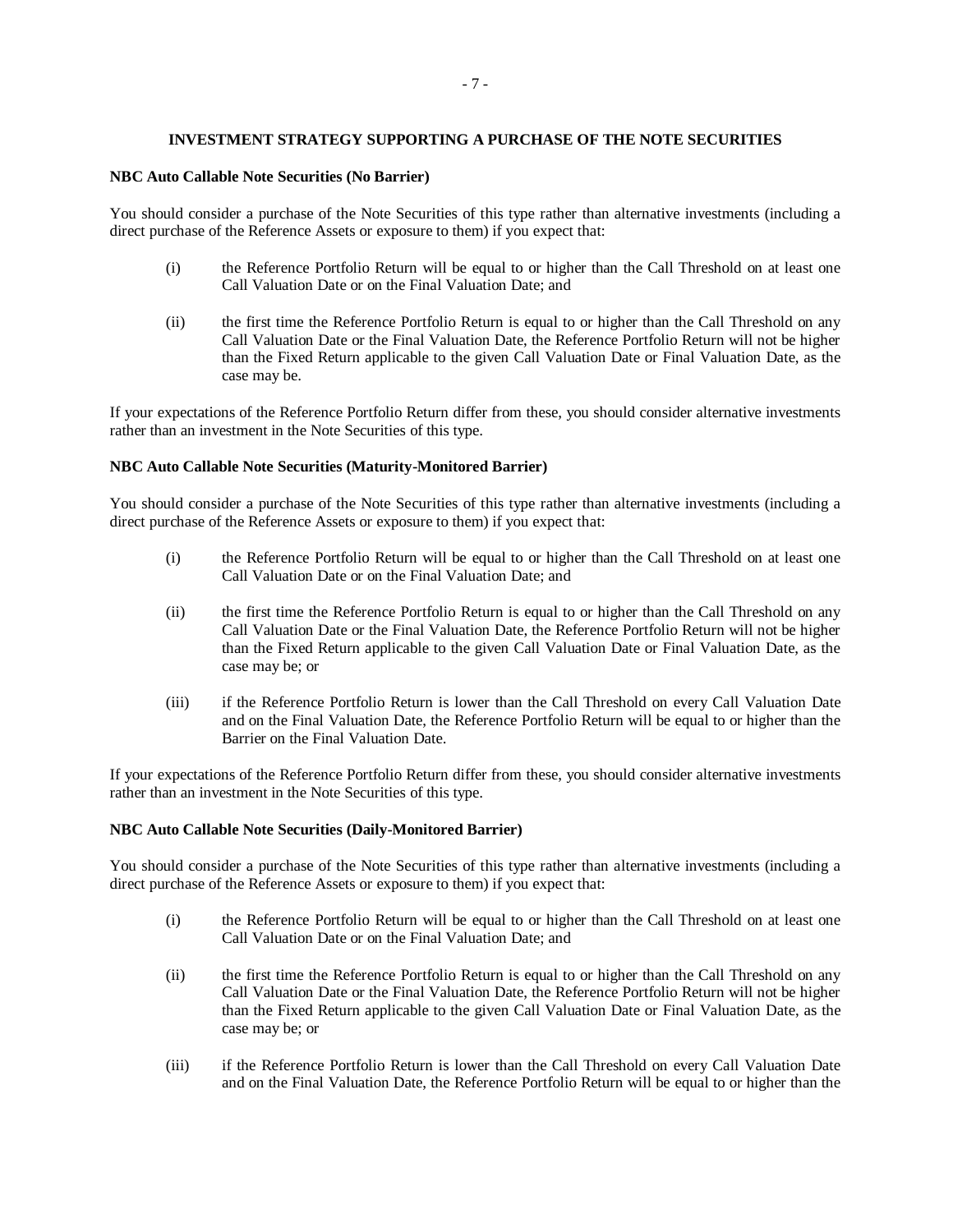## INVESTMENT STRATEGY SUPPORTING A PURCHASE OF THE NOTE SECURITIES

### NBC Auto Callable Note Securities (No Barrier)

You should consider a purchase of the Note Securities of this type rather than alternative investments (including a direct purchase of the Reference Assets or exposure to them) if you expect that:

(i) the Reference Portfolio Return will be equal to or higher than the Call Threshold on at least one Call Valuation Date or on the Final Valuation Date; and

(ii) the first time the Reference Portfolio Return is equal to or higher than the Call Threshold on any Call Valuation Date or the Final Valuation Date, the Reference Portfolio Return will not be higher than the Fixed Return applicable to the given Call Valuation Date or Final Valuation Date, as the case may be.

If your expectations of the Reference Portfolio Return differ from these, you should consider alternative investments rather than an investment in the Note Securities of this type.

### NBC Auto Callable Note Securities (Maturity-Monitored Barrier)

You should consider a purchase of the Note Securities of this type rather than alternative investments (including a direct purchase of the Reference Assets or exposure to them) if you expect that:

(i) the Reference Portfolio Return will be equal to or higher than the Call Threshold on at least one Call Valuation Date or on the Final Valuation Date; and

(ii) the first time the Reference Portfolio Return is equal to or higher than the Call Threshold on any Call Valuation Date or the Final Valuation Date, the Reference Portfolio Return will not be higher than the Fixed Return applicable to the given Call Valuation Date or Final Valuation Date, as the case may be; or

(iii) if the Reference Portfolio Return is lower than the Call Threshold on every Call Valuation Date and on the Final Valuation Date, the Reference Portfolio Return will be equal to or higher than the Barrier on the Final Valuation Date.

If your expectations of the Reference Portfolio Return differ from these, you should consider alternative investments rather than an investment in the Note Securities of this type.

### NBC Auto Callable Note Securities (Daily-Monitored Barrier)

You should consider a purchase of the Note Securities of this type rather than alternative investments (including a direct purchase of the Reference Assets or exposure to them) if you expect that:

(i) the Reference Portfolio Return will be equal to or higher than the Call Threshold on at least one Call Valuation Date or on the Final Valuation Date; and

(ii) the first time the Reference Portfolio Return is equal to or higher than the Call Threshold on any Call Valuation Date or the Final Valuation Date, the Reference Portfolio Return will not be higher than the Fixed Return applicable to the given Call Valuation Date or Final Valuation Date, as the case may be; or

(iii) if the Reference Portfolio Return is lower than the Call Threshold on every Call Valuation Date and on the Final Valuation Date, the Reference Portfolio Return will be equal to or higher than the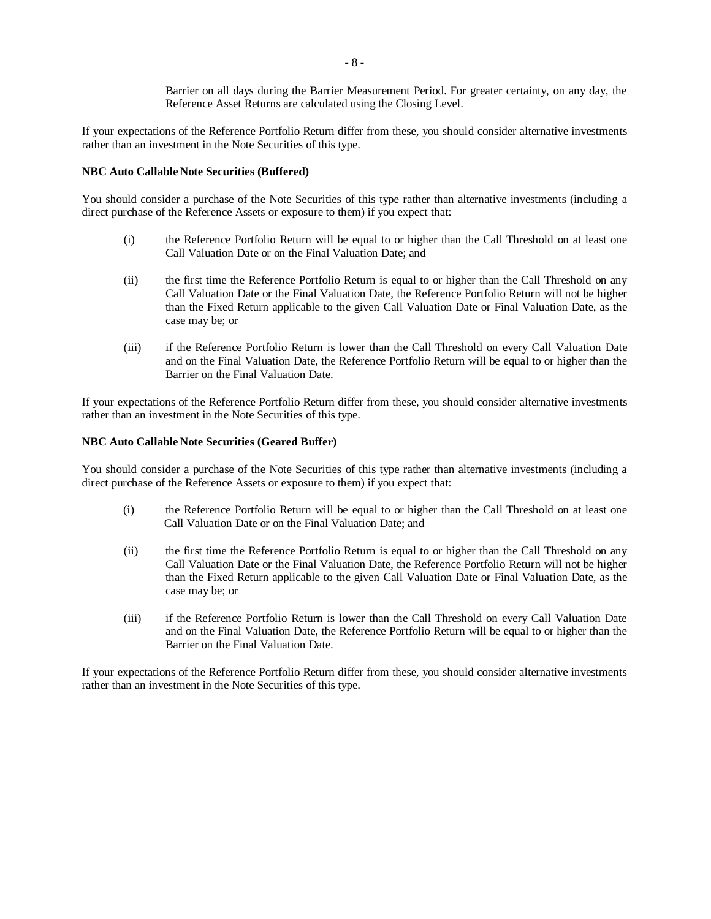Barrier on all days during the Barrier Measurement Period. For greater certainty, on any day, the Reference Asset Returns are calculated using the Closing Level.

If your expectations of the Reference Portfolio Return differ from these, you should consider alternative investments rather than an investment in the Note Securities of this type.

**NBC Auto Callable Note Securities (Buffered)**

You should consider a purchase of the Note Securities of this type rather than alternative investments (including a direct purchase of the Reference Assets or exposure to them) if you expect that:

(i) the Reference Portfolio Return will be equal to or higher than the Call Threshold on at least one Call Valuation Date or on the Final Valuation Date; and

(ii) the first time the Reference Portfolio Return is equal to or higher than the Call Threshold on any Call Valuation Date or the Final Valuation Date, the Reference Portfolio Return will not be higher than the Fixed Return applicable to the given Call Valuation Date or Final Valuation Date, as the case may be; or

(iii) if the Reference Portfolio Return is lower than the Call Threshold on every Call Valuation Date and on the Final Valuation Date, the Reference Portfolio Return will be equal to or higher than the Barrier on the Final Valuation Date.

If your expectations of the Reference Portfolio Return differ from these, you should consider alternative investments rather than an investment in the Note Securities of this type.

**NBC Auto Callable Note Securities (Geared Buffer)**

You should consider a purchase of the Note Securities of this type rather than alternative investments (including a direct purchase of the Reference Assets or exposure to them) if you expect that:

(i) the Reference Portfolio Return will be equal to or higher than the Call Threshold on at least one Call Valuation Date or on the Final Valuation Date; and

(ii) the first time the Reference Portfolio Return is equal to or higher than the Call Threshold on any Call Valuation Date or the Final Valuation Date, the Reference Portfolio Return will not be higher than the Fixed Return applicable to the given Call Valuation Date or Final Valuation Date, as the case may be; or

(iii) if the Reference Portfolio Return is lower than the Call Threshold on every Call Valuation Date and on the Final Valuation Date, the Reference Portfolio Return will be equal to or higher than the Barrier on the Final Valuation Date.

If your expectations of the Reference Portfolio Return differ from these, you should consider alternative investments rather than an investment in the Note Securities of this type.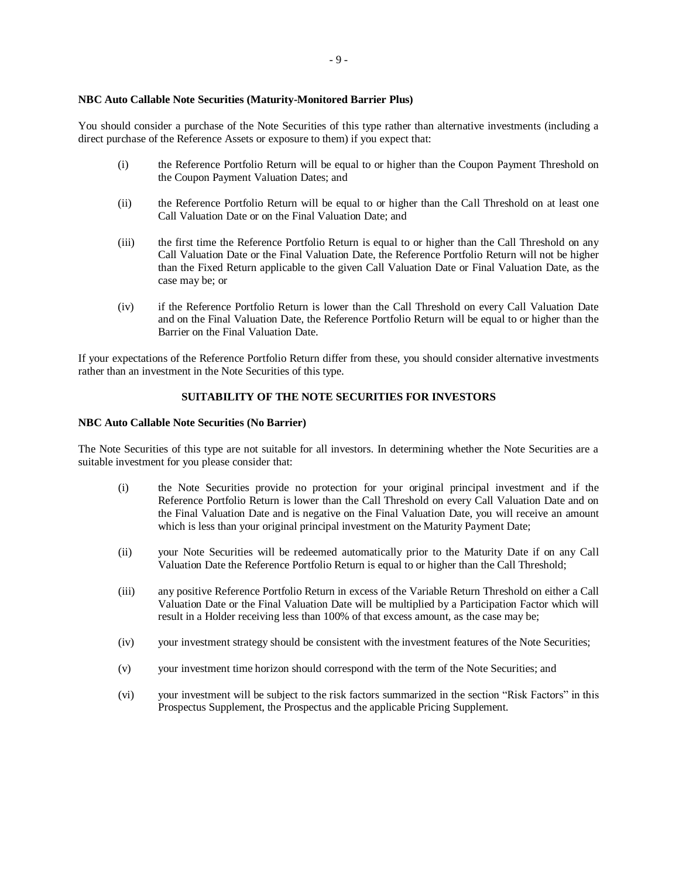**NBC Auto Callable Note Securities (Maturity-Monitored Barrier Plus)**

You should consider a purchase of the Note Securities of this type rather than alternative investments (including a direct purchase of the Reference Assets or exposure to them) if you expect that:

(i) the Reference Portfolio Return will be equal to or higher than the Coupon Payment Threshold on the Coupon Payment Valuation Dates; and

(ii) the Reference Portfolio Return will be equal to or higher than the Call Threshold on at least one Call Valuation Date or on the Final Valuation Date; and

(iii) the first time the Reference Portfolio Return is equal to or higher than the Call Threshold on any Call Valuation Date or the Final Valuation Date, the Reference Portfolio Return will not be higher than the Fixed Return applicable to the given Call Valuation Date or Final Valuation Date, as the case may be; or

(iv) if the Reference Portfolio Return is lower than the Call Threshold on every Call Valuation Date and on the Final Valuation Date, the Reference Portfolio Return will be equal to or higher than the Barrier on the Final Valuation Date.

If your expectations of the Reference Portfolio Return differ from these, you should consider alternative investments rather than an investment in the Note Securities of this type.

## SUITABILITY OF THE NOTE SECURITIES FOR INVESTORS

**NBC Auto Callable Note Securities (No Barrier)**

The Note Securities of this type are not suitable for all investors. In determining whether the Note Securities are a suitable investment for you please consider that:

(i) the Note Securities provide no protection for your original principal investment and if the Reference Portfolio Return is lower than the Call Threshold on every Call Valuation Date and on the Final Valuation Date and is negative on the Final Valuation Date, you will receive an amount which is less than your original principal investment on the Maturity Payment Date;

(ii) your Note Securities will be redeemed automatically prior to the Maturity Date if on any Call Valuation Date the Reference Portfolio Return is equal to or higher than the Call Threshold;

(iii) any positive Reference Portfolio Return in excess of the Variable Return Threshold on either a Call Valuation Date or the Final Valuation Date will be multiplied by a Participation Factor which will result in a Holder receiving less than 100% of that excess amount, as the case may be;

(iv) your investment strategy should be consistent with the investment features of the Note Securities;

(v) your investment time horizon should correspond with the term of the Note Securities; and

(vi) your investment will be subject to the risk factors summarized in the section "Risk Factors" in this Prospectus Supplement, the Prospectus and the applicable Pricing Supplement.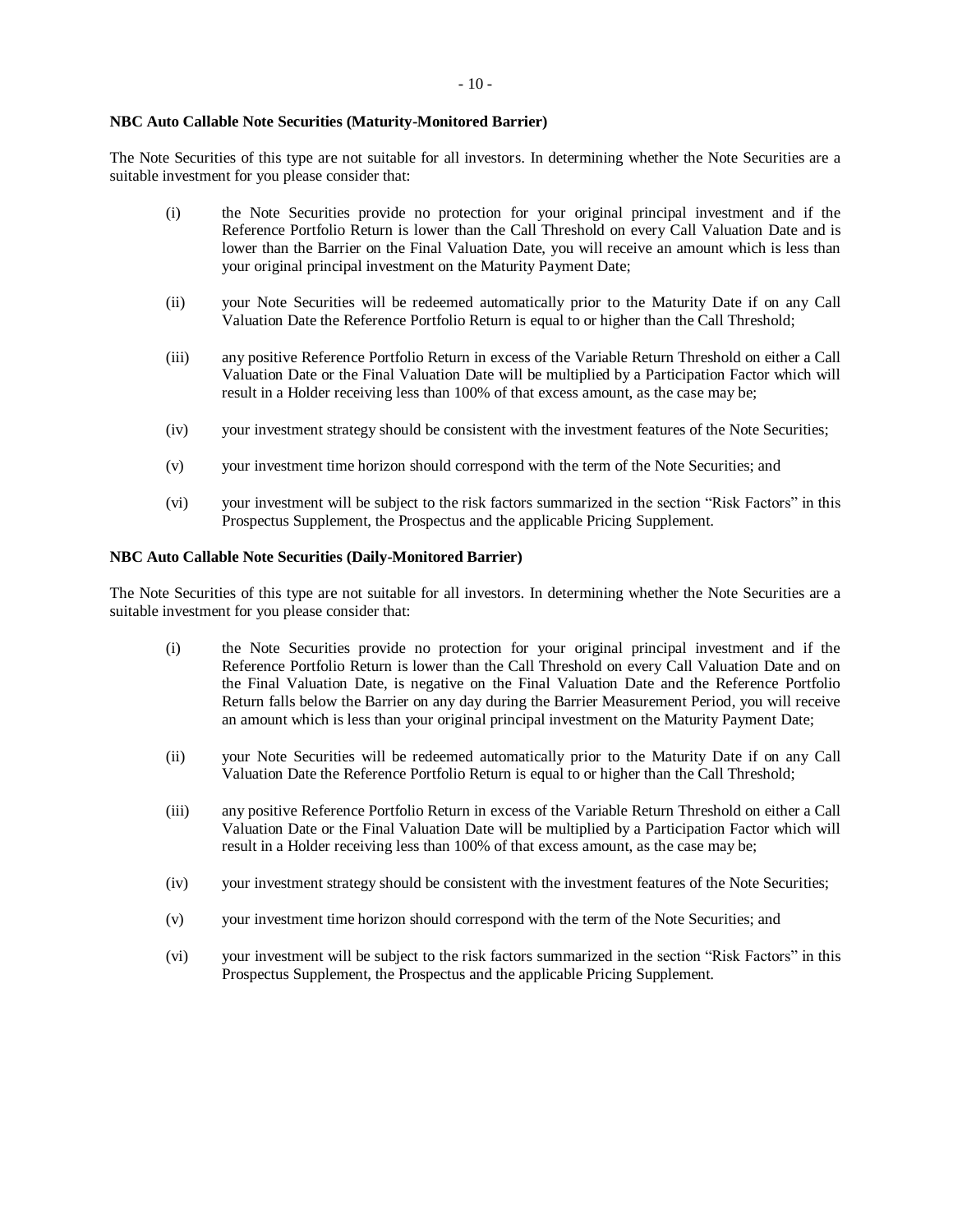**NBC Auto Callable Note Securities (Maturity-Monitored Barrier)**

The Note Securities of this type are not suitable for all investors. In determining whether the Note Securities are a suitable investment for you please consider that:

(i) the Note Securities provide no protection for your original principal investment and if the Reference Portfolio Return is lower than the Call Threshold on every Call Valuation Date and is lower than the Barrier on the Final Valuation Date, you will receive an amount which is less than your original principal investment on the Maturity Payment Date;

(ii) your Note Securities will be redeemed automatically prior to the Maturity Date if on any Call Valuation Date the Reference Portfolio Return is equal to or higher than the Call Threshold;

(iii) any positive Reference Portfolio Return in excess of the Variable Return Threshold on either a Call Valuation Date or the Final Valuation Date will be multiplied by a Participation Factor which will result in a Holder receiving less than 100% of that excess amount, as the case may be;

(iv) your investment strategy should be consistent with the investment features of the Note Securities;

(v) your investment time horizon should correspond with the term of the Note Securities; and

(vi) your investment will be subject to the risk factors summarized in the section "Risk Factors" in this Prospectus Supplement, the Prospectus and the applicable Pricing Supplement.

**NBC Auto Callable Note Securities (Daily-Monitored Barrier)**

The Note Securities of this type are not suitable for all investors. In determining whether the Note Securities are a suitable investment for you please consider that:

(i) the Note Securities provide no protection for your original principal investment and if the Reference Portfolio Return is lower than the Call Threshold on every Call Valuation Date and on the Final Valuation Date, is negative on the Final Valuation Date and the Reference Portfolio Return falls below the Barrier on any day during the Barrier Measurement Period, you will receive an amount which is less than your original principal investment on the Maturity Payment Date;

(ii) your Note Securities will be redeemed automatically prior to the Maturity Date if on any Call Valuation Date the Reference Portfolio Return is equal to or higher than the Call Threshold;

(iii) any positive Reference Portfolio Return in excess of the Variable Return Threshold on either a Call Valuation Date or the Final Valuation Date will be multiplied by a Participation Factor which will result in a Holder receiving less than 100% of that excess amount, as the case may be;

(iv) your investment strategy should be consistent with the investment features of the Note Securities;

(v) your investment time horizon should correspond with the term of the Note Securities; and

(vi) your investment will be subject to the risk factors summarized in the section "Risk Factors" in this Prospectus Supplement, the Prospectus and the applicable Pricing Supplement.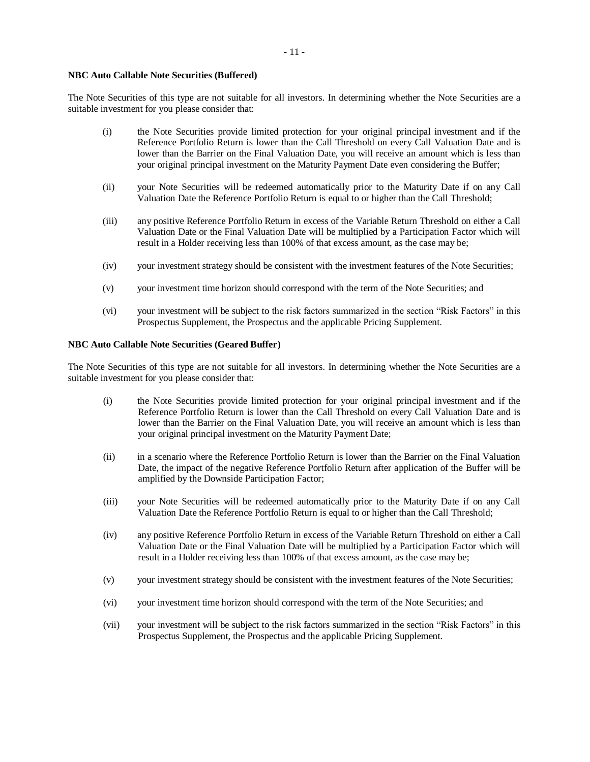**NBC Auto Callable Note Securities (Buffered)**

The Note Securities of this type are not suitable for all investors. In determining whether the Note Securities are a suitable investment for you please consider that:

(i) the Note Securities provide limited protection for your original principal investment and if the Reference Portfolio Return is lower than the Call Threshold on every Call Valuation Date and is lower than the Barrier on the Final Valuation Date, you will receive an amount which is less than your original principal investment on the Maturity Payment Date even considering the Buffer;

(ii) your Note Securities will be redeemed automatically prior to the Maturity Date if on any Call Valuation Date the Reference Portfolio Return is equal to or higher than the Call Threshold;

(iii) any positive Reference Portfolio Return in excess of the Variable Return Threshold on either a Call Valuation Date or the Final Valuation Date will be multiplied by a Participation Factor which will result in a Holder receiving less than 100% of that excess amount, as the case may be;

(iv) your investment strategy should be consistent with the investment features of the Note Securities;

(v) your investment time horizon should correspond with the term of the Note Securities; and

(vi) your investment will be subject to the risk factors summarized in the section "Risk Factors" in this Prospectus Supplement, the Prospectus and the applicable Pricing Supplement.

**NBC Auto Callable Note Securities (Geared Buffer)**

The Note Securities of this type are not suitable for all investors. In determining whether the Note Securities are a suitable investment for you please consider that:

(i) the Note Securities provide limited protection for your original principal investment and if the Reference Portfolio Return is lower than the Call Threshold on every Call Valuation Date and is lower than the Barrier on the Final Valuation Date, you will receive an amount which is less than your original principal investment on the Maturity Payment Date;

(ii) in a scenario where the Reference Portfolio Return is lower than the Barrier on the Final Valuation Date, the impact of the negative Reference Portfolio Return after application of the Buffer will be amplified by the Downside Participation Factor;

(iii) your Note Securities will be redeemed automatically prior to the Maturity Date if on any Call Valuation Date the Reference Portfolio Return is equal to or higher than the Call Threshold;

(iv) any positive Reference Portfolio Return in excess of the Variable Return Threshold on either a Call Valuation Date or the Final Valuation Date will be multiplied by a Participation Factor which will result in a Holder receiving less than 100% of that excess amount, as the case may be;

(v) your investment strategy should be consistent with the investment features of the Note Securities;

(vi) your investment time horizon should correspond with the term of the Note Securities; and

(vii) your investment will be subject to the risk factors summarized in the section "Risk Factors" in this Prospectus Supplement, the Prospectus and the applicable Pricing Supplement.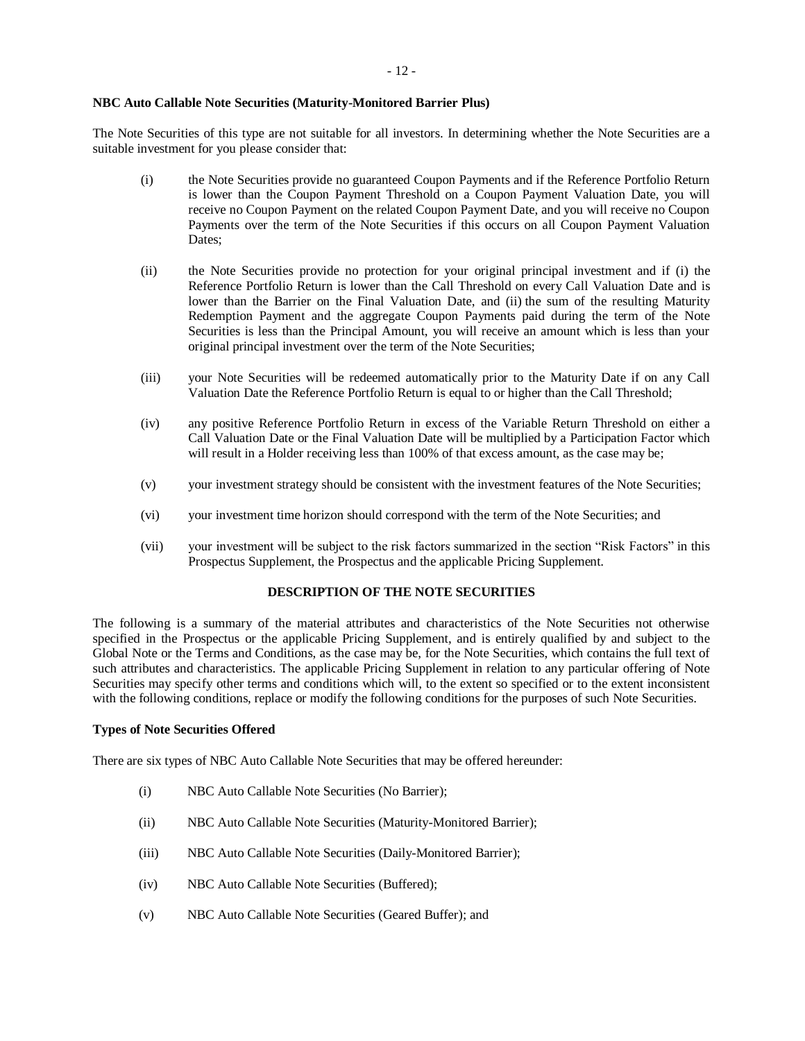**NBC Auto Callable Note Securities (Maturity-Monitored Barrier Plus)**

The Note Securities of this type are not suitable for all investors. In determining whether the Note Securities are a suitable investment for you please consider that:

(i) the Note Securities provide no guaranteed Coupon Payments and if the Reference Portfolio Return is lower than the Coupon Payment Threshold on a Coupon Payment Valuation Date, you will receive no Coupon Payment on the related Coupon Payment Date, and you will receive no Coupon Payments over the term of the Note Securities if this occurs on all Coupon Payment Valuation Dates;

(ii) the Note Securities provide no protection for your original principal investment and if (i) the Reference Portfolio Return is lower than the Call Threshold on every Call Valuation Date and is lower than the Barrier on the Final Valuation Date, and (ii) the sum of the resulting Maturity Redemption Payment and the aggregate Coupon Payments paid during the term of the Note Securities is less than the Principal Amount, you will receive an amount which is less than your original principal investment over the term of the Note Securities;

(iii) your Note Securities will be redeemed automatically prior to the Maturity Date if on any Call Valuation Date the Reference Portfolio Return is equal to or higher than the Call Threshold;

(iv) any positive Reference Portfolio Return in excess of the Variable Return Threshold on either a Call Valuation Date or the Final Valuation Date will be multiplied by a Participation Factor which will result in a Holder receiving less than 100% of that excess amount, as the case may be;

(v) your investment strategy should be consistent with the investment features of the Note Securities;

(vi) your investment time horizon should correspond with the term of the Note Securities; and

(vii) your investment will be subject to the risk factors summarized in the section "Risk Factors" in this Prospectus Supplement, the Prospectus and the applicable Pricing Supplement.

## DESCRIPTION OF THE NOTE SECURITIES

The following is a summary of the material attributes and characteristics of the Note Securities not otherwise specified in the Prospectus or the applicable Pricing Supplement, and is entirely qualified by and subject to the Global Note or the Terms and Conditions, as the case may be, for the Note Securities, which contains the full text of such attributes and characteristics. The applicable Pricing Supplement in relation to any particular offering of Note Securities may specify other terms and conditions which will, to the extent so specified or to the extent inconsistent with the following conditions, replace or modify the following conditions for the purposes of such Note Securities.

**Types of Note Securities Offered**

There are six types of NBC Auto Callable Note Securities that may be offered hereunder:

(i) NBC Auto Callable Note Securities (No Barrier);

(ii) NBC Auto Callable Note Securities (Maturity-Monitored Barrier);

(iii) NBC Auto Callable Note Securities (Daily-Monitored Barrier);

(iv) NBC Auto Callable Note Securities (Buffered);

(v) NBC Auto Callable Note Securities (Geared Buffer); and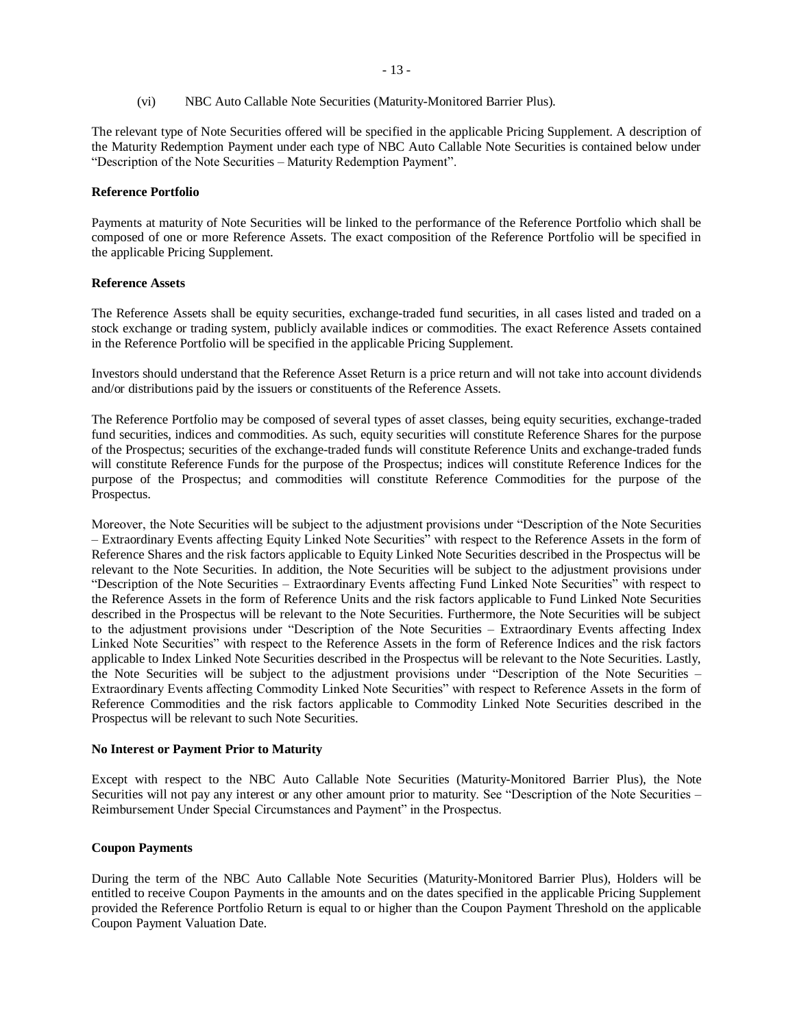(vi) NBC Auto Callable Note Securities (Maturity-Monitored Barrier Plus).

The relevant type of Note Securities offered will be specified in the applicable Pricing Supplement. A description of the Maturity Redemption Payment under each type of NBC Auto Callable Note Securities is contained below under "Description of the Note Securities – Maturity Redemption Payment".

**Reference Portfolio**

Payments at maturity of Note Securities will be linked to the performance of the Reference Portfolio which shall be composed of one or more Reference Assets. The exact composition of the Reference Portfolio will be specified in the applicable Pricing Supplement.

**Reference Assets**

The Reference Assets shall be equity securities, exchange-traded fund securities, in all cases listed and traded on a stock exchange or trading system, publicly available indices or commodities. The exact Reference Assets contained in the Reference Portfolio will be specified in the applicable Pricing Supplement.

Investors should understand that the Reference Asset Return is a price return and will not take into account dividends and/or distributions paid by the issuers or constituents of the Reference Assets.

The Reference Portfolio may be composed of several types of asset classes, being equity securities, exchange-traded fund securities, indices and commodities. As such, equity securities will constitute Reference Shares for the purpose of the Prospectus; securities of the exchange-traded funds will constitute Reference Units and exchange-traded funds will constitute Reference Funds for the purpose of the Prospectus; indices will constitute Reference Indices for the purpose of the Prospectus; and commodities will constitute Reference Commodities for the purpose of the Prospectus.

Moreover, the Note Securities will be subject to the adjustment provisions under "Description of the Note Securities – Extraordinary Events affecting Equity Linked Note Securities" with respect to the Reference Assets in the form of Reference Shares and the risk factors applicable to Equity Linked Note Securities described in the Prospectus will be relevant to the Note Securities. In addition, the Note Securities will be subject to the adjustment provisions under "Description of the Note Securities – Extraordinary Events affecting Fund Linked Note Securities" with respect to the Reference Assets in the form of Reference Units and the risk factors applicable to Fund Linked Note Securities described in the Prospectus will be relevant to the Note Securities. Furthermore, the Note Securities will be subject to the adjustment provisions under "Description of the Note Securities – Extraordinary Events affecting Index Linked Note Securities" with respect to the Reference Assets in the form of Reference Indices and the risk factors applicable to Index Linked Note Securities described in the Prospectus will be relevant to the Note Securities. Lastly, the Note Securities will be subject to the adjustment provisions under "Description of the Note Securities – Extraordinary Events affecting Commodity Linked Note Securities" with respect to Reference Assets in the form of Reference Commodities and the risk factors applicable to Commodity Linked Note Securities described in the Prospectus will be relevant to such Note Securities.

**No Interest or Payment Prior to Maturity**

Except with respect to the NBC Auto Callable Note Securities (Maturity-Monitored Barrier Plus), the Note Securities will not pay any interest or any other amount prior to maturity. See "Description of the Note Securities – Reimbursement Under Special Circumstances and Payment" in the Prospectus.

**Coupon Payments**

During the term of the NBC Auto Callable Note Securities (Maturity-Monitored Barrier Plus), Holders will be entitled to receive Coupon Payments in the amounts and on the dates specified in the applicable Pricing Supplement provided the Reference Portfolio Return is equal to or higher than the Coupon Payment Threshold on the applicable Coupon Payment Valuation Date.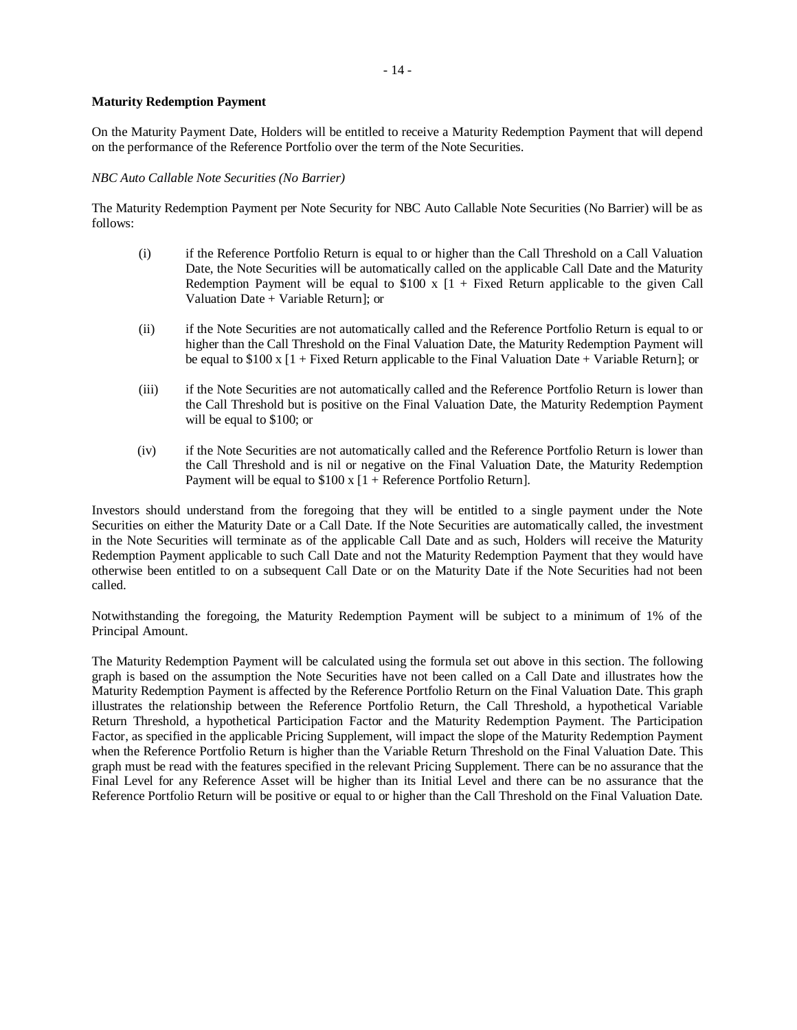**Maturity Redemption Payment**

On the Maturity Payment Date, Holders will be entitled to receive a Maturity Redemption Payment that will depend on the performance of the Reference Portfolio over the term of the Note Securities.

*NBC Auto Callable Note Securities (No Barrier)*

The Maturity Redemption Payment per Note Security for NBC Auto Callable Note Securities (No Barrier) will be as follows:

(i) if the Reference Portfolio Return is equal to or higher than the Call Threshold on a Call Valuation Date, the Note Securities will be automatically called on the applicable Call Date and the Maturity Redemption Payment will be equal to $100 x [1 + Fixed Return applicable to the given Call Valuation Date + Variable Return]; or

(ii) if the Note Securities are not automatically called and the Reference Portfolio Return is equal to or higher than the Call Threshold on the Final Valuation Date, the Maturity Redemption Payment will be equal to $100 x [1 + Fixed Return applicable to the Final Valuation Date + Variable Return]; or

(iii) if the Note Securities are not automatically called and the Reference Portfolio Return is lower than the Call Threshold but is positive on the Final Valuation Date, the Maturity Redemption Payment will be equal to $100; or

(iv) if the Note Securities are not automatically called and the Reference Portfolio Return is lower than the Call Threshold and is nil or negative on the Final Valuation Date, the Maturity Redemption Payment will be equal to $100 x [1 + Reference Portfolio Return].

Investors should understand from the foregoing that they will be entitled to a single payment under the Note Securities on either the Maturity Date or a Call Date. If the Note Securities are automatically called, the investment in the Note Securities will terminate as of the applicable Call Date and as such, Holders will receive the Maturity Redemption Payment applicable to such Call Date and not the Maturity Redemption Payment that they would have otherwise been entitled to on a subsequent Call Date or on the Maturity Date if the Note Securities had not been called.

Notwithstanding the foregoing, the Maturity Redemption Payment will be subject to a minimum of 1% of the Principal Amount.

The Maturity Redemption Payment will be calculated using the formula set out above in this section. The following graph is based on the assumption the Note Securities have not been called on a Call Date and illustrates how the Maturity Redemption Payment is affected by the Reference Portfolio Return on the Final Valuation Date. This graph illustrates the relationship between the Reference Portfolio Return, the Call Threshold, a hypothetical Variable Return Threshold, a hypothetical Participation Factor and the Maturity Redemption Payment. The Participation Factor, as specified in the applicable Pricing Supplement, will impact the slope of the Maturity Redemption Payment when the Reference Portfolio Return is higher than the Variable Return Threshold on the Final Valuation Date. This graph must be read with the features specified in the relevant Pricing Supplement. There can be no assurance that the Final Level for any Reference Asset will be higher than its Initial Level and there can be no assurance that the Reference Portfolio Return will be positive or equal to or higher than the Call Threshold on the Final Valuation Date.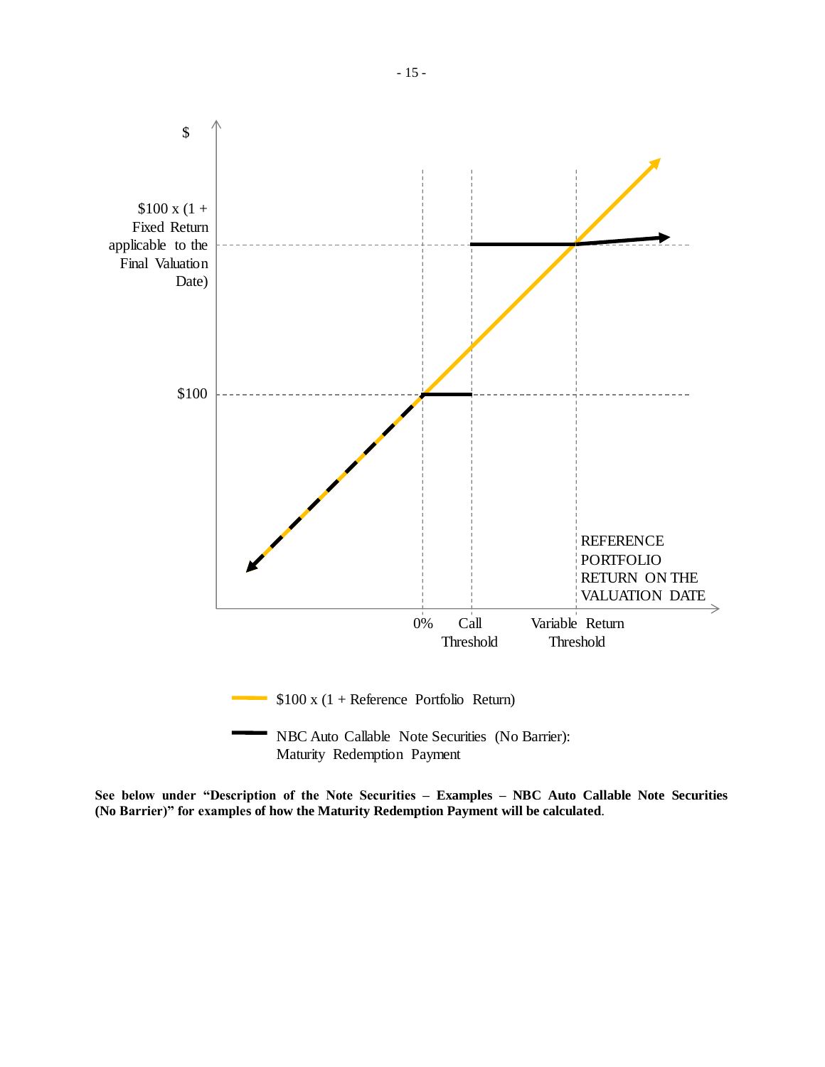$

$100 x (1 + Fixed Return applicable to the Final Valuation Date)

$100

REFERENCE PORTFOLIO RETURN ON THE VALUATION DATE

0%    Call Threshold    Variable Return Threshold

$100 x (1 + Reference Portfolio Return)

NBC Auto Callable Note Securities (No Barrier): Maturity Redemption Payment

**See below under "Description of the Note Securities – Examples – NBC Auto Callable Note Securities (No Barrier)" for examples of how the Maturity Redemption Payment will be calculated**.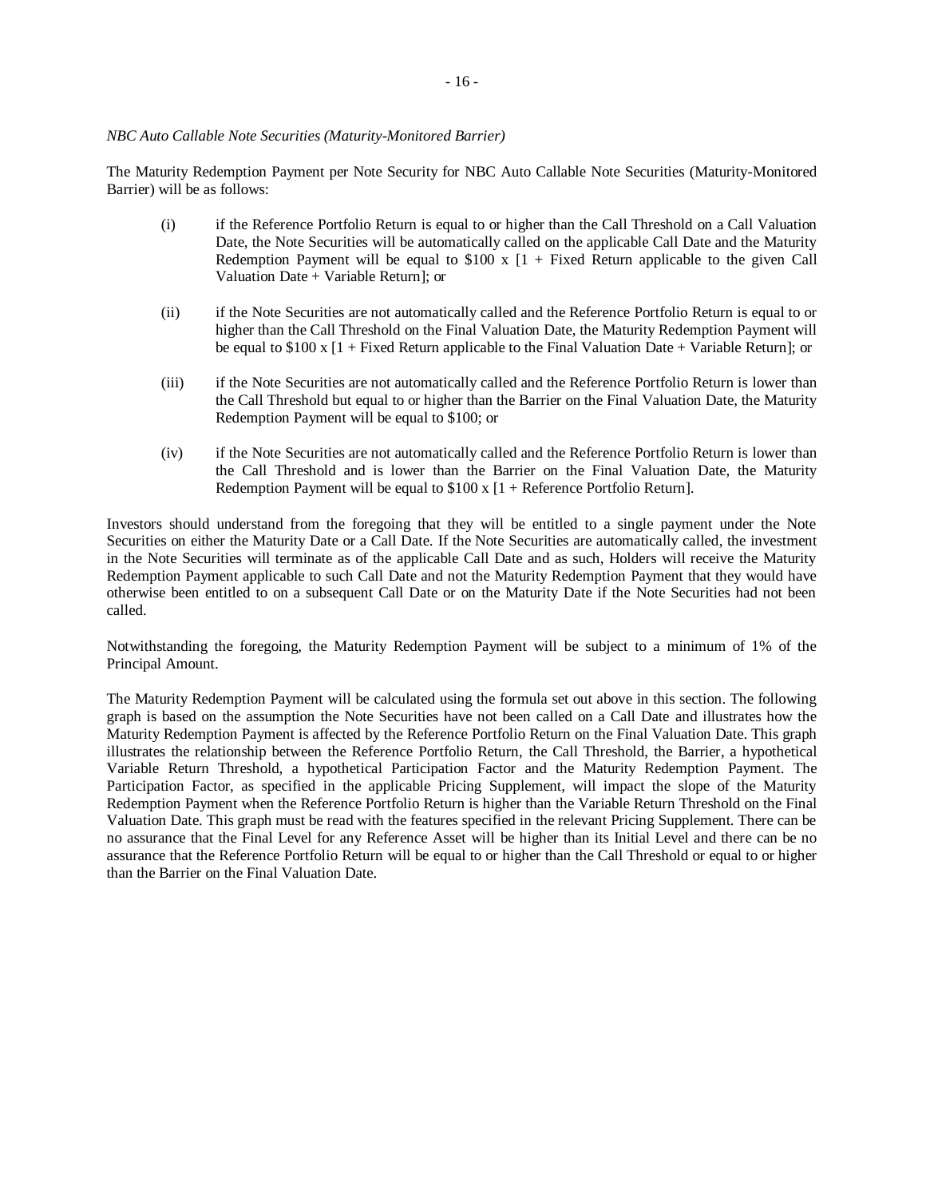*NBC Auto Callable Note Securities (Maturity-Monitored Barrier)*

The Maturity Redemption Payment per Note Security for NBC Auto Callable Note Securities (Maturity-Monitored Barrier) will be as follows:

(i) if the Reference Portfolio Return is equal to or higher than the Call Threshold on a Call Valuation Date, the Note Securities will be automatically called on the applicable Call Date and the Maturity Redemption Payment will be equal to $100 x [1 + Fixed Return applicable to the given Call Valuation Date + Variable Return]; or

(ii) if the Note Securities are not automatically called and the Reference Portfolio Return is equal to or higher than the Call Threshold on the Final Valuation Date, the Maturity Redemption Payment will be equal to $100 x [1 + Fixed Return applicable to the Final Valuation Date + Variable Return]; or

(iii) if the Note Securities are not automatically called and the Reference Portfolio Return is lower than the Call Threshold but equal to or higher than the Barrier on the Final Valuation Date, the Maturity Redemption Payment will be equal to $100; or

(iv) if the Note Securities are not automatically called and the Reference Portfolio Return is lower than the Call Threshold and is lower than the Barrier on the Final Valuation Date, the Maturity Redemption Payment will be equal to $100 x [1 + Reference Portfolio Return].

Investors should understand from the foregoing that they will be entitled to a single payment under the Note Securities on either the Maturity Date or a Call Date. If the Note Securities are automatically called, the investment in the Note Securities will terminate as of the applicable Call Date and as such, Holders will receive the Maturity Redemption Payment applicable to such Call Date and not the Maturity Redemption Payment that they would have otherwise been entitled to on a subsequent Call Date or on the Maturity Date if the Note Securities had not been called.

Notwithstanding the foregoing, the Maturity Redemption Payment will be subject to a minimum of 1% of the Principal Amount.

The Maturity Redemption Payment will be calculated using the formula set out above in this section. The following graph is based on the assumption the Note Securities have not been called on a Call Date and illustrates how the Maturity Redemption Payment is affected by the Reference Portfolio Return on the Final Valuation Date. This graph illustrates the relationship between the Reference Portfolio Return, the Call Threshold, the Barrier, a hypothetical Variable Return Threshold, a hypothetical Participation Factor and the Maturity Redemption Payment. The Participation Factor, as specified in the applicable Pricing Supplement, will impact the slope of the Maturity Redemption Payment when the Reference Portfolio Return is higher than the Variable Return Threshold on the Final Valuation Date. This graph must be read with the features specified in the relevant Pricing Supplement. There can be no assurance that the Final Level for any Reference Asset will be higher than its Initial Level and there can be no assurance that the Reference Portfolio Return will be equal to or higher than the Call Threshold or equal to or higher than the Barrier on the Final Valuation Date.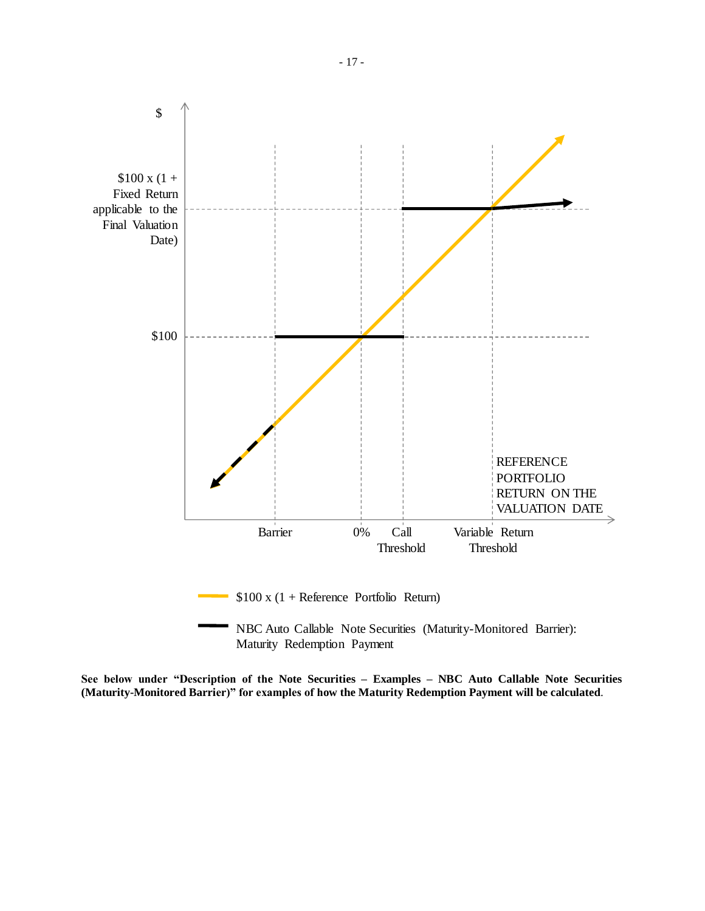$

$100 x (1 + Fixed Return applicable to the Final Valuation Date)

$100

REFERENCE PORTFOLIO RETURN ON THE VALUATION DATE

Barrier 0% Call Threshold Variable Return Threshold

$100 x (1 + Reference Portfolio Return)

NBC Auto Callable Note Securities (Maturity-Monitored Barrier): Maturity Redemption Payment

**See below under "Description of the Note Securities – Examples – NBC Auto Callable Note Securities (Maturity-Monitored Barrier)" for examples of how the Maturity Redemption Payment will be calculated**.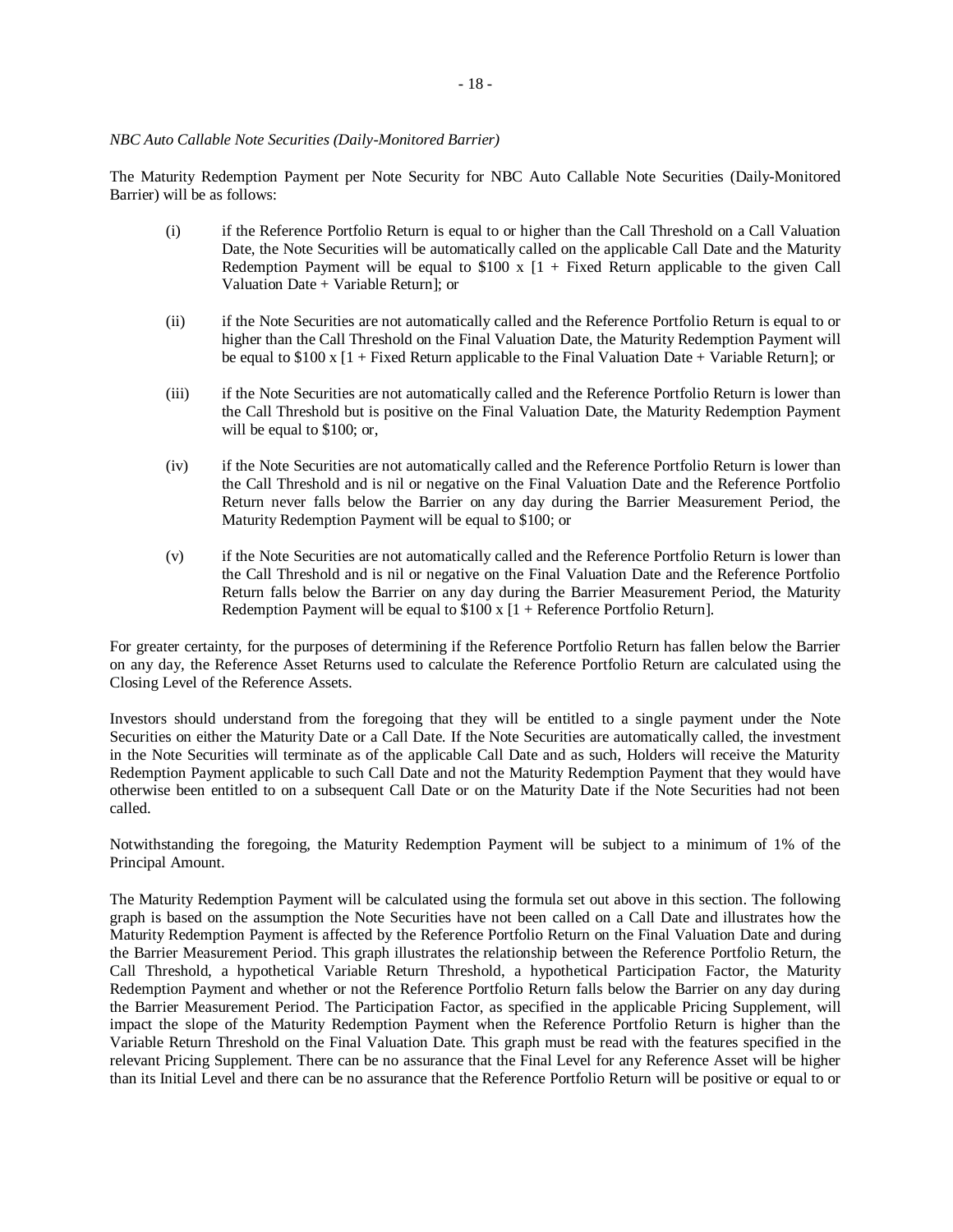*NBC Auto Callable Note Securities (Daily-Monitored Barrier)*

The Maturity Redemption Payment per Note Security for NBC Auto Callable Note Securities (Daily-Monitored Barrier) will be as follows:

(i) if the Reference Portfolio Return is equal to or higher than the Call Threshold on a Call Valuation Date, the Note Securities will be automatically called on the applicable Call Date and the Maturity Redemption Payment will be equal to $100 x [1 + Fixed Return applicable to the given Call Valuation Date + Variable Return]; or

(ii) if the Note Securities are not automatically called and the Reference Portfolio Return is equal to or higher than the Call Threshold on the Final Valuation Date, the Maturity Redemption Payment will be equal to $100 x [1 + Fixed Return applicable to the Final Valuation Date + Variable Return]; or

(iii) if the Note Securities are not automatically called and the Reference Portfolio Return is lower than the Call Threshold but is positive on the Final Valuation Date, the Maturity Redemption Payment will be equal to $100; or,

(iv) if the Note Securities are not automatically called and the Reference Portfolio Return is lower than the Call Threshold and is nil or negative on the Final Valuation Date and the Reference Portfolio Return never falls below the Barrier on any day during the Barrier Measurement Period, the Maturity Redemption Payment will be equal to $100; or

(v) if the Note Securities are not automatically called and the Reference Portfolio Return is lower than the Call Threshold and is nil or negative on the Final Valuation Date and the Reference Portfolio Return falls below the Barrier on any day during the Barrier Measurement Period, the Maturity Redemption Payment will be equal to $100 x [1 + Reference Portfolio Return].

For greater certainty, for the purposes of determining if the Reference Portfolio Return has fallen below the Barrier on any day, the Reference Asset Returns used to calculate the Reference Portfolio Return are calculated using the Closing Level of the Reference Assets.

Investors should understand from the foregoing that they will be entitled to a single payment under the Note Securities on either the Maturity Date or a Call Date. If the Note Securities are automatically called, the investment in the Note Securities will terminate as of the applicable Call Date and as such, Holders will receive the Maturity Redemption Payment applicable to such Call Date and not the Maturity Redemption Payment that they would have otherwise been entitled to on a subsequent Call Date or on the Maturity Date if the Note Securities had not been called.

Notwithstanding the foregoing, the Maturity Redemption Payment will be subject to a minimum of 1% of the Principal Amount.

The Maturity Redemption Payment will be calculated using the formula set out above in this section. The following graph is based on the assumption the Note Securities have not been called on a Call Date and illustrates how the Maturity Redemption Payment is affected by the Reference Portfolio Return on the Final Valuation Date and during the Barrier Measurement Period. This graph illustrates the relationship between the Reference Portfolio Return, the Call Threshold, a hypothetical Variable Return Threshold, a hypothetical Participation Factor, the Maturity Redemption Payment and whether or not the Reference Portfolio Return falls below the Barrier on any day during the Barrier Measurement Period. The Participation Factor, as specified in the applicable Pricing Supplement, will impact the slope of the Maturity Redemption Payment when the Reference Portfolio Return is higher than the Variable Return Threshold on the Final Valuation Date. This graph must be read with the features specified in the relevant Pricing Supplement. There can be no assurance that the Final Level for any Reference Asset will be higher than its Initial Level and there can be no assurance that the Reference Portfolio Return will be positive or equal to or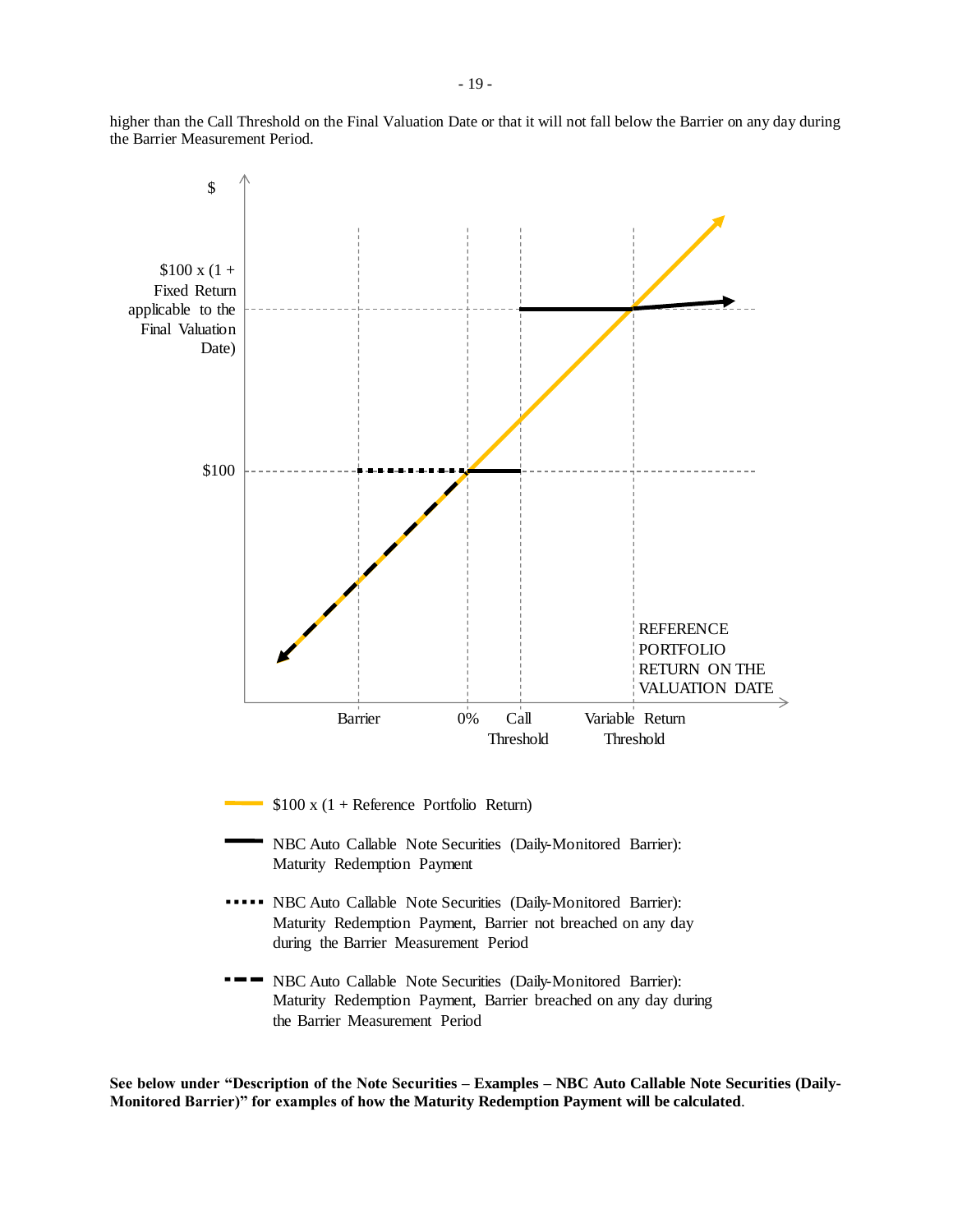higher than the Call Threshold on the Final Valuation Date or that it will not fall below the Barrier on any day during the Barrier Measurement Period.

$

$100 x (1 + Fixed Return applicable to the Final Valuation Date)

$100

REFERENCE PORTFOLIO RETURN ON THE VALUATION DATE

Barrier

0%

Call Threshold

Variable Return Threshold

$100 x (1 + Reference Portfolio Return)

NBC Auto Callable Note Securities (Daily-Monitored Barrier): Maturity Redemption Payment

NBC Auto Callable Note Securities (Daily-Monitored Barrier): Maturity Redemption Payment, Barrier not breached on any day during the Barrier Measurement Period

NBC Auto Callable Note Securities (Daily-Monitored Barrier): Maturity Redemption Payment, Barrier breached on any day during the Barrier Measurement Period

**See below under "Description of the Note Securities – Examples – NBC Auto Callable Note Securities (Daily-Monitored Barrier)" for examples of how the Maturity Redemption Payment will be calculated**.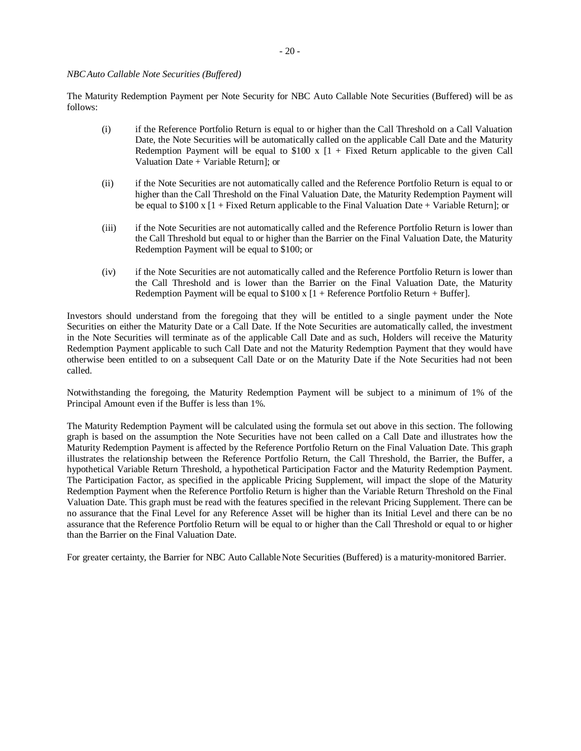*NBC Auto Callable Note Securities (Buffered)*

The Maturity Redemption Payment per Note Security for NBC Auto Callable Note Securities (Buffered) will be as follows:

(i) if the Reference Portfolio Return is equal to or higher than the Call Threshold on a Call Valuation Date, the Note Securities will be automatically called on the applicable Call Date and the Maturity Redemption Payment will be equal to $100 x [1 + Fixed Return applicable to the given Call Valuation Date + Variable Return]; or

(ii) if the Note Securities are not automatically called and the Reference Portfolio Return is equal to or higher than the Call Threshold on the Final Valuation Date, the Maturity Redemption Payment will be equal to $100 x [1 + Fixed Return applicable to the Final Valuation Date + Variable Return]; or

(iii) if the Note Securities are not automatically called and the Reference Portfolio Return is lower than the Call Threshold but equal to or higher than the Barrier on the Final Valuation Date, the Maturity Redemption Payment will be equal to $100; or

(iv) if the Note Securities are not automatically called and the Reference Portfolio Return is lower than the Call Threshold and is lower than the Barrier on the Final Valuation Date, the Maturity Redemption Payment will be equal to $100 x [1 + Reference Portfolio Return + Buffer].

Investors should understand from the foregoing that they will be entitled to a single payment under the Note Securities on either the Maturity Date or a Call Date. If the Note Securities are automatically called, the investment in the Note Securities will terminate as of the applicable Call Date and as such, Holders will receive the Maturity Redemption Payment applicable to such Call Date and not the Maturity Redemption Payment that they would have otherwise been entitled to on a subsequent Call Date or on the Maturity Date if the Note Securities had not been called.

Notwithstanding the foregoing, the Maturity Redemption Payment will be subject to a minimum of 1% of the Principal Amount even if the Buffer is less than 1%.

The Maturity Redemption Payment will be calculated using the formula set out above in this section. The following graph is based on the assumption the Note Securities have not been called on a Call Date and illustrates how the Maturity Redemption Payment is affected by the Reference Portfolio Return on the Final Valuation Date. This graph illustrates the relationship between the Reference Portfolio Return, the Call Threshold, the Barrier, the Buffer, a hypothetical Variable Return Threshold, a hypothetical Participation Factor and the Maturity Redemption Payment. The Participation Factor, as specified in the applicable Pricing Supplement, will impact the slope of the Maturity Redemption Payment when the Reference Portfolio Return is higher than the Variable Return Threshold on the Final Valuation Date. This graph must be read with the features specified in the relevant Pricing Supplement. There can be no assurance that the Final Level for any Reference Asset will be higher than its Initial Level and there can be no assurance that the Reference Portfolio Return will be equal to or higher than the Call Threshold or equal to or higher than the Barrier on the Final Valuation Date.

For greater certainty, the Barrier for NBC Auto Callable Note Securities (Buffered) is a maturity-monitored Barrier.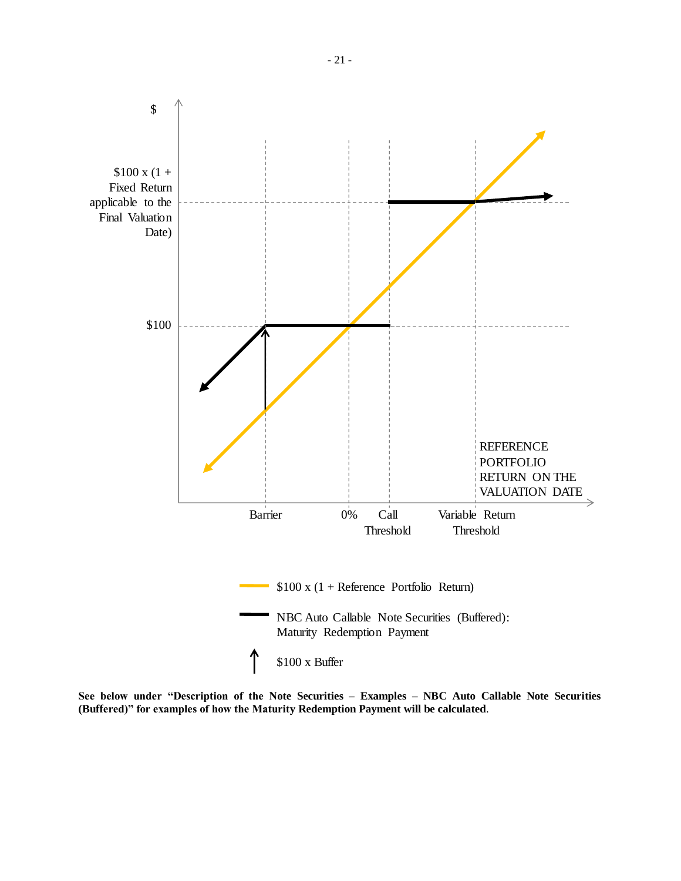$

$100 x (1 + Fixed Return applicable to the Final Valuation Date)

$100

REFERENCE PORTFOLIO RETURN ON THE VALUATION DATE

Barrier | 0% | Call Threshold | Variable Return Threshold

$100 x (1 + Reference Portfolio Return)

NBC Auto Callable Note Securities (Buffered): Maturity Redemption Payment

$100 x Buffer

**See below under "Description of the Note Securities – Examples – NBC Auto Callable Note Securities (Buffered)" for examples of how the Maturity Redemption Payment will be calculated**.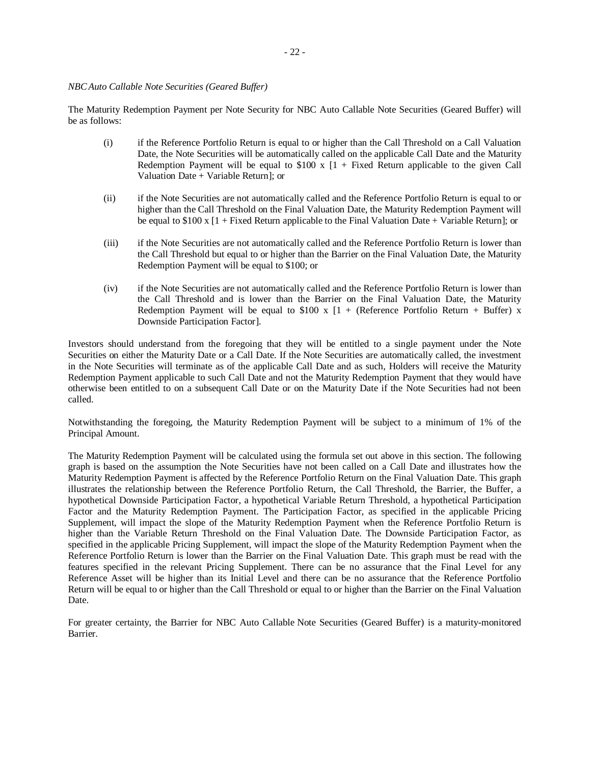*NBC Auto Callable Note Securities (Geared Buffer)*

The Maturity Redemption Payment per Note Security for NBC Auto Callable Note Securities (Geared Buffer) will be as follows:

(i) if the Reference Portfolio Return is equal to or higher than the Call Threshold on a Call Valuation Date, the Note Securities will be automatically called on the applicable Call Date and the Maturity Redemption Payment will be equal to \$100 x [1 + Fixed Return applicable to the given Call Valuation Date + Variable Return]; or

(ii) if the Note Securities are not automatically called and the Reference Portfolio Return is equal to or higher than the Call Threshold on the Final Valuation Date, the Maturity Redemption Payment will be equal to \$100 x [1 + Fixed Return applicable to the Final Valuation Date + Variable Return]; or

(iii) if the Note Securities are not automatically called and the Reference Portfolio Return is lower than the Call Threshold but equal to or higher than the Barrier on the Final Valuation Date, the Maturity Redemption Payment will be equal to \$100; or

(iv) if the Note Securities are not automatically called and the Reference Portfolio Return is lower than the Call Threshold and is lower than the Barrier on the Final Valuation Date, the Maturity Redemption Payment will be equal to \$100 x [1 + (Reference Portfolio Return + Buffer) x Downside Participation Factor].

Investors should understand from the foregoing that they will be entitled to a single payment under the Note Securities on either the Maturity Date or a Call Date. If the Note Securities are automatically called, the investment in the Note Securities will terminate as of the applicable Call Date and as such, Holders will receive the Maturity Redemption Payment applicable to such Call Date and not the Maturity Redemption Payment that they would have otherwise been entitled to on a subsequent Call Date or on the Maturity Date if the Note Securities had not been called.

Notwithstanding the foregoing, the Maturity Redemption Payment will be subject to a minimum of 1% of the Principal Amount.

The Maturity Redemption Payment will be calculated using the formula set out above in this section. The following graph is based on the assumption the Note Securities have not been called on a Call Date and illustrates how the Maturity Redemption Payment is affected by the Reference Portfolio Return on the Final Valuation Date. This graph illustrates the relationship between the Reference Portfolio Return, the Call Threshold, the Barrier, the Buffer, a hypothetical Downside Participation Factor, a hypothetical Variable Return Threshold, a hypothetical Participation Factor and the Maturity Redemption Payment. The Participation Factor, as specified in the applicable Pricing Supplement, will impact the slope of the Maturity Redemption Payment when the Reference Portfolio Return is higher than the Variable Return Threshold on the Final Valuation Date. The Downside Participation Factor, as specified in the applicable Pricing Supplement, will impact the slope of the Maturity Redemption Payment when the Reference Portfolio Return is lower than the Barrier on the Final Valuation Date. This graph must be read with the features specified in the relevant Pricing Supplement. There can be no assurance that the Final Level for any Reference Asset will be higher than its Initial Level and there can be no assurance that the Reference Portfolio Return will be equal to or higher than the Call Threshold or equal to or higher than the Barrier on the Final Valuation Date.

For greater certainty, the Barrier for NBC Auto Callable Note Securities (Geared Buffer) is a maturity-monitored Barrier.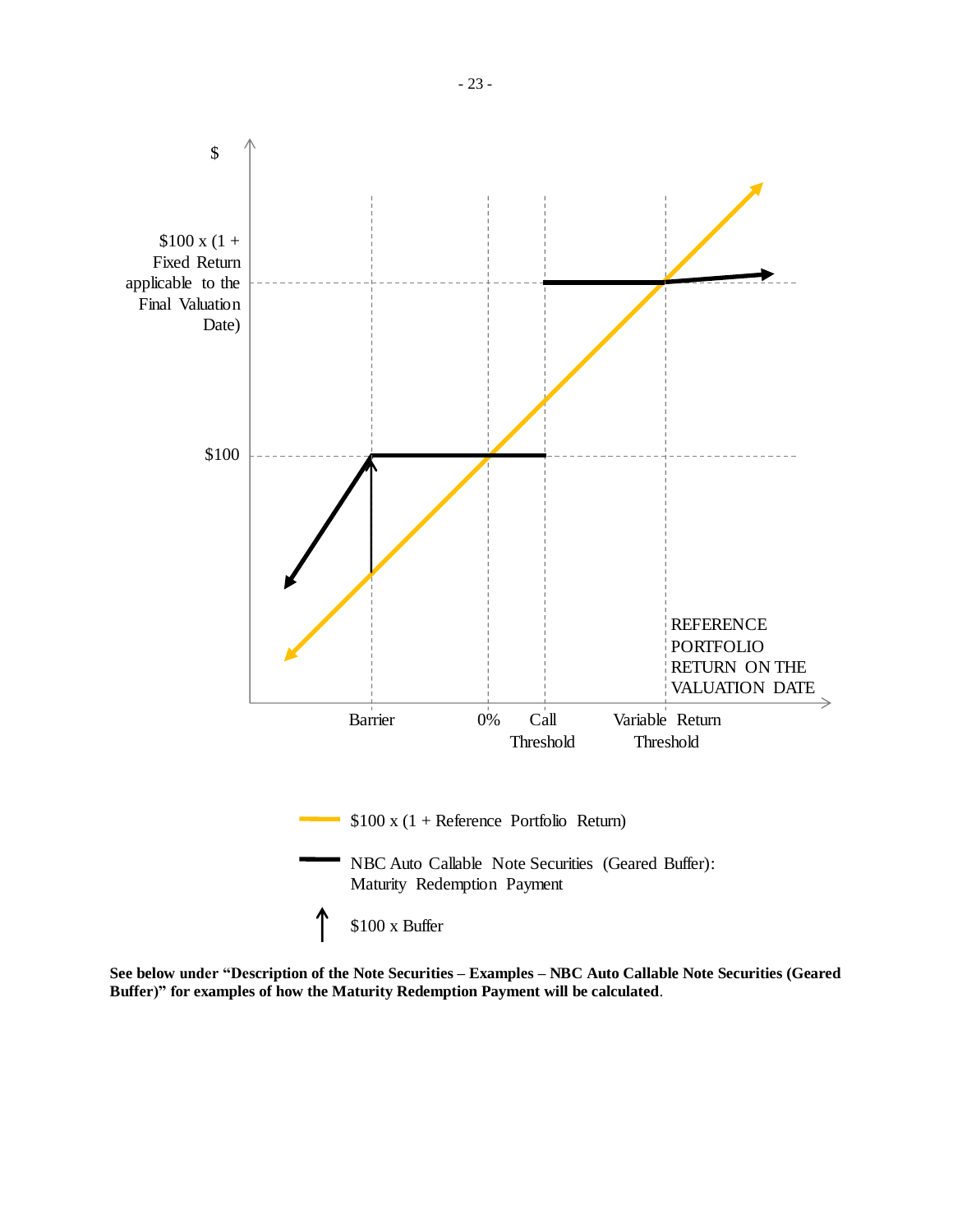$

$100 x (1 + Fixed Return applicable to the Final Valuation Date)

$100

REFERENCE PORTFOLIO RETURN ON THE VALUATION DATE

Barrier 0% Call Threshold Variable Return Threshold

$100 x (1 + Reference Portfolio Return)

NBC Auto Callable Note Securities (Geared Buffer): Maturity Redemption Payment

$100 x Buffer

**See below under "Description of the Note Securities – Examples – NBC Auto Callable Note Securities (Geared Buffer)" for examples of how the Maturity Redemption Payment will be calculated**.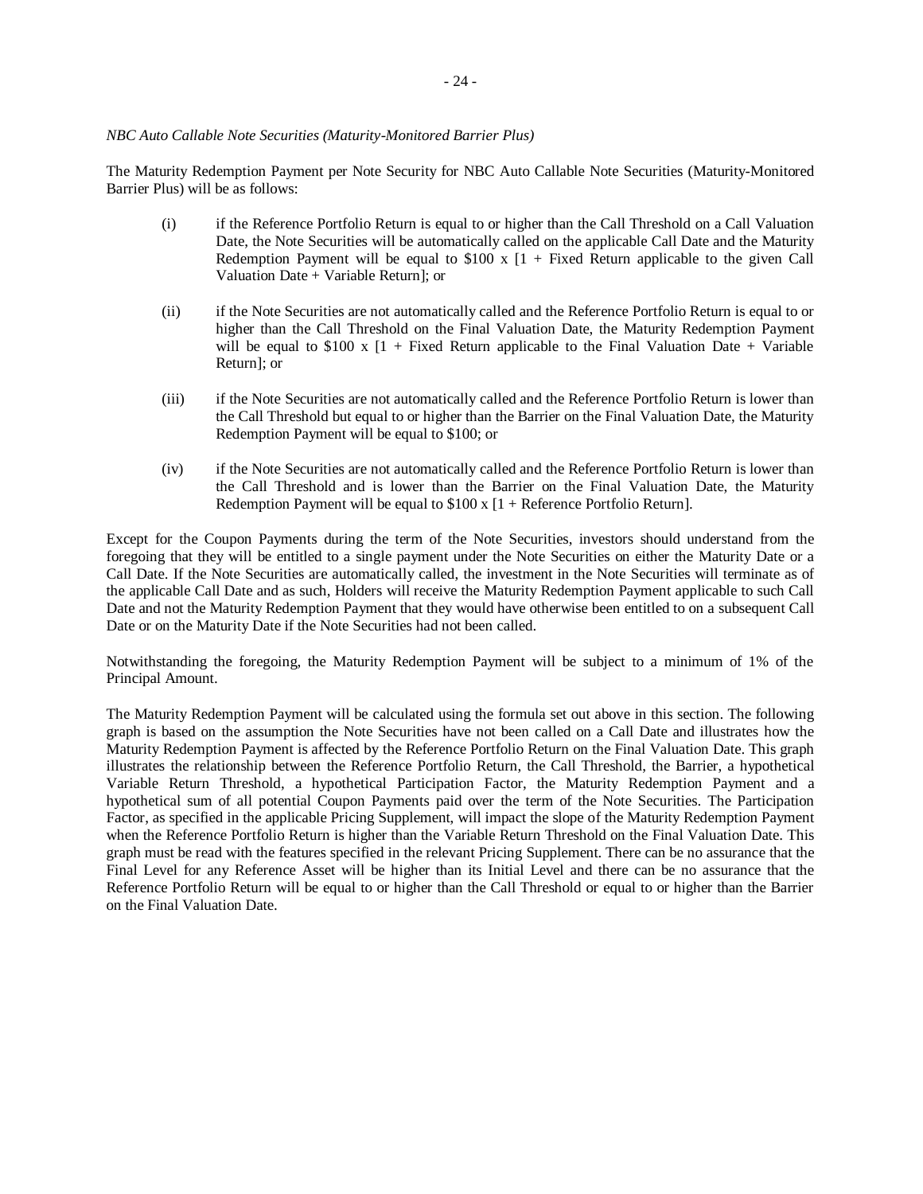*NBC Auto Callable Note Securities (Maturity-Monitored Barrier Plus)*

The Maturity Redemption Payment per Note Security for NBC Auto Callable Note Securities (Maturity-Monitored Barrier Plus) will be as follows:

(i) if the Reference Portfolio Return is equal to or higher than the Call Threshold on a Call Valuation Date, the Note Securities will be automatically called on the applicable Call Date and the Maturity Redemption Payment will be equal to $100 x [1 + Fixed Return applicable to the given Call Valuation Date + Variable Return]; or

(ii) if the Note Securities are not automatically called and the Reference Portfolio Return is equal to or higher than the Call Threshold on the Final Valuation Date, the Maturity Redemption Payment will be equal to $100 x [1 + Fixed Return applicable to the Final Valuation Date + Variable Return]; or

(iii) if the Note Securities are not automatically called and the Reference Portfolio Return is lower than the Call Threshold but equal to or higher than the Barrier on the Final Valuation Date, the Maturity Redemption Payment will be equal to $100; or

(iv) if the Note Securities are not automatically called and the Reference Portfolio Return is lower than the Call Threshold and is lower than the Barrier on the Final Valuation Date, the Maturity Redemption Payment will be equal to $100 x [1 + Reference Portfolio Return].

Except for the Coupon Payments during the term of the Note Securities, investors should understand from the foregoing that they will be entitled to a single payment under the Note Securities on either the Maturity Date or a Call Date. If the Note Securities are automatically called, the investment in the Note Securities will terminate as of the applicable Call Date and as such, Holders will receive the Maturity Redemption Payment applicable to such Call Date and not the Maturity Redemption Payment that they would have otherwise been entitled to on a subsequent Call Date or on the Maturity Date if the Note Securities had not been called.

Notwithstanding the foregoing, the Maturity Redemption Payment will be subject to a minimum of 1% of the Principal Amount.

The Maturity Redemption Payment will be calculated using the formula set out above in this section. The following graph is based on the assumption the Note Securities have not been called on a Call Date and illustrates how the Maturity Redemption Payment is affected by the Reference Portfolio Return on the Final Valuation Date. This graph illustrates the relationship between the Reference Portfolio Return, the Call Threshold, the Barrier, a hypothetical Variable Return Threshold, a hypothetical Participation Factor, the Maturity Redemption Payment and a hypothetical sum of all potential Coupon Payments paid over the term of the Note Securities. The Participation Factor, as specified in the applicable Pricing Supplement, will impact the slope of the Maturity Redemption Payment when the Reference Portfolio Return is higher than the Variable Return Threshold on the Final Valuation Date. This graph must be read with the features specified in the relevant Pricing Supplement. There can be no assurance that the Final Level for any Reference Asset will be higher than its Initial Level and there can be no assurance that the Reference Portfolio Return will be equal to or higher than the Call Threshold or equal to or higher than the Barrier on the Final Valuation Date.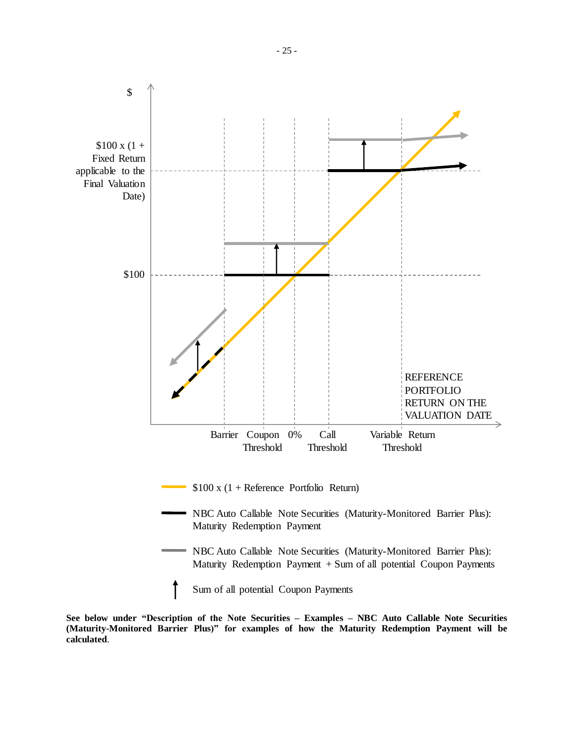$

$100 x (1 + Fixed Return applicable to the Final Valuation Date)

$100

REFERENCE PORTFOLIO RETURN ON THE VALUATION DATE

Barrier | Coupon Threshold | 0% | Call Threshold | Variable Return Threshold

$100 x (1 + Reference Portfolio Return)

NBC Auto Callable Note Securities (Maturity-Monitored Barrier Plus): Maturity Redemption Payment

NBC Auto Callable Note Securities (Maturity-Monitored Barrier Plus): Maturity Redemption Payment + Sum of all potential Coupon Payments

Sum of all potential Coupon Payments

**See below under "Description of the Note Securities – Examples – NBC Auto Callable Note Securities (Maturity-Monitored Barrier Plus)" for examples of how the Maturity Redemption Payment will be calculated**.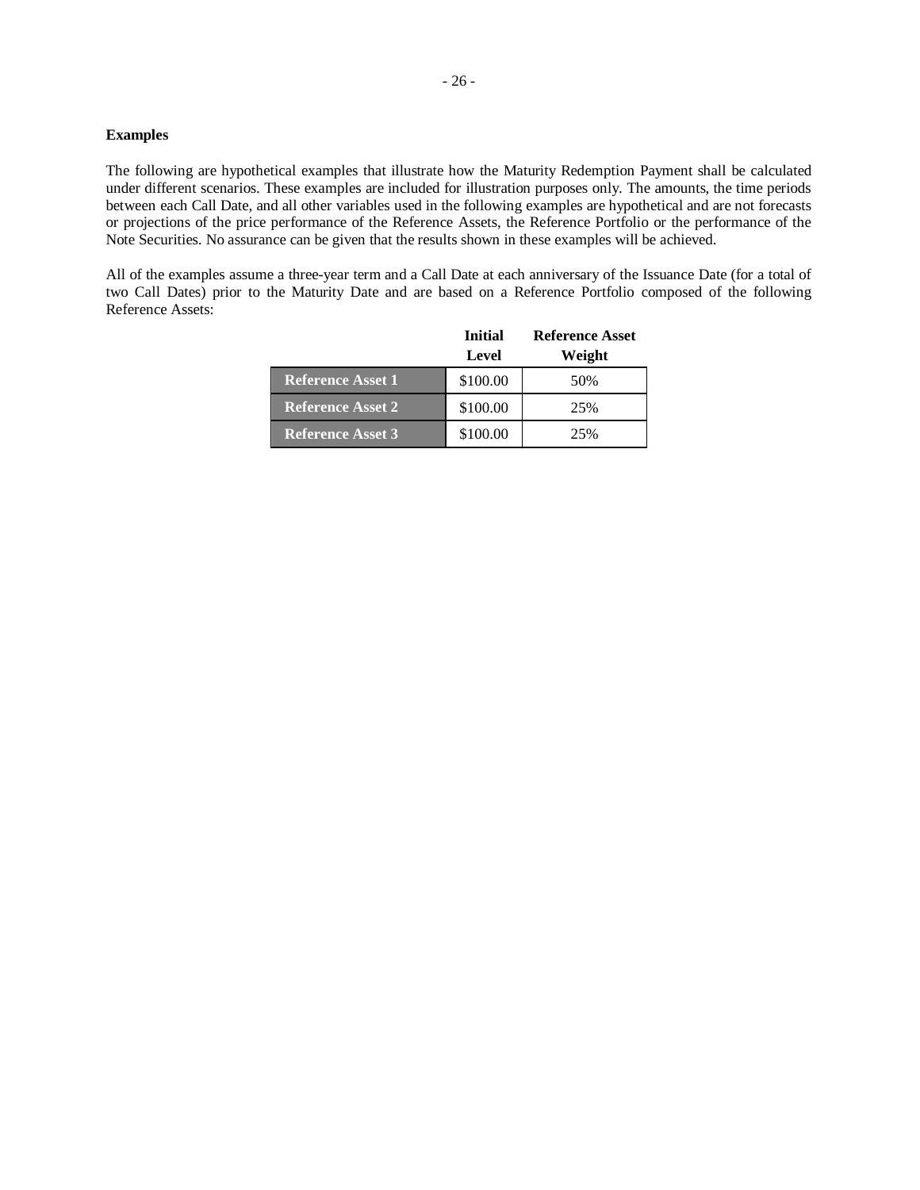**Examples**

The following are hypothetical examples that illustrate how the Maturity Redemption Payment shall be calculated under different scenarios. These examples are included for illustration purposes only. The amounts, the time periods between each Call Date, and all other variables used in the following examples are hypothetical and are not forecasts or projections of the price performance of the Reference Assets, the Reference Portfolio or the performance of the Note Securities. No assurance can be given that the results shown in these examples will be achieved.

All of the examples assume a three-year term and a Call Date at each anniversary of the Issuance Date (for a total of two Call Dates) prior to the Maturity Date and are based on a Reference Portfolio composed of the following Reference Assets:

| | Initial Level | Reference Asset Weight |
|---|---|---|
| Reference Asset 1 | $100.00 | 50% |
| Reference Asset 2 | $100.00 | 25% |
| Reference Asset 3 | $100.00 | 25% |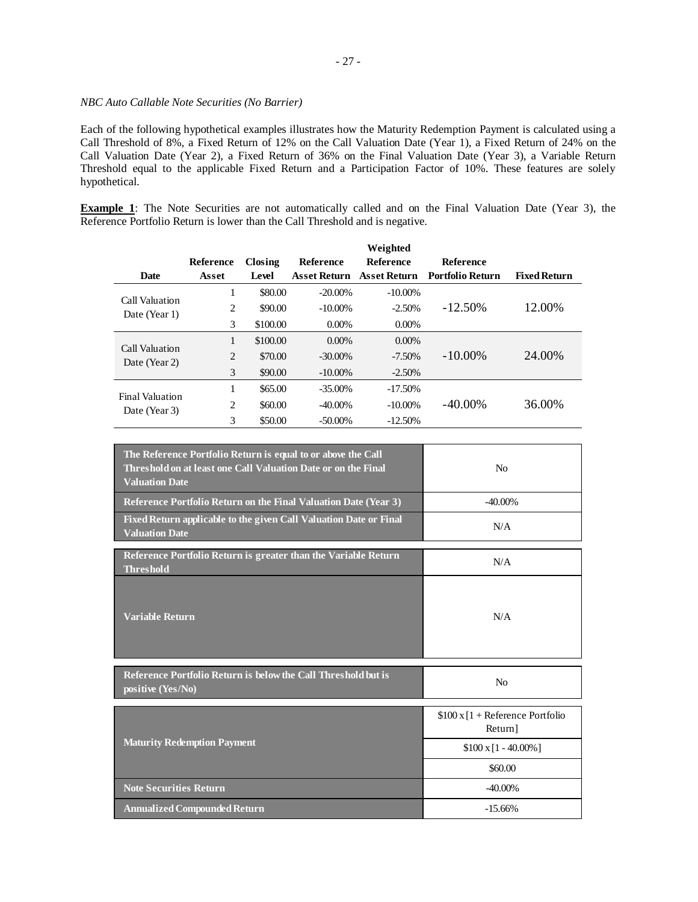*NBC Auto Callable Note Securities (No Barrier)*

Each of the following hypothetical examples illustrates how the Maturity Redemption Payment is calculated using a Call Threshold of 8%, a Fixed Return of 12% on the Call Valuation Date (Year 1), a Fixed Return of 24% on the Call Valuation Date (Year 2), a Fixed Return of 36% on the Final Valuation Date (Year 3), a Variable Return Threshold equal to the applicable Fixed Return and a Participation Factor of 10%. These features are solely hypothetical.

**Example 1**: The Note Securities are not automatically called and on the Final Valuation Date (Year 3), the Reference Portfolio Return is lower than the Call Threshold and is negative.

| Date | Reference Asset | Closing Level | Reference Asset Return | Weighted Reference Asset Return | Reference Portfolio Return | Fixed Return |
|---|---|---|---|---|---|---|
| Call Valuation Date (Year 1) | 1 | $80.00 | -20.00% | -10.00% | -12.50% | 12.00% |
| | 2 | $90.00 | -10.00% | -2.50% | | |
| | 3 | $100.00 | 0.00% | 0.00% | | |
| Call Valuation Date (Year 2) | 1 | $100.00 | 0.00% | 0.00% | -10.00% | 24.00% |
| | 2 | $70.00 | -30.00% | -7.50% | | |
| | 3 | $90.00 | -10.00% | -2.50% | | |
| Final Valuation Date (Year 3) | 1 | $65.00 | -35.00% | -17.50% | -40.00% | 36.00% |
| | 2 | $60.00 | -40.00% | -10.00% | | |
| | 3 | $50.00 | -50.00% | -12.50% | | |

| | |
|---|---|
| The Reference Portfolio Return is equal to or above the Call Threshold on at least one Call Valuation Date or on the Final Valuation Date | No |
| Reference Portfolio Return on the Final Valuation Date (Year 3) | -40.00% |
| Fixed Return applicable to the given Call Valuation Date or Final Valuation Date | N/A |

| | |
|---|---|
| Reference Portfolio Return is greater than the Variable Return Threshold | N/A |
| Variable Return | N/A |

| | |
|---|---|
| Reference Portfolio Return is below the Call Threshold but is positive (Yes/No) | No |

| | |
|---|---|
| Maturity Redemption Payment | $100 x [1 + Reference Portfolio Return] |
| | $100 x [1 - 40.00%] |
| | $60.00 |
| Note Securities Return | -40.00% |
| Annualized Compounded Return | -15.66% |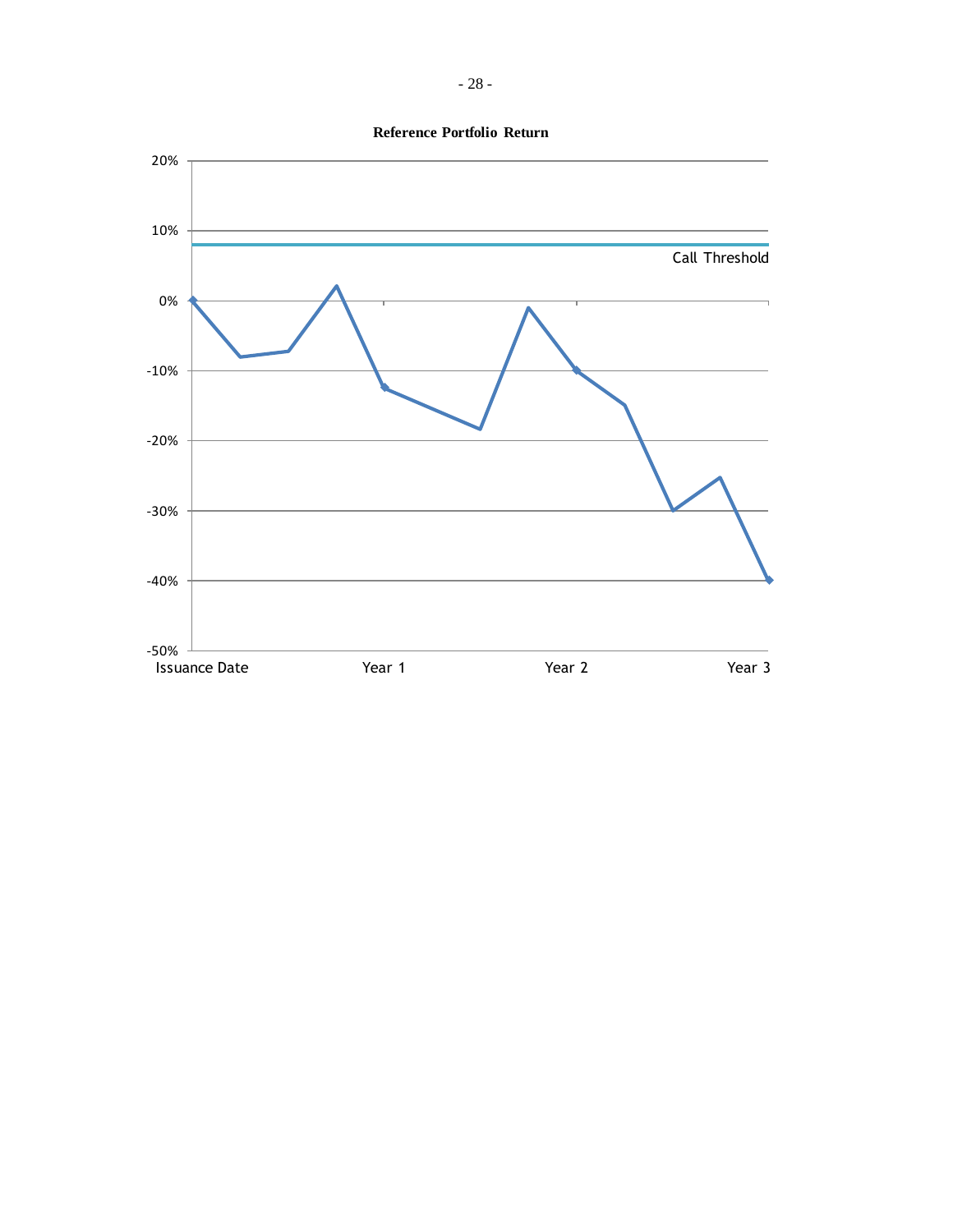**Reference Portfolio Return**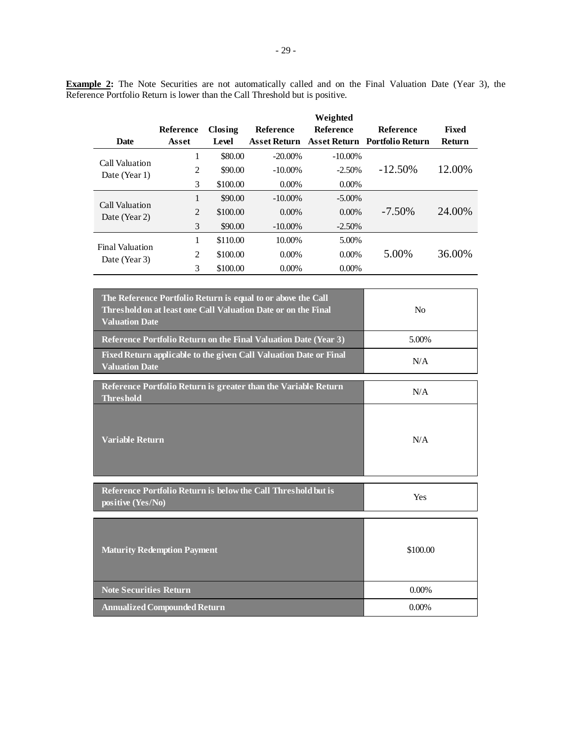**Example 2:** The Note Securities are not automatically called and on the Final Valuation Date (Year 3), the Reference Portfolio Return is lower than the Call Threshold but is positive.

| Date | Reference Asset | Closing Level | Reference Asset Return | Weighted Reference Asset Return | Reference Portfolio Return | Fixed Return |
|---|---|---|---|---|---|---|
| Call Valuation Date (Year 1) | 1 | $80.00 | -20.00% | -10.00% | -12.50% | 12.00% |
| | 2 | $90.00 | -10.00% | -2.50% | | |
| | 3 | $100.00 | 0.00% | 0.00% | | |
| Call Valuation Date (Year 2) | 1 | $90.00 | -10.00% | -5.00% | -7.50% | 24.00% |
| | 2 | $100.00 | 0.00% | 0.00% | | |
| | 3 | $90.00 | -10.00% | -2.50% | | |
| Final Valuation Date (Year 3) | 1 | $110.00 | 10.00% | 5.00% | 5.00% | 36.00% |
| | 2 | $100.00 | 0.00% | 0.00% | | |
| | 3 | $100.00 | 0.00% | 0.00% | | |

| | |
|---|---|
| **The Reference Portfolio Return is equal to or above the Call Threshold on at least one Call Valuation Date or on the Final Valuation Date** | No |
| **Reference Portfolio Return on the Final Valuation Date (Year 3)** | 5.00% |
| **Fixed Return applicable to the given Call Valuation Date or Final Valuation Date** | N/A |

| | |
|---|---|
| **Reference Portfolio Return is greater than the Variable Return Threshold** | N/A |
| **Variable Return** | N/A |

| | |
|---|---|
| **Reference Portfolio Return is below the Call Threshold but is positive (Yes/No)** | Yes |

| | |
|---|---|
| **Maturity Redemption Payment** | $100.00 |
| **Note Securities Return** | 0.00% |
| **Annualized Compounded Return** | 0.00% |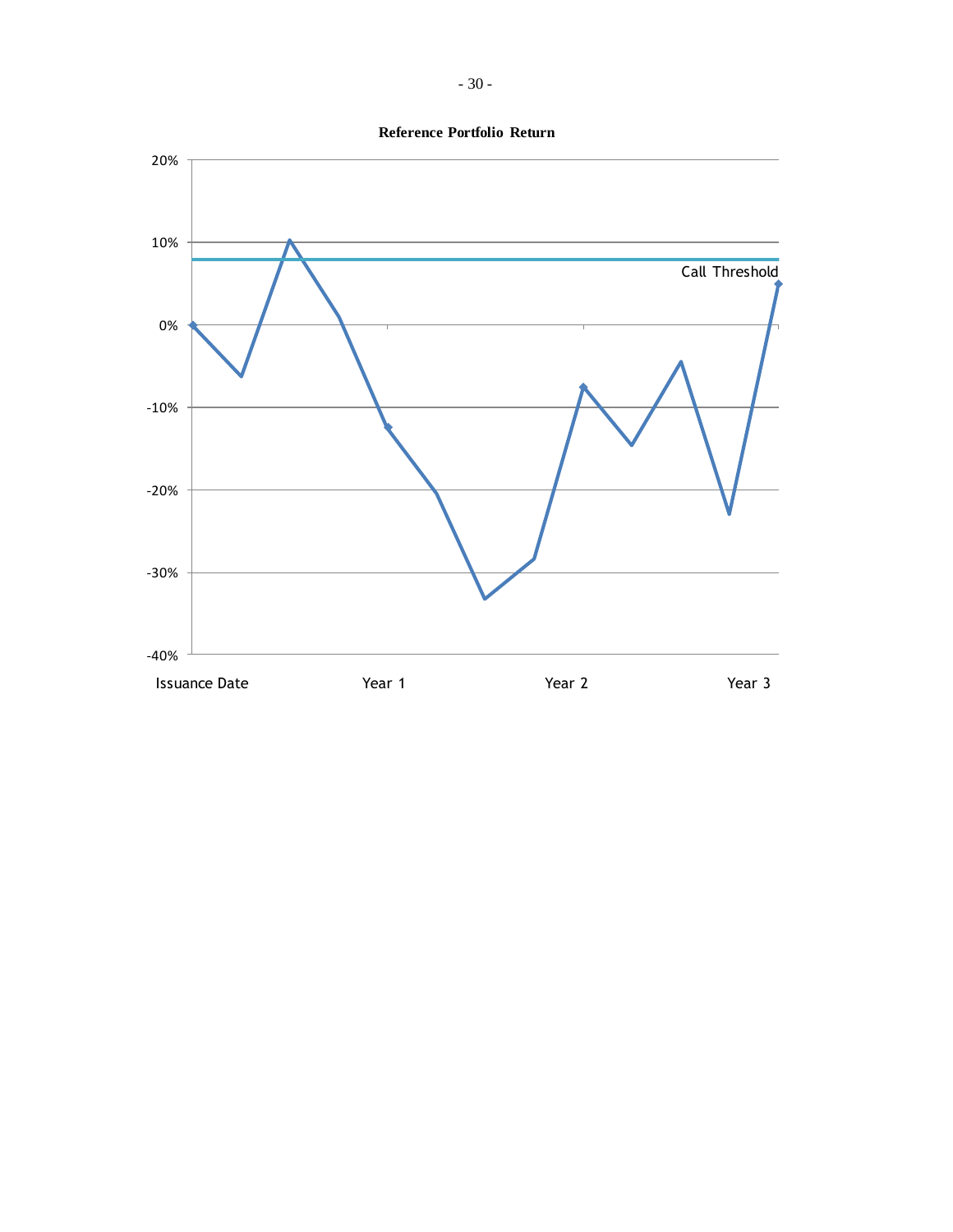**Reference Portfolio Return**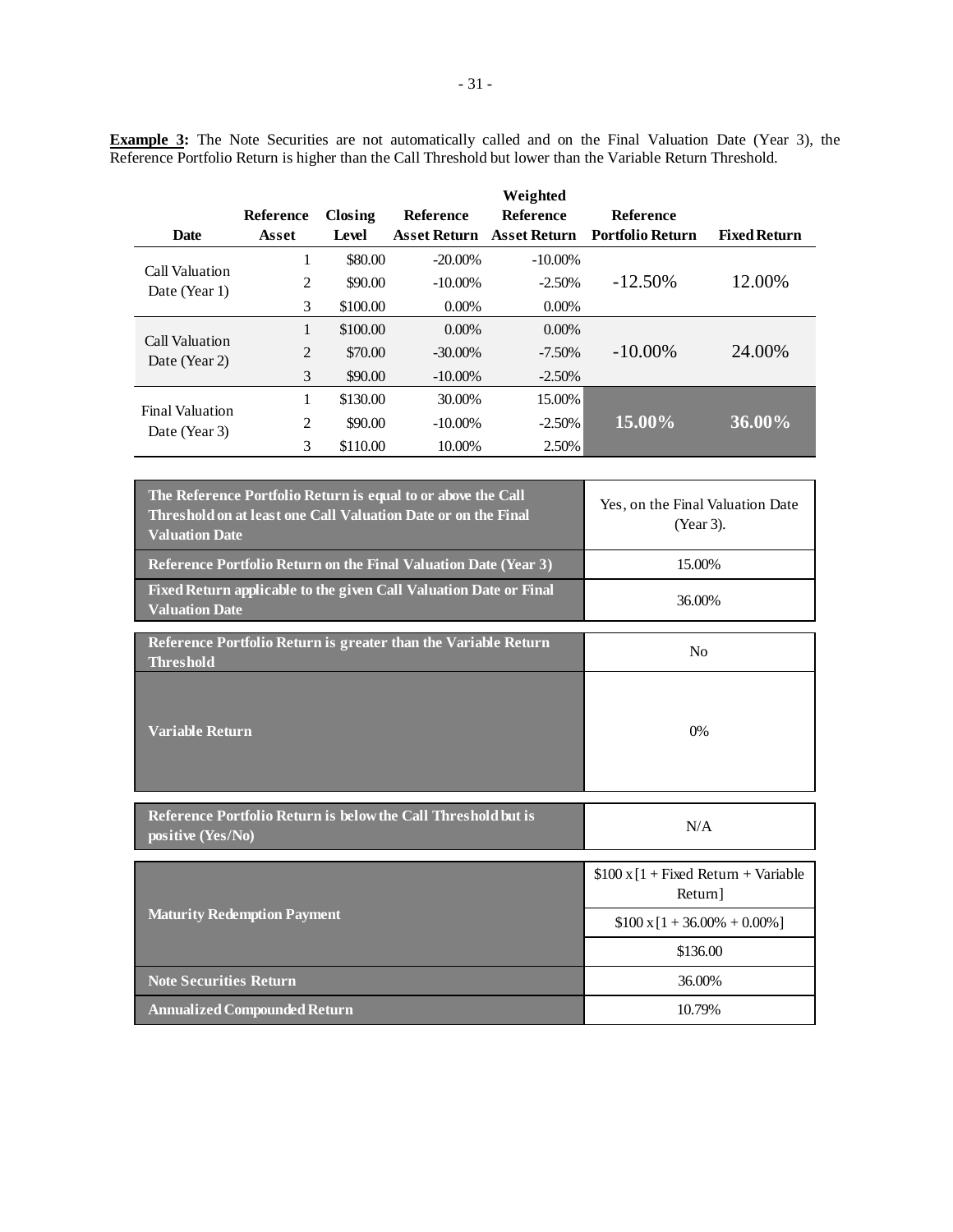**Example 3:** The Note Securities are not automatically called and on the Final Valuation Date (Year 3), the Reference Portfolio Return is higher than the Call Threshold but lower than the Variable Return Threshold.

| Date | Reference Asset | Closing Level | Reference Asset Return | Weighted Reference Asset Return | Reference Portfolio Return | Fixed Return |
|---|---|---|---|---|---|---|
| Call Valuation Date (Year 1) | 1 | $80.00 | -20.00% | -10.00% | -12.50% | 12.00% |
| | 2 | $90.00 | -10.00% | -2.50% | | |
| | 3 | $100.00 | 0.00% | 0.00% | | |
| Call Valuation Date (Year 2) | 1 | $100.00 | 0.00% | 0.00% | -10.00% | 24.00% |
| | 2 | $70.00 | -30.00% | -7.50% | | |
| | 3 | $90.00 | -10.00% | -2.50% | | |
| Final Valuation Date (Year 3) | 1 | $130.00 | 30.00% | 15.00% | **15.00%** | **36.00%** |
| | 2 | $90.00 | -10.00% | -2.50% | | |
| | 3 | $110.00 | 10.00% | 2.50% | | |

| | |
|---|---|
| **The Reference Portfolio Return is equal to or above the Call Threshold on at least one Call Valuation Date or on the Final Valuation Date** | Yes, on the Final Valuation Date (Year 3). |
| **Reference Portfolio Return on the Final Valuation Date (Year 3)** | 15.00% |
| **Fixed Return applicable to the given Call Valuation Date or Final Valuation Date** | 36.00% |
| **Reference Portfolio Return is greater than the Variable Return Threshold** | No |
| **Variable Return** | 0% |
| **Reference Portfolio Return is below the Call Threshold but is positive (Yes/No)** | N/A |
| **Maturity Redemption Payment** | $100 x [1 + Fixed Return + Variable Return] |
| | $100 x [1 + 36.00% + 0.00%] |
| | $136.00 |
| **Note Securities Return** | 36.00% |
| **Annualized Compounded Return** | 10.79% |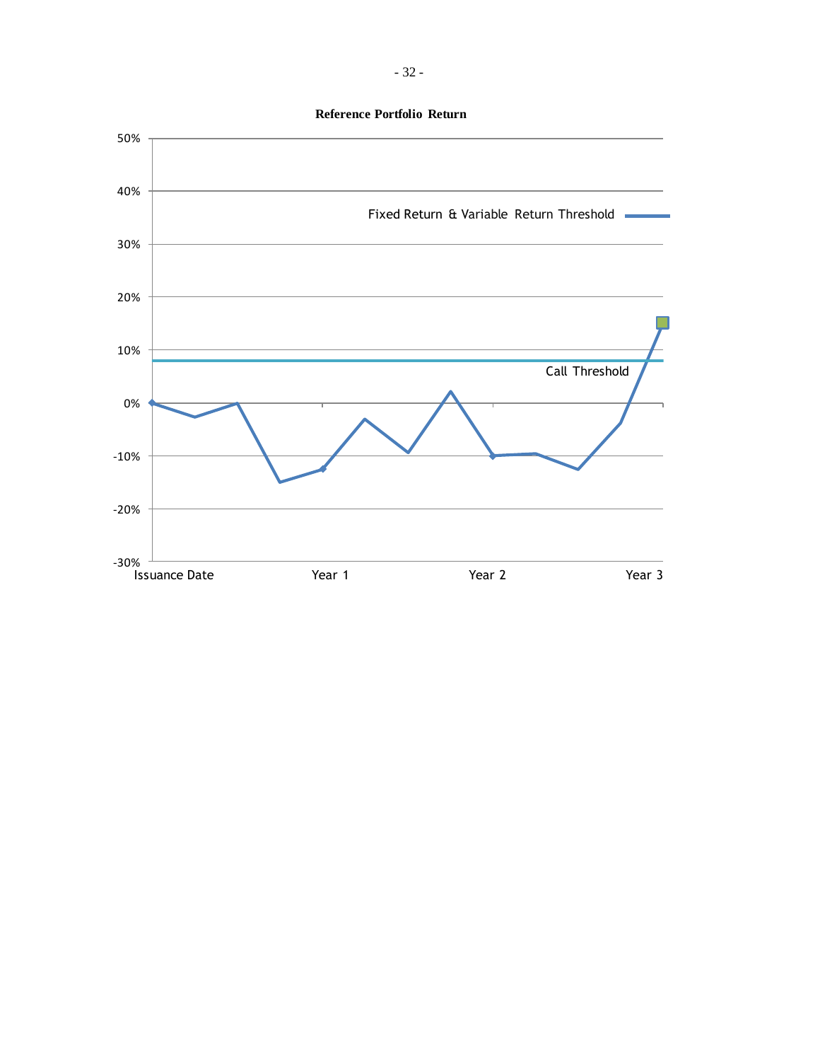**Reference Portfolio Return**

50%

40%

Fixed Return & Variable Return Threshold

30%

20%

10%

Call Threshold

0%

-10%

-20%

-30%

Issuance Date | Year 1 | Year 2 | Year 3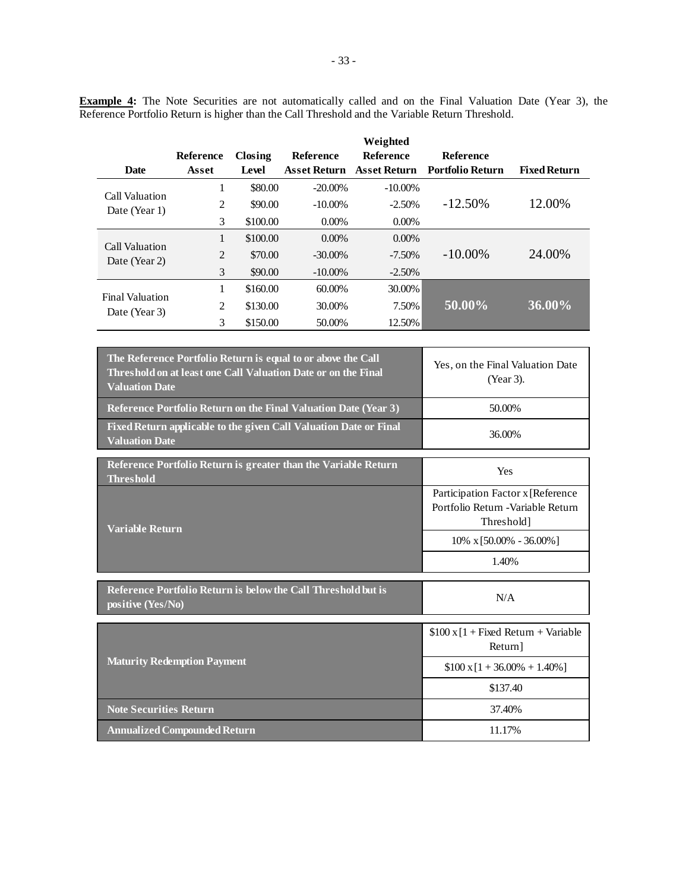**Example 4:** The Note Securities are not automatically called and on the Final Valuation Date (Year 3), the Reference Portfolio Return is higher than the Call Threshold and the Variable Return Threshold.

| Date | Reference Asset | Closing Level | Reference Asset Return | Weighted Reference Asset Return | Reference Portfolio Return | Fixed Return |
|---|---|---|---|---|---|---|
| Call Valuation Date (Year 1) | 1 | $80.00 | -20.00% | -10.00% | -12.50% | 12.00% |
| | 2 | $90.00 | -10.00% | -2.50% | | |
| | 3 | $100.00 | 0.00% | 0.00% | | |
| Call Valuation Date (Year 2) | 1 | $100.00 | 0.00% | 0.00% | -10.00% | 24.00% |
| | 2 | $70.00 | -30.00% | -7.50% | | |
| | 3 | $90.00 | -10.00% | -2.50% | | |
| Final Valuation Date (Year 3) | 1 | $160.00 | 60.00% | 30.00% | **50.00%** | **36.00%** |
| | 2 | $130.00 | 30.00% | 7.50% | | |
| | 3 | $150.00 | 50.00% | 12.50% | | |

| | |
|---|---|
| **The Reference Portfolio Return is equal to or above the Call Threshold on at least one Call Valuation Date or on the Final Valuation Date** | Yes, on the Final Valuation Date (Year 3). |
| **Reference Portfolio Return on the Final Valuation Date (Year 3)** | 50.00% |
| **Fixed Return applicable to the given Call Valuation Date or Final Valuation Date** | 36.00% |

| | |
|---|---|
| **Reference Portfolio Return is greater than the Variable Return Threshold** | Yes |
| **Variable Return** | Participation Factor x [Reference Portfolio Return -Variable Return Threshold] |
| | 10% x [50.00% - 36.00%] |
| | 1.40% |

| | |
|---|---|
| **Reference Portfolio Return is below the Call Threshold but is positive (Yes/No)** | N/A |

| | |
|---|---|
| **Maturity Redemption Payment** | $100 x [1 + Fixed Return + Variable Return] |
| | $100 x [1 + 36.00% + 1.40%] |
| | $137.40 |
| **Note Securities Return** | 37.40% |
| **Annualized Compounded Return** | 11.17% |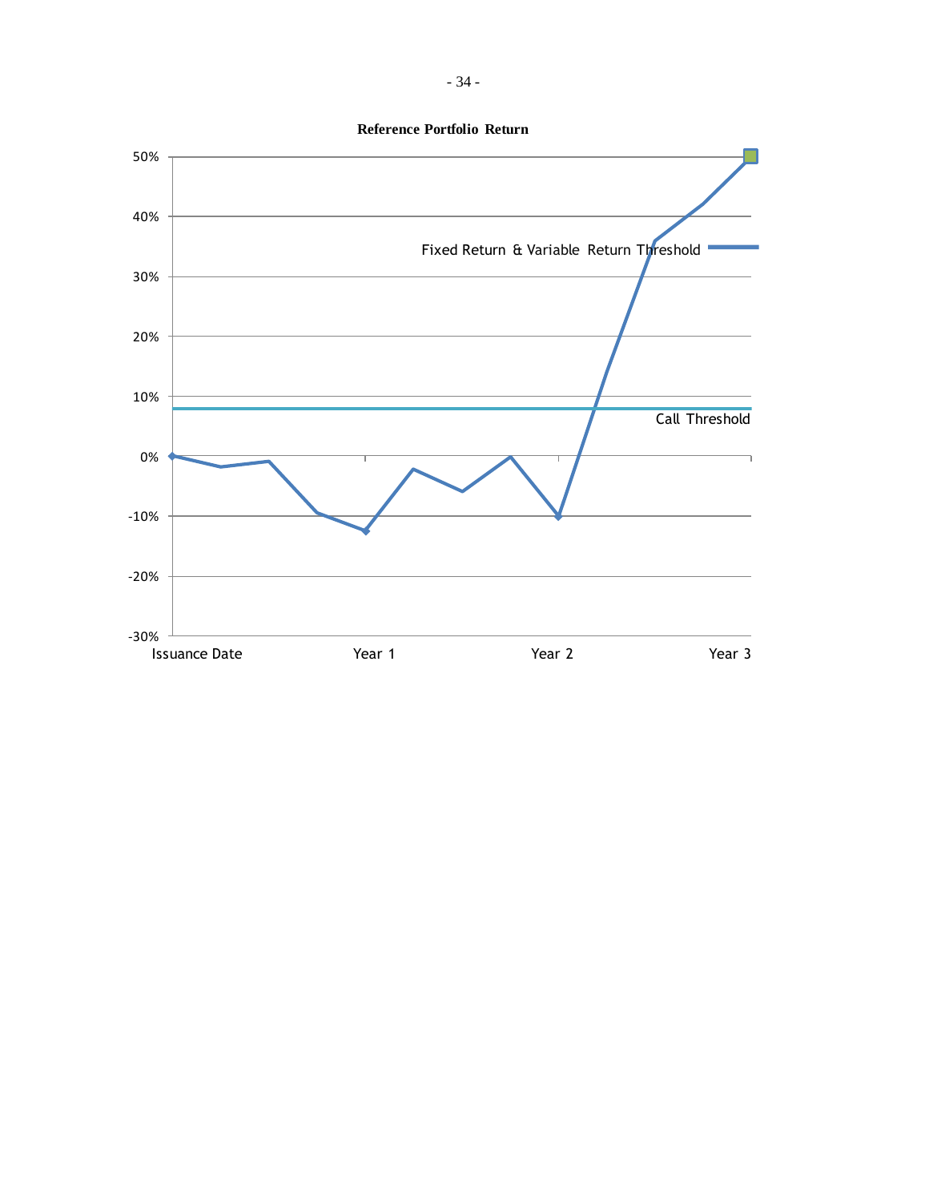**Reference Portfolio Return**

50%
40%
Fixed Return & Variable Return Threshold
30%
20%
10%
Call Threshold
0%
-10%
-20%
-30%

Issuance Date    Year 1    Year 2    Year 3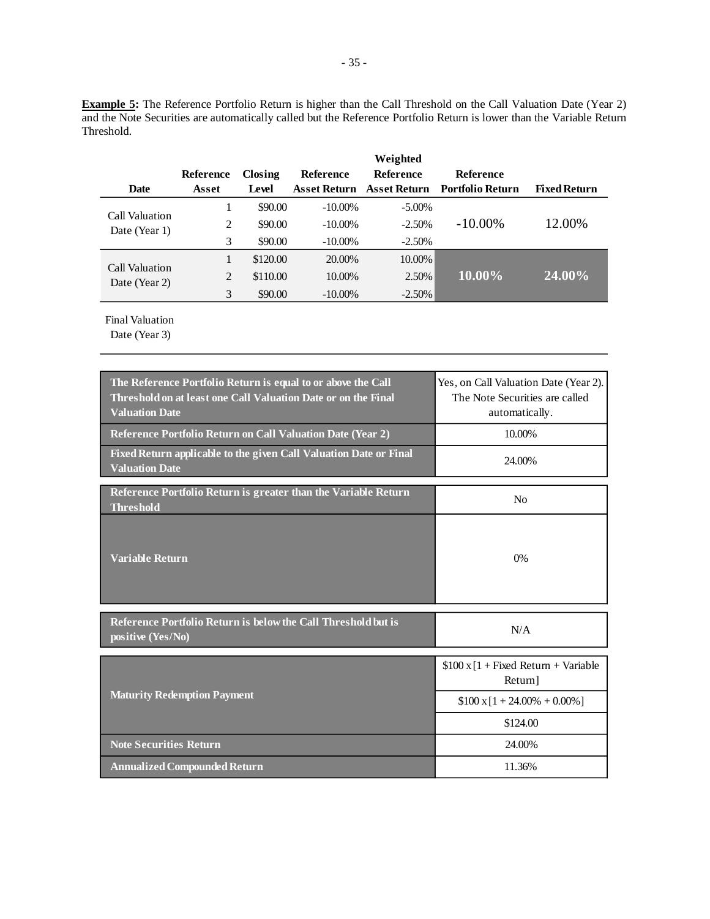**Example 5:** The Reference Portfolio Return is higher than the Call Threshold on the Call Valuation Date (Year 2) and the Note Securities are automatically called but the Reference Portfolio Return is lower than the Variable Return Threshold.

| Date | Reference Asset | Closing Level | Reference Asset Return | Weighted Reference Asset Return | Reference Portfolio Return | Fixed Return |
|---|---|---|---|---|---|---|
| Call Valuation Date (Year 1) | 1 | $90.00 | -10.00% | -5.00% | -10.00% | 12.00% |
| | 2 | $90.00 | -10.00% | -2.50% | | |
| | 3 | $90.00 | -10.00% | -2.50% | | |
| Call Valuation Date (Year 2) | 1 | $120.00 | 20.00% | 10.00% | **10.00%** | **24.00%** |
| | 2 | $110.00 | 10.00% | 2.50% | | |
| | 3 | $90.00 | -10.00% | -2.50% | | |
| Final Valuation Date (Year 3) | | | | | | |

| | |
|---|---|
| **The Reference Portfolio Return is equal to or above the Call Threshold on at least one Call Valuation Date or on the Final Valuation Date** | Yes, on Call Valuation Date (Year 2). The Note Securities are called automatically. |
| **Reference Portfolio Return on Call Valuation Date (Year 2)** | 10.00% |
| **Fixed Return applicable to the given Call Valuation Date or Final Valuation Date** | 24.00% |
| **Reference Portfolio Return is greater than the Variable Return Threshold** | No |
| **Variable Return** | 0% |
| **Reference Portfolio Return is below the Call Threshold but is positive (Yes/No)** | N/A |
| **Maturity Redemption Payment** | $100 x [1 + Fixed Return + Variable Return] |
| | $100 x [1 + 24.00% + 0.00%] |
| | $124.00 |
| **Note Securities Return** | 24.00% |
| **Annualized Compounded Return** | 11.36% |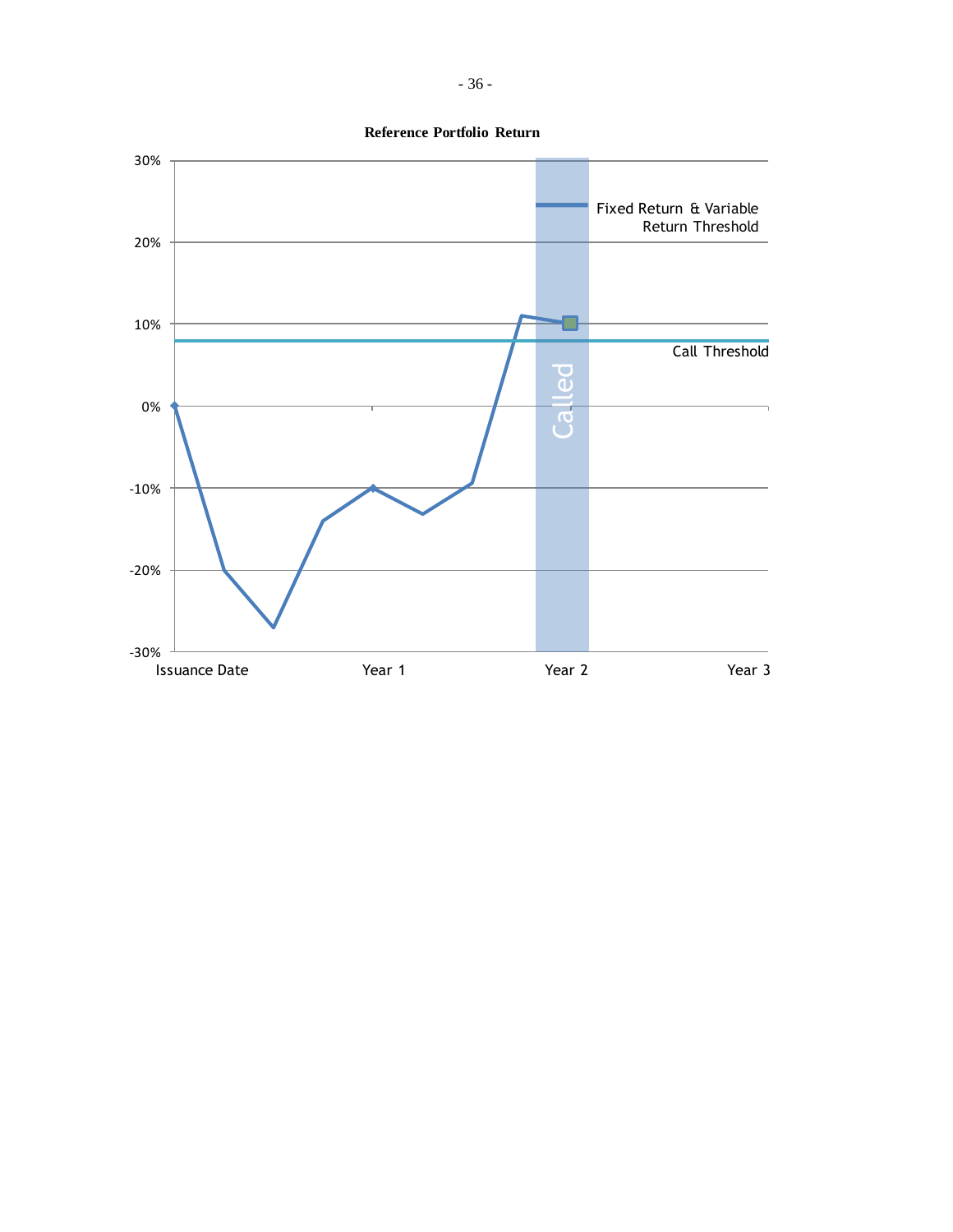**Reference Portfolio Return**

30%

Fixed Return & Variable Return Threshold

20%

10%

Call Threshold

0%

Called

-10%

-20%

-30%

Issuance Date Year 1 Year 2 Year 3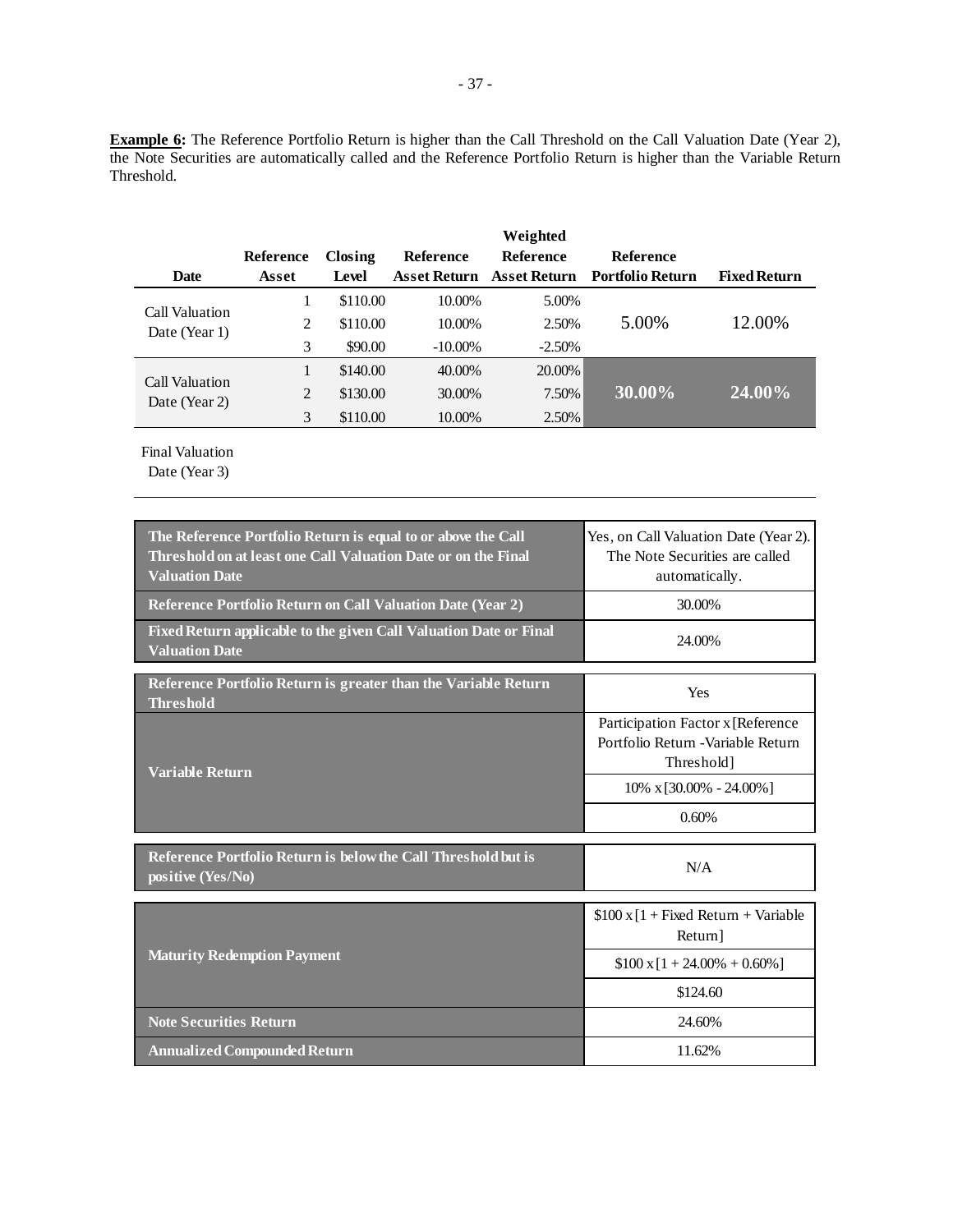**Example 6:** The Reference Portfolio Return is higher than the Call Threshold on the Call Valuation Date (Year 2), the Note Securities are automatically called and the Reference Portfolio Return is higher than the Variable Return Threshold.

| Date | Reference Asset | Closing Level | Reference Asset Return | Weighted Reference Asset Return | Reference Portfolio Return | Fixed Return |
|---|---|---|---|---|---|---|
| Call Valuation Date (Year 1) | 1 | $110.00 | 10.00% | 5.00% | 5.00% | 12.00% |
| | 2 | $110.00 | 10.00% | 2.50% | | |
| | 3 | $90.00 | -10.00% | -2.50% | | |
| Call Valuation Date (Year 2) | 1 | $140.00 | 40.00% | 20.00% | **30.00%** | **24.00%** |
| | 2 | $130.00 | 30.00% | 7.50% | | |
| | 3 | $110.00 | 10.00% | 2.50% | | |
| Final Valuation Date (Year 3) | | | | | | |

| | |
|---|---|
| **The Reference Portfolio Return is equal to or above the Call Threshold on at least one Call Valuation Date or on the Final Valuation Date** | Yes, on Call Valuation Date (Year 2). The Note Securities are called automatically. |
| **Reference Portfolio Return on Call Valuation Date (Year 2)** | 30.00% |
| **Fixed Return applicable to the given Call Valuation Date or Final Valuation Date** | 24.00% |

| | |
|---|---|
| **Reference Portfolio Return is greater than the Variable Return Threshold** | Yes |
| **Variable Return** | Participation Factor x [Reference Portfolio Return - Variable Return Threshold] |
| | 10% x [30.00% - 24.00%] |
| | 0.60% |

| | |
|---|---|
| **Reference Portfolio Return is below the Call Threshold but is positive (Yes/No)** | N/A |

| | |
|---|---|
| **Maturity Redemption Payment** | $100 x [1 + Fixed Return + Variable Return] |
| | $100 x [1 + 24.00% + 0.60%] |
| | $124.60 |
| **Note Securities Return** | 24.60% |
| **Annualized Compounded Return** | 11.62% |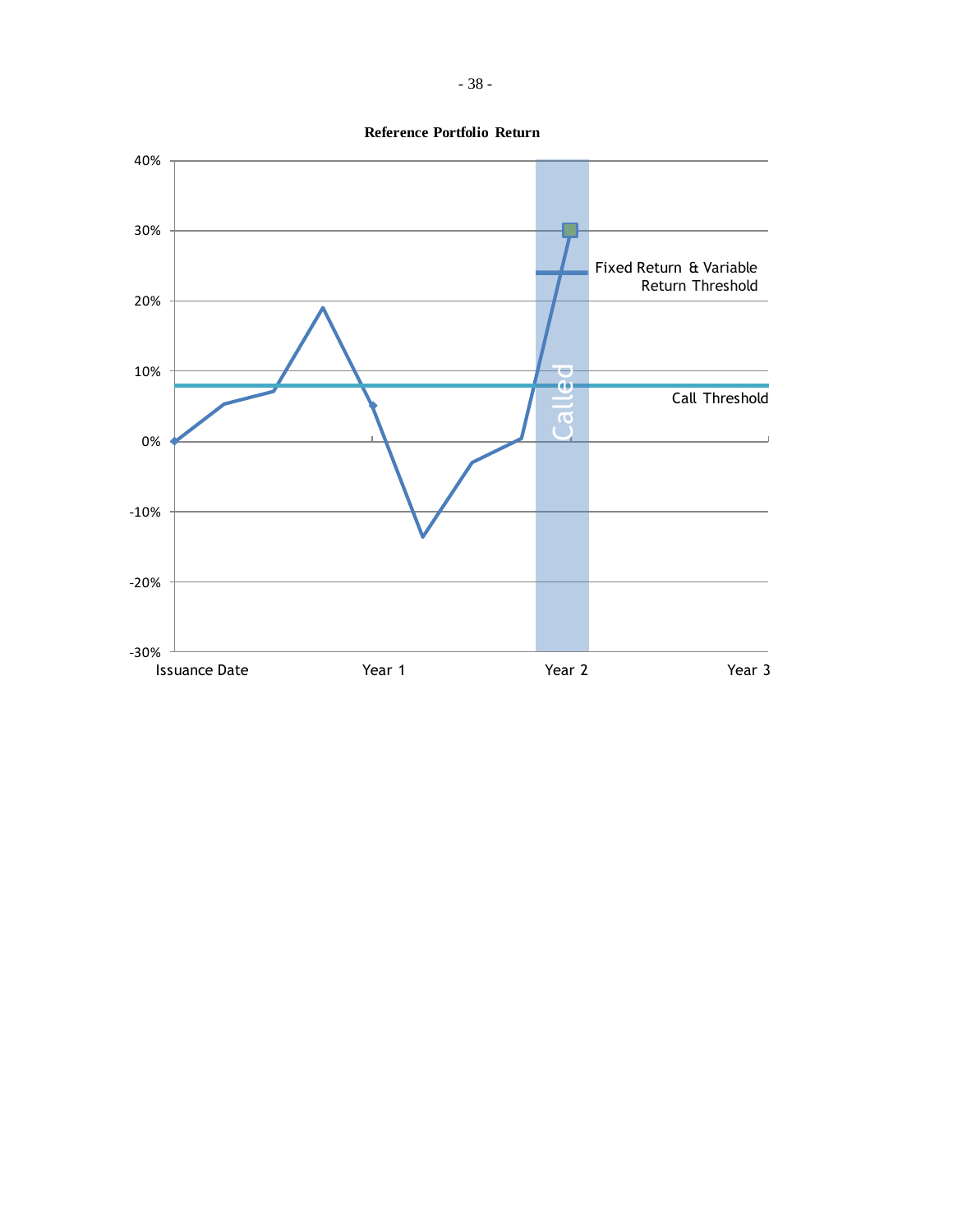**Reference Portfolio Return**

40%
30%
20%
10%
0%
-10%
-20%
-30%

Fixed Return & Variable Return Threshold

Call Threshold

Called

Issuance Date | Year 1 | Year 2 | Year 3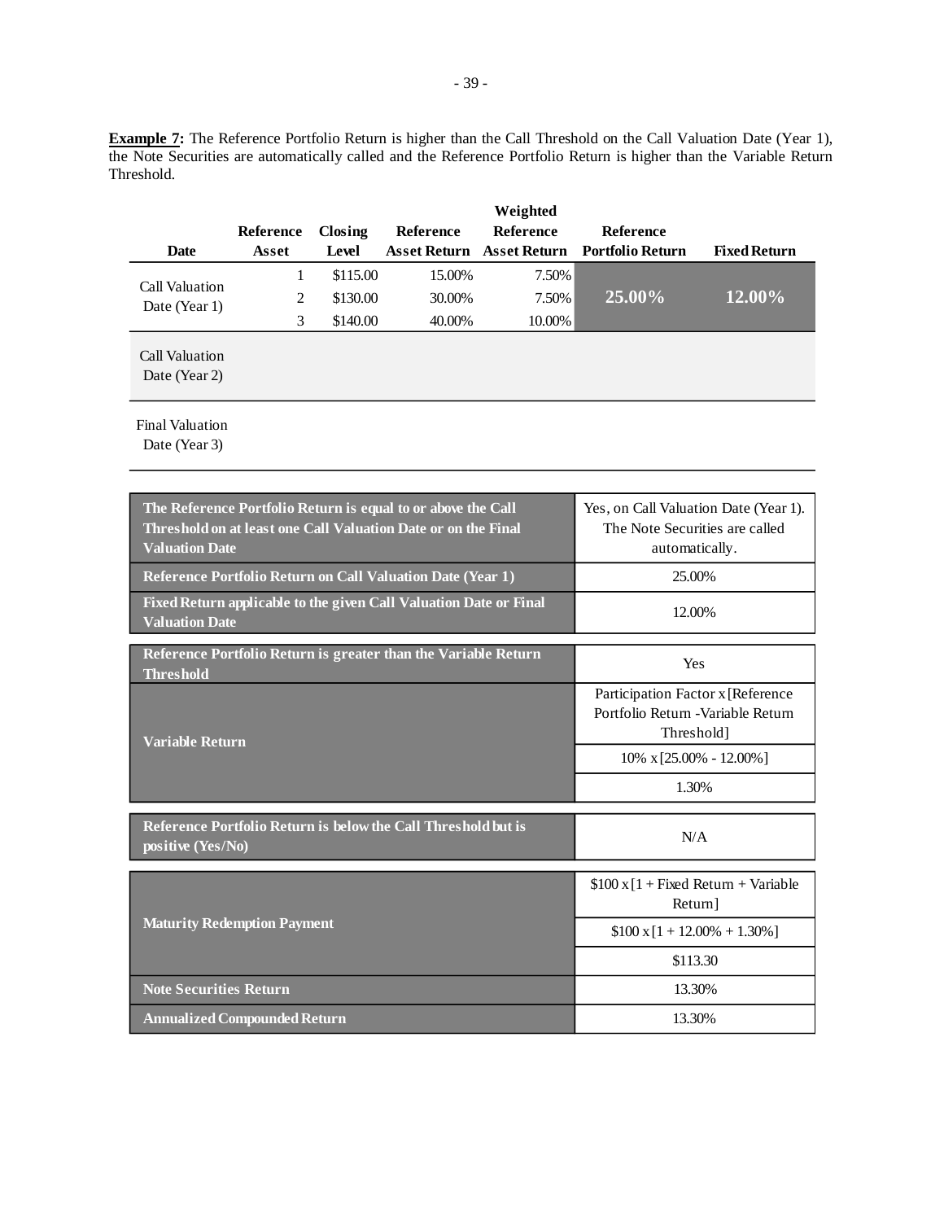**Example 7:** The Reference Portfolio Return is higher than the Call Threshold on the Call Valuation Date (Year 1), the Note Securities are automatically called and the Reference Portfolio Return is higher than the Variable Return Threshold.

| Date | Reference Asset | Closing Level | Reference Asset Return | Weighted Reference Asset Return | Reference Portfolio Return | Fixed Return |
|---|---|---|---|---|---|---|
| Call Valuation Date (Year 1) | 1 | $115.00 | 15.00% | 7.50% | 25.00% | 12.00% |
| | 2 | $130.00 | 30.00% | 7.50% | | |
| | 3 | $140.00 | 40.00% | 10.00% | | |
| Call Valuation Date (Year 2) | | | | | | |
| Final Valuation Date (Year 3) | | | | | | |

| | |
|---|---|
| **The Reference Portfolio Return is equal to or above the Call Threshold on at least one Call Valuation Date or on the Final Valuation Date** | Yes, on Call Valuation Date (Year 1). The Note Securities are called automatically. |
| **Reference Portfolio Return on Call Valuation Date (Year 1)** | 25.00% |
| **Fixed Return applicable to the given Call Valuation Date or Final Valuation Date** | 12.00% |
| **Reference Portfolio Return is greater than the Variable Return Threshold** | Yes |
| **Variable Return** | Participation Factor x [Reference Portfolio Return -Variable Return Threshold] |
| | 10% x [25.00% - 12.00%] |
| | 1.30% |
| **Reference Portfolio Return is below the Call Threshold but is positive (Yes/No)** | N/A |
| **Maturity Redemption Payment** | $100 x [1 + Fixed Return + Variable Return] |
| | $100 x [1 + 12.00% + 1.30%] |
| | $113.30 |
| **Note Securities Return** | 13.30% |
| **Annualized Compounded Return** | 13.30% |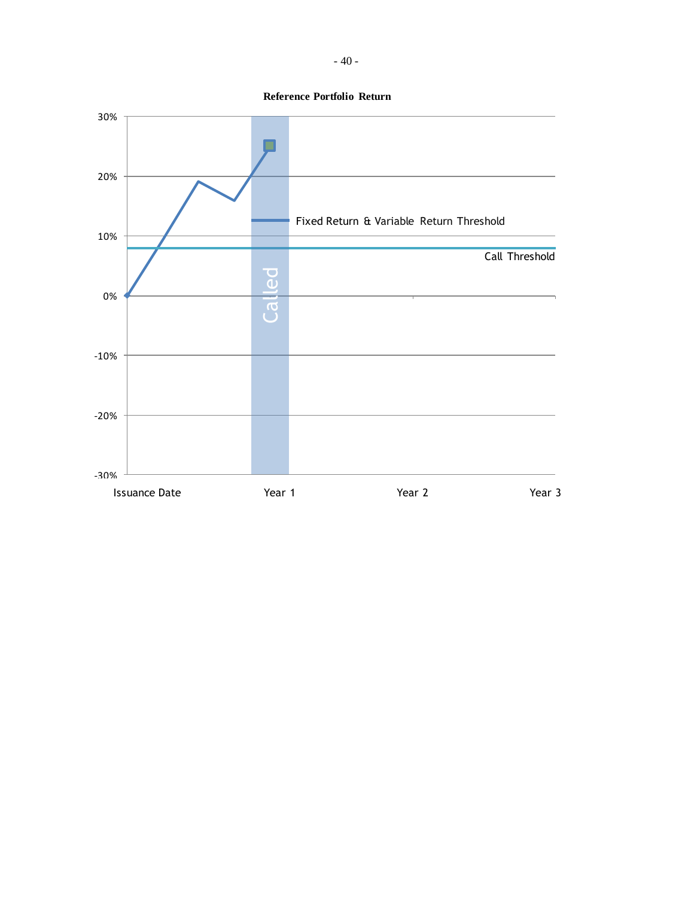**Reference Portfolio Return**

30%

20%

10%

0%

-10%

-20%

-30%

Fixed Return & Variable Return Threshold

Call Threshold

Called

Issuance Date

Year 1

Year 2

Year 3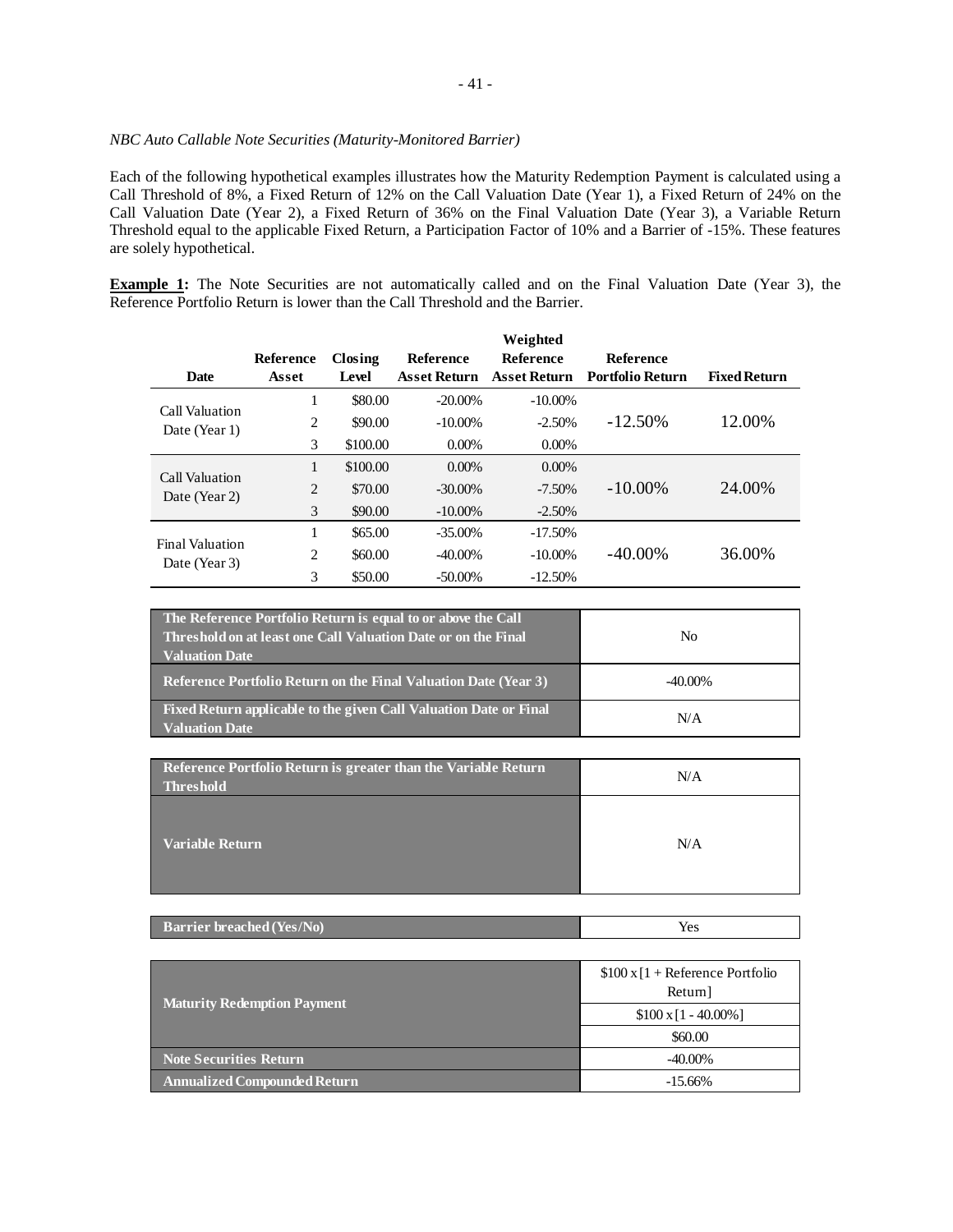*NBC Auto Callable Note Securities (Maturity-Monitored Barrier)*

Each of the following hypothetical examples illustrates how the Maturity Redemption Payment is calculated using a Call Threshold of 8%, a Fixed Return of 12% on the Call Valuation Date (Year 1), a Fixed Return of 24% on the Call Valuation Date (Year 2), a Fixed Return of 36% on the Final Valuation Date (Year 3), a Variable Return Threshold equal to the applicable Fixed Return, a Participation Factor of 10% and a Barrier of -15%. These features are solely hypothetical.

**Example 1:** The Note Securities are not automatically called and on the Final Valuation Date (Year 3), the Reference Portfolio Return is lower than the Call Threshold and the Barrier.

| Date | Reference Asset | Closing Level | Reference Asset Return | Weighted Reference Asset Return | Reference Portfolio Return | Fixed Return |
|---|---|---|---|---|---|---|
| Call Valuation Date (Year 1) | 1 | $80.00 | -20.00% | -10.00% | -12.50% | 12.00% |
| | 2 | $90.00 | -10.00% | -2.50% | | |
| | 3 | $100.00 | 0.00% | 0.00% | | |
| Call Valuation Date (Year 2) | 1 | $100.00 | 0.00% | 0.00% | -10.00% | 24.00% |
| | 2 | $70.00 | -30.00% | -7.50% | | |
| | 3 | $90.00 | -10.00% | -2.50% | | |
| Final Valuation Date (Year 3) | 1 | $65.00 | -35.00% | -17.50% | -40.00% | 36.00% |
| | 2 | $60.00 | -40.00% | -10.00% | | |
| | 3 | $50.00 | -50.00% | -12.50% | | |

| | |
|---|---|
| **The Reference Portfolio Return is equal to or above the Call Threshold on at least one Call Valuation Date or on the Final Valuation Date** | No |
| **Reference Portfolio Return on the Final Valuation Date (Year 3)** | -40.00% |
| **Fixed Return applicable to the given Call Valuation Date or Final Valuation Date** | N/A |

| | |
|---|---|
| **Reference Portfolio Return is greater than the Variable Return Threshold** | N/A |
| **Variable Return** | N/A |

| | |
|---|---|
| **Barrier breached (Yes/No)** | Yes |

| | |
|---|---|
| **Maturity Redemption Payment** | $100 x [1 + Reference Portfolio Return] |
| | $100 x [1 - 40.00%] |
| | $60.00 |
| **Note Securities Return** | -40.00% |
| **Annualized Compounded Return** | -15.66% |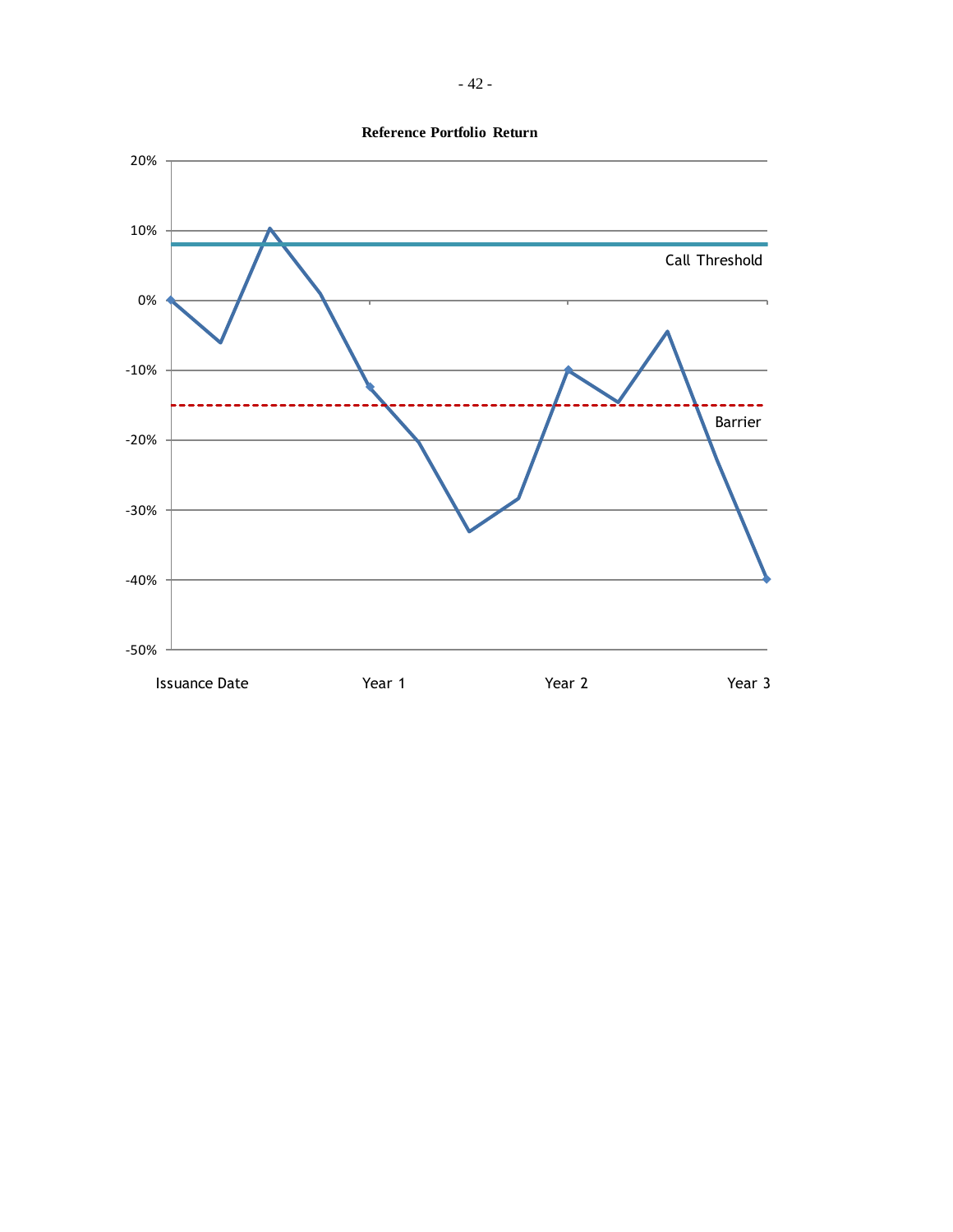**Reference Portfolio Return**

20%

10%

Call Threshold

0%

-10%

Barrier

-20%

-30%

-40%

-50%

Issuance Date | Year 1 | Year 2 | Year 3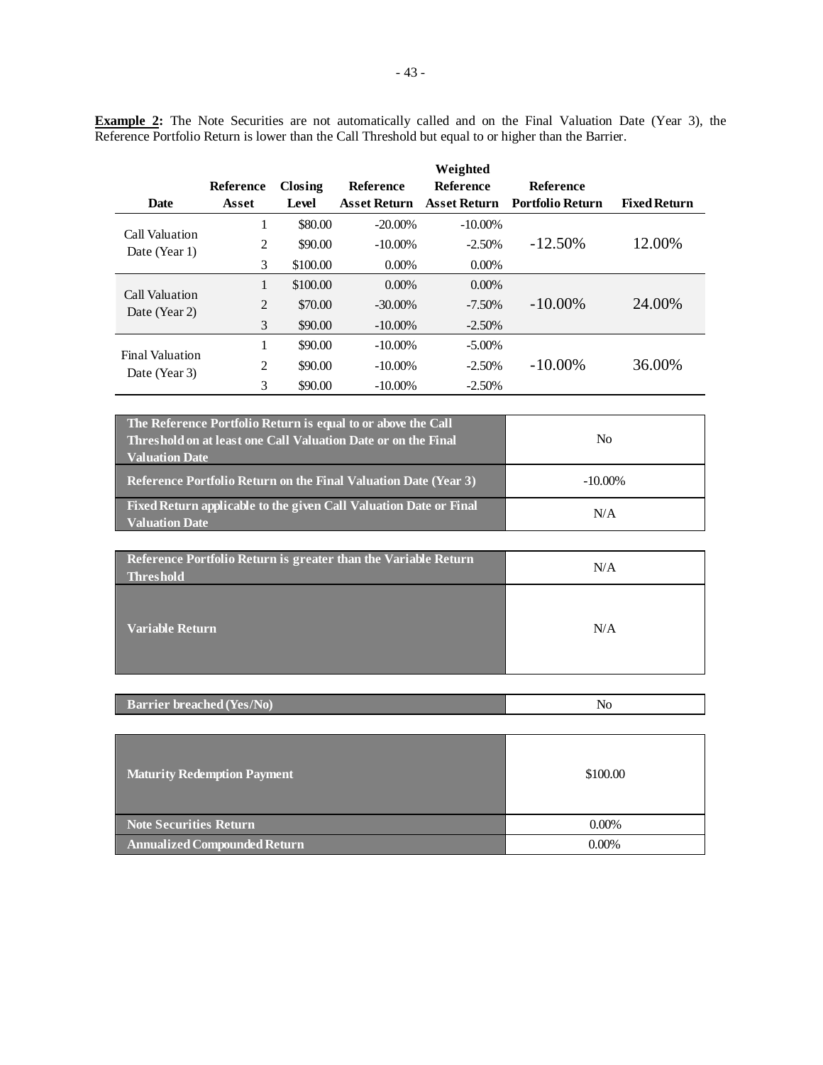**Example 2:** The Note Securities are not automatically called and on the Final Valuation Date (Year 3), the Reference Portfolio Return is lower than the Call Threshold but equal to or higher than the Barrier.

| Date | Reference Asset | Closing Level | Reference Asset Return | Weighted Reference Asset Return | Reference Portfolio Return | Fixed Return |
|---|---|---|---|---|---|---|
| Call Valuation Date (Year 1) | 1 | $80.00 | -20.00% | -10.00% | -12.50% | 12.00% |
| | 2 | $90.00 | -10.00% | -2.50% | | |
| | 3 | $100.00 | 0.00% | 0.00% | | |
| Call Valuation Date (Year 2) | 1 | $100.00 | 0.00% | 0.00% | -10.00% | 24.00% |
| | 2 | $70.00 | -30.00% | -7.50% | | |
| | 3 | $90.00 | -10.00% | -2.50% | | |
| Final Valuation Date (Year 3) | 1 | $90.00 | -10.00% | -5.00% | -10.00% | 36.00% |
| | 2 | $90.00 | -10.00% | -2.50% | | |
| | 3 | $90.00 | -10.00% | -2.50% | | |

| | |
|---|---|
| **The Reference Portfolio Return is equal to or above the Call Threshold on at least one Call Valuation Date or on the Final Valuation Date** | No |
| **Reference Portfolio Return on the Final Valuation Date (Year 3)** | -10.00% |
| **Fixed Return applicable to the given Call Valuation Date or Final Valuation Date** | N/A |

| | |
|---|---|
| **Reference Portfolio Return is greater than the Variable Return Threshold** | N/A |
| **Variable Return** | N/A |

| | |
|---|---|
| **Barrier breached (Yes/No)** | No |

| | |
|---|---|
| **Maturity Redemption Payment** | $100.00 |
| **Note Securities Return** | 0.00% |
| **Annualized Compounded Return** | 0.00% |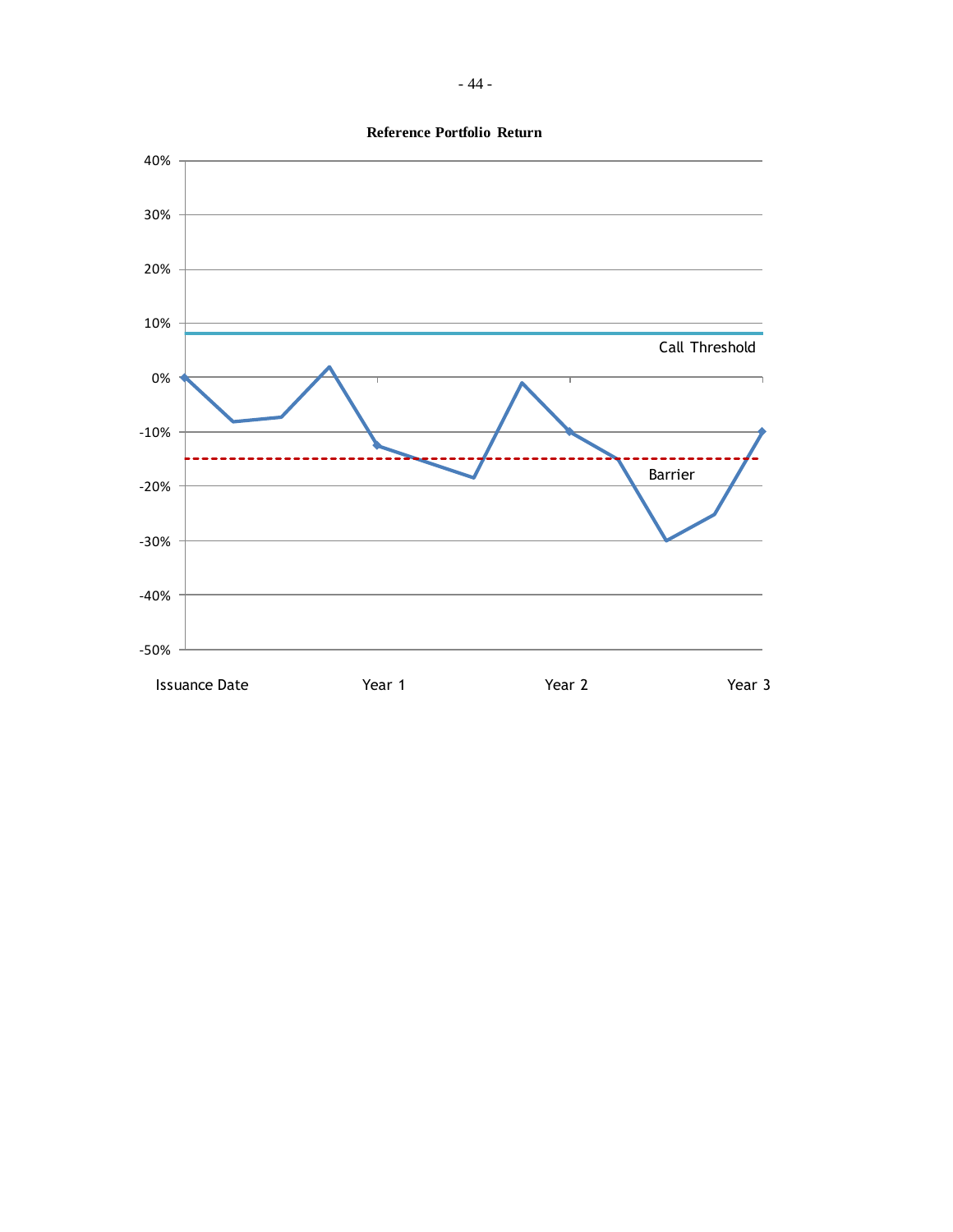**Reference Portfolio Return**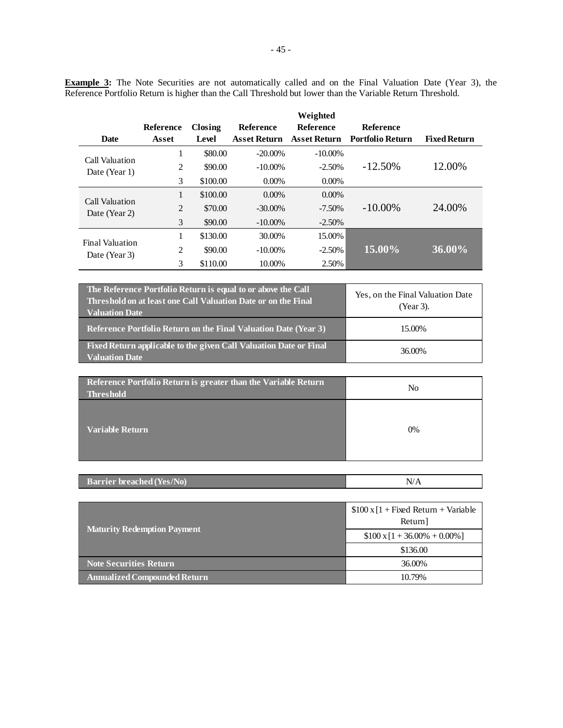**Example 3:** The Note Securities are not automatically called and on the Final Valuation Date (Year 3), the Reference Portfolio Return is higher than the Call Threshold but lower than the Variable Return Threshold.

| Date | Reference Asset | Closing Level | Reference Asset Return | Weighted Reference Asset Return | Reference Portfolio Return | Fixed Return |
|---|---|---|---|---|---|---|
| Call Valuation Date (Year 1) | 1 | \$80.00 | -20.00% | -10.00% | -12.50% | 12.00% |
| | 2 | \$90.00 | -10.00% | -2.50% | | |
| | 3 | \$100.00 | 0.00% | 0.00% | | |
| Call Valuation Date (Year 2) | 1 | \$100.00 | 0.00% | 0.00% | -10.00% | 24.00% |
| | 2 | \$70.00 | -30.00% | -7.50% | | |
| | 3 | \$90.00 | -10.00% | -2.50% | | |
| Final Valuation Date (Year 3) | 1 | \$130.00 | 30.00% | 15.00% | **15.00%** | **36.00%** |
| | 2 | \$90.00 | -10.00% | -2.50% | | |
| | 3 | \$110.00 | 10.00% | 2.50% | | |

| | |
|---|---|
| **The Reference Portfolio Return is equal to or above the Call Threshold on at least one Call Valuation Date or on the Final Valuation Date** | Yes, on the Final Valuation Date (Year 3). |
| **Reference Portfolio Return on the Final Valuation Date (Year 3)** | 15.00% |
| **Fixed Return applicable to the given Call Valuation Date or Final Valuation Date** | 36.00% |

| | |
|---|---|
| **Reference Portfolio Return is greater than the Variable Return Threshold** | No |
| **Variable Return** | 0% |

| | |
|---|---|
| **Barrier breached (Yes/No)** | N/A |

| | |
|---|---|
| **Maturity Redemption Payment** | \$100 x [1 + Fixed Return + Variable Return] |
| | \$100 x [1 + 36.00% + 0.00%] |
| | \$136.00 |
| **Note Securities Return** | 36.00% |
| **Annualized Compounded Return** | 10.79% |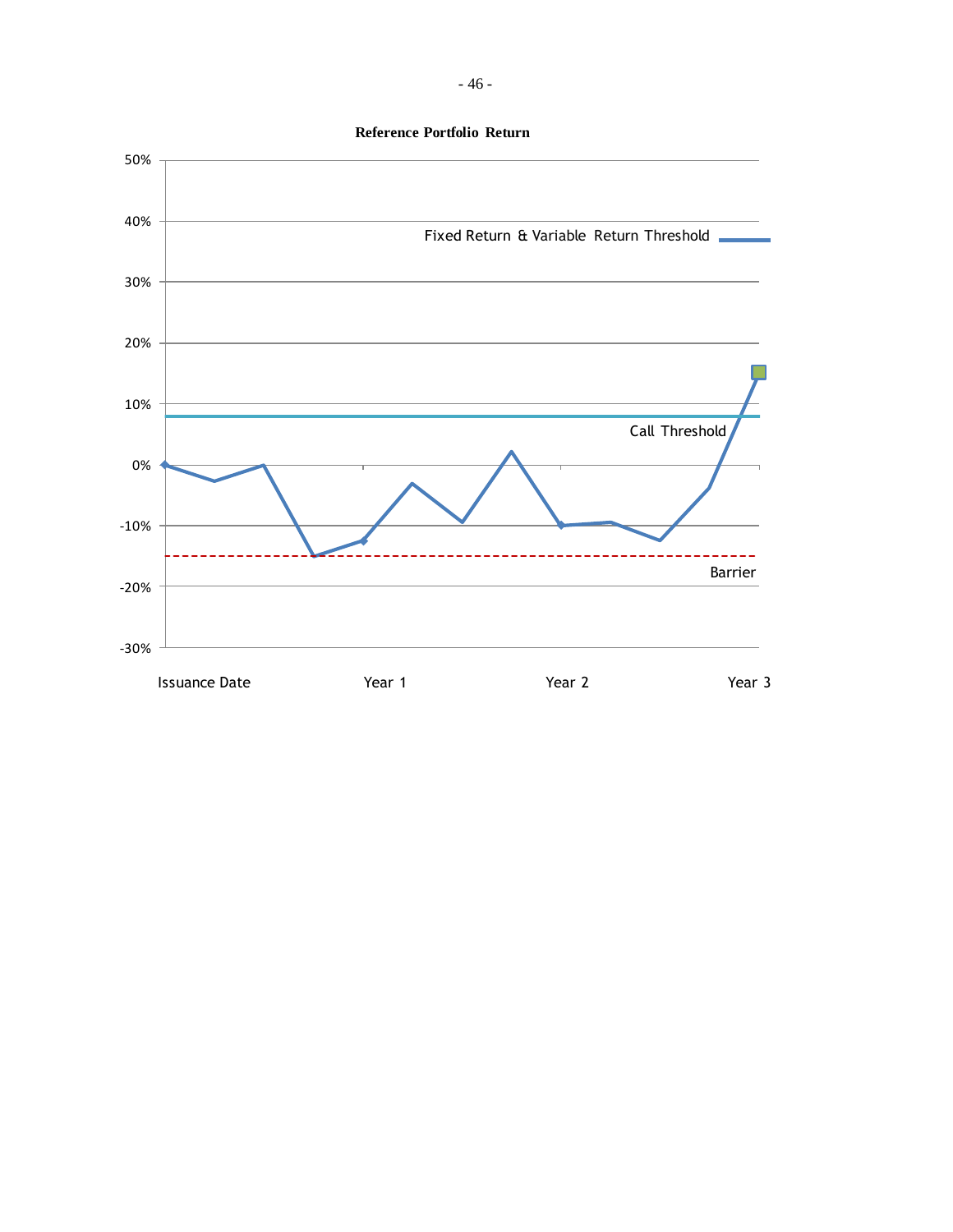**Reference Portfolio Return**

50%

40%

Fixed Return & Variable Return Threshold

30%

20%

10%

Call Threshold

0%

-10%

Barrier

-20%

-30%

Issuance Date    Year 1    Year 2    Year 3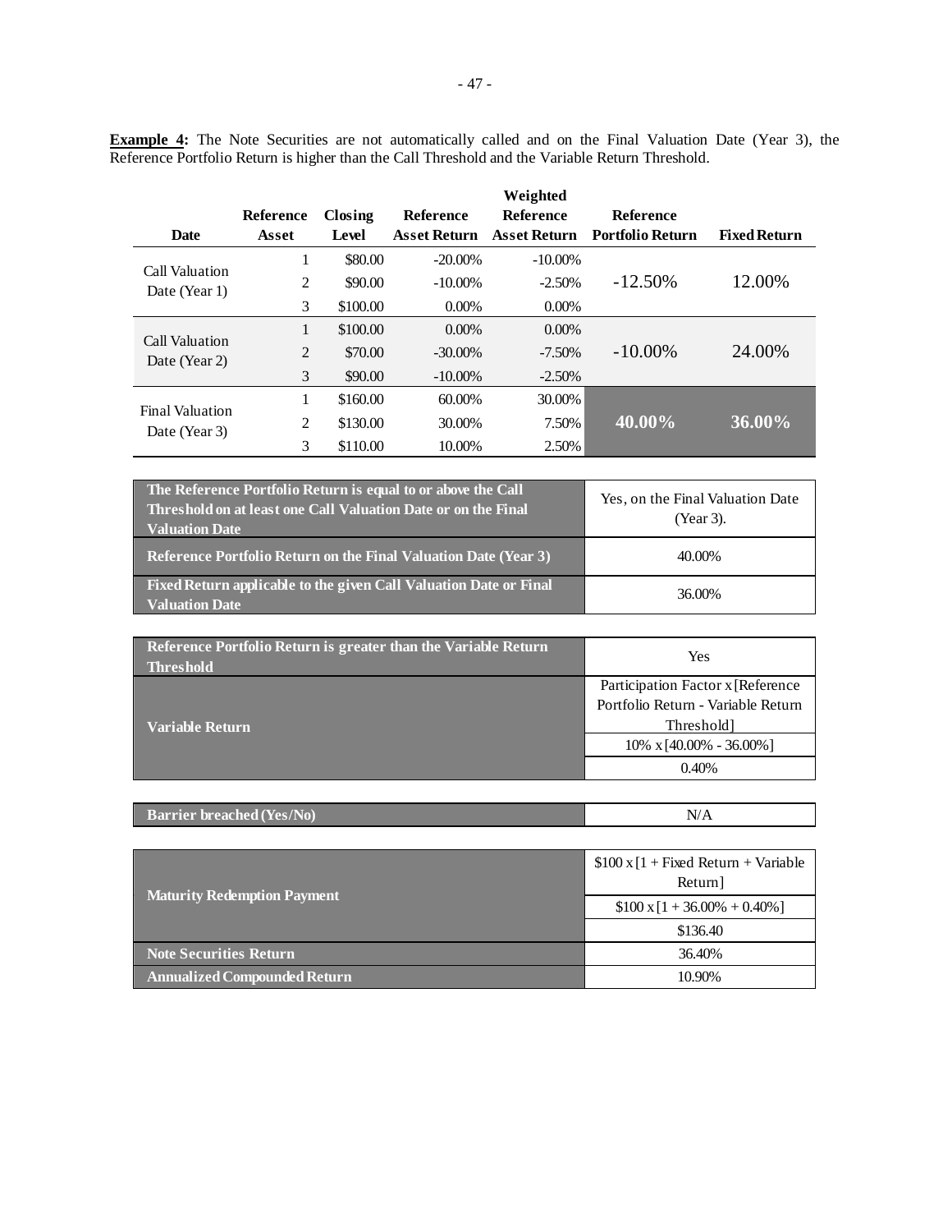**Example 4:** The Note Securities are not automatically called and on the Final Valuation Date (Year 3), the Reference Portfolio Return is higher than the Call Threshold and the Variable Return Threshold.

| Date | Reference Asset | Closing Level | Reference Asset Return | Weighted Reference Asset Return | Reference Portfolio Return | Fixed Return |
|---|---|---|---|---|---|---|
| Call Valuation Date (Year 1) | 1 | $80.00 | -20.00% | -10.00% | -12.50% | 12.00% |
| | 2 | $90.00 | -10.00% | -2.50% | | |
| | 3 | $100.00 | 0.00% | 0.00% | | |
| Call Valuation Date (Year 2) | 1 | $100.00 | 0.00% | 0.00% | -10.00% | 24.00% |
| | 2 | $70.00 | -30.00% | -7.50% | | |
| | 3 | $90.00 | -10.00% | -2.50% | | |
| Final Valuation Date (Year 3) | 1 | $160.00 | 60.00% | 30.00% | **40.00%** | **36.00%** |
| | 2 | $130.00 | 30.00% | 7.50% | | |
| | 3 | $110.00 | 10.00% | 2.50% | | |

| | |
|---|---|
| **The Reference Portfolio Return is equal to or above the Call Threshold on at least one Call Valuation Date or on the Final Valuation Date** | Yes, on the Final Valuation Date (Year 3). |
| **Reference Portfolio Return on the Final Valuation Date (Year 3)** | 40.00% |
| **Fixed Return applicable to the given Call Valuation Date or Final Valuation Date** | 36.00% |

| | |
|---|---|
| **Reference Portfolio Return is greater than the Variable Return Threshold** | Yes |
| **Variable Return** | Participation Factor x [Reference Portfolio Return - Variable Return Threshold] |
| | 10% x [40.00% - 36.00%] |
| | 0.40% |

| | |
|---|---|
| **Barrier breached (Yes/No)** | N/A |

| | |
|---|---|
| **Maturity Redemption Payment** | $100 x [1 + Fixed Return + Variable Return] |
| | $100 x [1 + 36.00% + 0.40%] |
| | $136.40 |
| **Note Securities Return** | 36.40% |
| **Annualized Compounded Return** | 10.90% |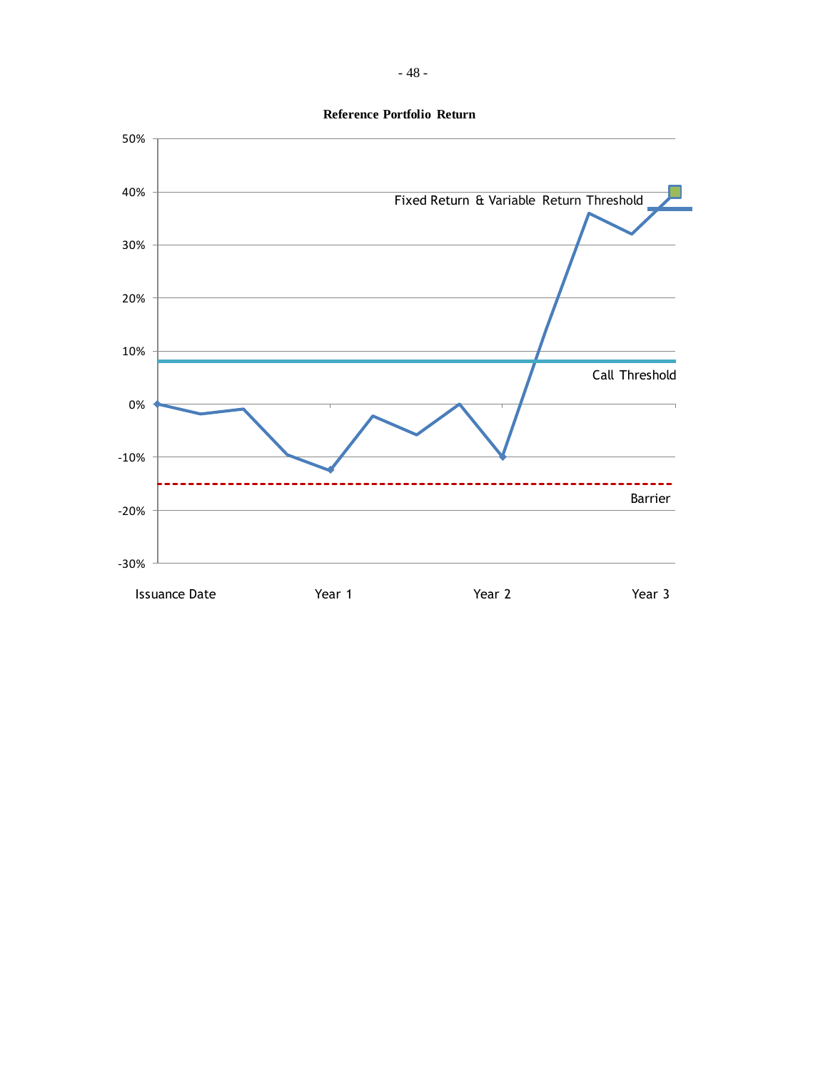**Reference Portfolio Return**

50%

40%

30%

20%

10%

0%

-10%

-20%

-30%

Fixed Return & Variable Return Threshold

Call Threshold

Barrier

Issuance Date | Year 1 | Year 2 | Year 3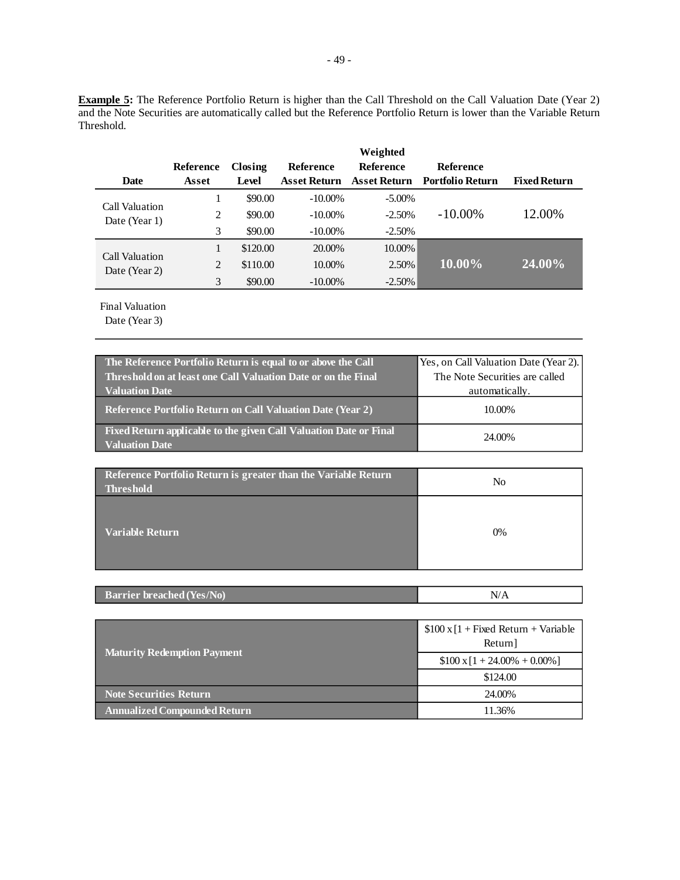**Example 5:** The Reference Portfolio Return is higher than the Call Threshold on the Call Valuation Date (Year 2) and the Note Securities are automatically called but the Reference Portfolio Return is lower than the Variable Return Threshold.

| Date | Reference Asset | Closing Level | Reference Asset Return | Weighted Reference Asset Return | Reference Portfolio Return | Fixed Return |
|---|---|---|---|---|---|---|
| Call Valuation Date (Year 1) | 1 | $90.00 | -10.00% | -5.00% | -10.00% | 12.00% |
| | 2 | $90.00 | -10.00% | -2.50% | | |
| | 3 | $90.00 | -10.00% | -2.50% | | |
| Call Valuation Date (Year 2) | 1 | $120.00 | 20.00% | 10.00% | **10.00%** | **24.00%** |
| | 2 | $110.00 | 10.00% | 2.50% | | |
| | 3 | $90.00 | -10.00% | -2.50% | | |
| Final Valuation Date (Year 3) | | | | | | |

| | |
|---|---|
| **The Reference Portfolio Return is equal to or above the Call Threshold on at least one Call Valuation Date or on the Final Valuation Date** | Yes, on Call Valuation Date (Year 2). The Note Securities are called automatically. |
| **Reference Portfolio Return on Call Valuation Date (Year 2)** | 10.00% |
| **Fixed Return applicable to the given Call Valuation Date or Final Valuation Date** | 24.00% |

| | |
|---|---|
| **Reference Portfolio Return is greater than the Variable Return Threshold** | No |
| **Variable Return** | 0% |

| | |
|---|---|
| **Barrier breached (Yes/No)** | N/A |

| | |
|---|---|
| **Maturity Redemption Payment** | $100 x [1 + Fixed Return + Variable Return] |
| | $100 x [1 + 24.00% + 0.00%] |
| | $124.00 |
| **Note Securities Return** | 24.00% |
| **Annualized Compounded Return** | 11.36% |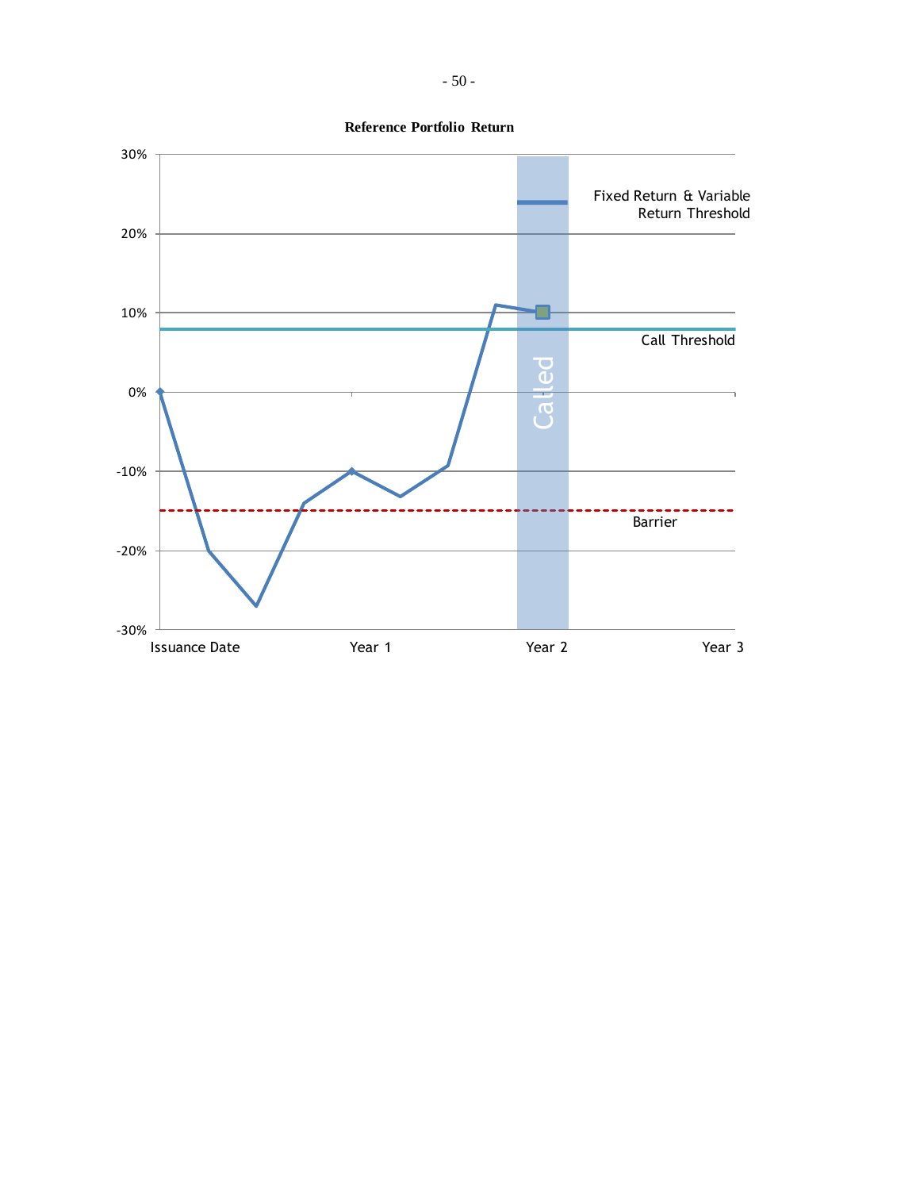**Reference Portfolio Return**

30%

20%

10%

0%

-10%

-20%

-30%

Fixed Return & Variable Return Threshold

Call Threshold

Called

Barrier

Issuance Date | Year 1 | Year 2 | Year 3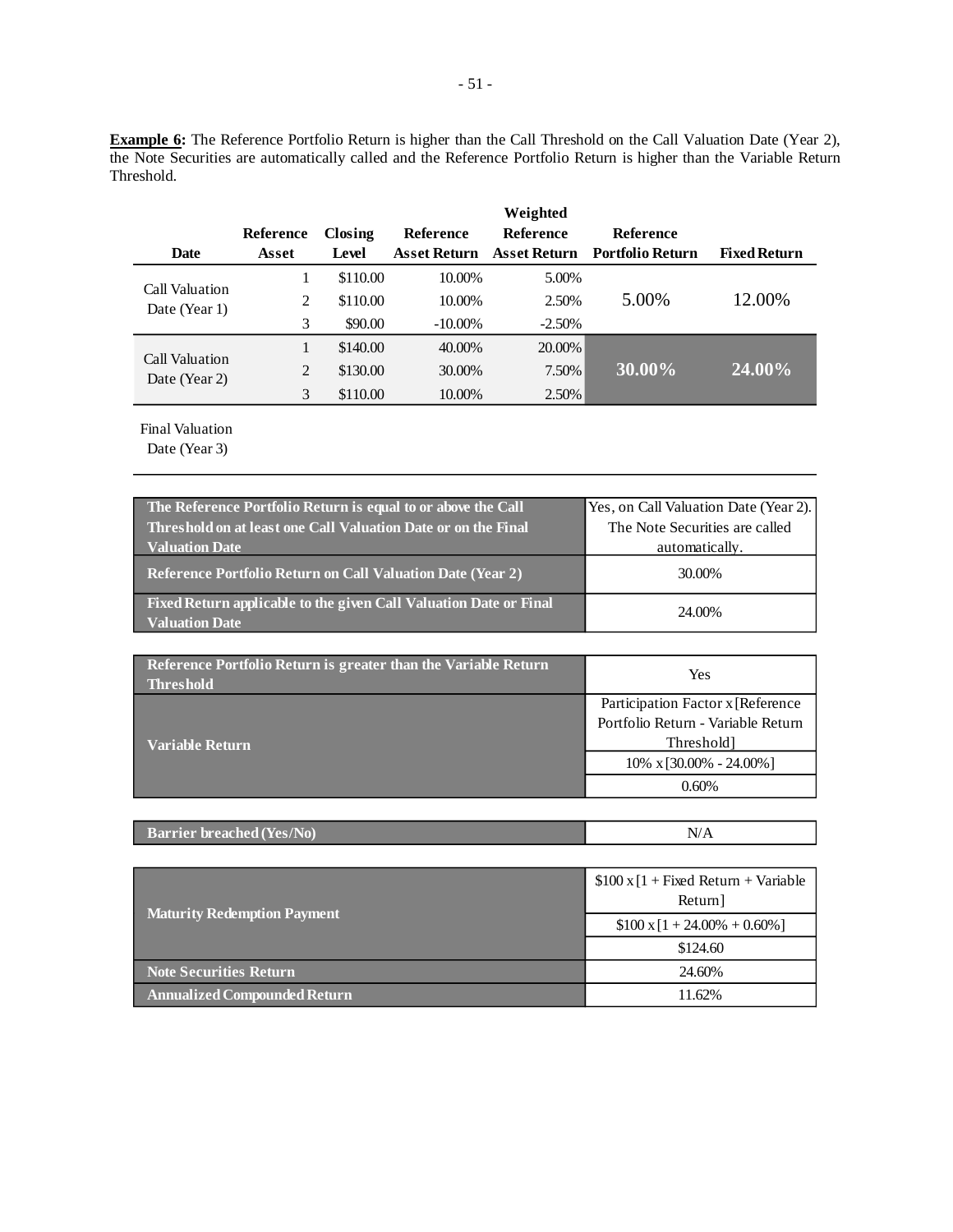**Example 6:** The Reference Portfolio Return is higher than the Call Threshold on the Call Valuation Date (Year 2), the Note Securities are automatically called and the Reference Portfolio Return is higher than the Variable Return Threshold.

| Date | Reference Asset | Closing Level | Reference Asset Return | Weighted Reference Asset Return | Reference Portfolio Return | Fixed Return |
|---|---|---|---|---|---|---|
| Call Valuation Date (Year 1) | 1 | $110.00 | 10.00% | 5.00% | 5.00% | 12.00% |
| | 2 | $110.00 | 10.00% | 2.50% | | |
| | 3 | $90.00 | -10.00% | -2.50% | | |
| Call Valuation Date (Year 2) | 1 | $140.00 | 40.00% | 20.00% | **30.00%** | **24.00%** |
| | 2 | $130.00 | 30.00% | 7.50% | | |
| | 3 | $110.00 | 10.00% | 2.50% | | |
| Final Valuation Date (Year 3) | | | | | | |

| | |
|---|---|
| **The Reference Portfolio Return is equal to or above the Call Threshold on at least one Call Valuation Date or on the Final Valuation Date** | Yes, on Call Valuation Date (Year 2). The Note Securities are called automatically. |
| **Reference Portfolio Return on Call Valuation Date (Year 2)** | 30.00% |
| **Fixed Return applicable to the given Call Valuation Date or Final Valuation Date** | 24.00% |

| | |
|---|---|
| **Reference Portfolio Return is greater than the Variable Return Threshold** | Yes |
| **Variable Return** | Participation Factor x [Reference Portfolio Return - Variable Return Threshold] |
| | 10% x [30.00% - 24.00%] |
| | 0.60% |

| | |
|---|---|
| **Barrier breached (Yes/No)** | N/A |

| | |
|---|---|
| **Maturity Redemption Payment** | $100 x [1 + Fixed Return + Variable Return] |
| | $100 x [1 + 24.00% + 0.60%] |
| | $124.60 |
| **Note Securities Return** | 24.60% |
| **Annualized Compounded Return** | 11.62% |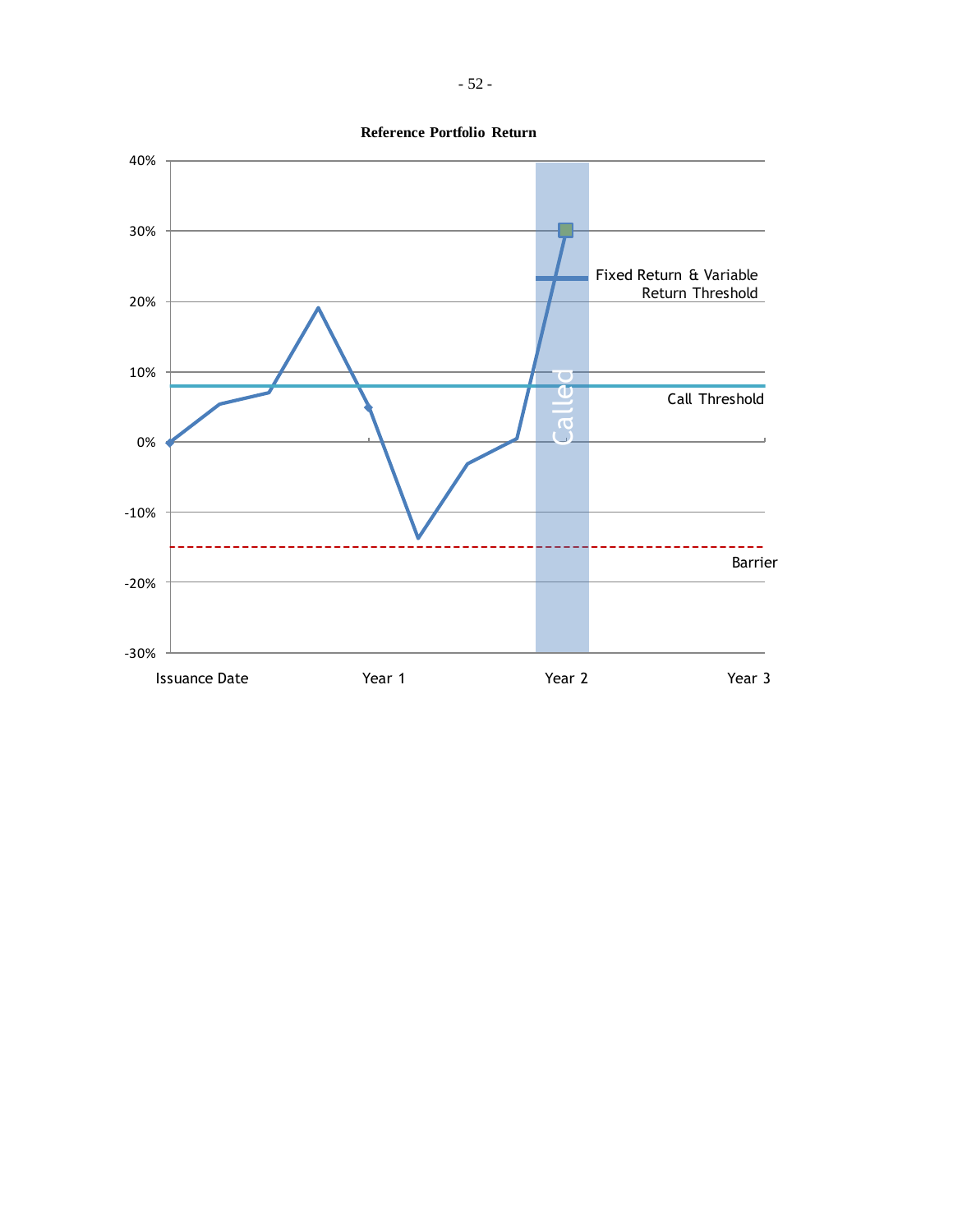**Reference Portfolio Return**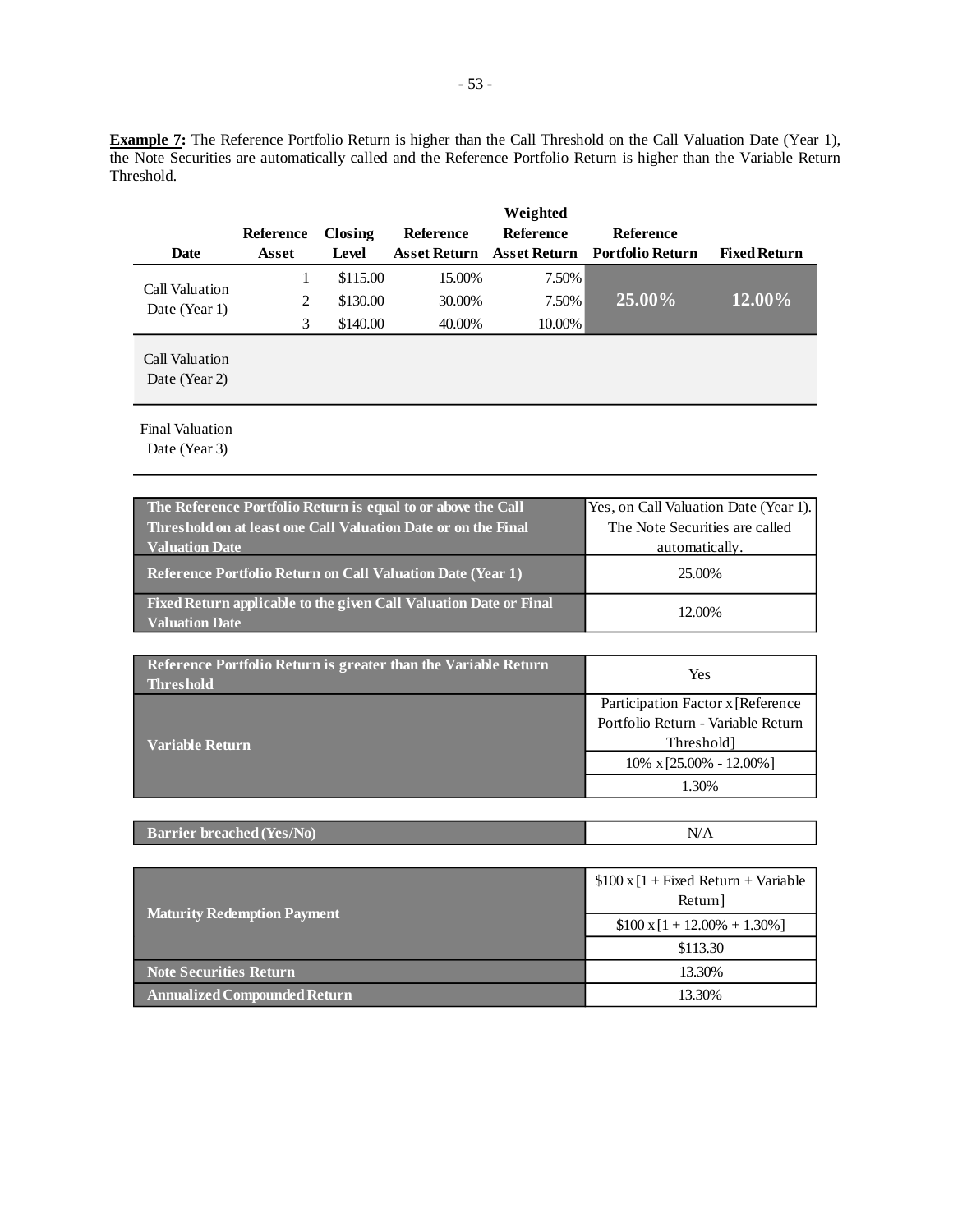**Example 7:** The Reference Portfolio Return is higher than the Call Threshold on the Call Valuation Date (Year 1), the Note Securities are automatically called and the Reference Portfolio Return is higher than the Variable Return Threshold.

| Date | Reference Asset | Closing Level | Reference Asset Return | Weighted Reference Asset Return | Reference Portfolio Return | Fixed Return |
|---|---|---|---|---|---|---|
| Call Valuation Date (Year 1) | 1 | $115.00 | 15.00% | 7.50% | **25.00%** | **12.00%** |
| | 2 | $130.00 | 30.00% | 7.50% | | |
| | 3 | $140.00 | 40.00% | 10.00% | | |
| Call Valuation Date (Year 2) | | | | | | |
| Final Valuation Date (Year 3) | | | | | | |

| | |
|---|---|
| **The Reference Portfolio Return is equal to or above the Call Threshold on at least one Call Valuation Date or on the Final Valuation Date** | Yes, on Call Valuation Date (Year 1). The Note Securities are called automatically. |
| **Reference Portfolio Return on Call Valuation Date (Year 1)** | 25.00% |
| **Fixed Return applicable to the given Call Valuation Date or Final Valuation Date** | 12.00% |

| | |
|---|---|
| **Reference Portfolio Return is greater than the Variable Return Threshold** | Yes |
| **Variable Return** | Participation Factor x [Reference Portfolio Return - Variable Return Threshold] |
| | 10% x [25.00% - 12.00%] |
| | 1.30% |

| | |
|---|---|
| **Barrier breached (Yes/No)** | N/A |

| | |
|---|---|
| **Maturity Redemption Payment** | $100 x [1 + Fixed Return + Variable Return] |
| | $100 x [1 + 12.00% + 1.30%] |
| | $113.30 |
| **Note Securities Return** | 13.30% |
| **Annualized Compounded Return** | 13.30% |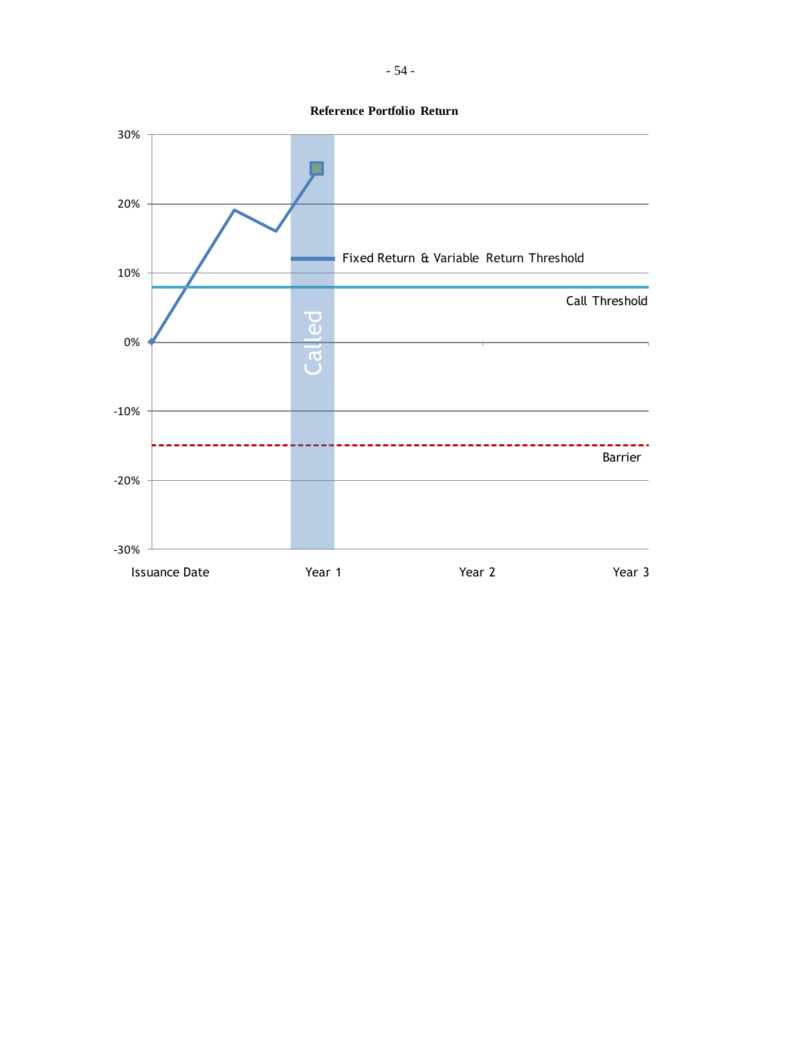**Reference Portfolio Return**

30%

20%

10%

0%

-10%

-20%

-30%

Fixed Return & Variable Return Threshold

Call Threshold

Called

Barrier

Issuance Date Year 1 Year 2 Year 3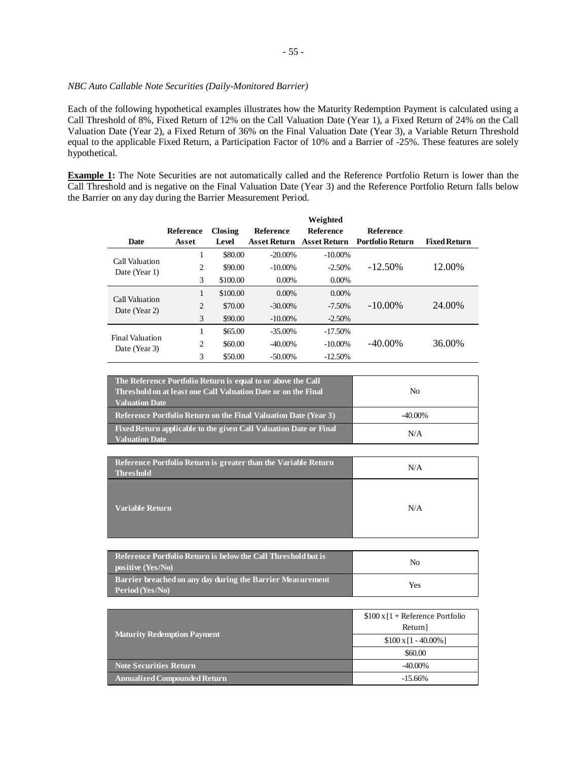*NBC Auto Callable Note Securities (Daily-Monitored Barrier)*

Each of the following hypothetical examples illustrates how the Maturity Redemption Payment is calculated using a Call Threshold of 8%, Fixed Return of 12% on the Call Valuation Date (Year 1), a Fixed Return of 24% on the Call Valuation Date (Year 2), a Fixed Return of 36% on the Final Valuation Date (Year 3), a Variable Return Threshold equal to the applicable Fixed Return, a Participation Factor of 10% and a Barrier of -25%. These features are solely hypothetical.

**Example 1:** The Note Securities are not automatically called and the Reference Portfolio Return is lower than the Call Threshold and is negative on the Final Valuation Date (Year 3) and the Reference Portfolio Return falls below the Barrier on any day during the Barrier Measurement Period.

| Date | Reference Asset | Closing Level | Reference Asset Return | Weighted Reference Asset Return | Reference Portfolio Return | Fixed Return |
|---|---|---|---|---|---|---|
| Call Valuation Date (Year 1) | 1 | $80.00 | -20.00% | -10.00% | -12.50% | 12.00% |
| | 2 | $90.00 | -10.00% | -2.50% | | |
| | 3 | $100.00 | 0.00% | 0.00% | | |
| Call Valuation Date (Year 2) | 1 | $100.00 | 0.00% | 0.00% | -10.00% | 24.00% |
| | 2 | $70.00 | -30.00% | -7.50% | | |
| | 3 | $90.00 | -10.00% | -2.50% | | |
| Final Valuation Date (Year 3) | 1 | $65.00 | -35.00% | -17.50% | -40.00% | 36.00% |
| | 2 | $60.00 | -40.00% | -10.00% | | |
| | 3 | $50.00 | -50.00% | -12.50% | | |

| | |
|---|---|
| **The Reference Portfolio Return is equal to or above the Call Threshold on at least one Call Valuation Date or on the Final Valuation Date** | No |
| **Reference Portfolio Return on the Final Valuation Date (Year 3)** | -40.00% |
| **Fixed Return applicable to the given Call Valuation Date or Final Valuation Date** | N/A |

| | |
|---|---|
| **Reference Portfolio Return is greater than the Variable Return Threshold** | N/A |
| **Variable Return** | N/A |

| | |
|---|---|
| **Reference Portfolio Return is below the Call Threshold but is positive (Yes/No)** | No |
| **Barrier breached on any day during the Barrier Measurement Period (Yes/No)** | Yes |

| | |
|---|---|
| **Maturity Redemption Payment** | $100 x [1 + Reference Portfolio Return] |
| | $100 x [1 - 40.00%] |
| | $60.00 |
| **Note Securities Return** | -40.00% |
| **Annualized Compounded Return** | -15.66% |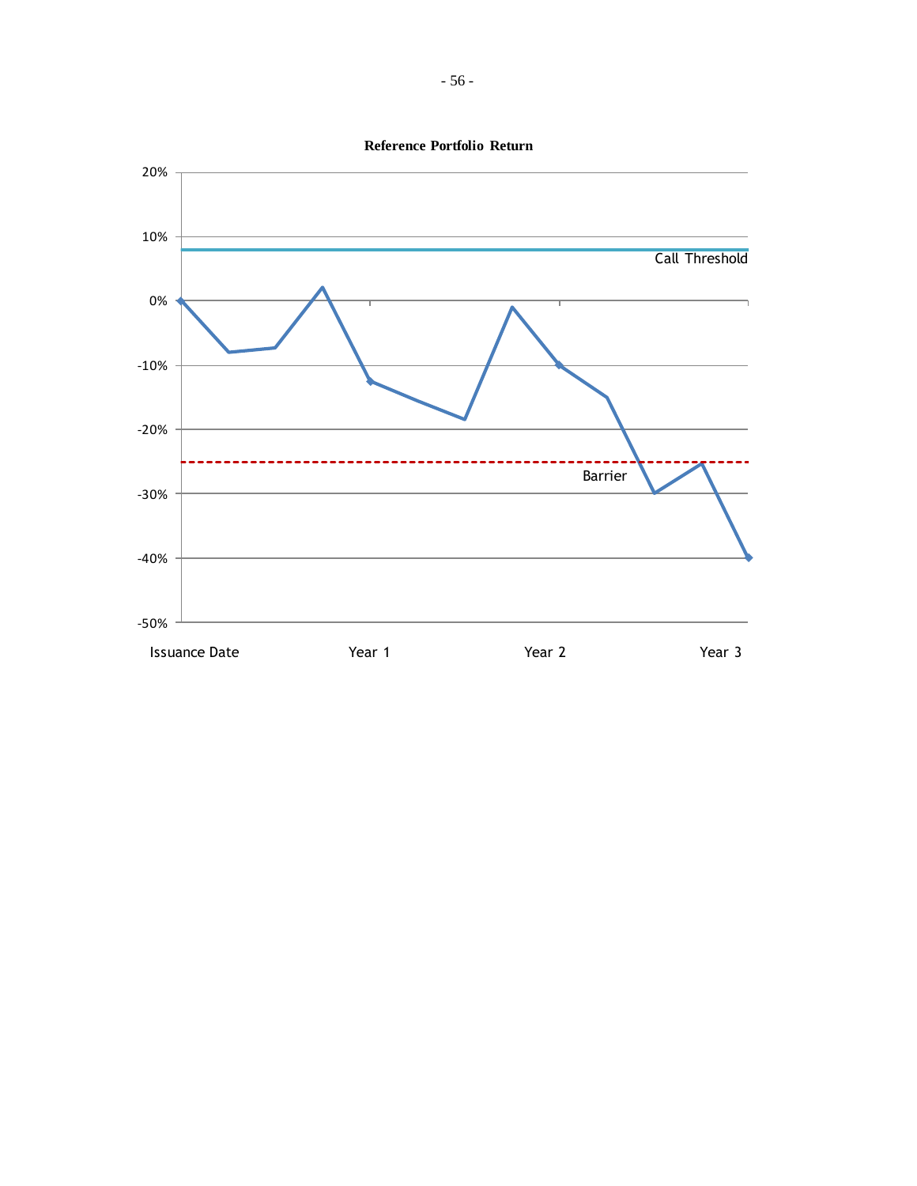**Reference Portfolio Return**

20%

10%

Call Threshold

0%

-10%

-20%

Barrier

-30%

-40%

-50%

Issuance Date    Year 1    Year 2    Year 3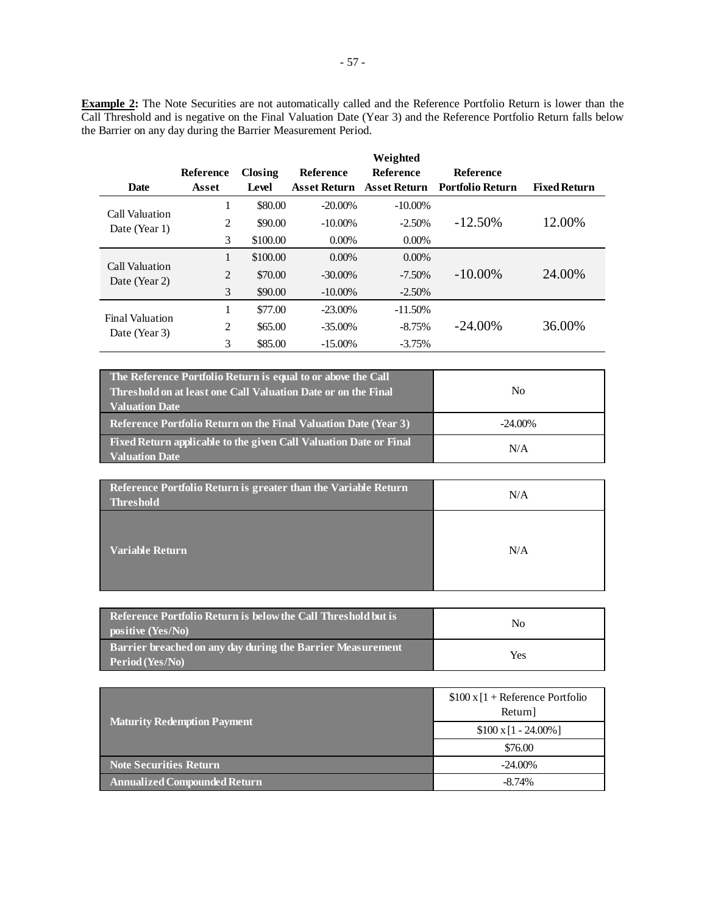**Example 2:** The Note Securities are not automatically called and the Reference Portfolio Return is lower than the Call Threshold and is negative on the Final Valuation Date (Year 3) and the Reference Portfolio Return falls below the Barrier on any day during the Barrier Measurement Period.

| Date | Reference Asset | Closing Level | Reference Asset Return | Weighted Reference Asset Return | Reference Portfolio Return | Fixed Return |
|---|---|---|---|---|---|---|
| Call Valuation Date (Year 1) | 1 | $80.00 | -20.00% | -10.00% | -12.50% | 12.00% |
| | 2 | $90.00 | -10.00% | -2.50% | | |
| | 3 | $100.00 | 0.00% | 0.00% | | |
| Call Valuation Date (Year 2) | 1 | $100.00 | 0.00% | 0.00% | -10.00% | 24.00% |
| | 2 | $70.00 | -30.00% | -7.50% | | |
| | 3 | $90.00 | -10.00% | -2.50% | | |
| Final Valuation Date (Year 3) | 1 | $77.00 | -23.00% | -11.50% | -24.00% | 36.00% |
| | 2 | $65.00 | -35.00% | -8.75% | | |
| | 3 | $85.00 | -15.00% | -3.75% | | |

| | |
|---|---|
| **The Reference Portfolio Return is equal to or above the Call Threshold on at least one Call Valuation Date or on the Final Valuation Date** | No |
| **Reference Portfolio Return on the Final Valuation Date (Year 3)** | -24.00% |
| **Fixed Return applicable to the given Call Valuation Date or Final Valuation Date** | N/A |

| | |
|---|---|
| **Reference Portfolio Return is greater than the Variable Return Threshold** | N/A |
| **Variable Return** | N/A |

| | |
|---|---|
| **Reference Portfolio Return is below the Call Threshold but is positive (Yes/No)** | No |
| **Barrier breached on any day during the Barrier Measurement Period (Yes/No)** | Yes |

| | |
|---|---|
| **Maturity Redemption Payment** | $100 x [1 + Reference Portfolio Return] |
| | $100 x [1 - 24.00%] |
| | $76.00 |
| **Note Securities Return** | -24.00% |
| **Annualized Compounded Return** | -8.74% |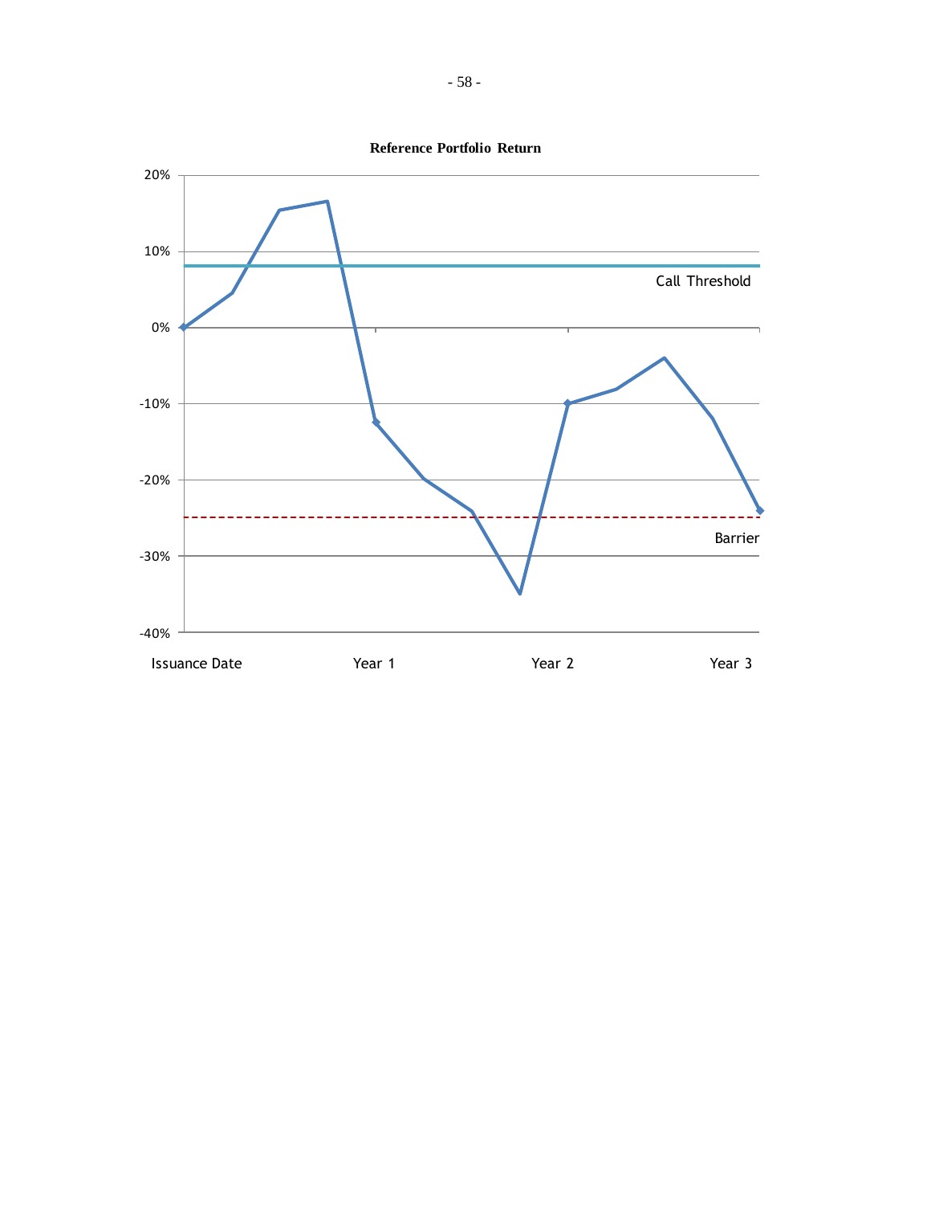**Reference Portfolio Return**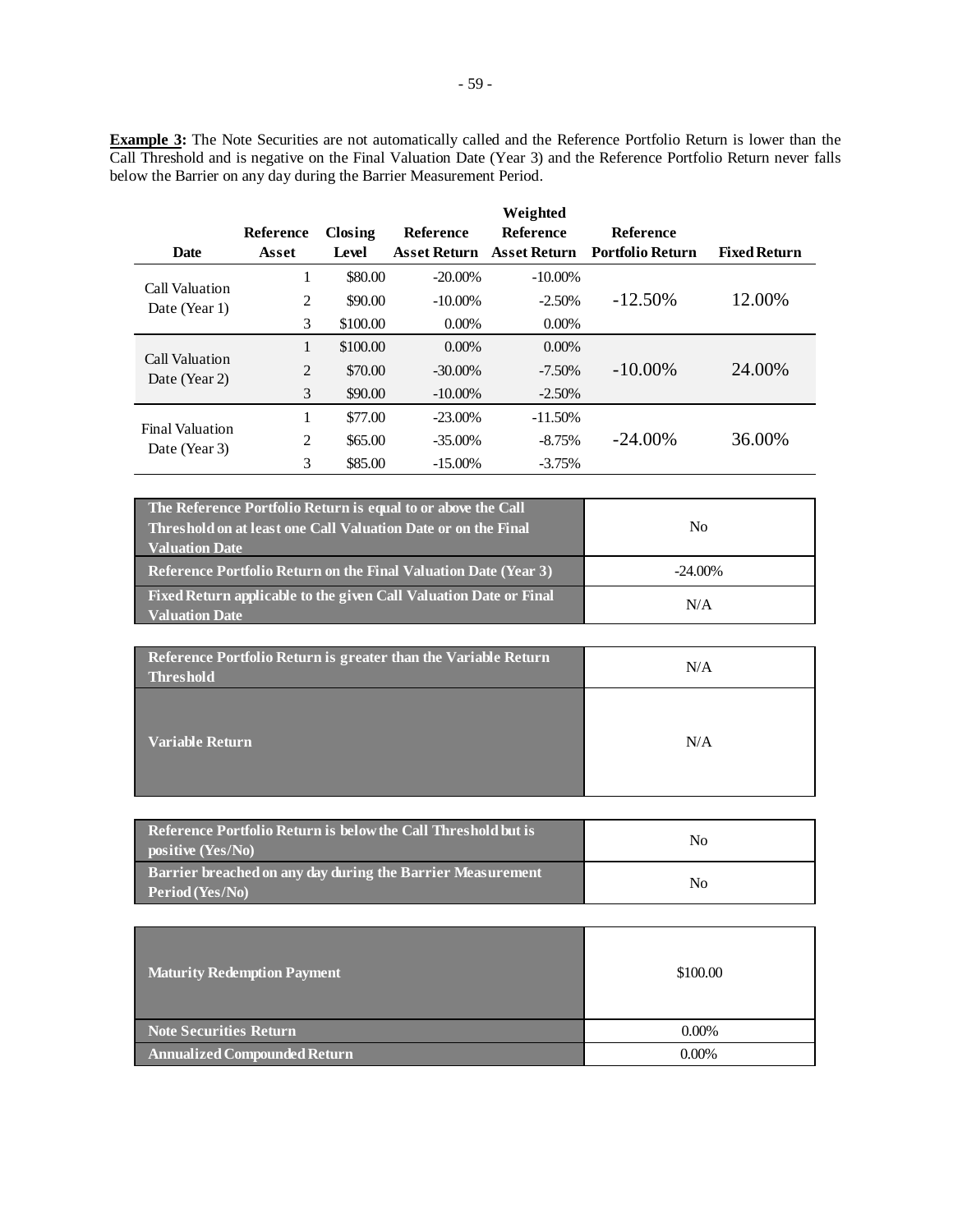**Example 3:** The Note Securities are not automatically called and the Reference Portfolio Return is lower than the Call Threshold and is negative on the Final Valuation Date (Year 3) and the Reference Portfolio Return never falls below the Barrier on any day during the Barrier Measurement Period.

| Date | Reference Asset | Closing Level | Reference Asset Return | Weighted Reference Asset Return | Reference Portfolio Return | Fixed Return |
|---|---|---|---|---|---|---|
| Call Valuation Date (Year 1) | 1 | $80.00 | -20.00% | -10.00% | -12.50% | 12.00% |
| | 2 | $90.00 | -10.00% | -2.50% | | |
| | 3 | $100.00 | 0.00% | 0.00% | | |
| Call Valuation Date (Year 2) | 1 | $100.00 | 0.00% | 0.00% | -10.00% | 24.00% |
| | 2 | $70.00 | -30.00% | -7.50% | | |
| | 3 | $90.00 | -10.00% | -2.50% | | |
| Final Valuation Date (Year 3) | 1 | $77.00 | -23.00% | -11.50% | -24.00% | 36.00% |
| | 2 | $65.00 | -35.00% | -8.75% | | |
| | 3 | $85.00 | -15.00% | -3.75% | | |

| | |
|---|---|
| **The Reference Portfolio Return is equal to or above the Call Threshold on at least one Call Valuation Date or on the Final Valuation Date** | No |
| **Reference Portfolio Return on the Final Valuation Date (Year 3)** | -24.00% |
| **Fixed Return applicable to the given Call Valuation Date or Final Valuation Date** | N/A |

| | |
|---|---|
| **Reference Portfolio Return is greater than the Variable Return Threshold** | N/A |
| **Variable Return** | N/A |

| | |
|---|---|
| **Reference Portfolio Return is below the Call Threshold but is positive (Yes/No)** | No |
| **Barrier breached on any day during the Barrier Measurement Period (Yes/No)** | No |

| | |
|---|---|
| **Maturity Redemption Payment** | $100.00 |
| **Note Securities Return** | 0.00% |
| **Annualized Compounded Return** | 0.00% |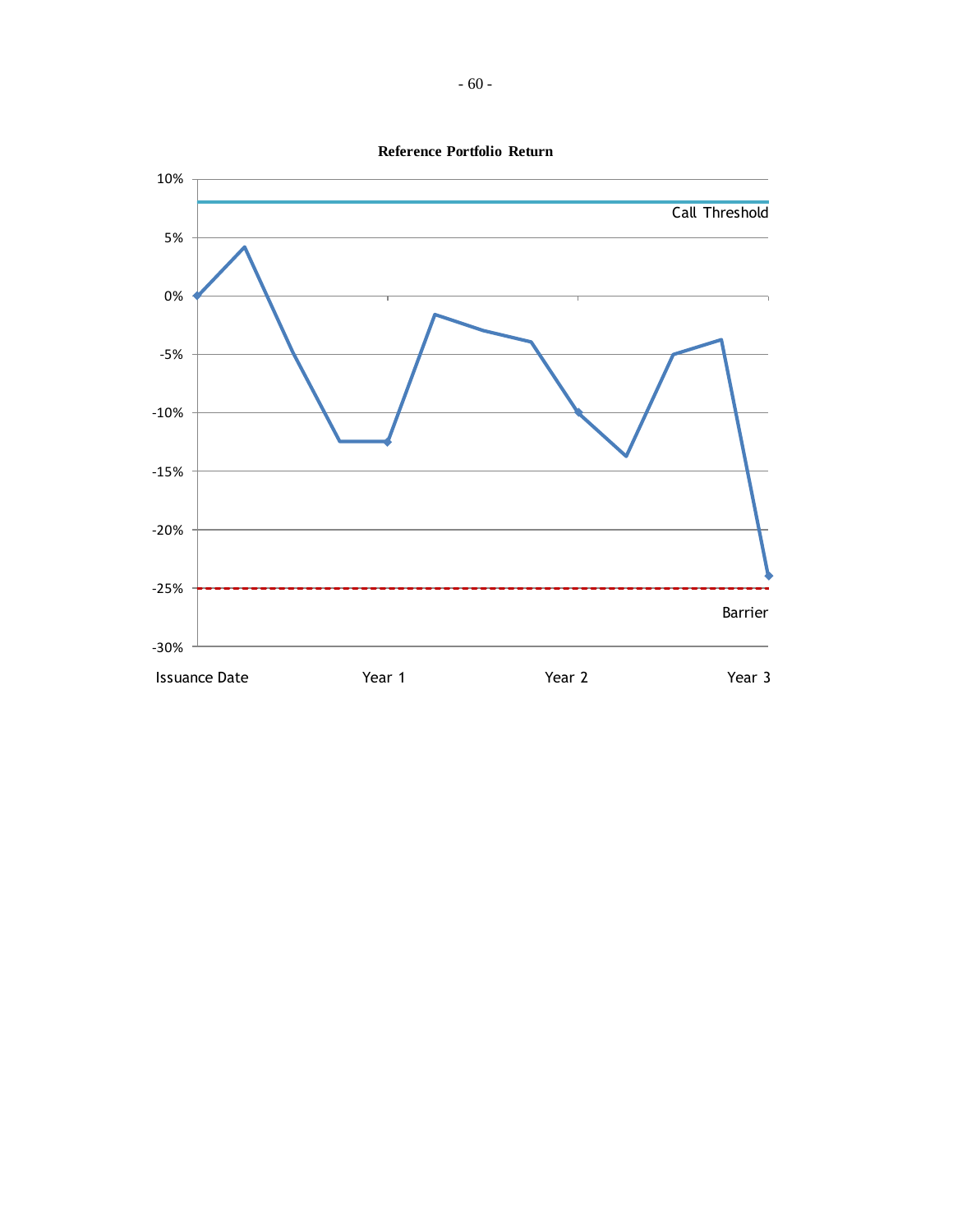**Reference Portfolio Return**

10%

Call Threshold

5%

0%

-5%

-10%

-15%

-20%

-25%

Barrier

-30%

Issuance Date Year 1 Year 2 Year 3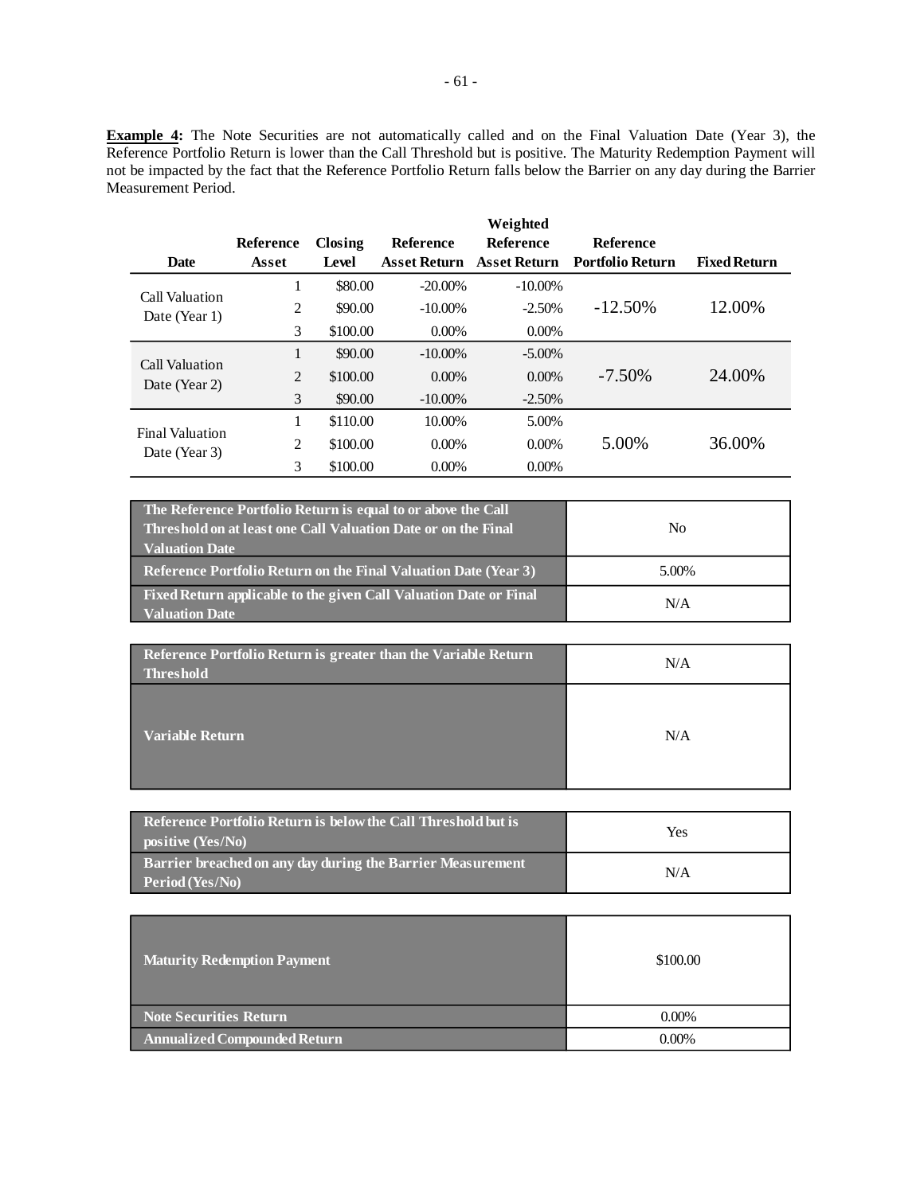**Example 4:** The Note Securities are not automatically called and on the Final Valuation Date (Year 3), the Reference Portfolio Return is lower than the Call Threshold but is positive. The Maturity Redemption Payment will not be impacted by the fact that the Reference Portfolio Return falls below the Barrier on any day during the Barrier Measurement Period.

| Date | Reference Asset | Closing Level | Reference Asset Return | Weighted Reference Asset Return | Reference Portfolio Return | Fixed Return |
|---|---|---|---|---|---|---|
| Call Valuation Date (Year 1) | 1 | $80.00 | -20.00% | -10.00% | -12.50% | 12.00% |
| | 2 | $90.00 | -10.00% | -2.50% | | |
| | 3 | $100.00 | 0.00% | 0.00% | | |
| Call Valuation Date (Year 2) | 1 | $90.00 | -10.00% | -5.00% | -7.50% | 24.00% |
| | 2 | $100.00 | 0.00% | 0.00% | | |
| | 3 | $90.00 | -10.00% | -2.50% | | |
| Final Valuation Date (Year 3) | 1 | $110.00 | 10.00% | 5.00% | 5.00% | 36.00% |
| | 2 | $100.00 | 0.00% | 0.00% | | |
| | 3 | $100.00 | 0.00% | 0.00% | | |

| | |
|---|---|
| **The Reference Portfolio Return is equal to or above the Call Threshold on at least one Call Valuation Date or on the Final Valuation Date** | No |
| **Reference Portfolio Return on the Final Valuation Date (Year 3)** | 5.00% |
| **Fixed Return applicable to the given Call Valuation Date or Final Valuation Date** | N/A |

| | |
|---|---|
| **Reference Portfolio Return is greater than the Variable Return Threshold** | N/A |
| **Variable Return** | N/A |

| | |
|---|---|
| **Reference Portfolio Return is below the Call Threshold but is positive (Yes/No)** | Yes |
| **Barrier breached on any day during the Barrier Measurement Period (Yes/No)** | N/A |

| | |
|---|---|
| **Maturity Redemption Payment** | $100.00 |
| **Note Securities Return** | 0.00% |
| **Annualized Compounded Return** | 0.00% |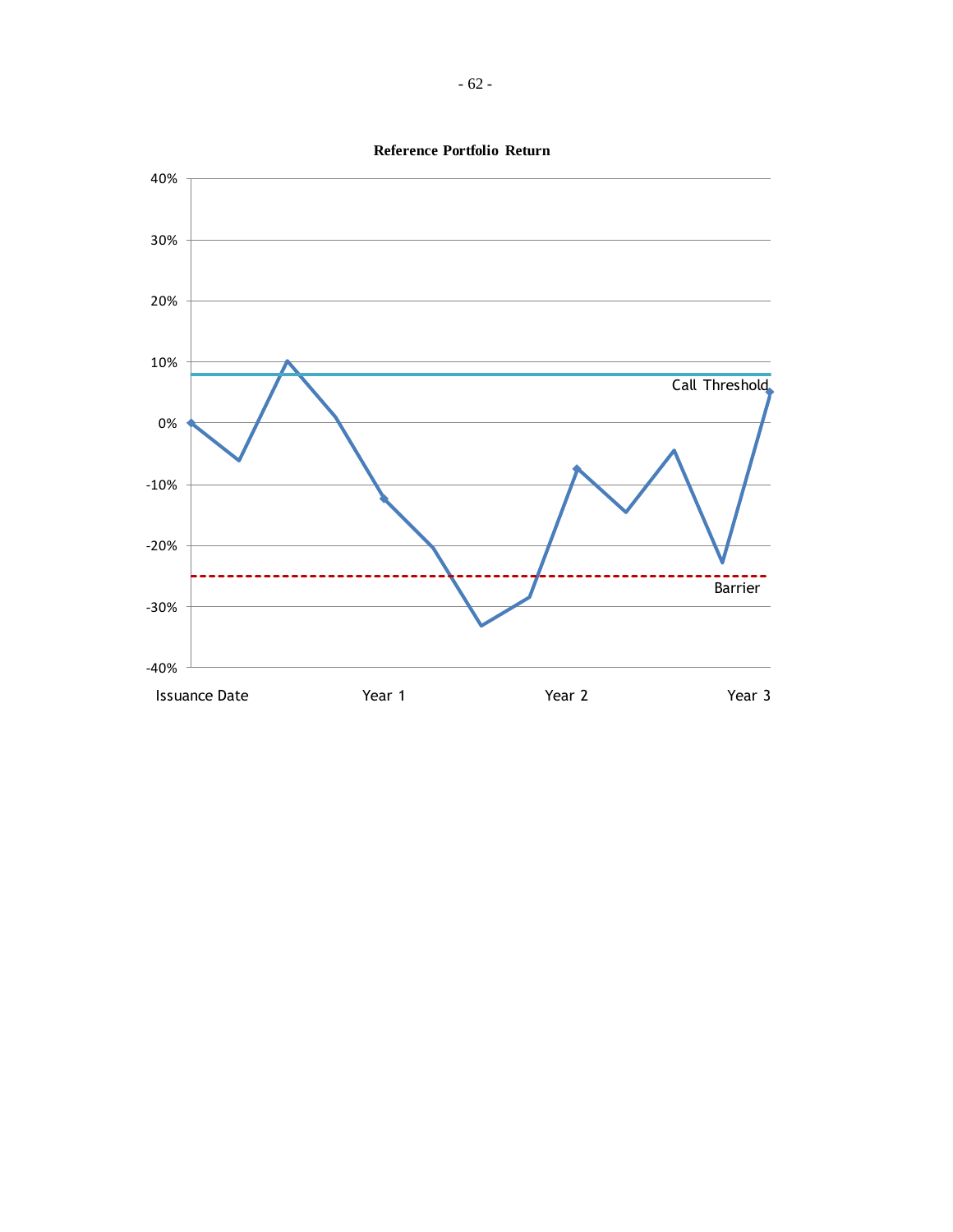**Reference Portfolio Return**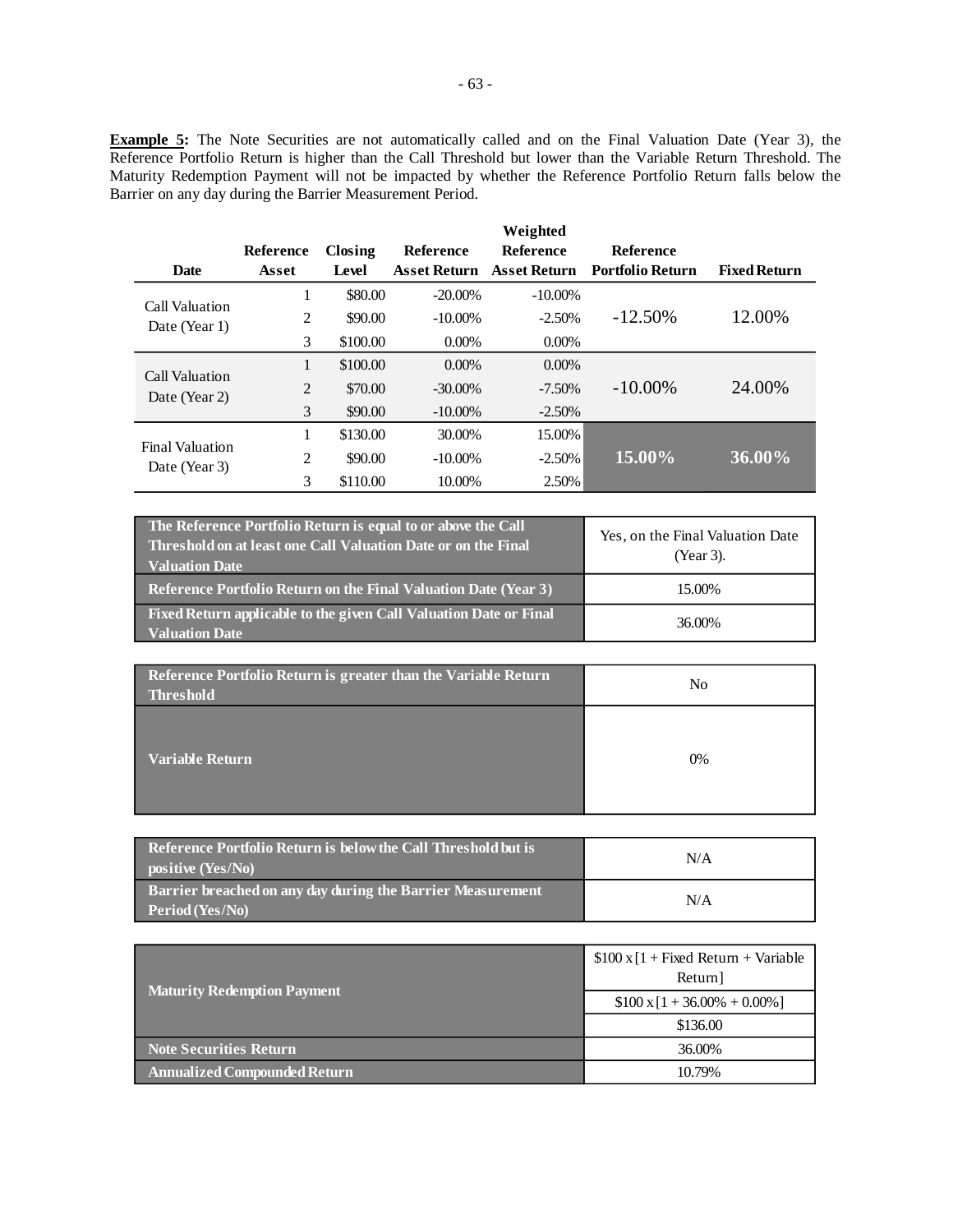**Example 5:** The Note Securities are not automatically called and on the Final Valuation Date (Year 3), the Reference Portfolio Return is higher than the Call Threshold but lower than the Variable Return Threshold. The Maturity Redemption Payment will not be impacted by whether the Reference Portfolio Return falls below the Barrier on any day during the Barrier Measurement Period.

| Date | Reference Asset | Closing Level | Reference Asset Return | Weighted Reference Asset Return | Reference Portfolio Return | Fixed Return |
|---|---|---|---|---|---|---|
| Call Valuation Date (Year 1) | 1 | $80.00 | -20.00% | -10.00% | -12.50% | 12.00% |
| | 2 | $90.00 | -10.00% | -2.50% | | |
| | 3 | $100.00 | 0.00% | 0.00% | | |
| Call Valuation Date (Year 2) | 1 | $100.00 | 0.00% | 0.00% | -10.00% | 24.00% |
| | 2 | $70.00 | -30.00% | -7.50% | | |
| | 3 | $90.00 | -10.00% | -2.50% | | |
| Final Valuation Date (Year 3) | 1 | $130.00 | 30.00% | 15.00% | **15.00%** | **36.00%** |
| | 2 | $90.00 | -10.00% | -2.50% | | |
| | 3 | $110.00 | 10.00% | 2.50% | | |

| | |
|---|---|
| **The Reference Portfolio Return is equal to or above the Call Threshold on at least one Call Valuation Date or on the Final Valuation Date** | Yes, on the Final Valuation Date (Year 3). |
| **Reference Portfolio Return on the Final Valuation Date (Year 3)** | 15.00% |
| **Fixed Return applicable to the given Call Valuation Date or Final Valuation Date** | 36.00% |

| | |
|---|---|
| **Reference Portfolio Return is greater than the Variable Return Threshold** | No |
| **Variable Return** | 0% |

| | |
|---|---|
| **Reference Portfolio Return is below the Call Threshold but is positive (Yes/No)** | N/A |
| **Barrier breached on any day during the Barrier Measurement Period (Yes/No)** | N/A |

| | |
|---|---|
| **Maturity Redemption Payment** | $100 x [1 + Fixed Return + Variable Return] |
| | $100 x [1 + 36.00% + 0.00%] |
| | $136.00 |
| **Note Securities Return** | 36.00% |
| **Annualized Compounded Return** | 10.79% |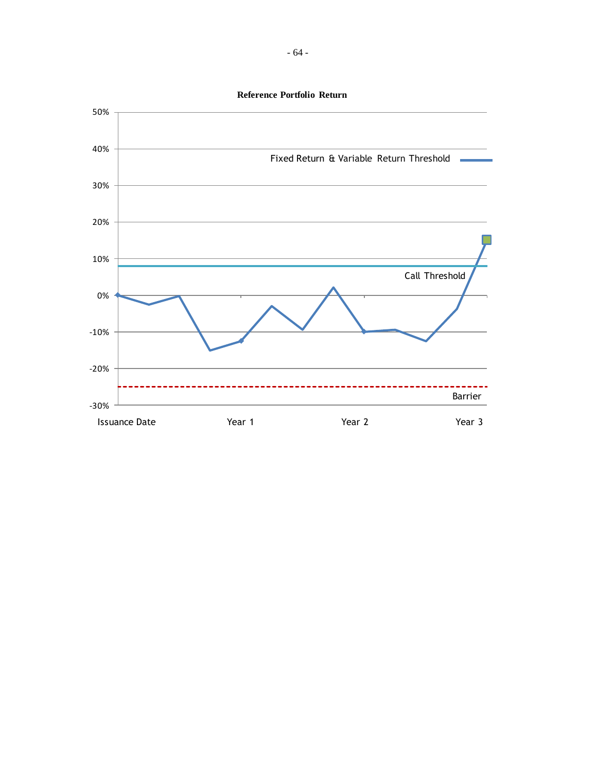**Reference Portfolio Return**

50%
40%
30%
20%
10%
0%
-10%
-20%
-30%

Fixed Return & Variable Return Threshold

Call Threshold

Barrier

Issuance Date    Year 1    Year 2    Year 3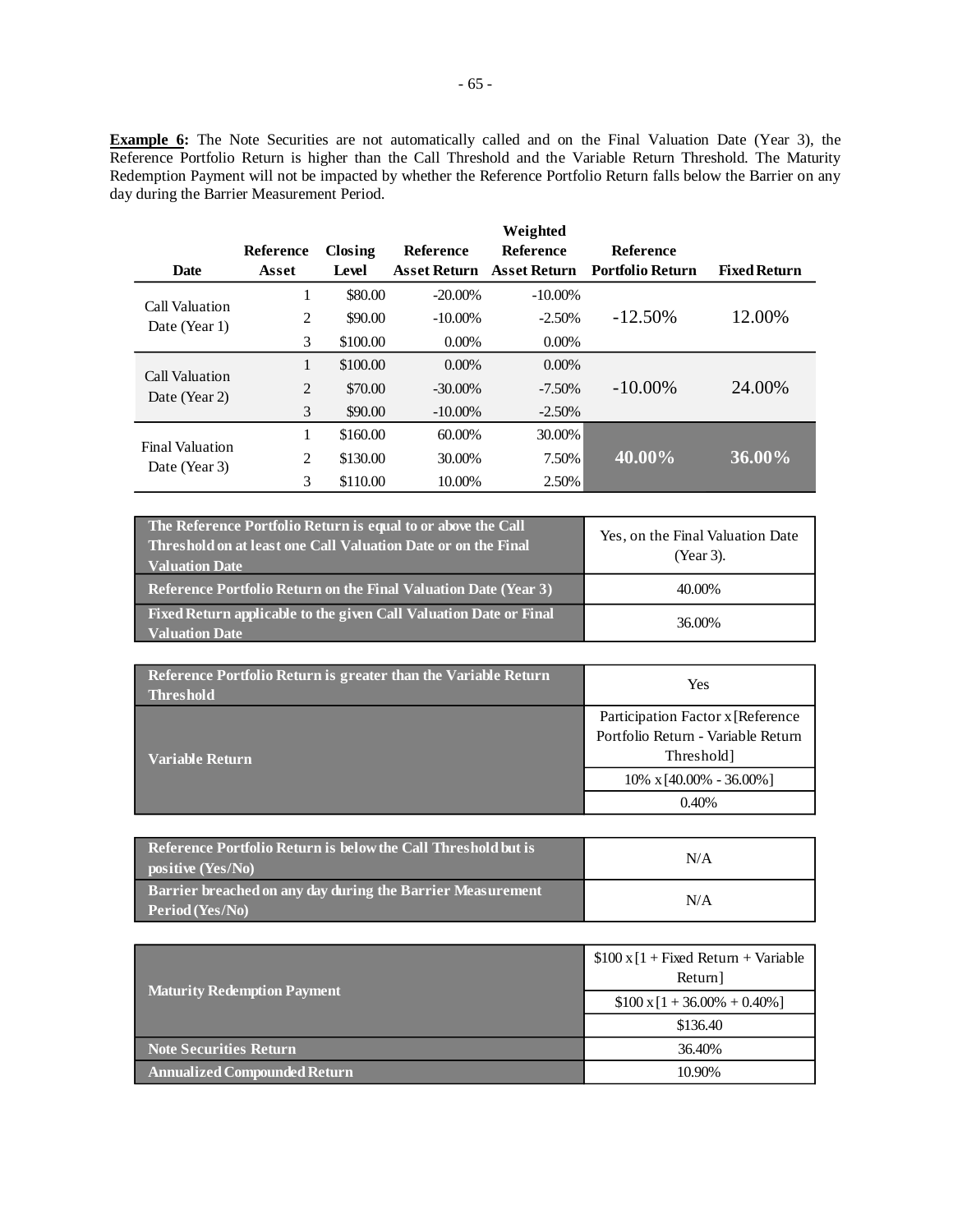**Example 6:** The Note Securities are not automatically called and on the Final Valuation Date (Year 3), the Reference Portfolio Return is higher than the Call Threshold and the Variable Return Threshold. The Maturity Redemption Payment will not be impacted by whether the Reference Portfolio Return falls below the Barrier on any day during the Barrier Measurement Period.

| Date | Reference Asset | Closing Level | Reference Asset Return | Weighted Reference Asset Return | Reference Portfolio Return | Fixed Return |
|---|---|---|---|---|---|---|
| Call Valuation Date (Year 1) | 1 | $80.00 | -20.00% | -10.00% | -12.50% | 12.00% |
| | 2 | $90.00 | -10.00% | -2.50% | | |
| | 3 | $100.00 | 0.00% | 0.00% | | |
| Call Valuation Date (Year 2) | 1 | $100.00 | 0.00% | 0.00% | -10.00% | 24.00% |
| | 2 | $70.00 | -30.00% | -7.50% | | |
| | 3 | $90.00 | -10.00% | -2.50% | | |
| Final Valuation Date (Year 3) | 1 | $160.00 | 60.00% | 30.00% | **40.00%** | **36.00%** |
| | 2 | $130.00 | 30.00% | 7.50% | | |
| | 3 | $110.00 | 10.00% | 2.50% | | |

| | |
|---|---|
| **The Reference Portfolio Return is equal to or above the Call Threshold on at least one Call Valuation Date or on the Final Valuation Date** | Yes, on the Final Valuation Date (Year 3). |
| **Reference Portfolio Return on the Final Valuation Date (Year 3)** | 40.00% |
| **Fixed Return applicable to the given Call Valuation Date or Final Valuation Date** | 36.00% |

| | |
|---|---|
| **Reference Portfolio Return is greater than the Variable Return Threshold** | Yes |
| **Variable Return** | Participation Factor x [Reference Portfolio Return - Variable Return Threshold] |
| | 10% x [40.00% - 36.00%] |
| | 0.40% |

| | |
|---|---|
| **Reference Portfolio Return is below the Call Threshold but is positive (Yes/No)** | N/A |
| **Barrier breached on any day during the Barrier Measurement Period (Yes/No)** | N/A |

| | |
|---|---|
| **Maturity Redemption Payment** | $100 x [1 + Fixed Return + Variable Return] |
| | $100 x [1 + 36.00% + 0.40%] |
| | $136.40 |
| **Note Securities Return** | 36.40% |
| **Annualized Compounded Return** | 10.90% |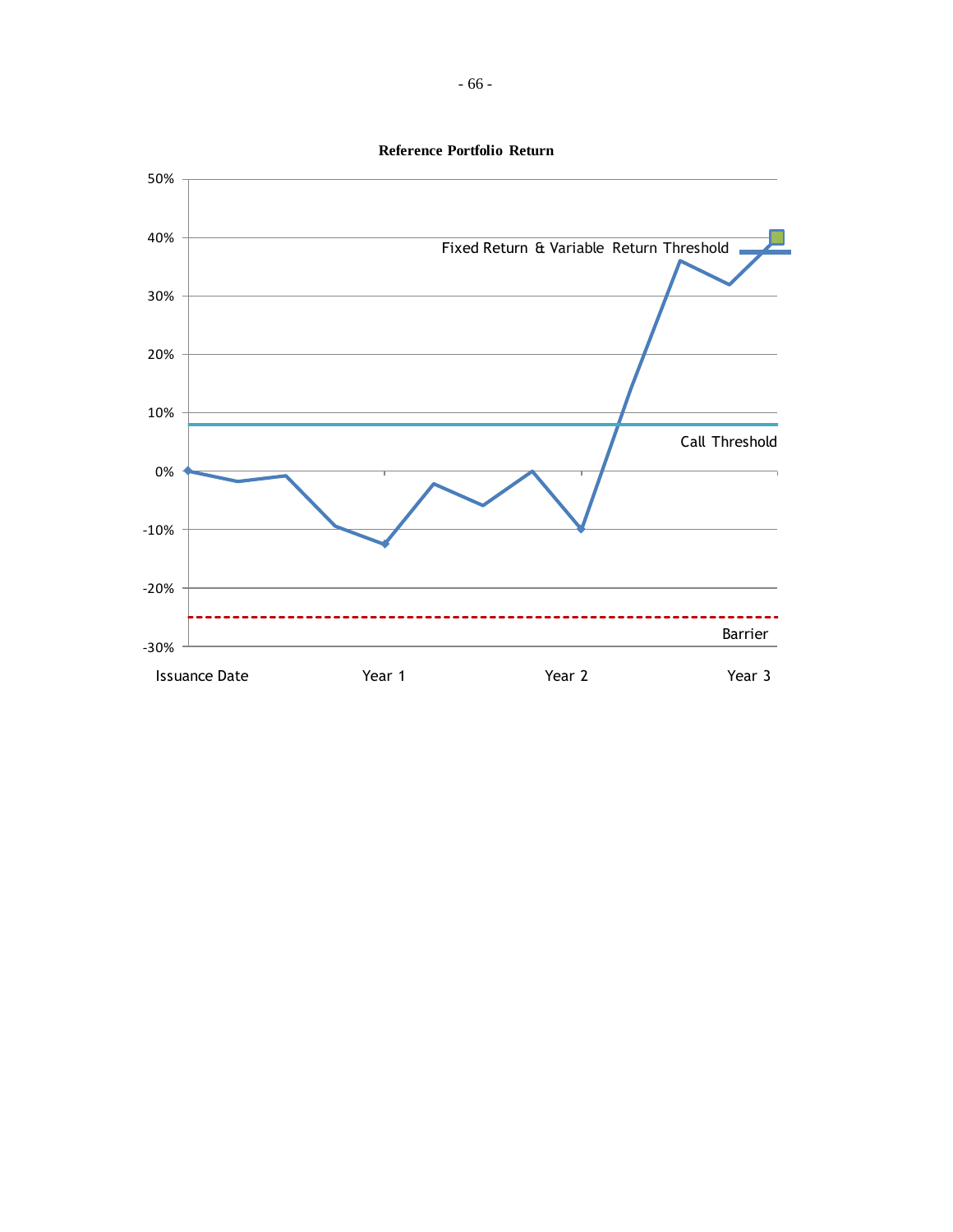**Reference Portfolio Return**

50%
40%
30%
20%
10%
0%
-10%
-20%
-30%

Fixed Return & Variable Return Threshold

Call Threshold

Barrier

Issuance Date    Year 1    Year 2    Year 3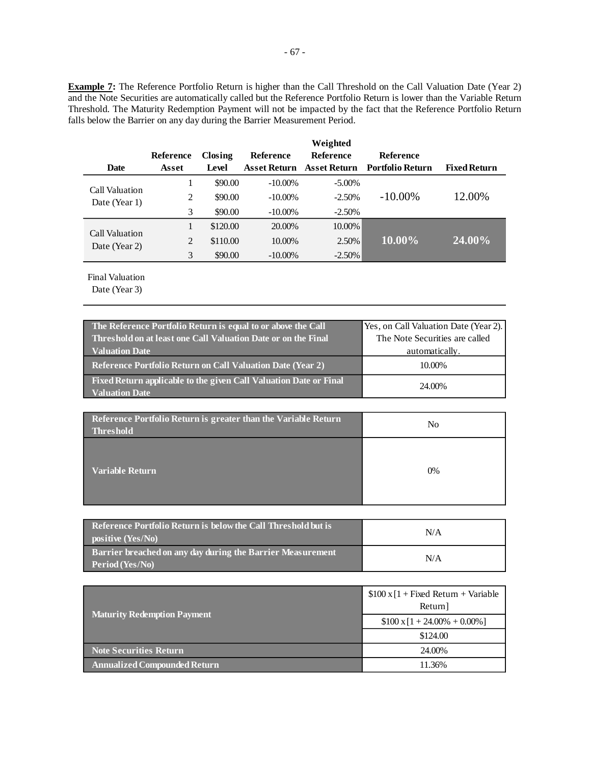**Example 7:** The Reference Portfolio Return is higher than the Call Threshold on the Call Valuation Date (Year 2) and the Note Securities are automatically called but the Reference Portfolio Return is lower than the Variable Return Threshold. The Maturity Redemption Payment will not be impacted by the fact that the Reference Portfolio Return falls below the Barrier on any day during the Barrier Measurement Period.

| Date | Reference Asset | Closing Level | Reference Asset Return | Weighted Reference Asset Return | Reference Portfolio Return | Fixed Return |
|---|---|---|---|---|---|---|
| Call Valuation Date (Year 1) | 1 | $90.00 | -10.00% | -5.00% | -10.00% | 12.00% |
| | 2 | $90.00 | -10.00% | -2.50% | | |
| | 3 | $90.00 | -10.00% | -2.50% | | |
| Call Valuation Date (Year 2) | 1 | $120.00 | 20.00% | 10.00% | **10.00%** | **24.00%** |
| | 2 | $110.00 | 10.00% | 2.50% | | |
| | 3 | $90.00 | -10.00% | -2.50% | | |
| Final Valuation Date (Year 3) | | | | | | |

| | |
|---|---|
| **The Reference Portfolio Return is equal to or above the Call Threshold on at least one Call Valuation Date or on the Final Valuation Date** | Yes, on Call Valuation Date (Year 2). The Note Securities are called automatically. |
| **Reference Portfolio Return on Call Valuation Date (Year 2)** | 10.00% |
| **Fixed Return applicable to the given Call Valuation Date or Final Valuation Date** | 24.00% |

| | |
|---|---|
| **Reference Portfolio Return is greater than the Variable Return Threshold** | No |
| **Variable Return** | 0% |

| | |
|---|---|
| **Reference Portfolio Return is below the Call Threshold but is positive (Yes/No)** | N/A |
| **Barrier breached on any day during the Barrier Measurement Period (Yes/No)** | N/A |

| | |
|---|---|
| **Maturity Redemption Payment** | $100 x [1 + Fixed Return + Variable Return] |
| | $100 x [1 + 24.00% + 0.00%] |
| | $124.00 |
| **Note Securities Return** | 24.00% |
| **Annualized Compounded Return** | 11.36% |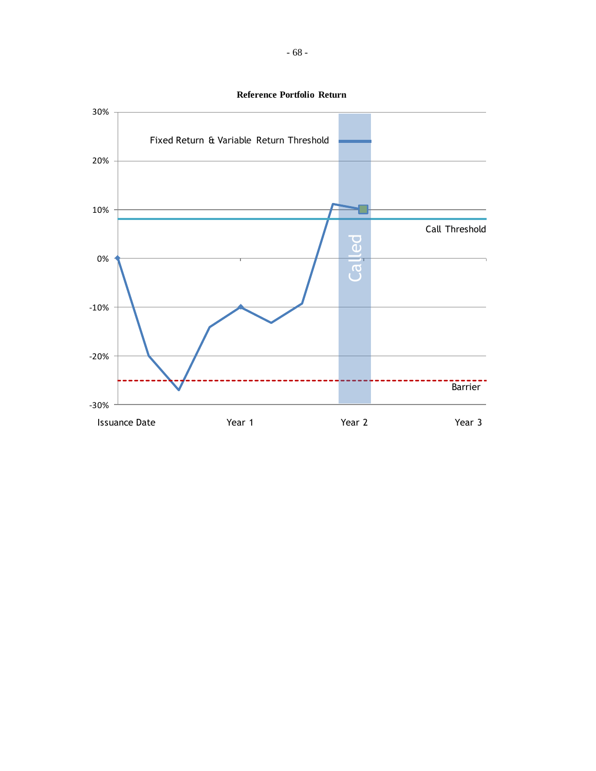**Reference Portfolio Return**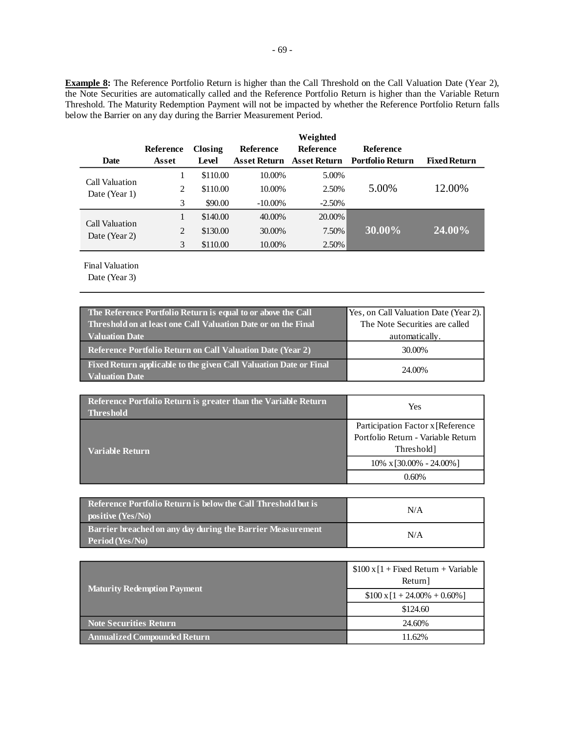**Example 8:** The Reference Portfolio Return is higher than the Call Threshold on the Call Valuation Date (Year 2), the Note Securities are automatically called and the Reference Portfolio Return is higher than the Variable Return Threshold. The Maturity Redemption Payment will not be impacted by whether the Reference Portfolio Return falls below the Barrier on any day during the Barrier Measurement Period.

| Date | Reference Asset | Closing Level | Reference Asset Return | Weighted Reference Asset Return | Reference Portfolio Return | Fixed Return |
|---|---|---|---|---|---|---|
| Call Valuation Date (Year 1) | 1 | $110.00 | 10.00% | 5.00% | 5.00% | 12.00% |
| | 2 | $110.00 | 10.00% | 2.50% | | |
| | 3 | $90.00 | -10.00% | -2.50% | | |
| Call Valuation Date (Year 2) | 1 | $140.00 | 40.00% | 20.00% | **30.00%** | **24.00%** |
| | 2 | $130.00 | 30.00% | 7.50% | | |
| | 3 | $110.00 | 10.00% | 2.50% | | |
| Final Valuation Date (Year 3) | | | | | | |

| | |
|---|---|
| **The Reference Portfolio Return is equal to or above the Call Threshold on at least one Call Valuation Date or on the Final Valuation Date** | Yes, on Call Valuation Date (Year 2). The Note Securities are called automatically. |
| **Reference Portfolio Return on Call Valuation Date (Year 2)** | 30.00% |
| **Fixed Return applicable to the given Call Valuation Date or Final Valuation Date** | 24.00% |

| | |
|---|---|
| **Reference Portfolio Return is greater than the Variable Return Threshold** | Yes |
| **Variable Return** | Participation Factor x [Reference Portfolio Return - Variable Return Threshold] |
| | 10% x [30.00% - 24.00%] |
| | 0.60% |

| | |
|---|---|
| **Reference Portfolio Return is below the Call Threshold but is positive (Yes/No)** | N/A |
| **Barrier breached on any day during the Barrier Measurement Period (Yes/No)** | N/A |

| | |
|---|---|
| **Maturity Redemption Payment** | $100 x [1 + Fixed Return + Variable Return] |
| | $100 x [1 + 24.00% + 0.60%] |
| | $124.60 |
| **Note Securities Return** | 24.60% |
| **Annualized Compounded Return** | 11.62% |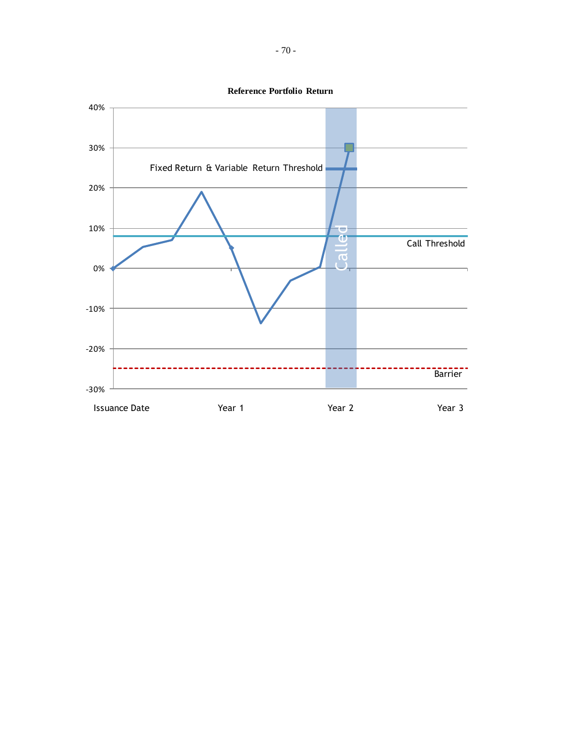**Reference Portfolio Return**

40%

30%

Fixed Return & Variable Return Threshold

20%

10%

Call Threshold

0%

Called

-10%

-20%

Barrier

-30%

Issuance Date　　Year 1　　Year 2　　Year 3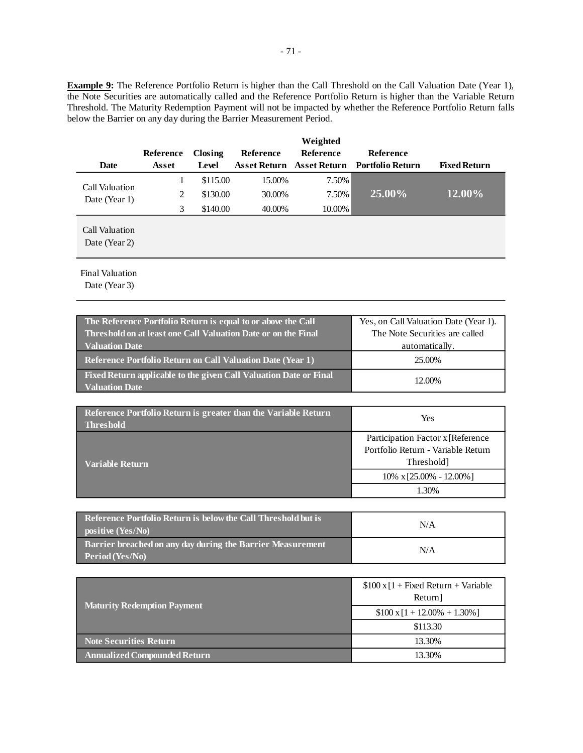**Example 9:** The Reference Portfolio Return is higher than the Call Threshold on the Call Valuation Date (Year 1), the Note Securities are automatically called and the Reference Portfolio Return is higher than the Variable Return Threshold. The Maturity Redemption Payment will not be impacted by whether the Reference Portfolio Return falls below the Barrier on any day during the Barrier Measurement Period.

| Date | Reference Asset | Closing Level | Reference Asset Return | Weighted Reference Asset Return | Reference Portfolio Return | Fixed Return |
|---|---|---|---|---|---|---|
| Call Valuation Date (Year 1) | 1 | $115.00 | 15.00% | 7.50% | 25.00% | 12.00% |
| | 2 | $130.00 | 30.00% | 7.50% | | |
| | 3 | $140.00 | 40.00% | 10.00% | | |
| Call Valuation Date (Year 2) | | | | | | |
| Final Valuation Date (Year 3) | | | | | | |

| | |
|---|---|
| **The Reference Portfolio Return is equal to or above the Call Threshold on at least one Call Valuation Date or on the Final Valuation Date** | Yes, on Call Valuation Date (Year 1). The Note Securities are called automatically. |
| **Reference Portfolio Return on Call Valuation Date (Year 1)** | 25.00% |
| **Fixed Return applicable to the given Call Valuation Date or Final Valuation Date** | 12.00% |

| | |
|---|---|
| **Reference Portfolio Return is greater than the Variable Return Threshold** | Yes |
| **Variable Return** | Participation Factor x [Reference Portfolio Return - Variable Return Threshold] |
| | 10% x [25.00% - 12.00%] |
| | 1.30% |

| | |
|---|---|
| **Reference Portfolio Return is below the Call Threshold but is positive (Yes/No)** | N/A |
| **Barrier breached on any day during the Barrier Measurement Period (Yes/No)** | N/A |

| | |
|---|---|
| **Maturity Redemption Payment** | $100 x [1 + Fixed Return + Variable Return] |
| | $100 x [1 + 12.00% + 1.30%] |
| | $113.30 |
| **Note Securities Return** | 13.30% |
| **Annualized Compounded Return** | 13.30% |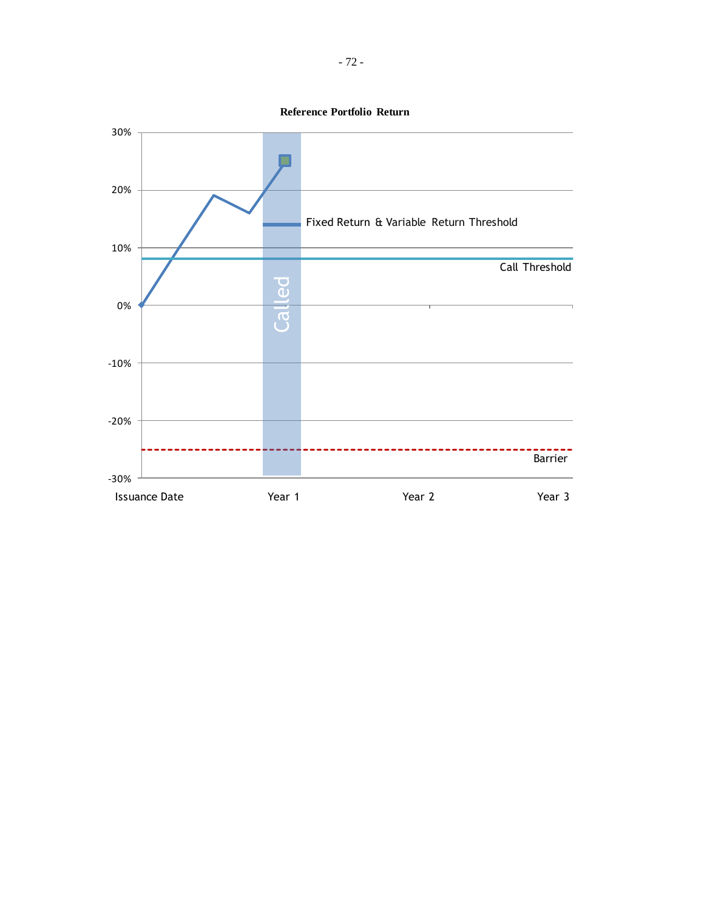**Reference Portfolio Return**

30%

20%

10%

0%

-10%

-20%

-30%

Fixed Return & Variable Return Threshold

Call Threshold

Called

Barrier

Issuance Date    Year 1    Year 2    Year 3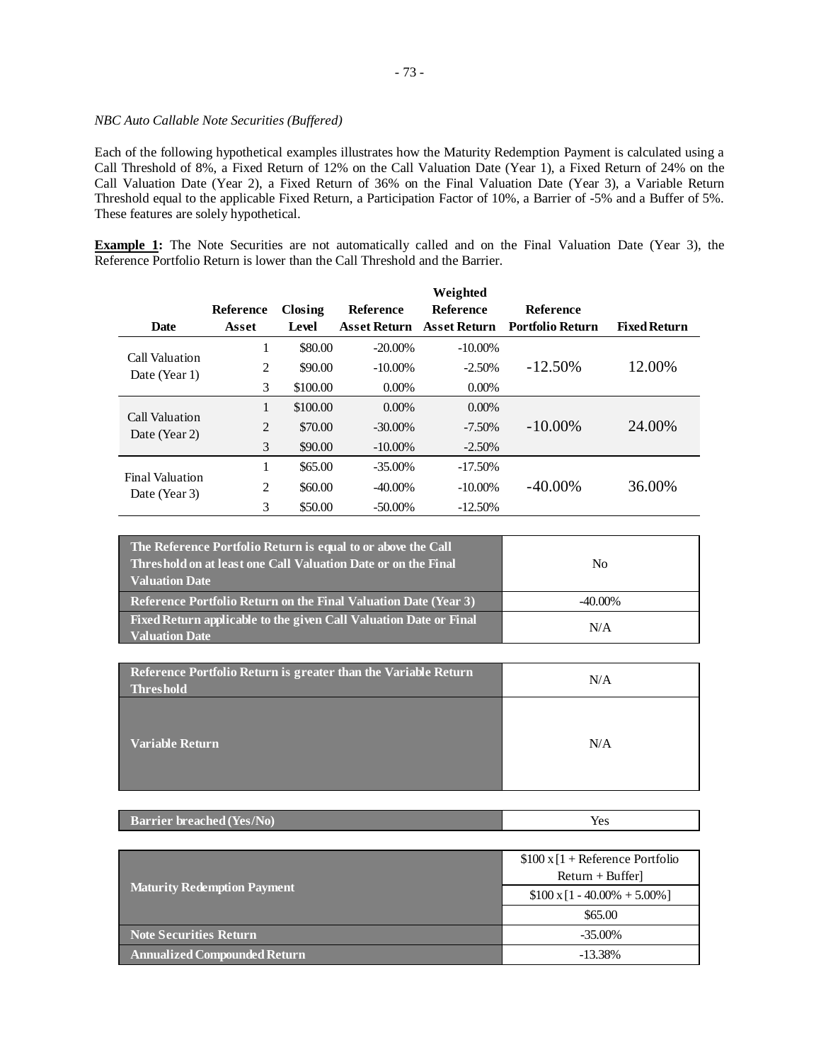*NBC Auto Callable Note Securities (Buffered)*

Each of the following hypothetical examples illustrates how the Maturity Redemption Payment is calculated using a Call Threshold of 8%, a Fixed Return of 12% on the Call Valuation Date (Year 1), a Fixed Return of 24% on the Call Valuation Date (Year 2), a Fixed Return of 36% on the Final Valuation Date (Year 3), a Variable Return Threshold equal to the applicable Fixed Return, a Participation Factor of 10%, a Barrier of -5% and a Buffer of 5%. These features are solely hypothetical.

**Example 1:** The Note Securities are not automatically called and on the Final Valuation Date (Year 3), the Reference Portfolio Return is lower than the Call Threshold and the Barrier.

| Date | Reference Asset | Closing Level | Reference Asset Return | Weighted Reference Asset Return | Reference Portfolio Return | Fixed Return |
|---|---|---|---|---|---|---|
| Call Valuation Date (Year 1) | 1 | $80.00 | -20.00% | -10.00% | -12.50% | 12.00% |
| | 2 | $90.00 | -10.00% | -2.50% | | |
| | 3 | $100.00 | 0.00% | 0.00% | | |
| Call Valuation Date (Year 2) | 1 | $100.00 | 0.00% | 0.00% | -10.00% | 24.00% |
| | 2 | $70.00 | -30.00% | -7.50% | | |
| | 3 | $90.00 | -10.00% | -2.50% | | |
| Final Valuation Date (Year 3) | 1 | $65.00 | -35.00% | -17.50% | -40.00% | 36.00% |
| | 2 | $60.00 | -40.00% | -10.00% | | |
| | 3 | $50.00 | -50.00% | -12.50% | | |

| | |
|---|---|
| **The Reference Portfolio Return is equal to or above the Call Threshold on at least one Call Valuation Date or on the Final Valuation Date** | No |
| **Reference Portfolio Return on the Final Valuation Date (Year 3)** | -40.00% |
| **Fixed Return applicable to the given Call Valuation Date or Final Valuation Date** | N/A |

| | |
|---|---|
| **Reference Portfolio Return is greater than the Variable Return Threshold** | N/A |
| **Variable Return** | N/A |

| | |
|---|---|
| **Barrier breached (Yes/No)** | Yes |

| | |
|---|---|
| **Maturity Redemption Payment** | $100 x [1 + Reference Portfolio Return + Buffer] |
| | $100 x [1 - 40.00% + 5.00%] |
| | $65.00 |
| **Note Securities Return** | -35.00% |
| **Annualized Compounded Return** | -13.38% |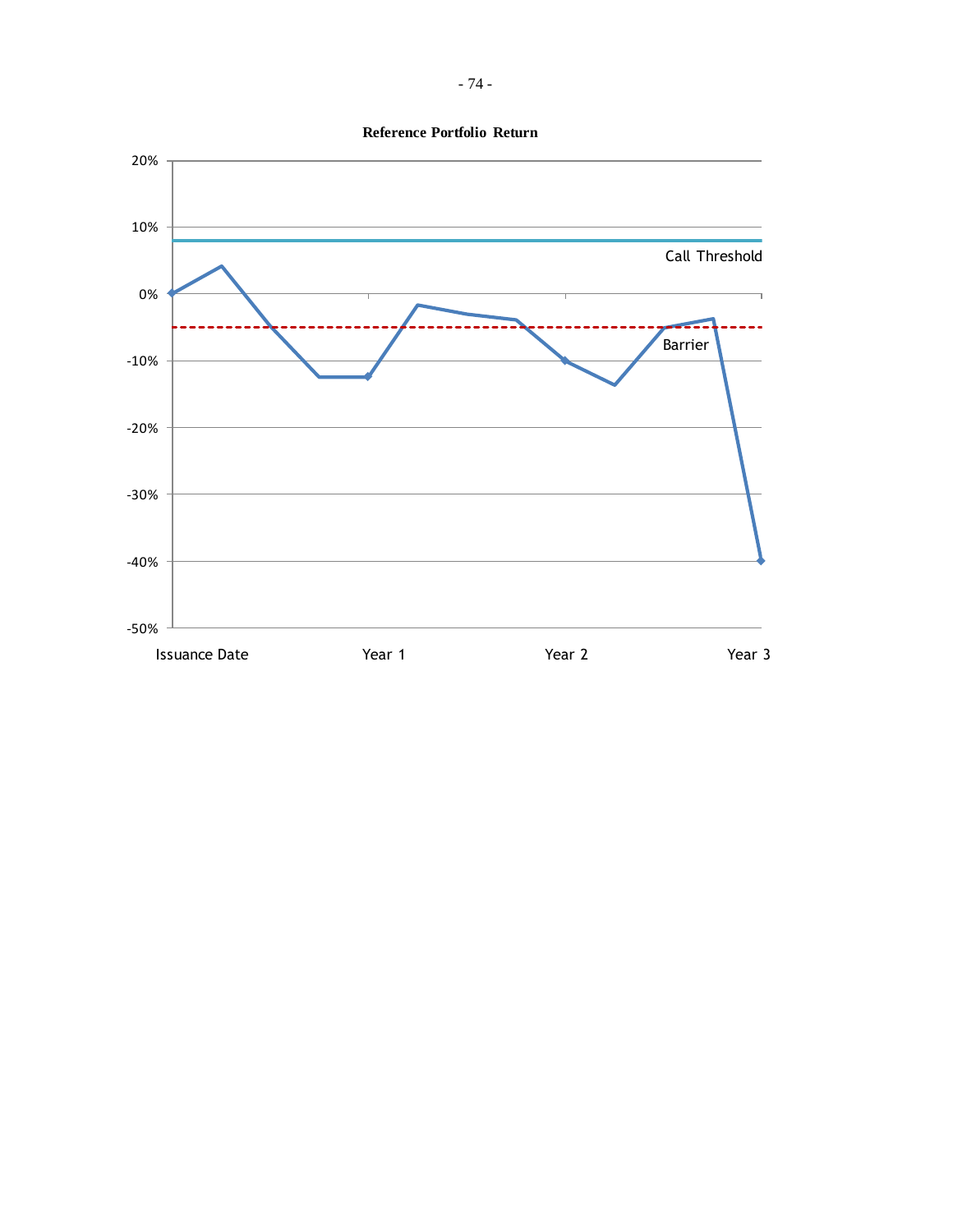**Reference Portfolio Return**

20%

10%

0%

-10%

-20%

-30%

-40%

-50%

Call Threshold

Barrier

Issuance Date Year 1 Year 2 Year 3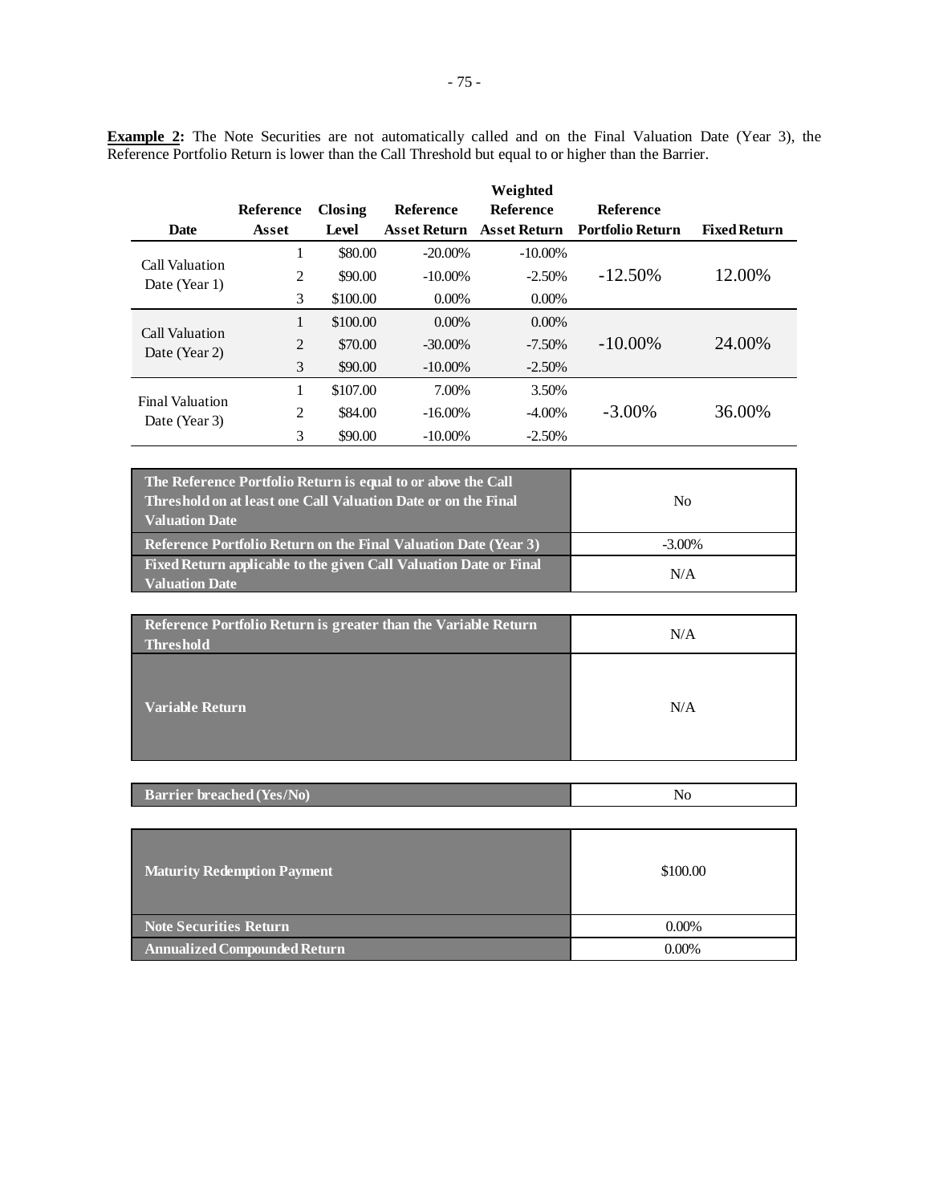**Example 2:** The Note Securities are not automatically called and on the Final Valuation Date (Year 3), the Reference Portfolio Return is lower than the Call Threshold but equal to or higher than the Barrier.

| Date | Reference Asset | Closing Level | Reference Asset Return | Weighted Reference Asset Return | Reference Portfolio Return | Fixed Return |
|---|---|---|---|---|---|---|
| Call Valuation Date (Year 1) | 1 | $80.00 | -20.00% | -10.00% | -12.50% | 12.00% |
| | 2 | $90.00 | -10.00% | -2.50% | | |
| | 3 | $100.00 | 0.00% | 0.00% | | |
| Call Valuation Date (Year 2) | 1 | $100.00 | 0.00% | 0.00% | -10.00% | 24.00% |
| | 2 | $70.00 | -30.00% | -7.50% | | |
| | 3 | $90.00 | -10.00% | -2.50% | | |
| Final Valuation Date (Year 3) | 1 | $107.00 | 7.00% | 3.50% | -3.00% | 36.00% |
| | 2 | $84.00 | -16.00% | -4.00% | | |
| | 3 | $90.00 | -10.00% | -2.50% | | |

| | |
|---|---|
| **The Reference Portfolio Return is equal to or above the Call Threshold on at least one Call Valuation Date or on the Final Valuation Date** | No |
| **Reference Portfolio Return on the Final Valuation Date (Year 3)** | -3.00% |
| **Fixed Return applicable to the given Call Valuation Date or Final Valuation Date** | N/A |

| | |
|---|---|
| **Reference Portfolio Return is greater than the Variable Return Threshold** | N/A |
| **Variable Return** | N/A |

| | |
|---|---|
| **Barrier breached (Yes/No)** | No |

| | |
|---|---|
| **Maturity Redemption Payment** | $100.00 |
| **Note Securities Return** | 0.00% |
| **Annualized Compounded Return** | 0.00% |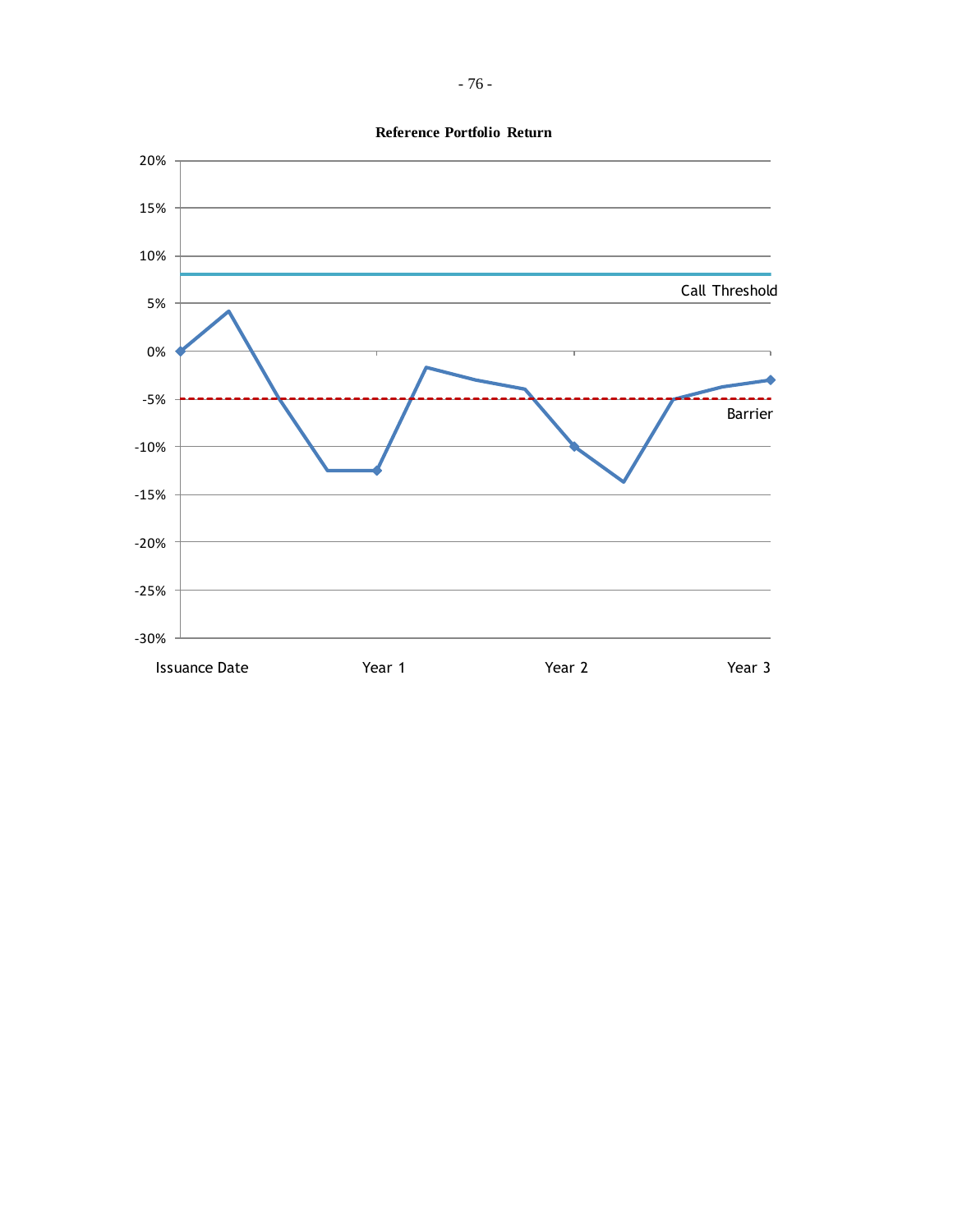**Reference Portfolio Return**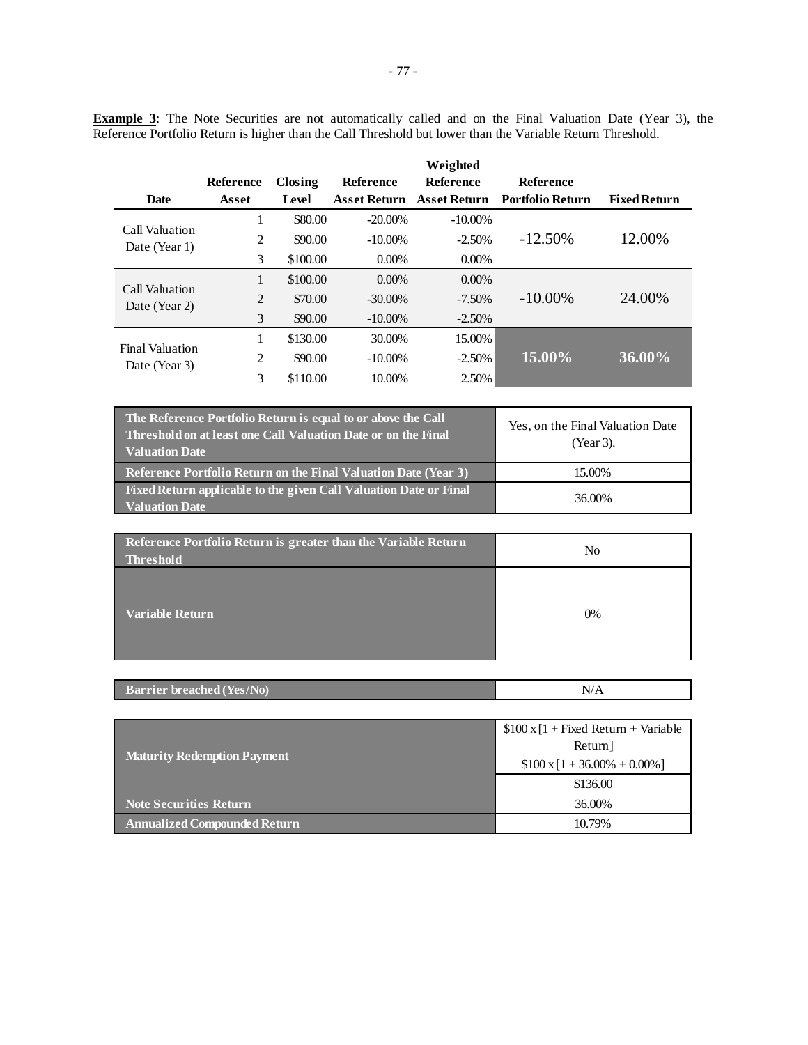**Example 3**: The Note Securities are not automatically called and on the Final Valuation Date (Year 3), the Reference Portfolio Return is higher than the Call Threshold but lower than the Variable Return Threshold.

| Date | Reference Asset | Closing Level | Reference Asset Return | Weighted Reference Asset Return | Reference Portfolio Return | Fixed Return |
|---|---|---|---|---|---|---|
| Call Valuation Date (Year 1) | 1 | $80.00 | -20.00% | -10.00% | -12.50% | 12.00% |
| | 2 | $90.00 | -10.00% | -2.50% | | |
| | 3 | $100.00 | 0.00% | 0.00% | | |
| Call Valuation Date (Year 2) | 1 | $100.00 | 0.00% | 0.00% | -10.00% | 24.00% |
| | 2 | $70.00 | -30.00% | -7.50% | | |
| | 3 | $90.00 | -10.00% | -2.50% | | |
| Final Valuation Date (Year 3) | 1 | $130.00 | 30.00% | 15.00% | **15.00%** | **36.00%** |
| | 2 | $90.00 | -10.00% | -2.50% | | |
| | 3 | $110.00 | 10.00% | 2.50% | | |

| | |
|---|---|
| **The Reference Portfolio Return is equal to or above the Call Threshold on at least one Call Valuation Date or on the Final Valuation Date** | Yes, on the Final Valuation Date (Year 3). |
| **Reference Portfolio Return on the Final Valuation Date (Year 3)** | 15.00% |
| **Fixed Return applicable to the given Call Valuation Date or Final Valuation Date** | 36.00% |

| | |
|---|---|
| **Reference Portfolio Return is greater than the Variable Return Threshold** | No |
| **Variable Return** | 0% |

| | |
|---|---|
| **Barrier breached (Yes/No)** | N/A |

| | |
|---|---|
| **Maturity Redemption Payment** | $100 x [1 + Fixed Return + Variable Return] |
| | $100 x [1 + 36.00% + 0.00%] |
| | $136.00 |
| **Note Securities Return** | 36.00% |
| **Annualized Compounded Return** | 10.79% |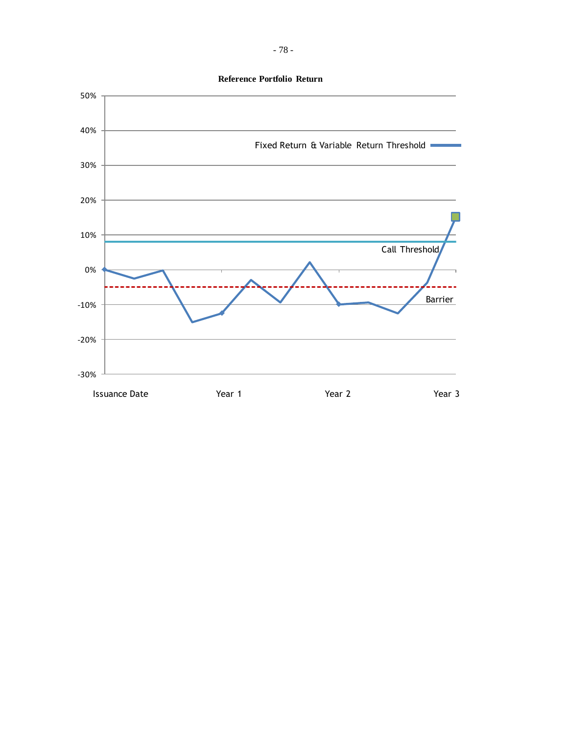**Reference Portfolio Return**

| | |
|---|---|
| 50% | |
| 40% | |
| 30% | Fixed Return & Variable Return Threshold |
| 20% | |
| 10% | Call Threshold |
| 0% | |
| -10% | Barrier |
| -20% | |
| -30% | |

Issuance Date | Year 1 | Year 2 | Year 3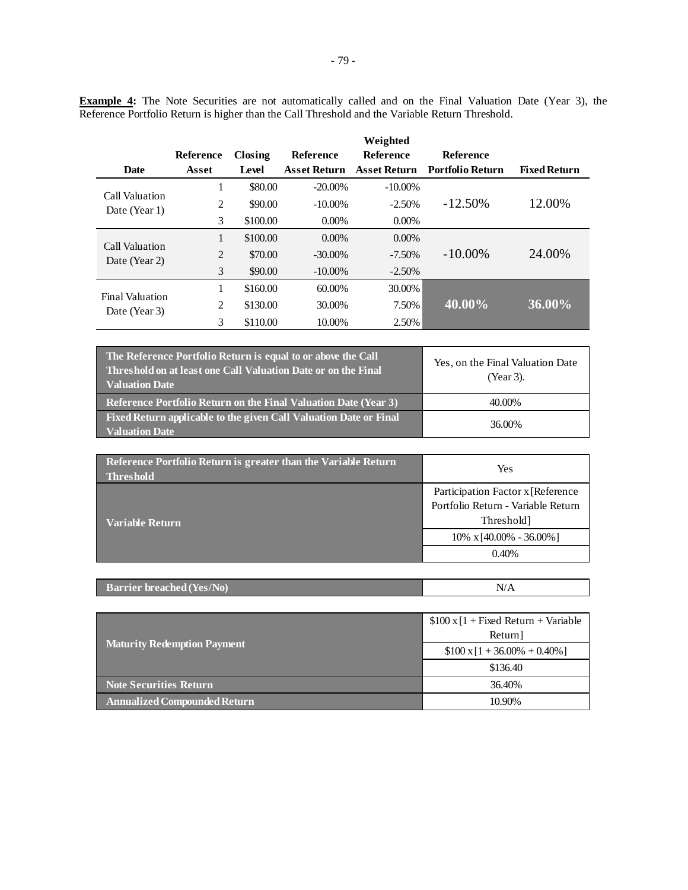**Example 4:** The Note Securities are not automatically called and on the Final Valuation Date (Year 3), the Reference Portfolio Return is higher than the Call Threshold and the Variable Return Threshold.

| Date | Reference Asset | Closing Level | Reference Asset Return | Weighted Reference Asset Return | Reference Portfolio Return | Fixed Return |
|---|---|---|---|---|---|---|
| Call Valuation Date (Year 1) | 1 | $80.00 | -20.00% | -10.00% | -12.50% | 12.00% |
| | 2 | $90.00 | -10.00% | -2.50% | | |
| | 3 | $100.00 | 0.00% | 0.00% | | |
| Call Valuation Date (Year 2) | 1 | $100.00 | 0.00% | 0.00% | -10.00% | 24.00% |
| | 2 | $70.00 | -30.00% | -7.50% | | |
| | 3 | $90.00 | -10.00% | -2.50% | | |
| Final Valuation Date (Year 3) | 1 | $160.00 | 60.00% | 30.00% | **40.00%** | **36.00%** |
| | 2 | $130.00 | 30.00% | 7.50% | | |
| | 3 | $110.00 | 10.00% | 2.50% | | |

| | |
|---|---|
| **The Reference Portfolio Return is equal to or above the Call Threshold on at least one Call Valuation Date or on the Final Valuation Date** | Yes, on the Final Valuation Date (Year 3). |
| **Reference Portfolio Return on the Final Valuation Date (Year 3)** | 40.00% |
| **Fixed Return applicable to the given Call Valuation Date or Final Valuation Date** | 36.00% |

| | |
|---|---|
| **Reference Portfolio Return is greater than the Variable Return Threshold** | Yes |
| **Variable Return** | Participation Factor x [Reference Portfolio Return - Variable Return Threshold] |
| | 10% x [40.00% - 36.00%] |
| | 0.40% |

| | |
|---|---|
| **Barrier breached (Yes/No)** | N/A |

| | |
|---|---|
| **Maturity Redemption Payment** | $100 x [1 + Fixed Return + Variable Return] |
| | $100 x [1 + 36.00% + 0.40%] |
| | $136.40 |
| **Note Securities Return** | 36.40% |
| **Annualized Compounded Return** | 10.90% |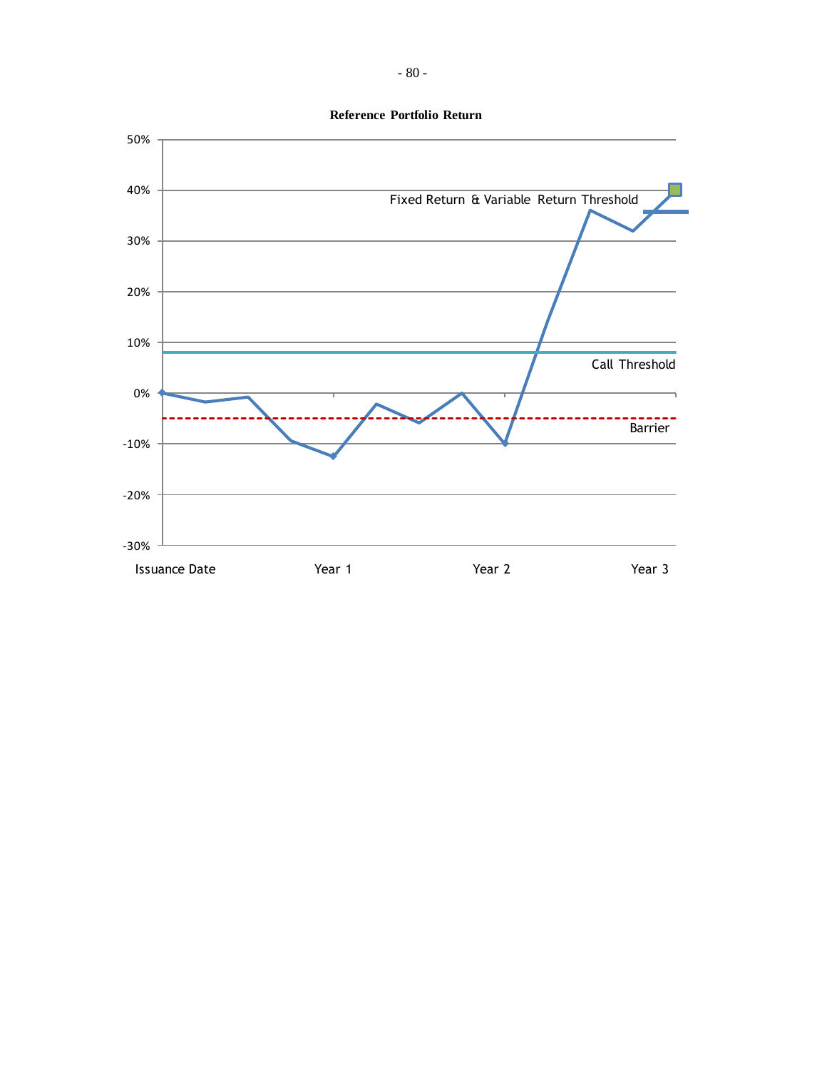**Reference Portfolio Return**

50%

40%

Fixed Return & Variable Return Threshold

30%

20%

10%

Call Threshold

0%

Barrier

-10%

-20%

-30%

Issuance Date Year 1 Year 2 Year 3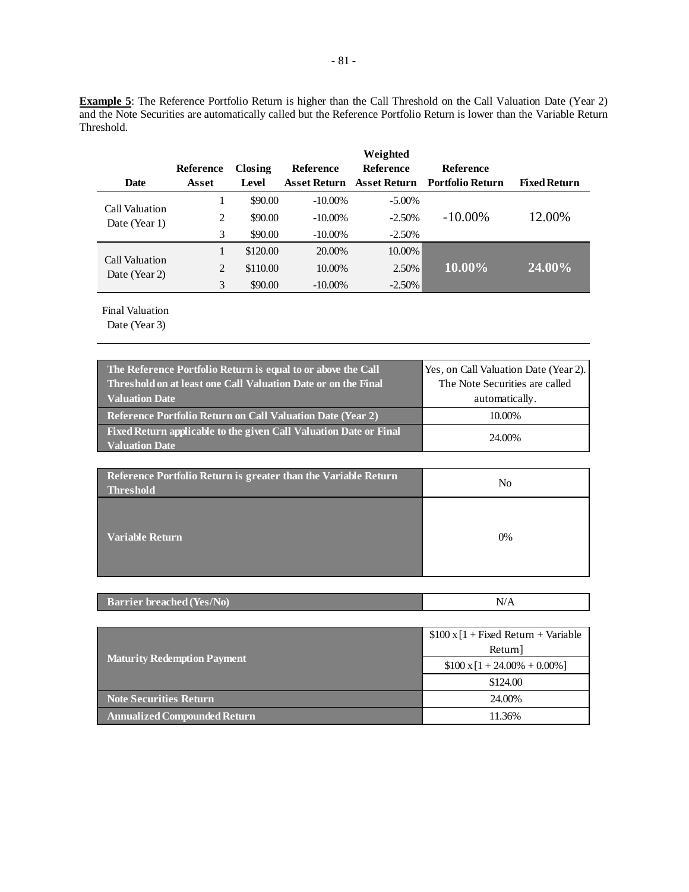**Example 5**: The Reference Portfolio Return is higher than the Call Threshold on the Call Valuation Date (Year 2) and the Note Securities are automatically called but the Reference Portfolio Return is lower than the Variable Return Threshold.

| Date | Reference Asset | Closing Level | Reference Asset Return | Weighted Reference Asset Return | Reference Portfolio Return | Fixed Return |
|---|---|---|---|---|---|---|
| Call Valuation Date (Year 1) | 1 | $90.00 | -10.00% | -5.00% | -10.00% | 12.00% |
| | 2 | $90.00 | -10.00% | -2.50% | | |
| | 3 | $90.00 | -10.00% | -2.50% | | |
| Call Valuation Date (Year 2) | 1 | $120.00 | 20.00% | 10.00% | **10.00%** | **24.00%** |
| | 2 | $110.00 | 10.00% | 2.50% | | |
| | 3 | $90.00 | -10.00% | -2.50% | | |
| Final Valuation Date (Year 3) | | | | | | |

| | |
|---|---|
| **The Reference Portfolio Return is equal to or above the Call Threshold on at least one Call Valuation Date or on the Final Valuation Date** | Yes, on Call Valuation Date (Year 2). The Note Securities are called automatically. |
| **Reference Portfolio Return on Call Valuation Date (Year 2)** | 10.00% |
| **Fixed Return applicable to the given Call Valuation Date or Final Valuation Date** | 24.00% |

| | |
|---|---|
| **Reference Portfolio Return is greater than the Variable Return Threshold** | No |
| **Variable Return** | 0% |

| | |
|---|---|
| **Barrier breached (Yes/No)** | N/A |

| | |
|---|---|
| **Maturity Redemption Payment** | $100 x [1 + Fixed Return + Variable Return] |
| | $100 x [1 + 24.00% + 0.00%] |
| | $124.00 |
| **Note Securities Return** | 24.00% |
| **Annualized Compounded Return** | 11.36% |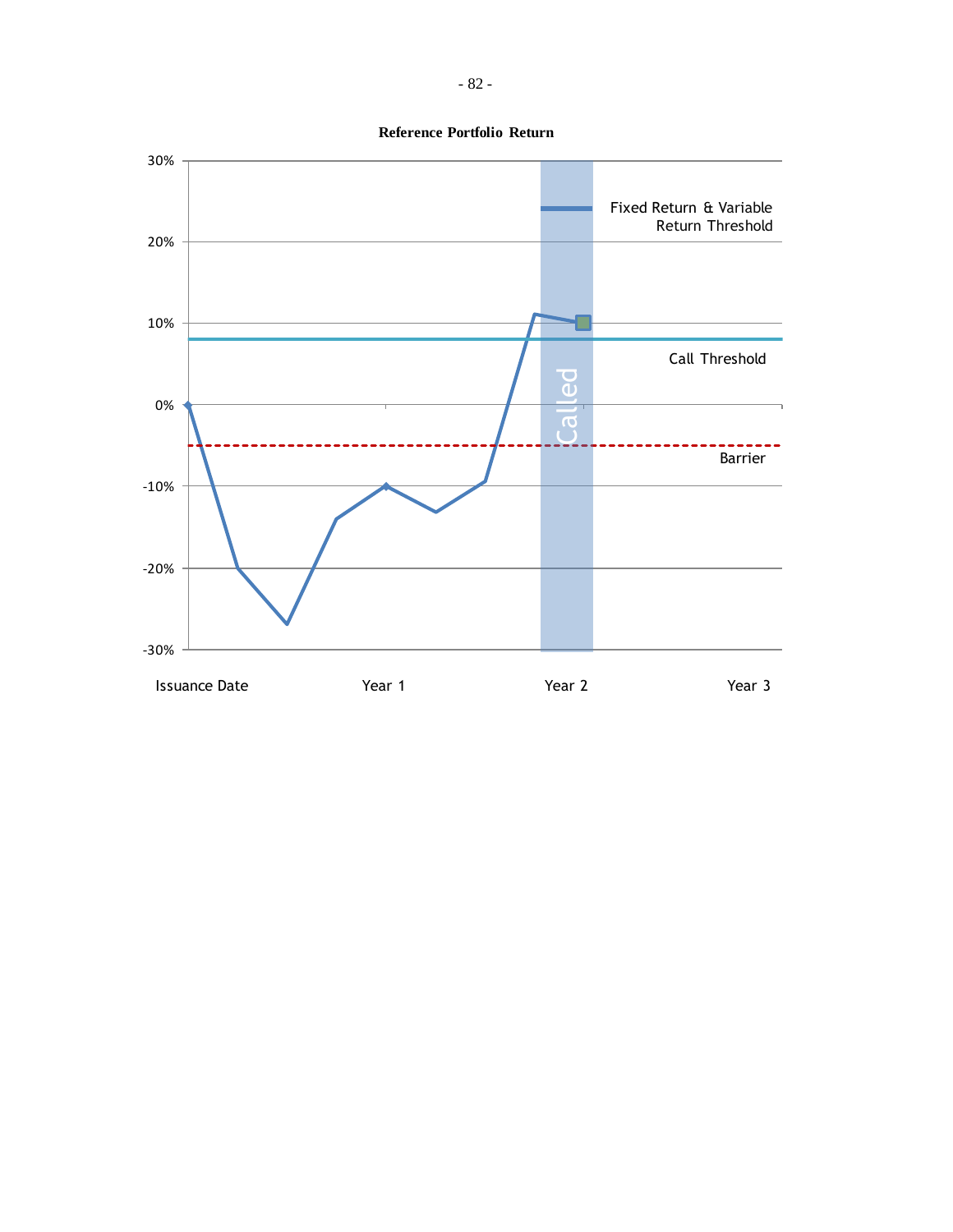**Reference Portfolio Return**

30%

20%

10%

0%

-10%

-20%

-30%

Fixed Return & Variable Return Threshold

Call Threshold

Barrier

Called

Issuance Date

Year 1

Year 2

Year 3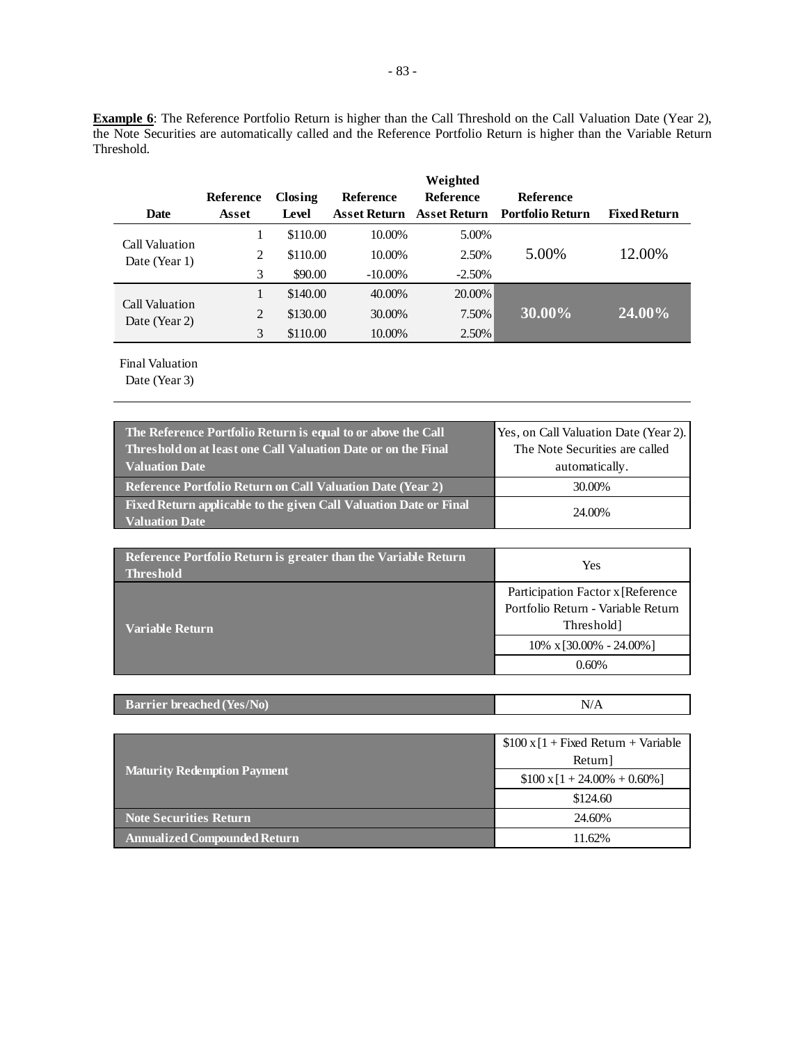**Example 6**: The Reference Portfolio Return is higher than the Call Threshold on the Call Valuation Date (Year 2), the Note Securities are automatically called and the Reference Portfolio Return is higher than the Variable Return Threshold.

| Date | Reference Asset | Closing Level | Reference Asset Return | Weighted Reference Asset Return | Reference Portfolio Return | Fixed Return |
|---|---|---|---|---|---|---|
| Call Valuation Date (Year 1) | 1 | $110.00 | 10.00% | 5.00% | 5.00% | 12.00% |
| | 2 | $110.00 | 10.00% | 2.50% | | |
| | 3 | $90.00 | -10.00% | -2.50% | | |
| Call Valuation Date (Year 2) | 1 | $140.00 | 40.00% | 20.00% | **30.00%** | **24.00%** |
| | 2 | $130.00 | 30.00% | 7.50% | | |
| | 3 | $110.00 | 10.00% | 2.50% | | |
| Final Valuation Date (Year 3) | | | | | | |

| | |
|---|---|
| **The Reference Portfolio Return is equal to or above the Call Threshold on at least one Call Valuation Date or on the Final Valuation Date** | Yes, on Call Valuation Date (Year 2). The Note Securities are called automatically. |
| **Reference Portfolio Return on Call Valuation Date (Year 2)** | 30.00% |
| **Fixed Return applicable to the given Call Valuation Date or Final Valuation Date** | 24.00% |

| | |
|---|---|
| **Reference Portfolio Return is greater than the Variable Return Threshold** | Yes |
| **Variable Return** | Participation Factor x [Reference Portfolio Return - Variable Return Threshold] |
| | 10% x [30.00% - 24.00%] |
| | 0.60% |

| | |
|---|---|
| **Barrier breached (Yes/No)** | N/A |

| | |
|---|---|
| **Maturity Redemption Payment** | $100 x [1 + Fixed Return + Variable Return] |
| | $100 x [1 + 24.00% + 0.60%] |
| | $124.60 |
| **Note Securities Return** | 24.60% |
| **Annualized Compounded Return** | 11.62% |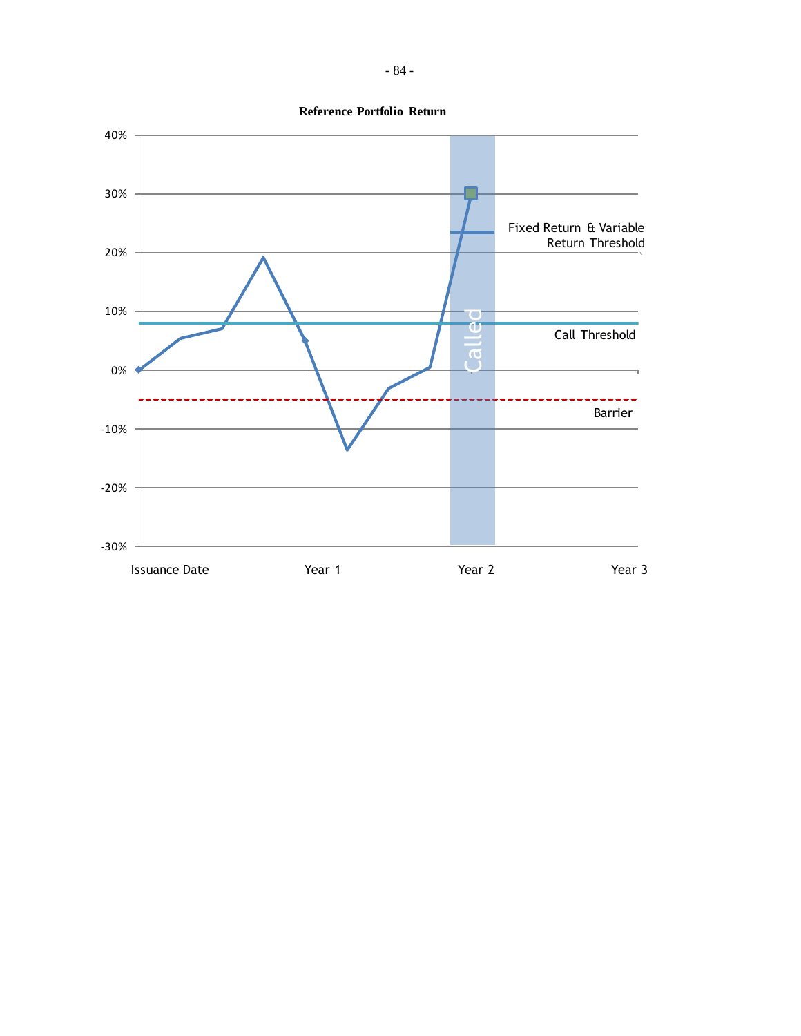**Reference Portfolio Return**

40%

30%

20%

10%

0%

-10%

-20%

-30%

Fixed Return & Variable Return Threshold

Call Threshold

Barrier

Called

Issuance Date

Year 1

Year 2

Year 3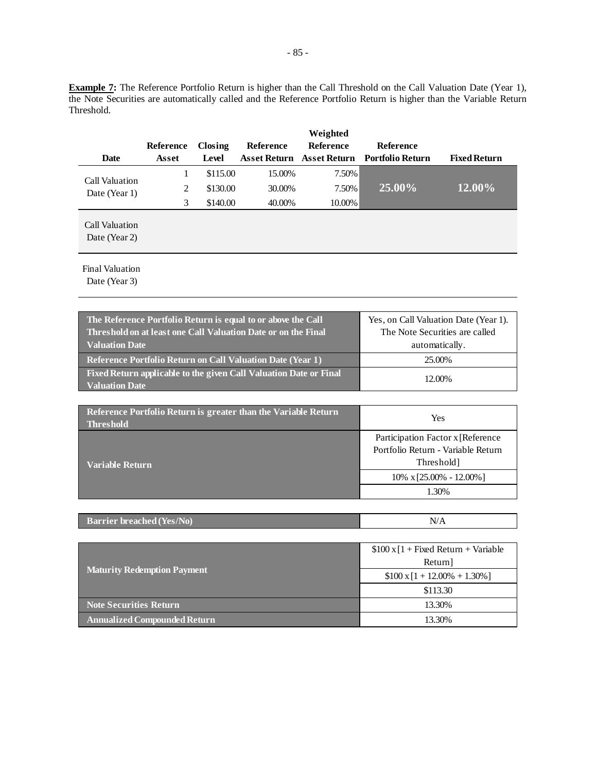**Example 7:** The Reference Portfolio Return is higher than the Call Threshold on the Call Valuation Date (Year 1), the Note Securities are automatically called and the Reference Portfolio Return is higher than the Variable Return Threshold.

| Date | Reference Asset | Closing Level | Reference Asset Return | Weighted Reference Asset Return | Reference Portfolio Return | Fixed Return |
|---|---|---|---|---|---|---|
| Call Valuation Date (Year 1) | 1 | $115.00 | 15.00% | 7.50% | 25.00% | 12.00% |
| | 2 | $130.00 | 30.00% | 7.50% | | |
| | 3 | $140.00 | 40.00% | 10.00% | | |
| Call Valuation Date (Year 2) | | | | | | |
| Final Valuation Date (Year 3) | | | | | | |

| | |
|---|---|
| **The Reference Portfolio Return is equal to or above the Call Threshold on at least one Call Valuation Date or on the Final Valuation Date** | Yes, on Call Valuation Date (Year 1). The Note Securities are called automatically. |
| **Reference Portfolio Return on Call Valuation Date (Year 1)** | 25.00% |
| **Fixed Return applicable to the given Call Valuation Date or Final Valuation Date** | 12.00% |

| | |
|---|---|
| **Reference Portfolio Return is greater than the Variable Return Threshold** | Yes |
| **Variable Return** | Participation Factor x [Reference Portfolio Return - Variable Return Threshold] |
| | 10% x [25.00% - 12.00%] |
| | 1.30% |

| | |
|---|---|
| **Barrier breached (Yes/No)** | N/A |

| | |
|---|---|
| **Maturity Redemption Payment** | $100 x [1 + Fixed Return + Variable Return] |
| | $100 x [1 + 12.00% + 1.30%] |
| | $113.30 |
| **Note Securities Return** | 13.30% |
| **Annualized Compounded Return** | 13.30% |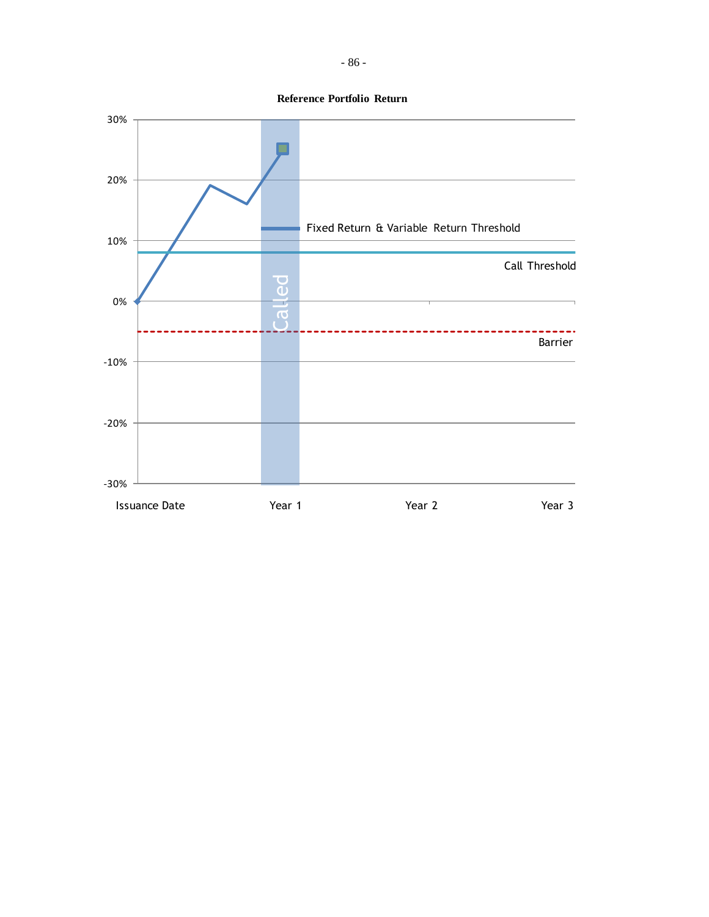**Reference Portfolio Return**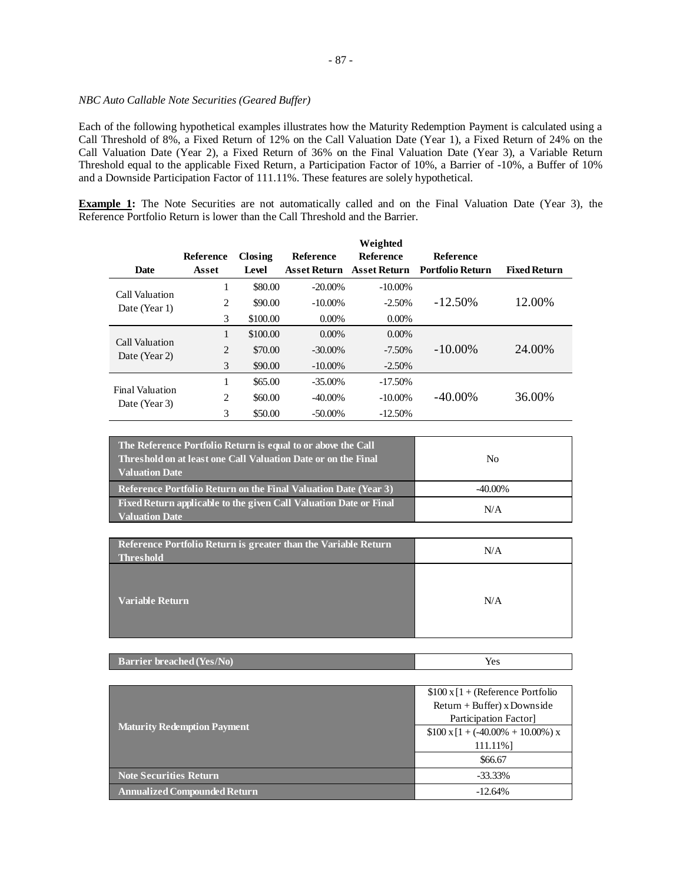*NBC Auto Callable Note Securities (Geared Buffer)*

Each of the following hypothetical examples illustrates how the Maturity Redemption Payment is calculated using a Call Threshold of 8%, a Fixed Return of 12% on the Call Valuation Date (Year 1), a Fixed Return of 24% on the Call Valuation Date (Year 2), a Fixed Return of 36% on the Final Valuation Date (Year 3), a Variable Return Threshold equal to the applicable Fixed Return, a Participation Factor of 10%, a Barrier of -10%, a Buffer of 10% and a Downside Participation Factor of 111.11%. These features are solely hypothetical.

**Example 1:** The Note Securities are not automatically called and on the Final Valuation Date (Year 3), the Reference Portfolio Return is lower than the Call Threshold and the Barrier.

| Date | Reference Asset | Closing Level | Reference Asset Return | Weighted Reference Asset Return | Reference Portfolio Return | Fixed Return |
|---|---|---|---|---|---|---|
| Call Valuation Date (Year 1) | 1 | $80.00 | -20.00% | -10.00% | -12.50% | 12.00% |
| | 2 | $90.00 | -10.00% | -2.50% | | |
| | 3 | $100.00 | 0.00% | 0.00% | | |
| Call Valuation Date (Year 2) | 1 | $100.00 | 0.00% | 0.00% | -10.00% | 24.00% |
| | 2 | $70.00 | -30.00% | -7.50% | | |
| | 3 | $90.00 | -10.00% | -2.50% | | |
| Final Valuation Date (Year 3) | 1 | $65.00 | -35.00% | -17.50% | -40.00% | 36.00% |
| | 2 | $60.00 | -40.00% | -10.00% | | |
| | 3 | $50.00 | -50.00% | -12.50% | | |

| | |
|---|---|
| **The Reference Portfolio Return is equal to or above the Call Threshold on at least one Call Valuation Date or on the Final Valuation Date** | No |
| **Reference Portfolio Return on the Final Valuation Date (Year 3)** | -40.00% |
| **Fixed Return applicable to the given Call Valuation Date or Final Valuation Date** | N/A |

| | |
|---|---|
| **Reference Portfolio Return is greater than the Variable Return Threshold** | N/A |
| **Variable Return** | N/A |

| | |
|---|---|
| **Barrier breached (Yes/No)** | Yes |

| | |
|---|---|
| **Maturity Redemption Payment** | $100 x [1 + (Reference Portfolio Return + Buffer) x Downside Participation Factor] |
| | $100 x [1 + (-40.00% + 10.00%) x 111.11%] |
| | $66.67 |
| **Note Securities Return** | -33.33% |
| **Annualized Compounded Return** | -12.64% |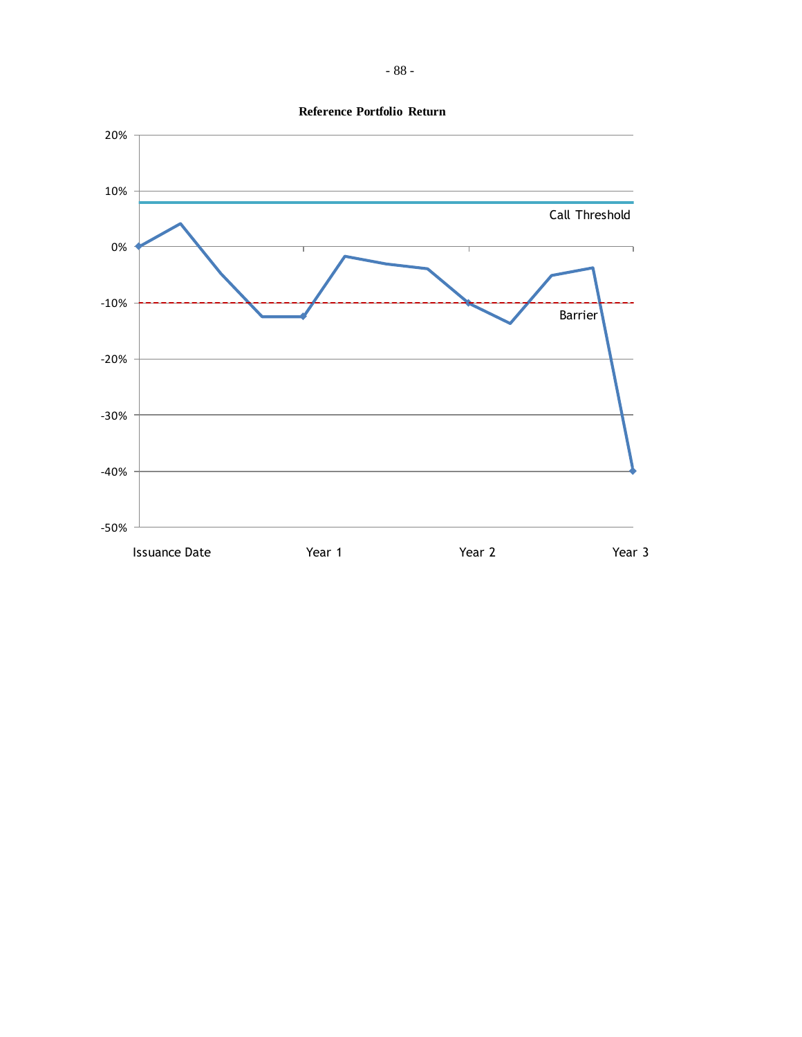**Reference Portfolio Return**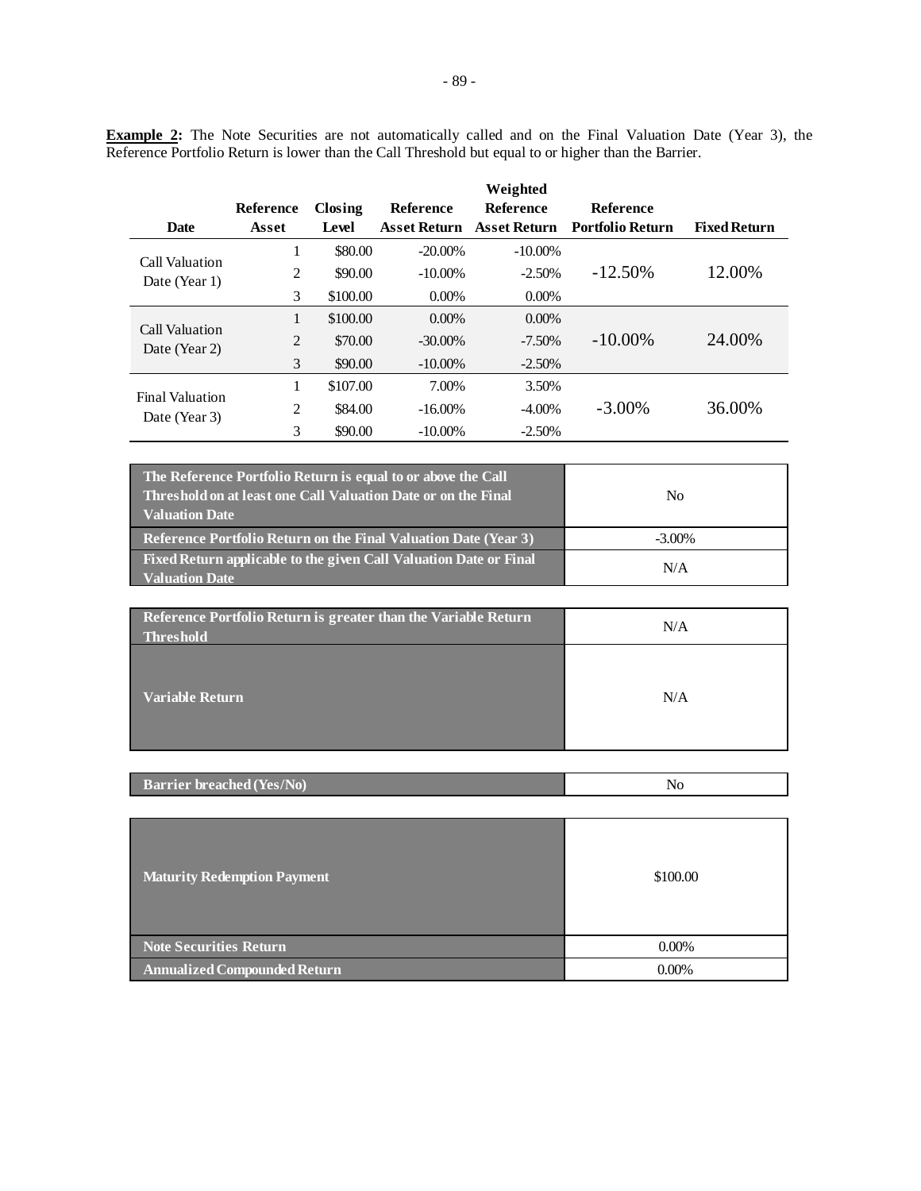**Example 2:** The Note Securities are not automatically called and on the Final Valuation Date (Year 3), the Reference Portfolio Return is lower than the Call Threshold but equal to or higher than the Barrier.

| Date | Reference Asset | Closing Level | Reference Asset Return | Weighted Reference Asset Return | Reference Portfolio Return | Fixed Return |
|---|---|---|---|---|---|---|
| Call Valuation Date (Year 1) | 1 | $80.00 | -20.00% | -10.00% | -12.50% | 12.00% |
| | 2 | $90.00 | -10.00% | -2.50% | | |
| | 3 | $100.00 | 0.00% | 0.00% | | |
| Call Valuation Date (Year 2) | 1 | $100.00 | 0.00% | 0.00% | -10.00% | 24.00% |
| | 2 | $70.00 | -30.00% | -7.50% | | |
| | 3 | $90.00 | -10.00% | -2.50% | | |
| Final Valuation Date (Year 3) | 1 | $107.00 | 7.00% | 3.50% | -3.00% | 36.00% |
| | 2 | $84.00 | -16.00% | -4.00% | | |
| | 3 | $90.00 | -10.00% | -2.50% | | |

| | |
|---|---|
| **The Reference Portfolio Return is equal to or above the Call Threshold on at least one Call Valuation Date or on the Final Valuation Date** | No |
| **Reference Portfolio Return on the Final Valuation Date (Year 3)** | -3.00% |
| **Fixed Return applicable to the given Call Valuation Date or Final Valuation Date** | N/A |

| | |
|---|---|
| **Reference Portfolio Return is greater than the Variable Return Threshold** | N/A |
| **Variable Return** | N/A |

| | |
|---|---|
| **Barrier breached (Yes/No)** | No |

| | |
|---|---|
| **Maturity Redemption Payment** | $100.00 |
| **Note Securities Return** | 0.00% |
| **Annualized Compounded Return** | 0.00% |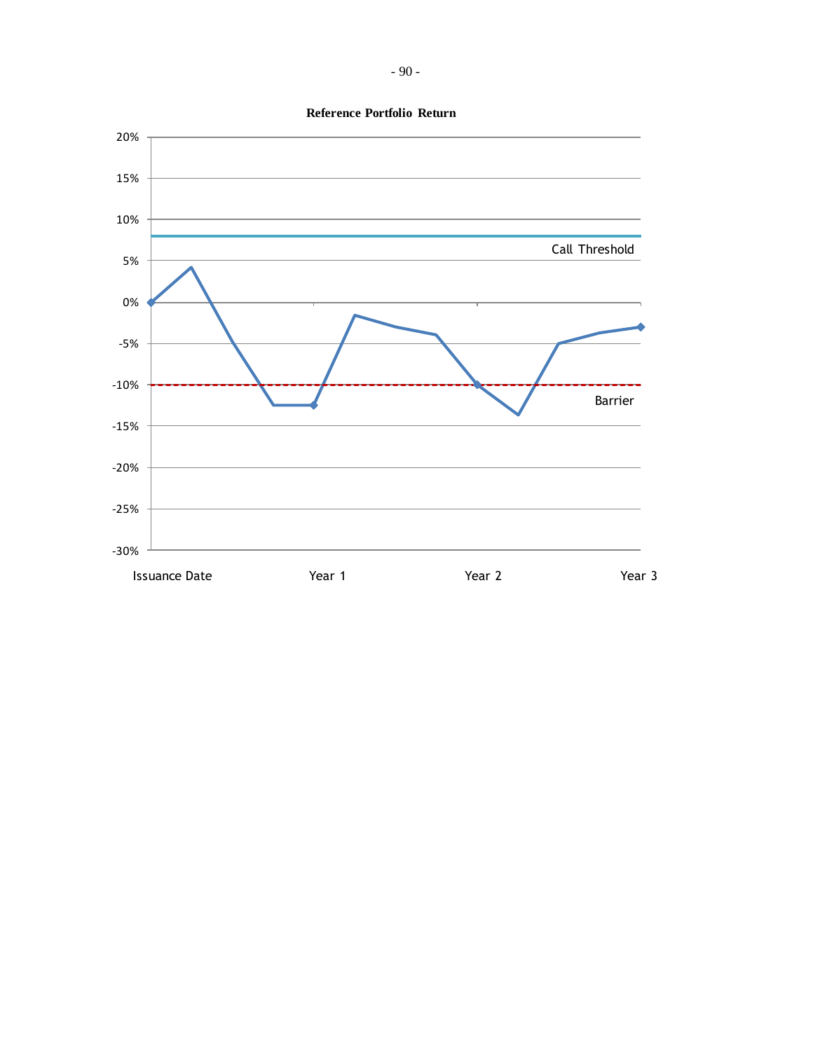**Reference Portfolio Return**

20%

15%

10%

Call Threshold

5%

0%

-5%

-10%

Barrier

-15%

-20%

-25%

-30%

Issuance Date Year 1 Year 2 Year 3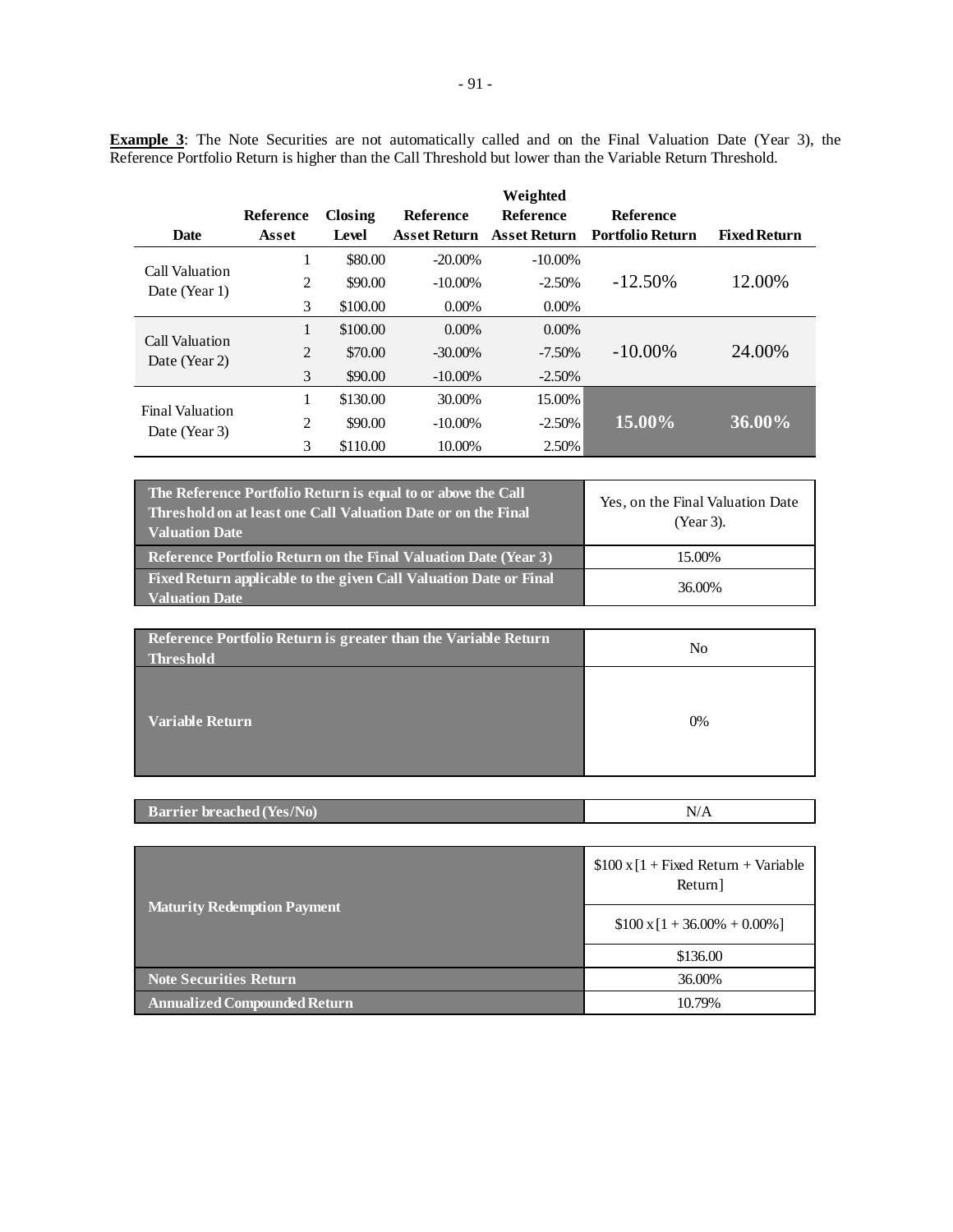**Example 3**: The Note Securities are not automatically called and on the Final Valuation Date (Year 3), the Reference Portfolio Return is higher than the Call Threshold but lower than the Variable Return Threshold.

| Date | Reference Asset | Closing Level | Reference Asset Return | Weighted Reference Asset Return | Reference Portfolio Return | Fixed Return |
|---|---|---|---|---|---|---|
| Call Valuation Date (Year 1) | 1 | \$80.00 | -20.00% | -10.00% | -12.50% | 12.00% |
| | 2 | \$90.00 | -10.00% | -2.50% | | |
| | 3 | \$100.00 | 0.00% | 0.00% | | |
| Call Valuation Date (Year 2) | 1 | \$100.00 | 0.00% | 0.00% | -10.00% | 24.00% |
| | 2 | \$70.00 | -30.00% | -7.50% | | |
| | 3 | \$90.00 | -10.00% | -2.50% | | |
| Final Valuation Date (Year 3) | 1 | \$130.00 | 30.00% | 15.00% | **15.00%** | **36.00%** |
| | 2 | \$90.00 | -10.00% | -2.50% | | |
| | 3 | \$110.00 | 10.00% | 2.50% | | |

| | |
|---|---|
| **The Reference Portfolio Return is equal to or above the Call Threshold on at least one Call Valuation Date or on the Final Valuation Date** | Yes, on the Final Valuation Date (Year 3). |
| **Reference Portfolio Return on the Final Valuation Date (Year 3)** | 15.00% |
| **Fixed Return applicable to the given Call Valuation Date or Final Valuation Date** | 36.00% |

| | |
|---|---|
| **Reference Portfolio Return is greater than the Variable Return Threshold** | No |
| **Variable Return** | 0% |

| | |
|---|---|
| **Barrier breached (Yes/No)** | N/A |

| | |
|---|---|
| **Maturity Redemption Payment** | \$100 x [1 + Fixed Return + Variable Return] |
| | \$100 x [1 + 36.00% + 0.00%] |
| | \$136.00 |
| **Note Securities Return** | 36.00% |
| **Annualized Compounded Return** | 10.79% |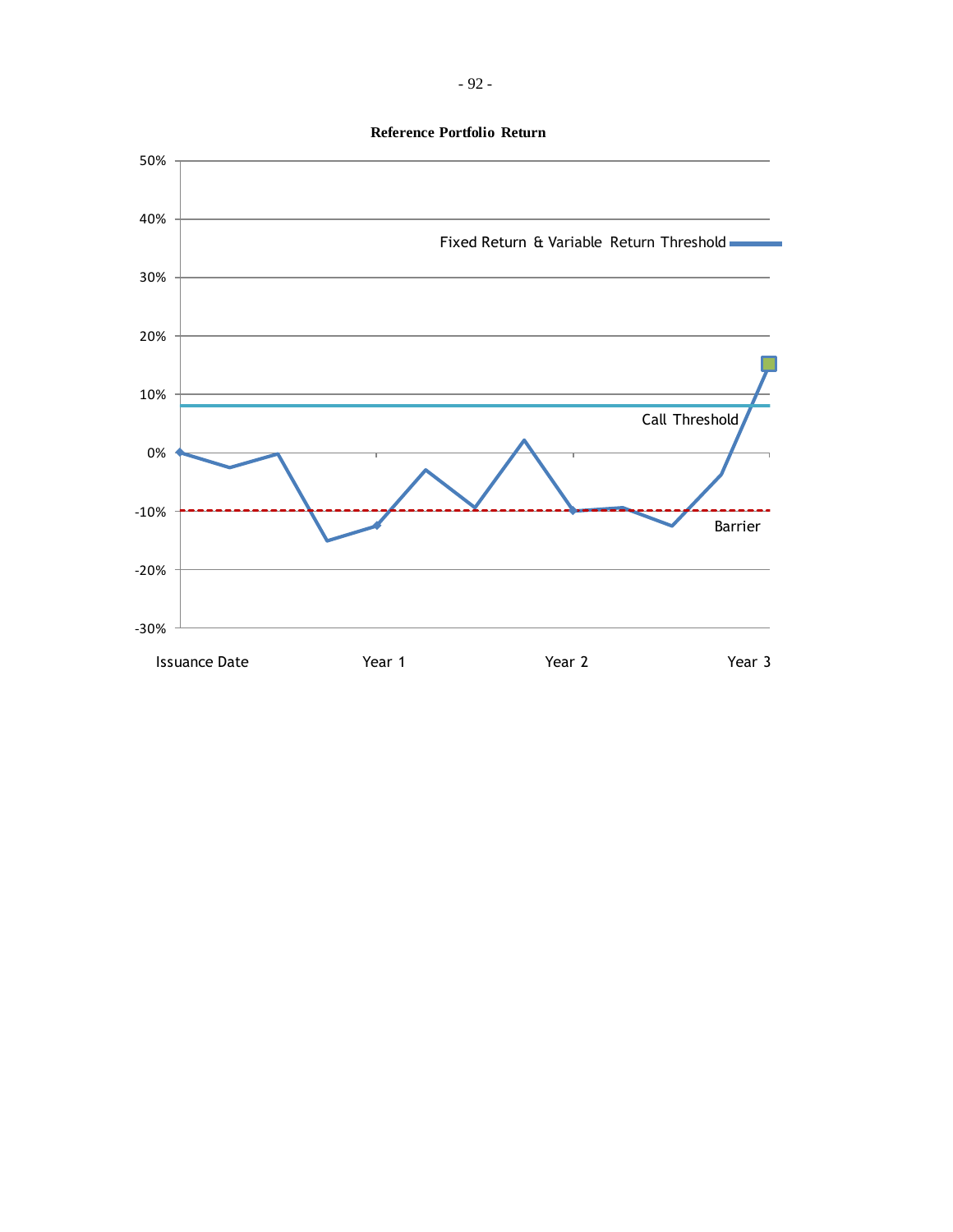**Reference Portfolio Return**

50%

40%

Fixed Return & Variable Return Threshold

30%

20%

10%

Call Threshold

0%

-10%

Barrier

-20%

-30%

Issuance Date Year 1 Year 2 Year 3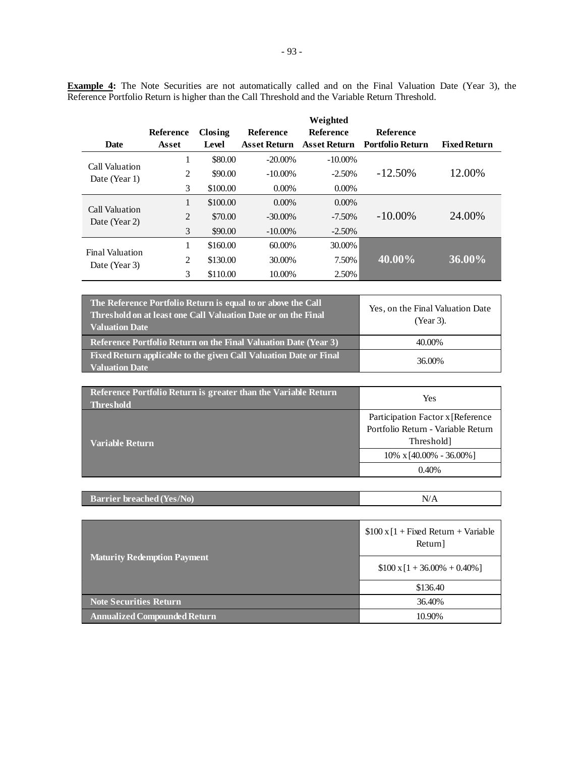**Example 4:** The Note Securities are not automatically called and on the Final Valuation Date (Year 3), the Reference Portfolio Return is higher than the Call Threshold and the Variable Return Threshold.

| Date | Reference Asset | Closing Level | Reference Asset Return | Weighted Reference Asset Return | Reference Portfolio Return | Fixed Return |
|---|---|---|---|---|---|---|
| Call Valuation Date (Year 1) | 1 | $80.00 | -20.00% | -10.00% | -12.50% | 12.00% |
| | 2 | $90.00 | -10.00% | -2.50% | | |
| | 3 | $100.00 | 0.00% | 0.00% | | |
| Call Valuation Date (Year 2) | 1 | $100.00 | 0.00% | 0.00% | -10.00% | 24.00% |
| | 2 | $70.00 | -30.00% | -7.50% | | |
| | 3 | $90.00 | -10.00% | -2.50% | | |
| Final Valuation Date (Year 3) | 1 | $160.00 | 60.00% | 30.00% | **40.00%** | **36.00%** |
| | 2 | $130.00 | 30.00% | 7.50% | | |
| | 3 | $110.00 | 10.00% | 2.50% | | |

| | |
|---|---|
| **The Reference Portfolio Return is equal to or above the Call Threshold on at least one Call Valuation Date or on the Final Valuation Date** | Yes, on the Final Valuation Date (Year 3). |
| **Reference Portfolio Return on the Final Valuation Date (Year 3)** | 40.00% |
| **Fixed Return applicable to the given Call Valuation Date or Final Valuation Date** | 36.00% |

| | |
|---|---|
| **Reference Portfolio Return is greater than the Variable Return Threshold** | Yes |
| **Variable Return** | Participation Factor x [Reference Portfolio Return - Variable Return Threshold] |
| | 10% x [40.00% - 36.00%] |
| | 0.40% |

| | |
|---|---|
| **Barrier breached (Yes/No)** | N/A |

| | |
|---|---|
| **Maturity Redemption Payment** | $100 x [1 + Fixed Return + Variable Return] |
| | $100 x [1 + 36.00% + 0.40%] |
| | $136.40 |
| **Note Securities Return** | 36.40% |
| **Annualized Compounded Return** | 10.90% |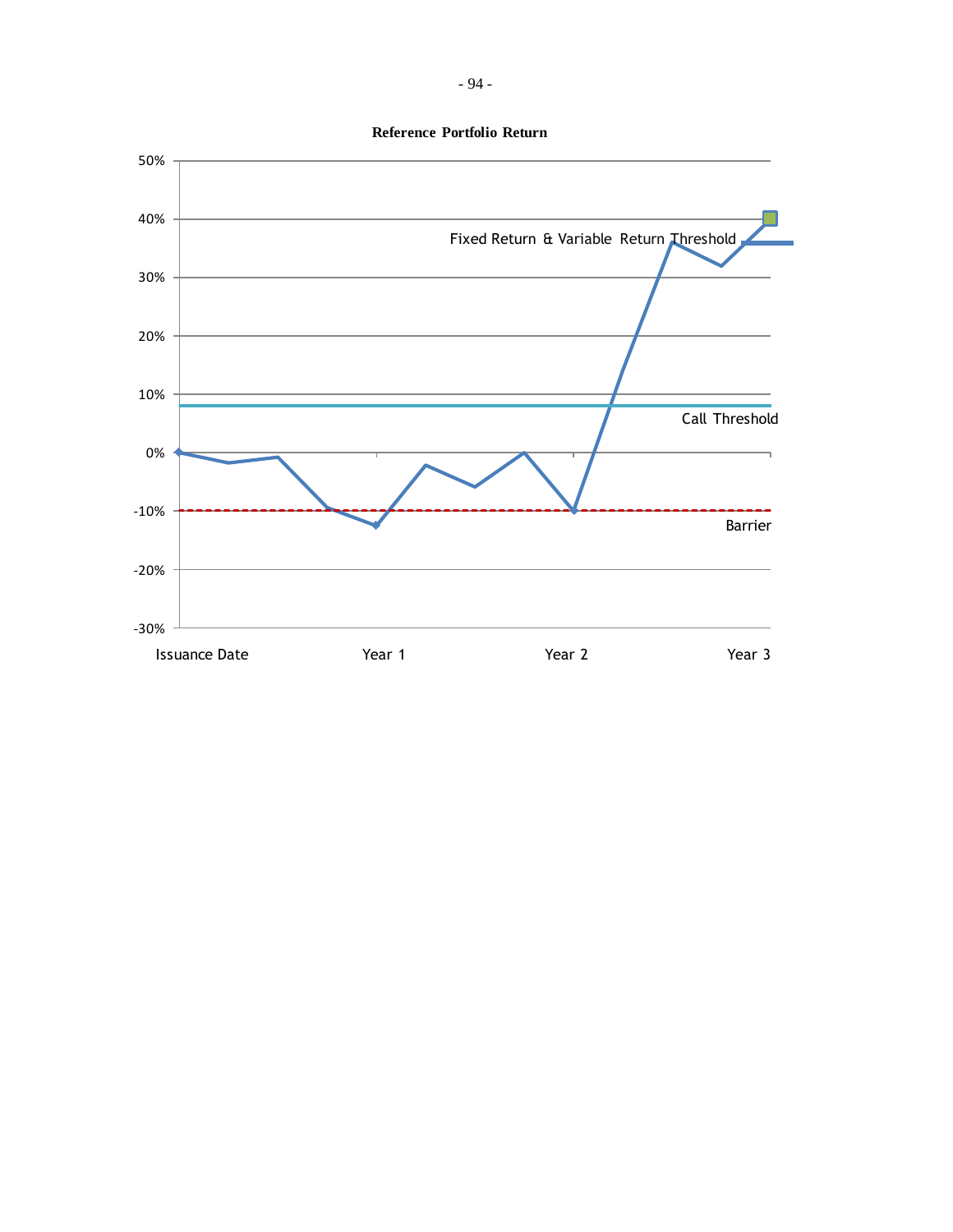**Reference Portfolio Return**

50%

40%

Fixed Return & Variable Return Threshold

30%

20%

10%

Call Threshold

0%

-10%

Barrier

-20%

-30%

Issuance Date Year 1 Year 2 Year 3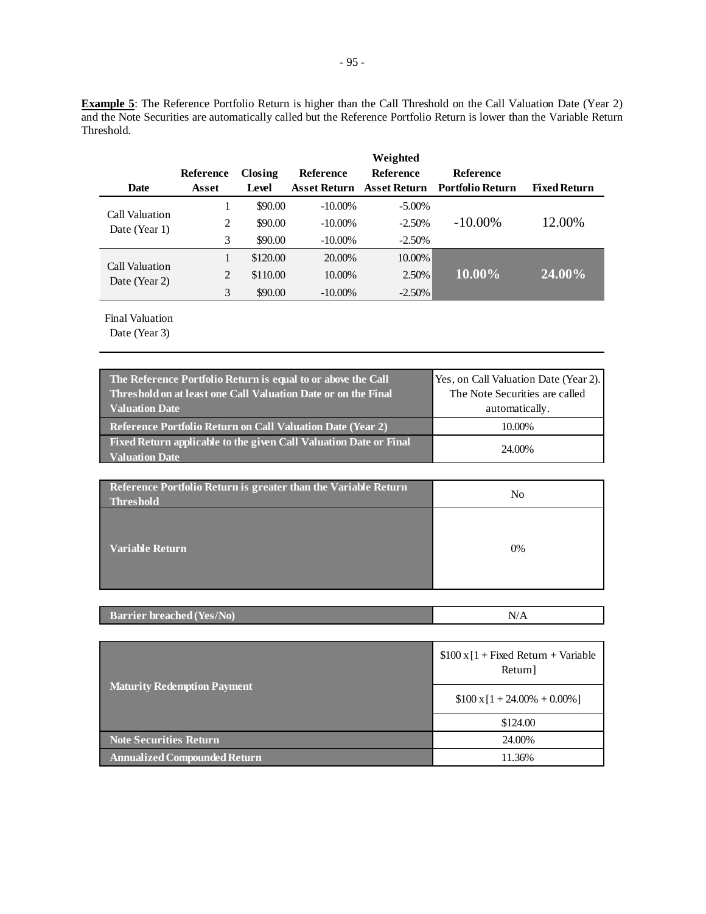**Example 5**: The Reference Portfolio Return is higher than the Call Threshold on the Call Valuation Date (Year 2) and the Note Securities are automatically called but the Reference Portfolio Return is lower than the Variable Return Threshold.

| Date | Reference Asset | Closing Level | Reference Asset Return | Weighted Reference Asset Return | Reference Portfolio Return | Fixed Return |
|---|---|---|---|---|---|---|
| Call Valuation Date (Year 1) | 1 | $90.00 | -10.00% | -5.00% | -10.00% | 12.00% |
| | 2 | $90.00 | -10.00% | -2.50% | | |
| | 3 | $90.00 | -10.00% | -2.50% | | |
| Call Valuation Date (Year 2) | 1 | $120.00 | 20.00% | 10.00% | **10.00%** | **24.00%** |
| | 2 | $110.00 | 10.00% | 2.50% | | |
| | 3 | $90.00 | -10.00% | -2.50% | | |
| Final Valuation Date (Year 3) | | | | | | |

| | |
|---|---|
| **The Reference Portfolio Return is equal to or above the Call Threshold on at least one Call Valuation Date or on the Final Valuation Date** | Yes, on Call Valuation Date (Year 2). The Note Securities are called automatically. |
| **Reference Portfolio Return on Call Valuation Date (Year 2)** | 10.00% |
| **Fixed Return applicable to the given Call Valuation Date or Final Valuation Date** | 24.00% |

| | |
|---|---|
| **Reference Portfolio Return is greater than the Variable Return Threshold** | No |
| **Variable Return** | 0% |

| | |
|---|---|
| **Barrier breached (Yes/No)** | N/A |

| | |
|---|---|
| **Maturity Redemption Payment** | $100 x [1 + Fixed Return + Variable Return] |
| | $100 x [1 + 24.00% + 0.00%] |
| | $124.00 |
| **Note Securities Return** | 24.00% |
| **Annualized Compounded Return** | 11.36% |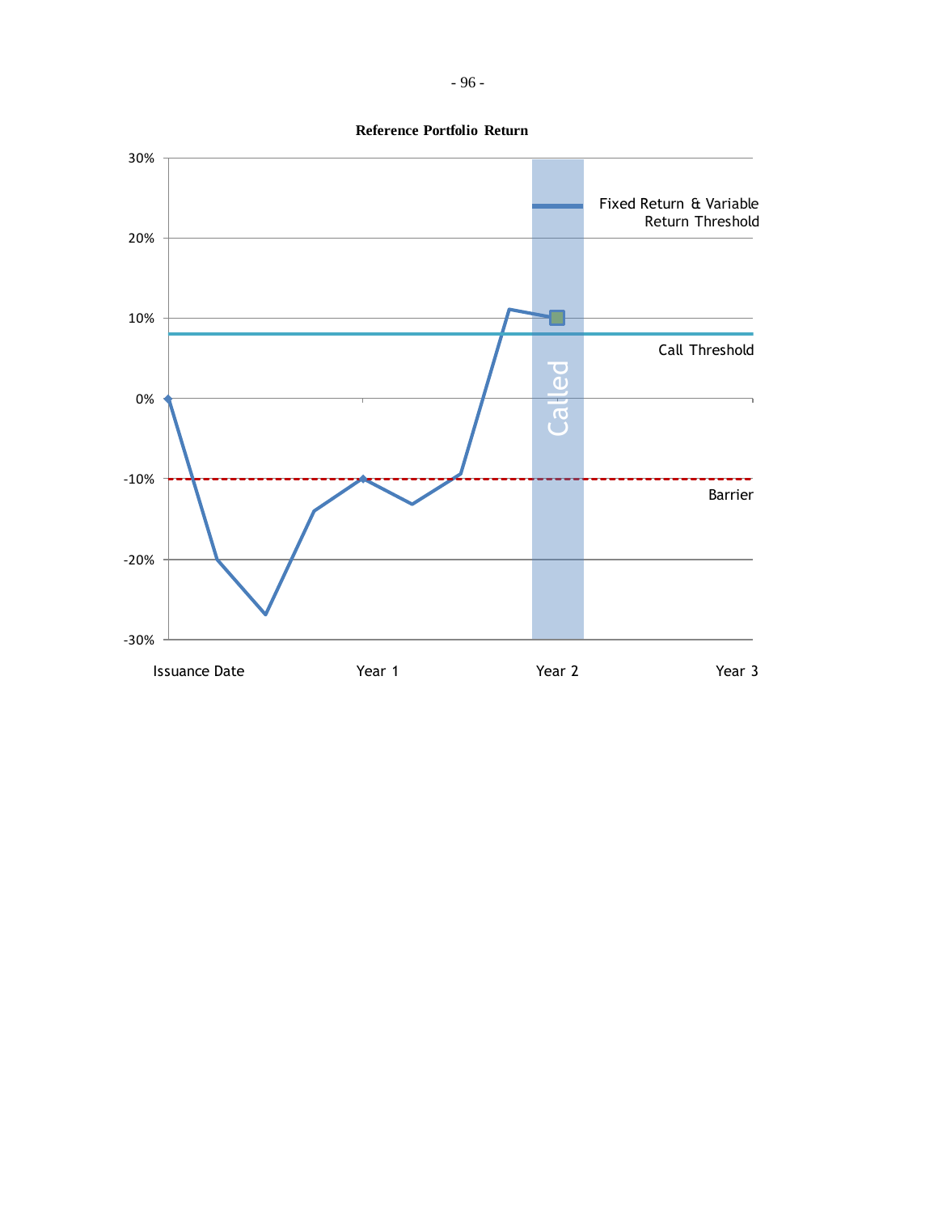**Reference Portfolio Return**

30%
20%
10%
0%
-10%
-20%
-30%

Fixed Return & Variable Return Threshold

Call Threshold

Called

Barrier

Issuance Date    Year 1    Year 2    Year 3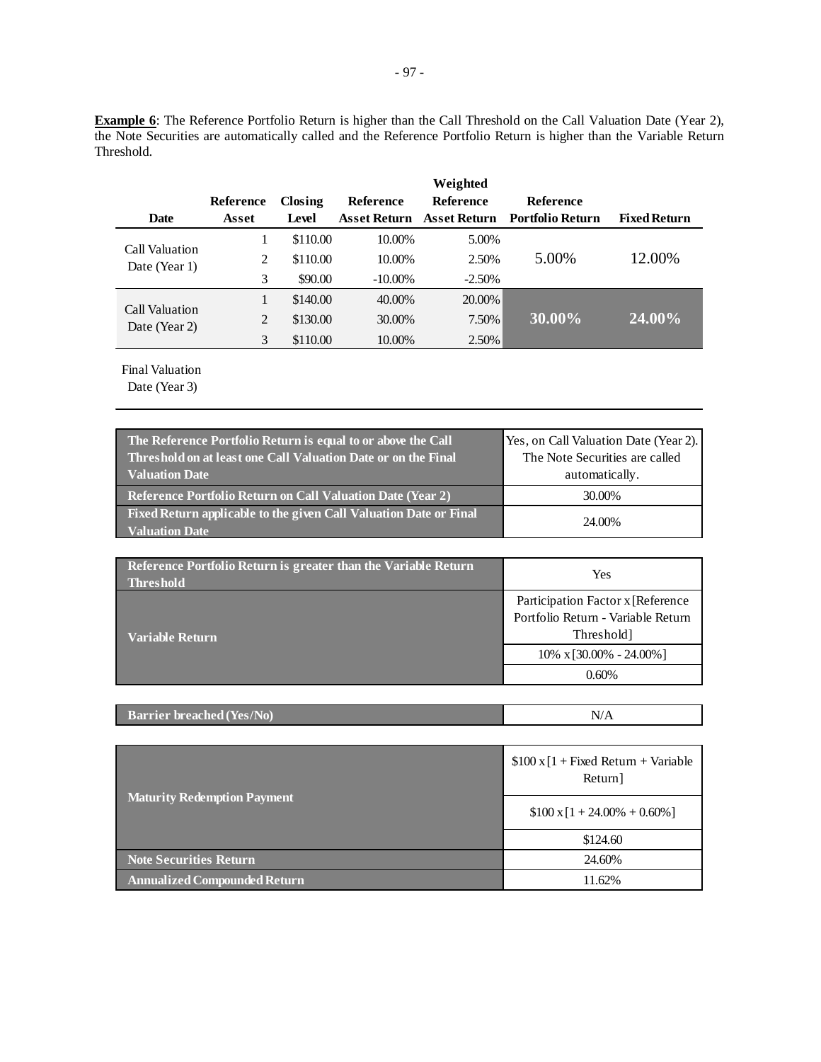**Example 6**: The Reference Portfolio Return is higher than the Call Threshold on the Call Valuation Date (Year 2), the Note Securities are automatically called and the Reference Portfolio Return is higher than the Variable Return Threshold.

| Date | Reference Asset | Closing Level | Reference Asset Return | Weighted Reference Asset Return | Reference Portfolio Return | Fixed Return |
|---|---|---|---|---|---|---|
| Call Valuation Date (Year 1) | 1 | $110.00 | 10.00% | 5.00% | 5.00% | 12.00% |
| | 2 | $110.00 | 10.00% | 2.50% | | |
| | 3 | $90.00 | -10.00% | -2.50% | | |
| Call Valuation Date (Year 2) | 1 | $140.00 | 40.00% | 20.00% | **30.00%** | **24.00%** |
| | 2 | $130.00 | 30.00% | 7.50% | | |
| | 3 | $110.00 | 10.00% | 2.50% | | |
| Final Valuation Date (Year 3) | | | | | | |

| | |
|---|---|
| **The Reference Portfolio Return is equal to or above the Call Threshold on at least one Call Valuation Date or on the Final Valuation Date** | Yes, on Call Valuation Date (Year 2). The Note Securities are called automatically. |
| **Reference Portfolio Return on Call Valuation Date (Year 2)** | 30.00% |
| **Fixed Return applicable to the given Call Valuation Date or Final Valuation Date** | 24.00% |

| | |
|---|---|
| **Reference Portfolio Return is greater than the Variable Return Threshold** | Yes |
| **Variable Return** | Participation Factor x [Reference Portfolio Return - Variable Return Threshold] |
| | 10% x [30.00% - 24.00%] |
| | 0.60% |

| | |
|---|---|
| **Barrier breached (Yes/No)** | N/A |

| | |
|---|---|
| **Maturity Redemption Payment** | $100 x [1 + Fixed Return + Variable Return] |
| | $100 x [1 + 24.00% + 0.60%] |
| | $124.60 |
| **Note Securities Return** | 24.60% |
| **Annualized Compounded Return** | 11.62% |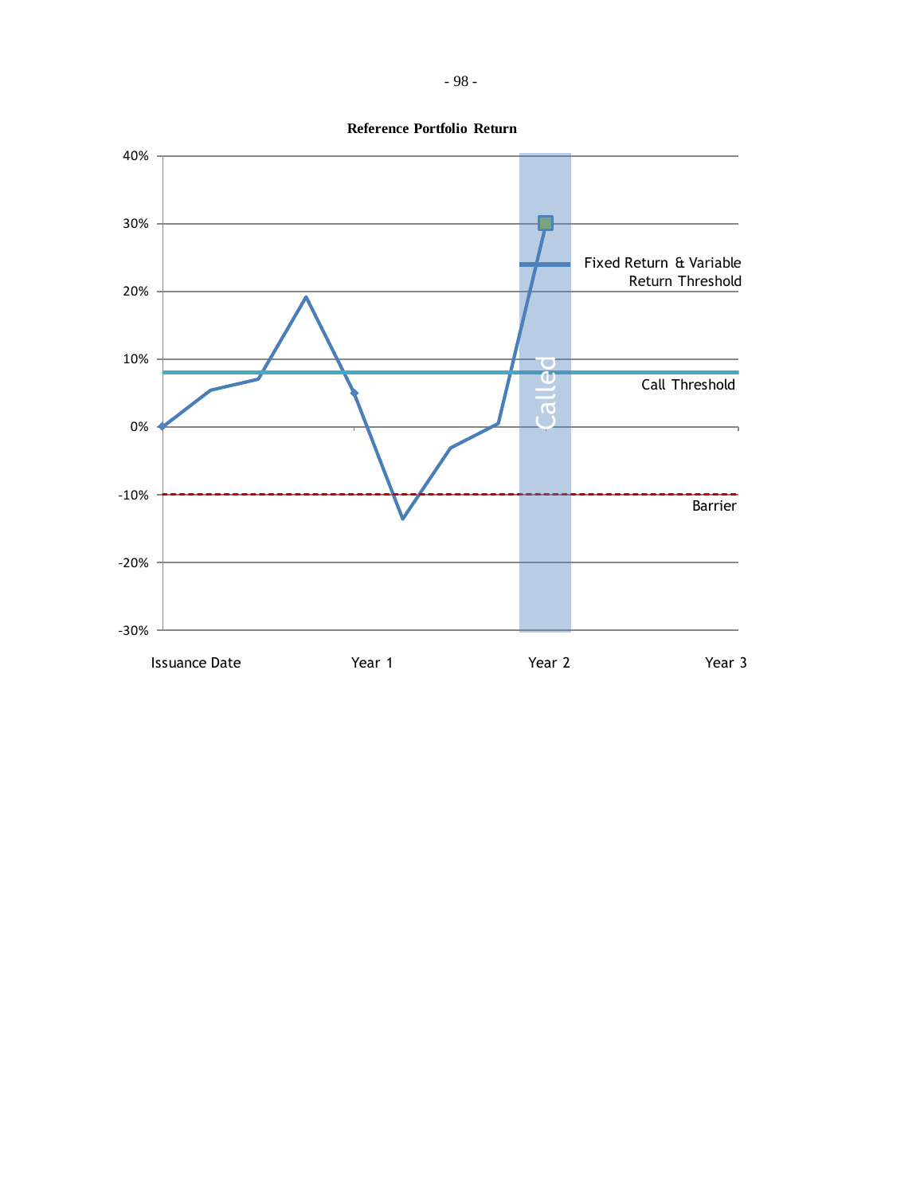**Reference Portfolio Return**

40%

30%

20%

10%

0%

-10%

-20%

-30%

Fixed Return & Variable Return Threshold

Call Threshold

Barrier

Called

Issuance Date　　Year 1　　Year 2　　Year 3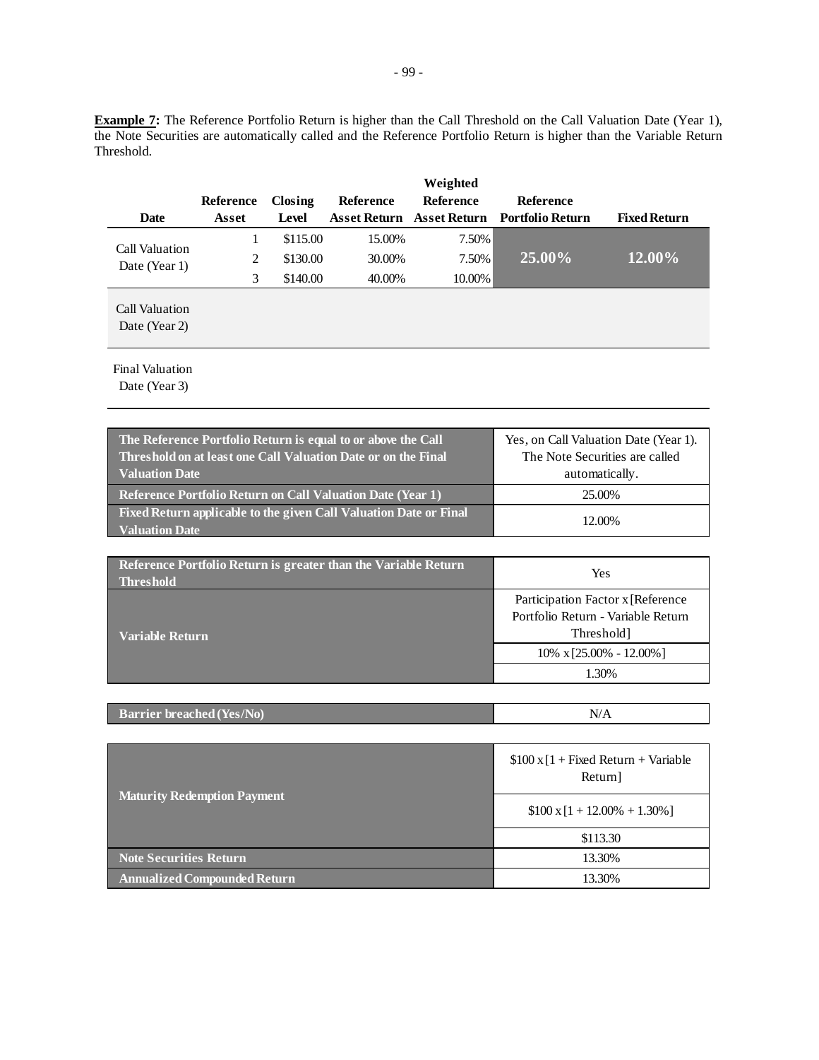**Example 7:** The Reference Portfolio Return is higher than the Call Threshold on the Call Valuation Date (Year 1), the Note Securities are automatically called and the Reference Portfolio Return is higher than the Variable Return Threshold.

| Date | Reference Asset | Closing Level | Reference Asset Return | Weighted Reference Asset Return | Reference Portfolio Return | Fixed Return |
|---|---|---|---|---|---|---|
| Call Valuation Date (Year 1) | 1 | $115.00 | 15.00% | 7.50% | **25.00%** | **12.00%** |
| | 2 | $130.00 | 30.00% | 7.50% | | |
| | 3 | $140.00 | 40.00% | 10.00% | | |
| Call Valuation Date (Year 2) | | | | | | |
| Final Valuation Date (Year 3) | | | | | | |

| | |
|---|---|
| **The Reference Portfolio Return is equal to or above the Call Threshold on at least one Call Valuation Date or on the Final Valuation Date** | Yes, on Call Valuation Date (Year 1). The Note Securities are called automatically. |
| **Reference Portfolio Return on Call Valuation Date (Year 1)** | 25.00% |
| **Fixed Return applicable to the given Call Valuation Date or Final Valuation Date** | 12.00% |

| | |
|---|---|
| **Reference Portfolio Return is greater than the Variable Return Threshold** | Yes |
| **Variable Return** | Participation Factor x [Reference Portfolio Return - Variable Return Threshold] |
| | 10% x [25.00% - 12.00%] |
| | 1.30% |

| | |
|---|---|
| **Barrier breached (Yes/No)** | N/A |

| | |
|---|---|
| **Maturity Redemption Payment** | $100 x [1 + Fixed Return + Variable Return] |
| | $100 x [1 + 12.00% + 1.30%] |
| | $113.30 |
| **Note Securities Return** | 13.30% |
| **Annualized Compounded Return** | 13.30% |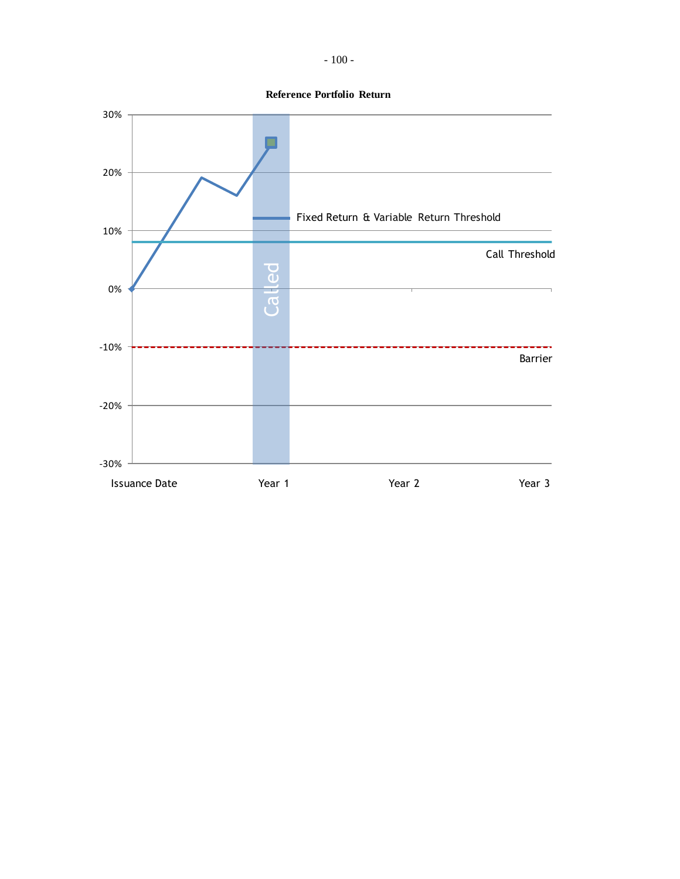**Reference Portfolio Return**

30%

20%

10%

0%

-10%

-20%

-30%

Fixed Return & Variable Return Threshold

Call Threshold

Barrier

Called

Issuance Date　Year 1　Year 2　Year 3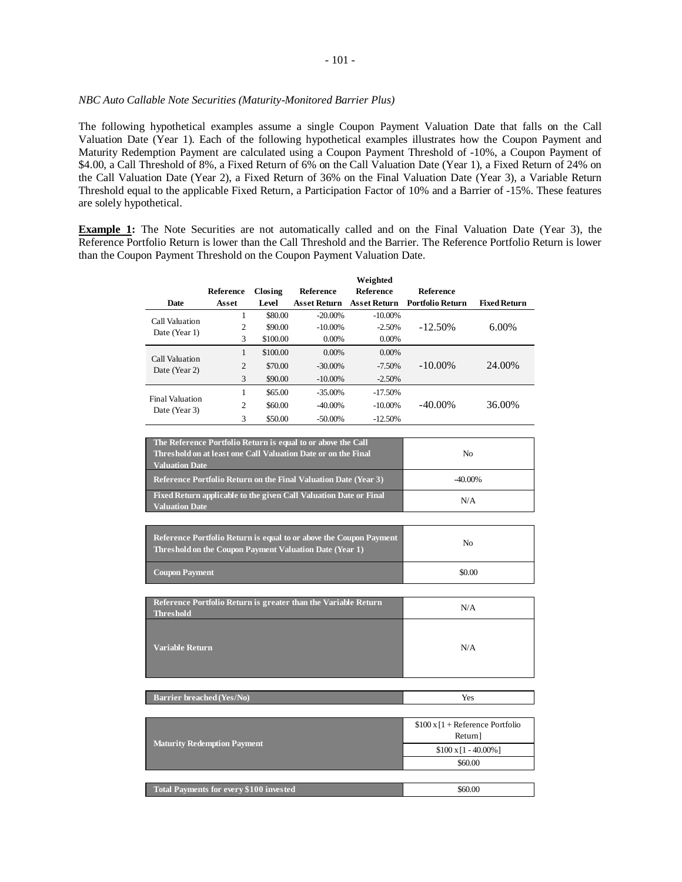*NBC Auto Callable Note Securities (Maturity-Monitored Barrier Plus)*

The following hypothetical examples assume a single Coupon Payment Valuation Date that falls on the Call Valuation Date (Year 1). Each of the following hypothetical examples illustrates how the Coupon Payment and Maturity Redemption Payment are calculated using a Coupon Payment Threshold of -10%, a Coupon Payment of $4.00, a Call Threshold of 8%, a Fixed Return of 6% on the Call Valuation Date (Year 1), a Fixed Return of 24% on the Call Valuation Date (Year 2), a Fixed Return of 36% on the Final Valuation Date (Year 3), a Variable Return Threshold equal to the applicable Fixed Return, a Participation Factor of 10% and a Barrier of -15%. These features are solely hypothetical.

**Example 1:** The Note Securities are not automatically called and on the Final Valuation Date (Year 3), the Reference Portfolio Return is lower than the Call Threshold and the Barrier. The Reference Portfolio Return is lower than the Coupon Payment Threshold on the Coupon Payment Valuation Date.

| Date | Reference Asset | Closing Level | Reference Asset Return | Weighted Reference Asset Return | Reference Portfolio Return | Fixed Return |
|---|---|---|---|---|---|---|
| Call Valuation Date (Year 1) | 1 | $80.00 | -20.00% | -10.00% | -12.50% | 6.00% |
| | 2 | $90.00 | -10.00% | -2.50% | | |
| | 3 | $100.00 | 0.00% | 0.00% | | |
| Call Valuation Date (Year 2) | 1 | $100.00 | 0.00% | 0.00% | -10.00% | 24.00% |
| | 2 | $70.00 | -30.00% | -7.50% | | |
| | 3 | $90.00 | -10.00% | -2.50% | | |
| Final Valuation Date (Year 3) | 1 | $65.00 | -35.00% | -17.50% | -40.00% | 36.00% |
| | 2 | $60.00 | -40.00% | -10.00% | | |
| | 3 | $50.00 | -50.00% | -12.50% | | |

| | |
|---|---|
| **The Reference Portfolio Return is equal to or above the Call Threshold on at least one Call Valuation Date or on the Final Valuation Date** | No |
| **Reference Portfolio Return on the Final Valuation Date (Year 3)** | -40.00% |
| **Fixed Return applicable to the given Call Valuation Date or Final Valuation Date** | N/A |

| | |
|---|---|
| **Reference Portfolio Return is equal to or above the Coupon Payment Threshold on the Coupon Payment Valuation Date (Year 1)** | No |
| **Coupon Payment** | $0.00 |

| | |
|---|---|
| **Reference Portfolio Return is greater than the Variable Return Threshold** | N/A |
| **Variable Return** | N/A |

| | |
|---|---|
| **Barrier breached (Yes/No)** | Yes |

| | |
|---|---|
| **Maturity Redemption Payment** | $100 x [1 + Reference Portfolio Return] |
| | $100 x [1 - 40.00%] |
| | $60.00 |

| | |
|---|---|
| **Total Payments for every $100 invested** | $60.00 |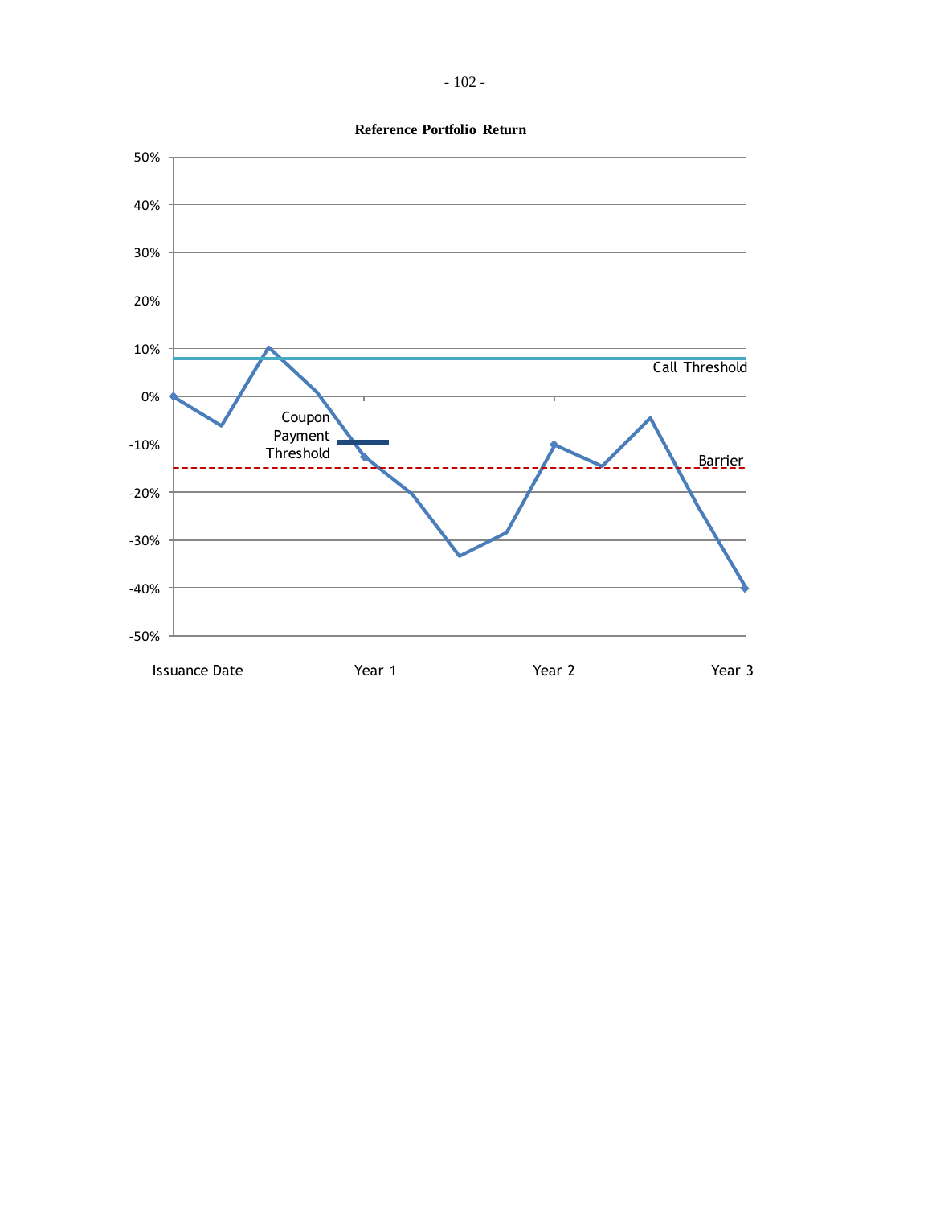**Reference Portfolio Return**

50%

40%

30%

20%

10%

0%

-10%

-20%

-30%

-40%

-50%

Call Threshold

Coupon Payment Threshold

Barrier

Issuance Date Year 1 Year 2 Year 3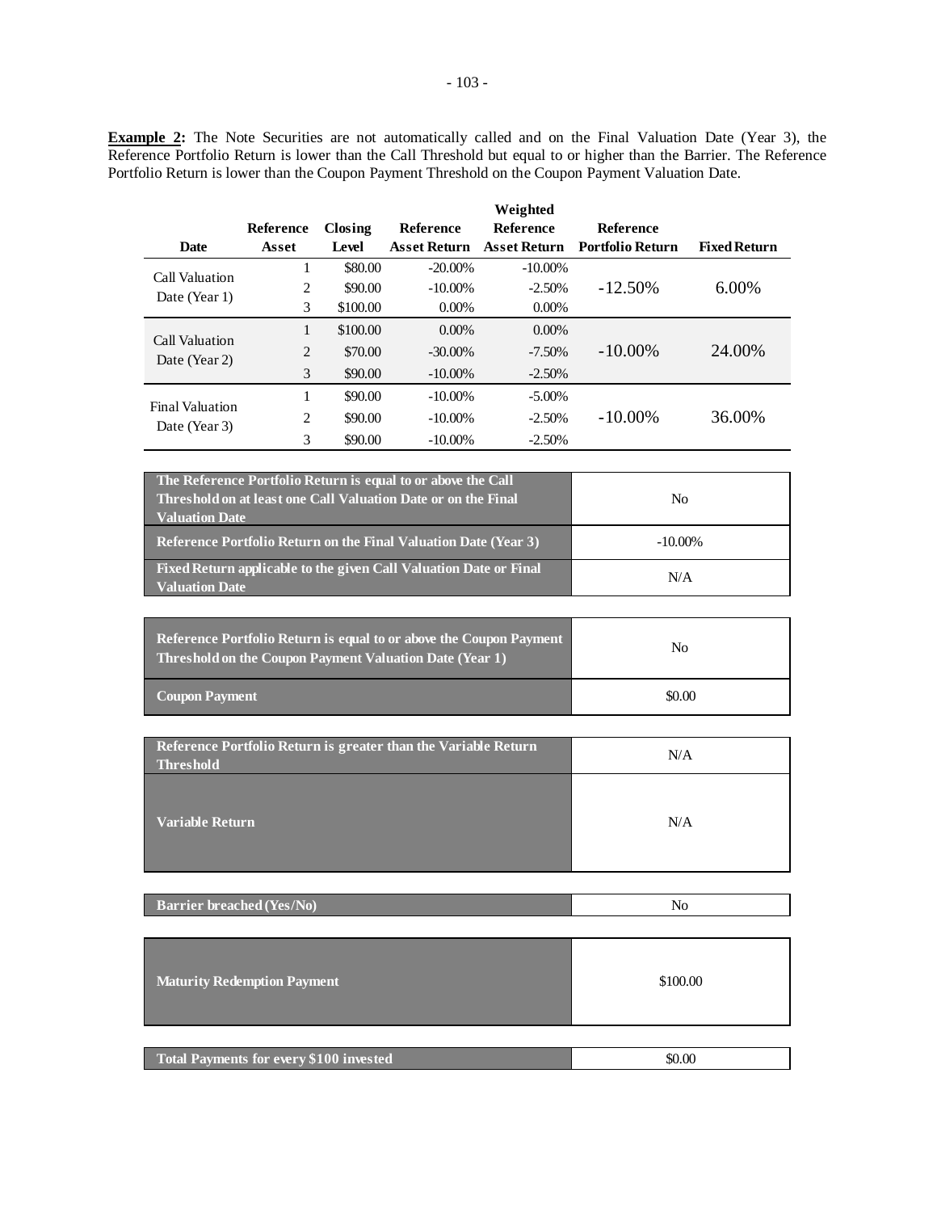**Example 2:** The Note Securities are not automatically called and on the Final Valuation Date (Year 3), the Reference Portfolio Return is lower than the Call Threshold but equal to or higher than the Barrier. The Reference Portfolio Return is lower than the Coupon Payment Threshold on the Coupon Payment Valuation Date.

| Date | Reference Asset | Closing Level | Reference Asset Return | Weighted Reference Asset Return | Reference Portfolio Return | Fixed Return |
|---|---|---|---|---|---|---|
| Call Valuation Date (Year 1) | 1 | $80.00 | -20.00% | -10.00% | -12.50% | 6.00% |
| | 2 | $90.00 | -10.00% | -2.50% | | |
| | 3 | $100.00 | 0.00% | 0.00% | | |
| Call Valuation Date (Year 2) | 1 | $100.00 | 0.00% | 0.00% | -10.00% | 24.00% |
| | 2 | $70.00 | -30.00% | -7.50% | | |
| | 3 | $90.00 | -10.00% | -2.50% | | |
| Final Valuation Date (Year 3) | 1 | $90.00 | -10.00% | -5.00% | -10.00% | 36.00% |
| | 2 | $90.00 | -10.00% | -2.50% | | |
| | 3 | $90.00 | -10.00% | -2.50% | | |

| | |
|---|---|
| **The Reference Portfolio Return is equal to or above the Call Threshold on at least one Call Valuation Date or on the Final Valuation Date** | No |
| **Reference Portfolio Return on the Final Valuation Date (Year 3)** | -10.00% |
| **Fixed Return applicable to the given Call Valuation Date or Final Valuation Date** | N/A |

| | |
|---|---|
| **Reference Portfolio Return is equal to or above the Coupon Payment Threshold on the Coupon Payment Valuation Date (Year 1)** | No |
| **Coupon Payment** | $0.00 |

| | |
|---|---|
| **Reference Portfolio Return is greater than the Variable Return Threshold** | N/A |
| **Variable Return** | N/A |

| | |
|---|---|
| **Barrier breached (Yes/No)** | No |

| | |
|---|---|
| **Maturity Redemption Payment** | $100.00 |

| | |
|---|---|
| **Total Payments for every $100 invested** | $0.00 |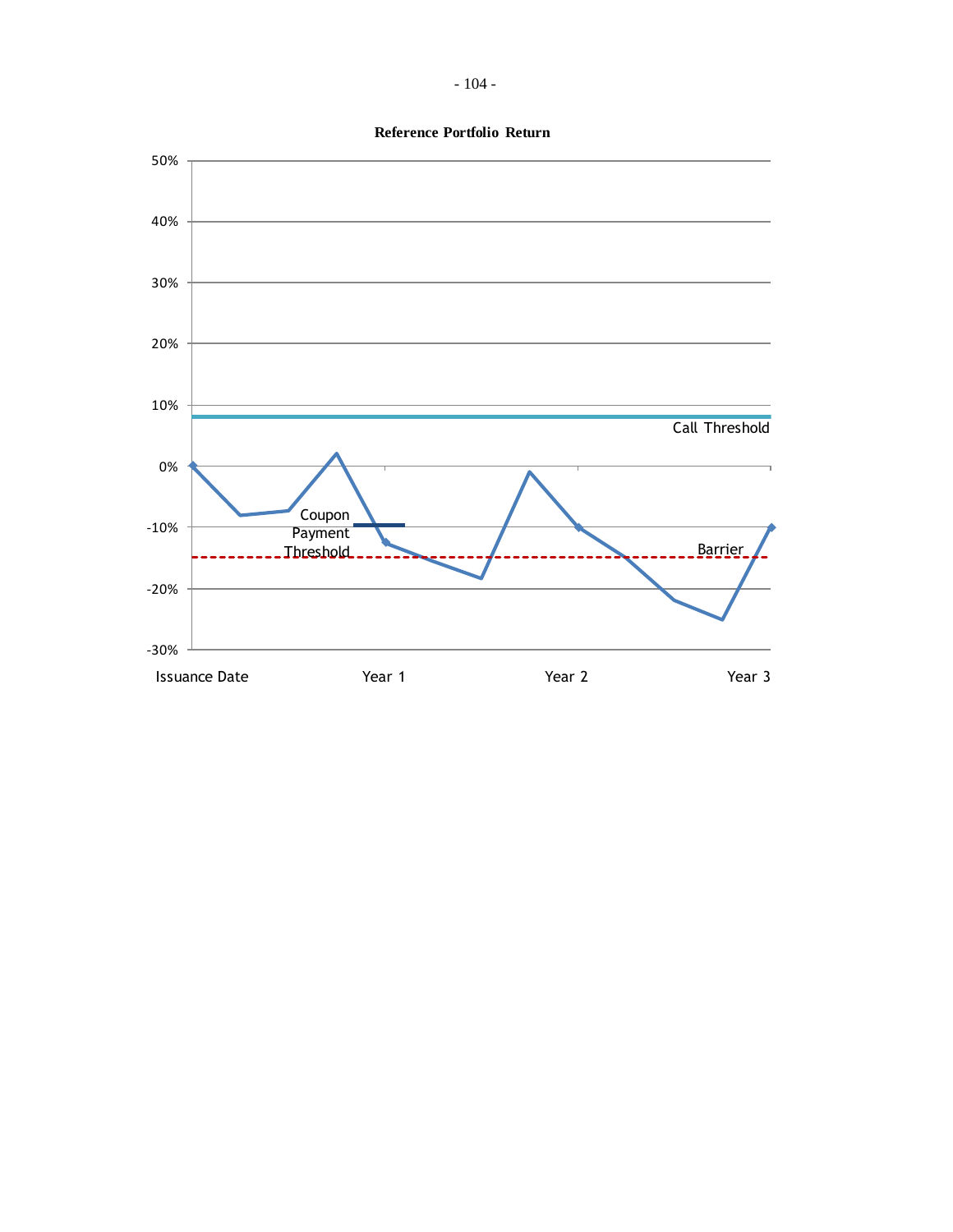**Reference Portfolio Return**

50%

40%

30%

20%

10%

Call Threshold

0%

Coupon Payment Threshold

-10%

Barrier

-20%

-30%

Issuance Date Year 1 Year 2 Year 3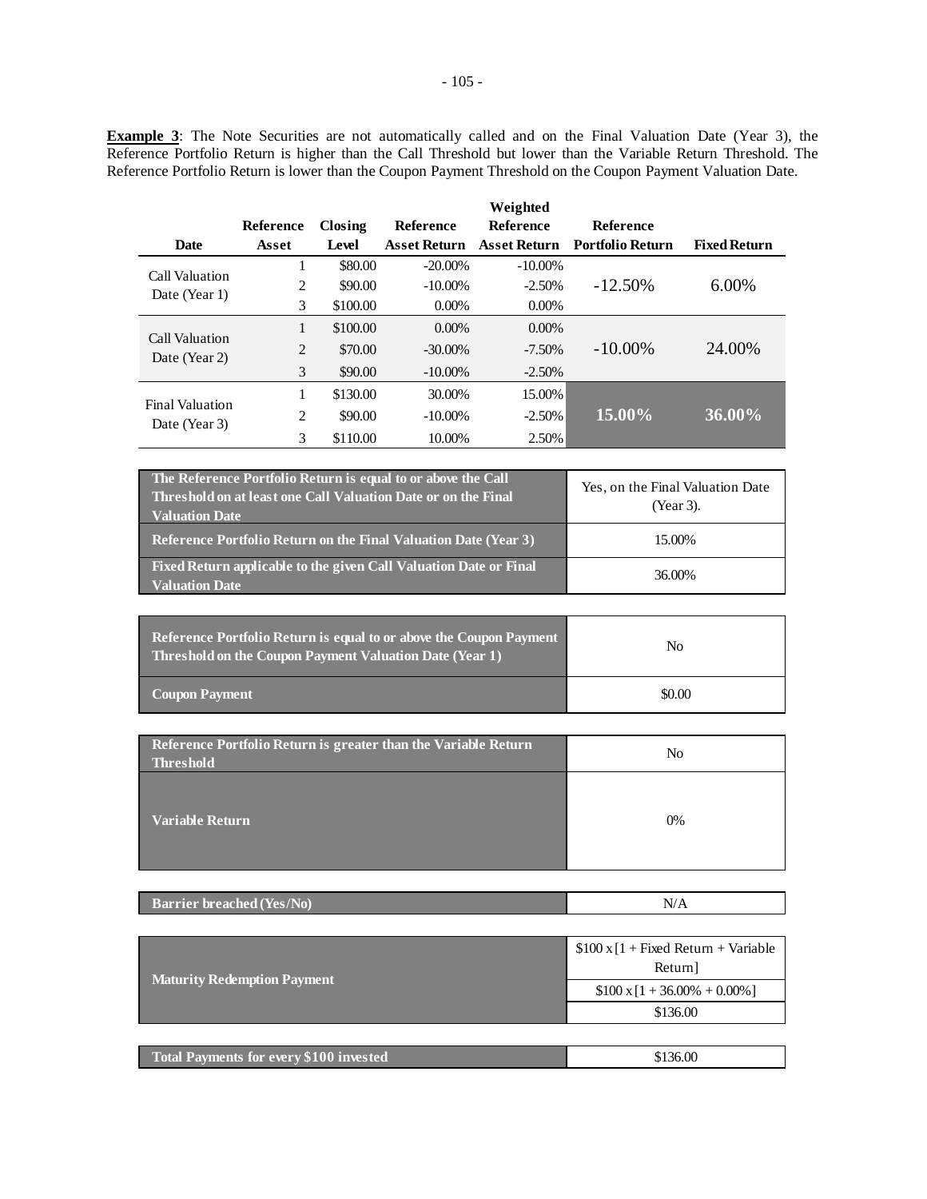**Example 3**: The Note Securities are not automatically called and on the Final Valuation Date (Year 3), the Reference Portfolio Return is higher than the Call Threshold but lower than the Variable Return Threshold. The Reference Portfolio Return is lower than the Coupon Payment Threshold on the Coupon Payment Valuation Date.

| Date | Reference Asset | Closing Level | Reference Asset Return | Weighted Reference Asset Return | Reference Portfolio Return | Fixed Return |
|---|---|---|---|---|---|---|
| Call Valuation Date (Year 1) | 1 | $80.00 | -20.00% | -10.00% | -12.50% | 6.00% |
| | 2 | $90.00 | -10.00% | -2.50% | | |
| | 3 | $100.00 | 0.00% | 0.00% | | |
| Call Valuation Date (Year 2) | 1 | $100.00 | 0.00% | 0.00% | -10.00% | 24.00% |
| | 2 | $70.00 | -30.00% | -7.50% | | |
| | 3 | $90.00 | -10.00% | -2.50% | | |
| Final Valuation Date (Year 3) | 1 | $130.00 | 30.00% | 15.00% | **15.00%** | **36.00%** |
| | 2 | $90.00 | -10.00% | -2.50% | | |
| | 3 | $110.00 | 10.00% | 2.50% | | |

| | |
|---|---|
| **The Reference Portfolio Return is equal to or above the Call Threshold on at least one Call Valuation Date or on the Final Valuation Date** | Yes, on the Final Valuation Date (Year 3). |
| **Reference Portfolio Return on the Final Valuation Date (Year 3)** | 15.00% |
| **Fixed Return applicable to the given Call Valuation Date or Final Valuation Date** | 36.00% |

| | |
|---|---|
| **Reference Portfolio Return is equal to or above the Coupon Payment Threshold on the Coupon Payment Valuation Date (Year 1)** | No |
| **Coupon Payment** | $0.00 |

| | |
|---|---|
| **Reference Portfolio Return is greater than the Variable Return Threshold** | No |
| **Variable Return** | 0% |

| | |
|---|---|
| **Barrier breached (Yes/No)** | N/A |

| | |
|---|---|
| **Maturity Redemption Payment** | $100 x [1 + Fixed Return + Variable Return] |
| | $100 x [1 + 36.00% + 0.00%] |
| | $136.00 |

| | |
|---|---|
| **Total Payments for every $100 invested** | $136.00 |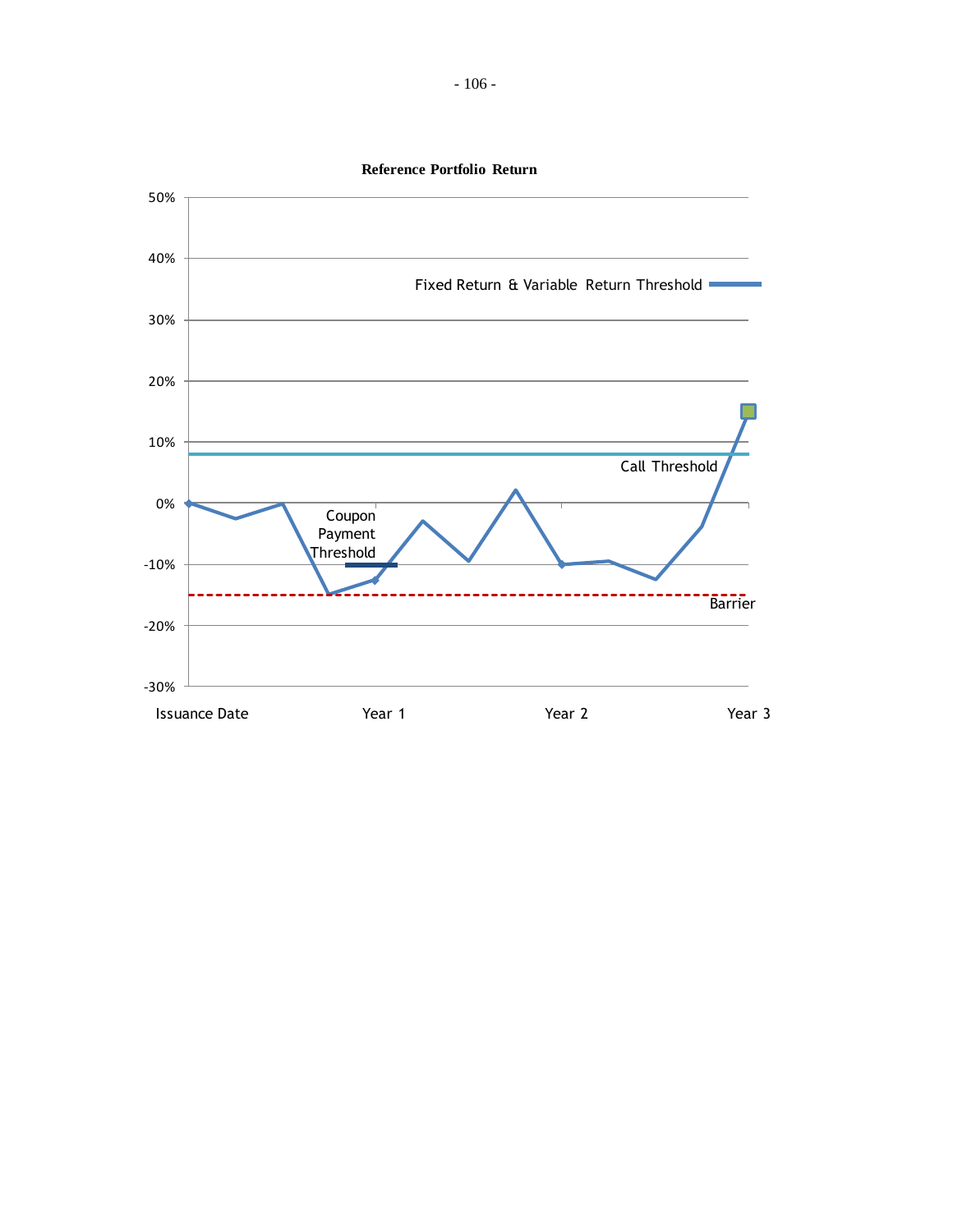**Reference Portfolio Return**

50%

40%

Fixed Return & Variable Return Threshold

30%

20%

10%

Call Threshold

0%

Coupon Payment Threshold

-10%

Barrier

-20%

-30%

Issuance Date | Year 1 | Year 2 | Year 3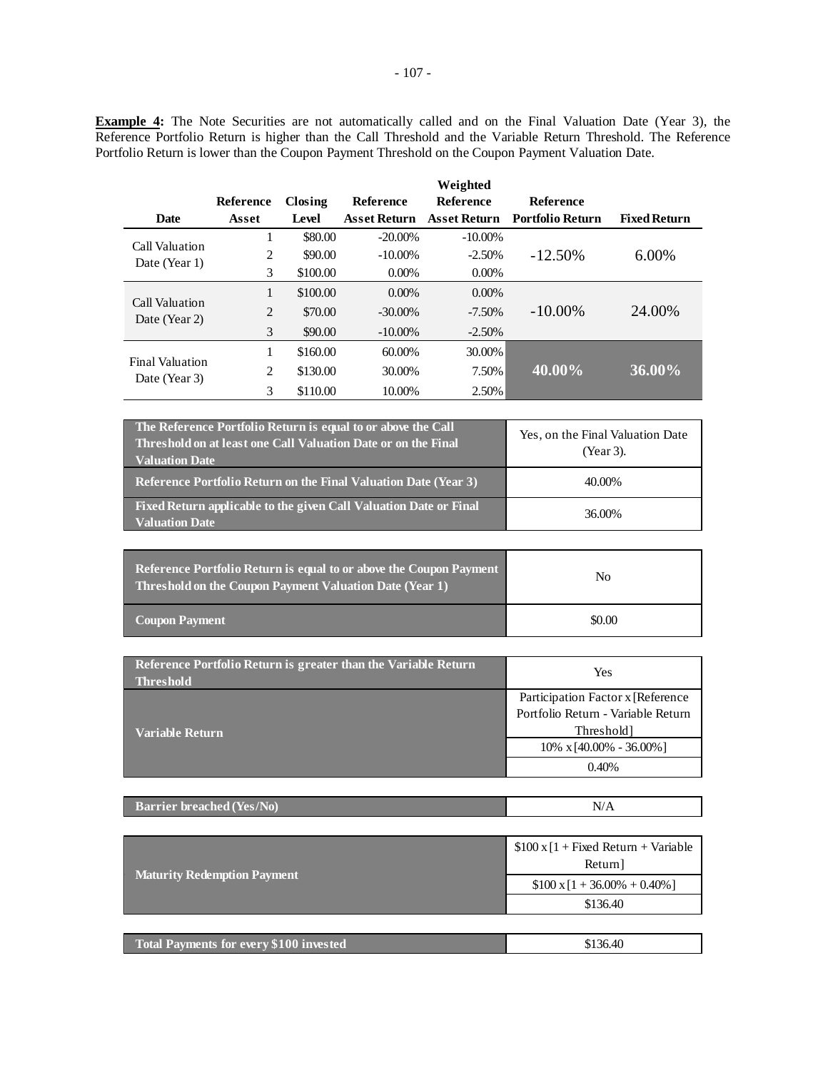**Example 4:** The Note Securities are not automatically called and on the Final Valuation Date (Year 3), the Reference Portfolio Return is higher than the Call Threshold and the Variable Return Threshold. The Reference Portfolio Return is lower than the Coupon Payment Threshold on the Coupon Payment Valuation Date.

| Date | Reference Asset | Closing Level | Reference Asset Return | Weighted Reference Asset Return | Reference Portfolio Return | Fixed Return |
|---|---|---|---|---|---|---|
| Call Valuation Date (Year 1) | 1 | $80.00 | -20.00% | -10.00% | -12.50% | 6.00% |
| | 2 | $90.00 | -10.00% | -2.50% | | |
| | 3 | $100.00 | 0.00% | 0.00% | | |
| Call Valuation Date (Year 2) | 1 | $100.00 | 0.00% | 0.00% | -10.00% | 24.00% |
| | 2 | $70.00 | -30.00% | -7.50% | | |
| | 3 | $90.00 | -10.00% | -2.50% | | |
| Final Valuation Date (Year 3) | 1 | $160.00 | 60.00% | 30.00% | **40.00%** | **36.00%** |
| | 2 | $130.00 | 30.00% | 7.50% | | |
| | 3 | $110.00 | 10.00% | 2.50% | | |

| | |
|---|---|
| **The Reference Portfolio Return is equal to or above the Call Threshold on at least one Call Valuation Date or on the Final Valuation Date** | Yes, on the Final Valuation Date (Year 3). |
| **Reference Portfolio Return on the Final Valuation Date (Year 3)** | 40.00% |
| **Fixed Return applicable to the given Call Valuation Date or Final Valuation Date** | 36.00% |

| | |
|---|---|
| **Reference Portfolio Return is equal to or above the Coupon Payment Threshold on the Coupon Payment Valuation Date (Year 1)** | No |
| **Coupon Payment** | $0.00 |

| | |
|---|---|
| **Reference Portfolio Return is greater than the Variable Return Threshold** | Yes |
| **Variable Return** | Participation Factor x [Reference Portfolio Return - Variable Return Threshold] |
| | 10% x [40.00% - 36.00%] |
| | 0.40% |

| | |
|---|---|
| **Barrier breached (Yes/No)** | N/A |

| | |
|---|---|
| **Maturity Redemption Payment** | $100 x [1 + Fixed Return + Variable Return] |
| | $100 x [1 + 36.00% + 0.40%] |
| | $136.40 |

| | |
|---|---|
| **Total Payments for every $100 invested** | $136.40 |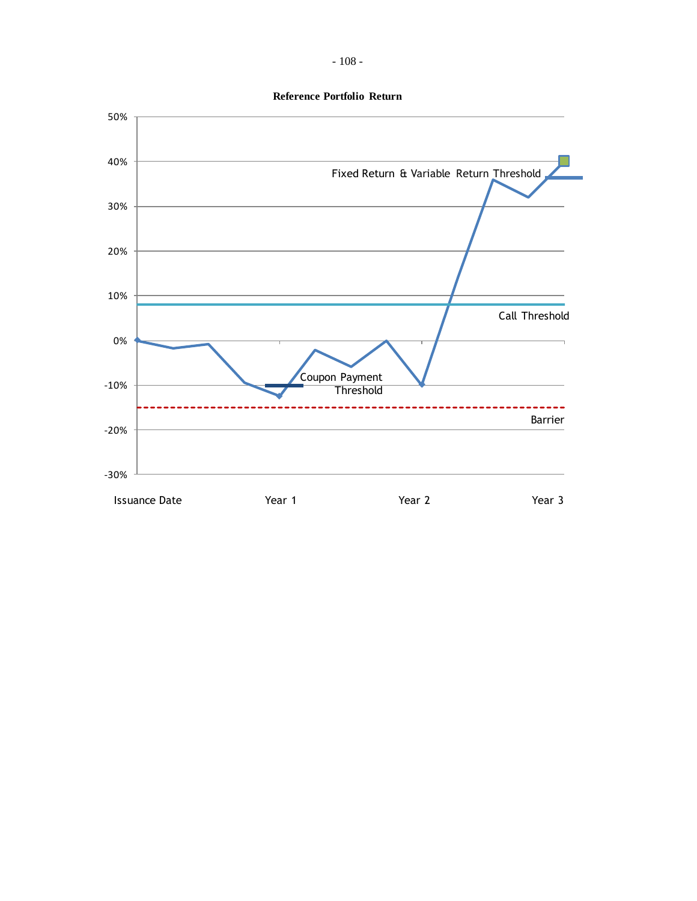**Reference Portfolio Return**

50%

40%

Fixed Return & Variable Return Threshold

30%

20%

10%

Call Threshold

0%

-10%

Coupon Payment Threshold

Barrier

-20%

-30%

Issuance Date | Year 1 | Year 2 | Year 3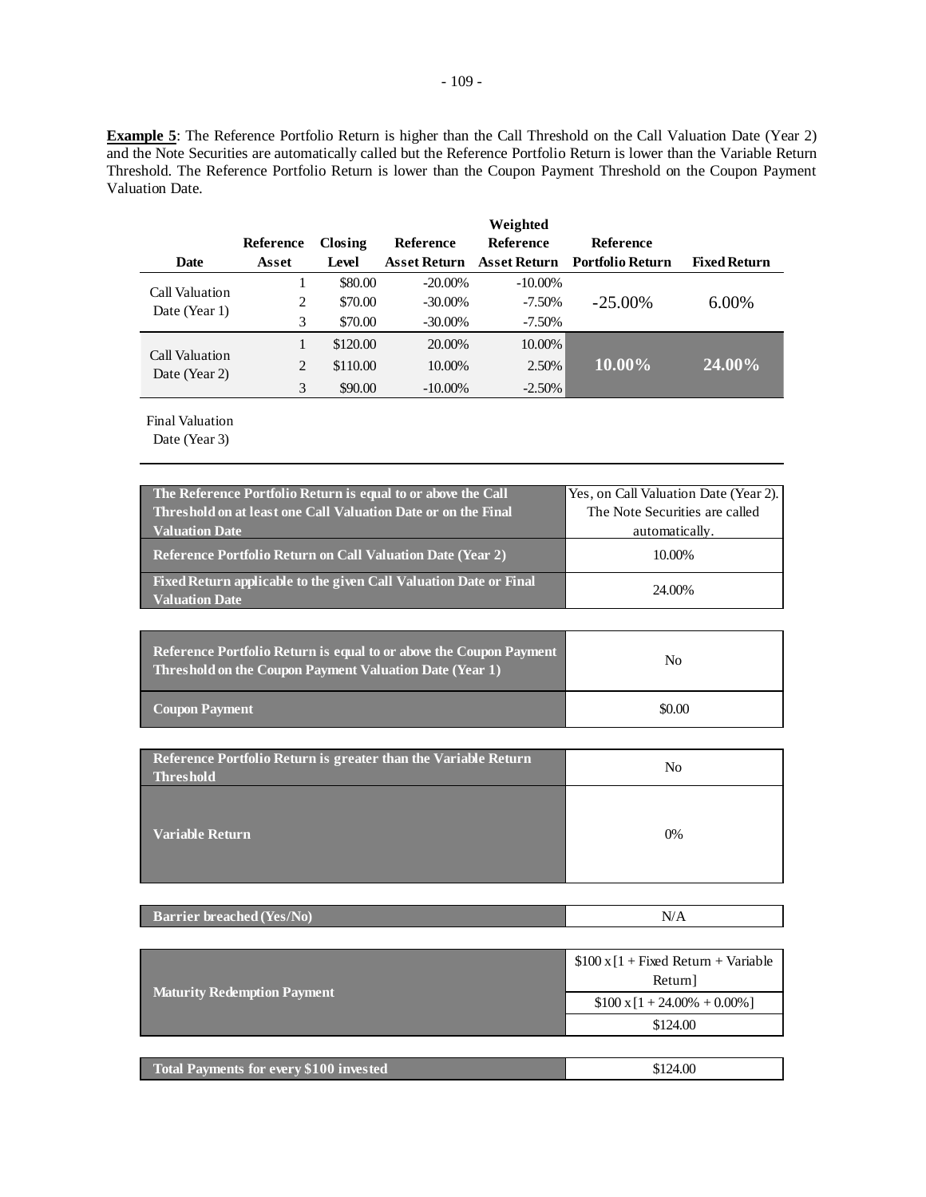**Example 5**: The Reference Portfolio Return is higher than the Call Threshold on the Call Valuation Date (Year 2) and the Note Securities are automatically called but the Reference Portfolio Return is lower than the Variable Return Threshold. The Reference Portfolio Return is lower than the Coupon Payment Threshold on the Coupon Payment Valuation Date.

| Date | Reference Asset | Closing Level | Reference Asset Return | Weighted Reference Asset Return | Reference Portfolio Return | Fixed Return |
|---|---|---|---|---|---|---|
| Call Valuation Date (Year 1) | 1 | \$80.00 | -20.00% | -10.00% | -25.00% | 6.00% |
| | 2 | \$70.00 | -30.00% | -7.50% | | |
| | 3 | \$70.00 | -30.00% | -7.50% | | |
| Call Valuation Date (Year 2) | 1 | \$120.00 | 20.00% | 10.00% | **10.00%** | **24.00%** |
| | 2 | \$110.00 | 10.00% | 2.50% | | |
| | 3 | \$90.00 | -10.00% | -2.50% | | |
| Final Valuation Date (Year 3) | | | | | | |

| | |
|---|---|
| **The Reference Portfolio Return is equal to or above the Call Threshold on at least one Call Valuation Date or on the Final Valuation Date** | Yes, on Call Valuation Date (Year 2). The Note Securities are called automatically. |
| **Reference Portfolio Return on Call Valuation Date (Year 2)** | 10.00% |
| **Fixed Return applicable to the given Call Valuation Date or Final Valuation Date** | 24.00% |

| | |
|---|---|
| **Reference Portfolio Return is equal to or above the Coupon Payment Threshold on the Coupon Payment Valuation Date (Year 1)** | No |
| **Coupon Payment** | \$0.00 |

| | |
|---|---|
| **Reference Portfolio Return is greater than the Variable Return Threshold** | No |
| **Variable Return** | 0% |

| | |
|---|---|
| **Barrier breached (Yes/No)** | N/A |

| | |
|---|---|
| **Maturity Redemption Payment** | \$100 x [1 + Fixed Return + Variable Return] |
| | \$100 x [1 + 24.00% + 0.00%] |
| | \$124.00 |

| | |
|---|---|
| **Total Payments for every \$100 invested** | \$124.00 |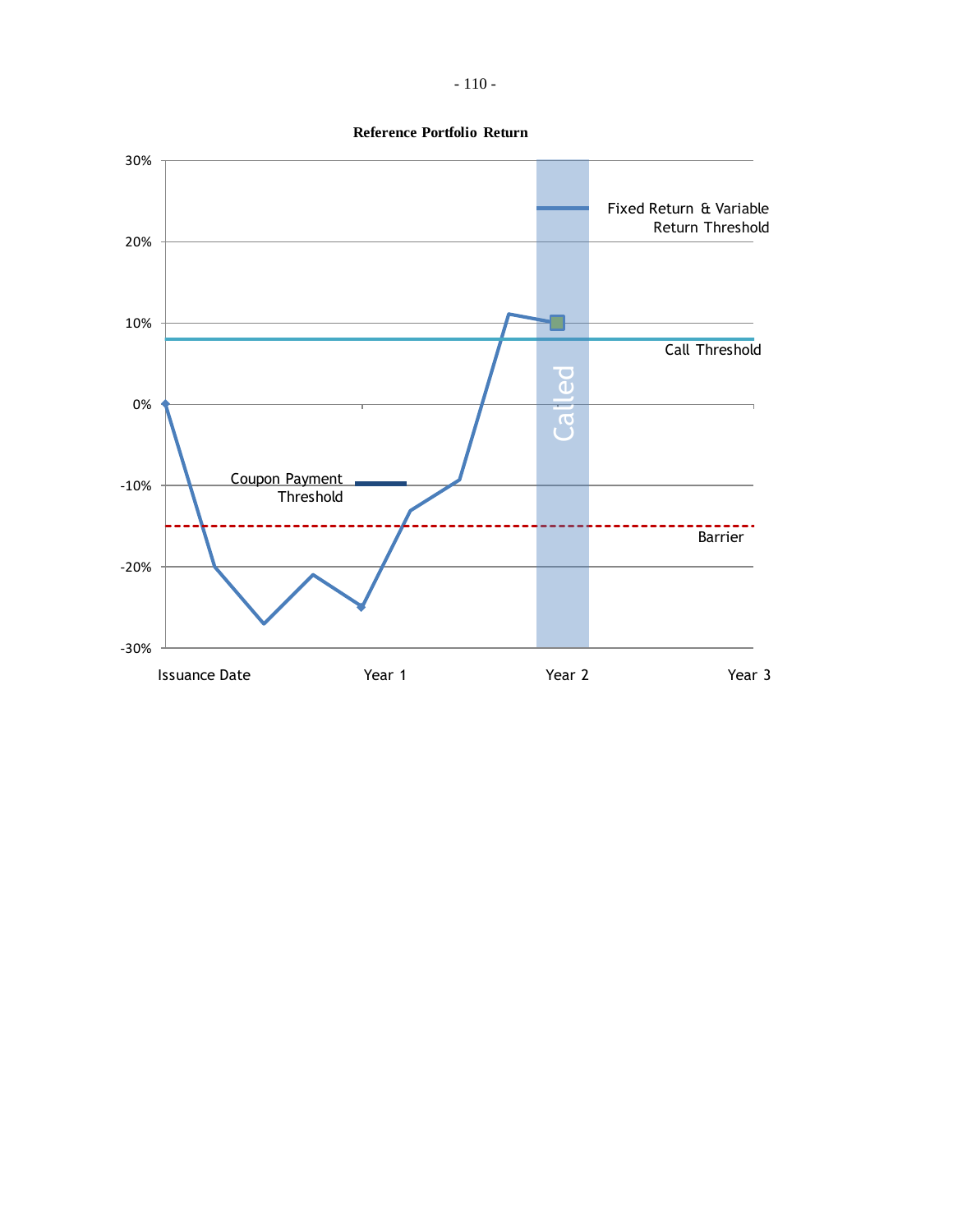**Reference Portfolio Return**

30%

20%

10%

0%

-10%

-20%

-30%

Fixed Return & Variable Return Threshold

Call Threshold

Called

Coupon Payment Threshold

Barrier

Issuance Date Year 1 Year 2 Year 3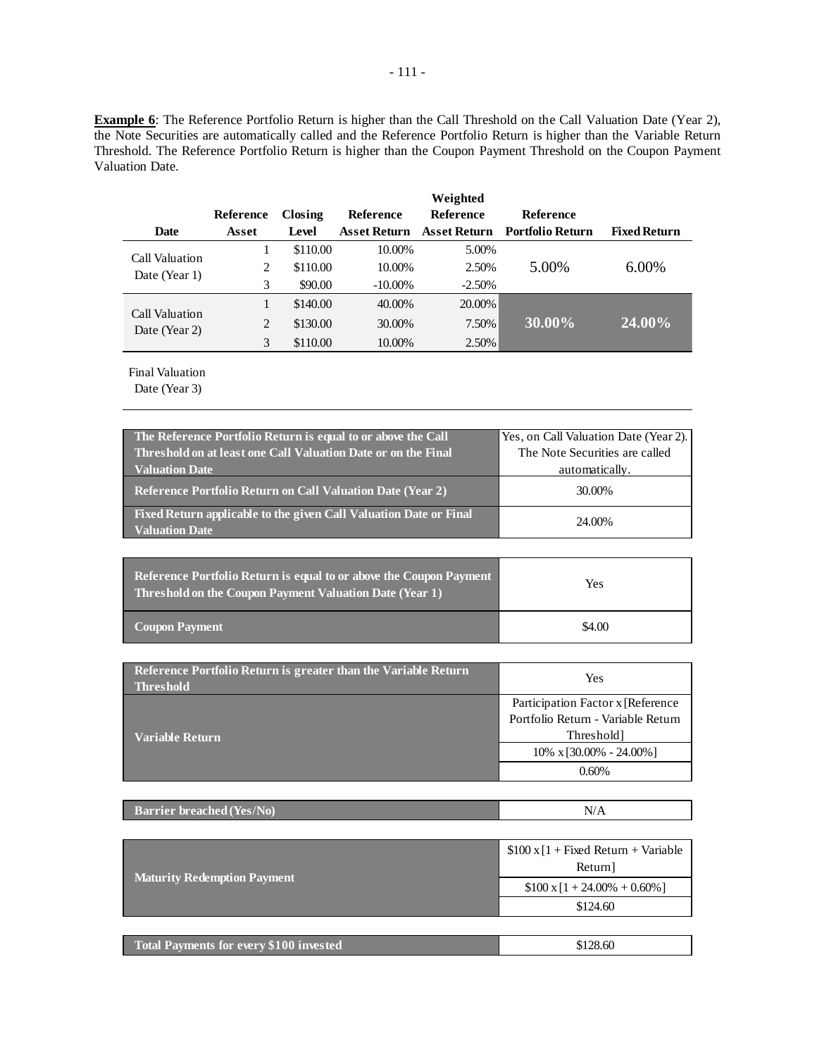**Example 6**: The Reference Portfolio Return is higher than the Call Threshold on the Call Valuation Date (Year 2), the Note Securities are automatically called and the Reference Portfolio Return is higher than the Variable Return Threshold. The Reference Portfolio Return is higher than the Coupon Payment Threshold on the Coupon Payment Valuation Date.

| Date | Reference Asset | Closing Level | Reference Asset Return | Weighted Reference Asset Return | Reference Portfolio Return | Fixed Return |
|---|---|---|---|---|---|---|
| Call Valuation Date (Year 1) | 1 | $110.00 | 10.00% | 5.00% | 5.00% | 6.00% |
| | 2 | $110.00 | 10.00% | 2.50% | | |
| | 3 | $90.00 | -10.00% | -2.50% | | |
| Call Valuation Date (Year 2) | 1 | $140.00 | 40.00% | 20.00% | **30.00%** | **24.00%** |
| | 2 | $130.00 | 30.00% | 7.50% | | |
| | 3 | $110.00 | 10.00% | 2.50% | | |
| Final Valuation Date (Year 3) | | | | | | |

| | |
|---|---|
| **The Reference Portfolio Return is equal to or above the Call Threshold on at least one Call Valuation Date or on the Final Valuation Date** | Yes, on Call Valuation Date (Year 2). The Note Securities are called automatically. |
| **Reference Portfolio Return on Call Valuation Date (Year 2)** | 30.00% |
| **Fixed Return applicable to the given Call Valuation Date or Final Valuation Date** | 24.00% |

| | |
|---|---|
| **Reference Portfolio Return is equal to or above the Coupon Payment Threshold on the Coupon Payment Valuation Date (Year 1)** | Yes |
| **Coupon Payment** | $4.00 |

| | |
|---|---|
| **Reference Portfolio Return is greater than the Variable Return Threshold** | Yes |
| **Variable Return** | Participation Factor x [Reference Portfolio Return - Variable Return Threshold] |
| | 10% x [30.00% - 24.00%] |
| | 0.60% |

| | |
|---|---|
| **Barrier breached (Yes/No)** | N/A |

| | |
|---|---|
| **Maturity Redemption Payment** | $100 x [1 + Fixed Return + Variable Return] |
| | $100 x [1 + 24.00% + 0.60%] |
| | $124.60 |

| | |
|---|---|
| **Total Payments for every $100 invested** | $128.60 |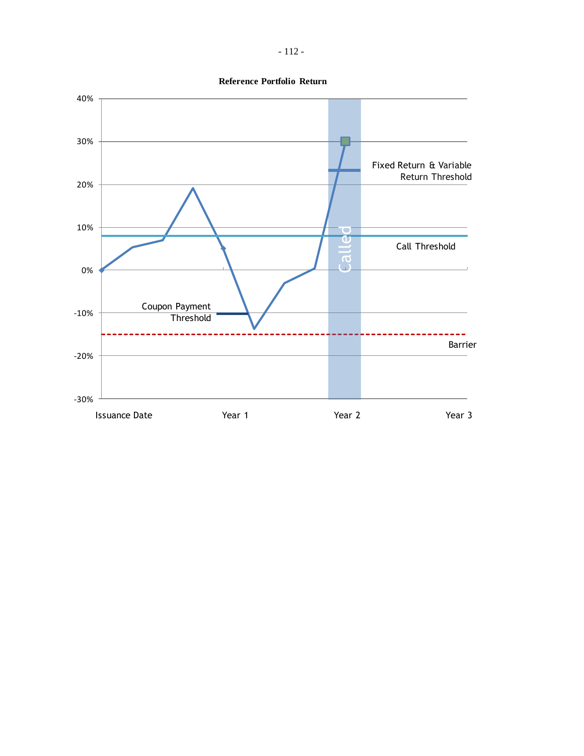**Reference Portfolio Return**

40%

30%

20%

10%

0%

-10%

-20%

-30%

Fixed Return & Variable Return Threshold

Call Threshold

Coupon Payment Threshold

Barrier

Called

Issuance Date Year 1 Year 2 Year 3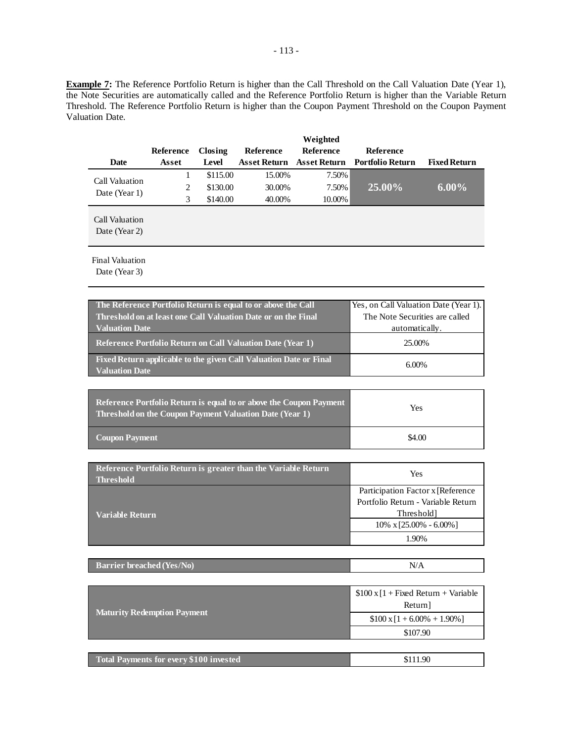**Example 7:** The Reference Portfolio Return is higher than the Call Threshold on the Call Valuation Date (Year 1), the Note Securities are automatically called and the Reference Portfolio Return is higher than the Variable Return Threshold. The Reference Portfolio Return is higher than the Coupon Payment Threshold on the Coupon Payment Valuation Date.

| Date | Reference Asset | Closing Level | Reference Asset Return | Weighted Reference Asset Return | Reference Portfolio Return | Fixed Return |
|---|---|---|---|---|---|---|
| Call Valuation Date (Year 1) | 1 | $115.00 | 15.00% | 7.50% | 25.00% | 6.00% |
| | 2 | $130.00 | 30.00% | 7.50% | | |
| | 3 | $140.00 | 40.00% | 10.00% | | |
| Call Valuation Date (Year 2) | | | | | | |
| Final Valuation Date (Year 3) | | | | | | |

| | |
|---|---|
| The Reference Portfolio Return is equal to or above the Call Threshold on at least one Call Valuation Date or on the Final Valuation Date | Yes, on Call Valuation Date (Year 1). The Note Securities are called automatically. |
| Reference Portfolio Return on Call Valuation Date (Year 1) | 25.00% |
| Fixed Return applicable to the given Call Valuation Date or Final Valuation Date | 6.00% |

| | |
|---|---|
| Reference Portfolio Return is equal to or above the Coupon Payment Threshold on the Coupon Payment Valuation Date (Year 1) | Yes |
| Coupon Payment | $4.00 |

| | |
|---|---|
| Reference Portfolio Return is greater than the Variable Return Threshold | Yes |
| Variable Return | Participation Factor x [Reference Portfolio Return - Variable Return Threshold] |
| | 10% x [25.00% - 6.00%] |
| | 1.90% |

| | |
|---|---|
| Barrier breached (Yes/No) | N/A |

| | |
|---|---|
| Maturity Redemption Payment | $100 x [1 + Fixed Return + Variable Return] |
| | $100 x [1 + 6.00% + 1.90%] |
| | $107.90 |

| | |
|---|---|
| Total Payments for every $100 invested | $111.90 |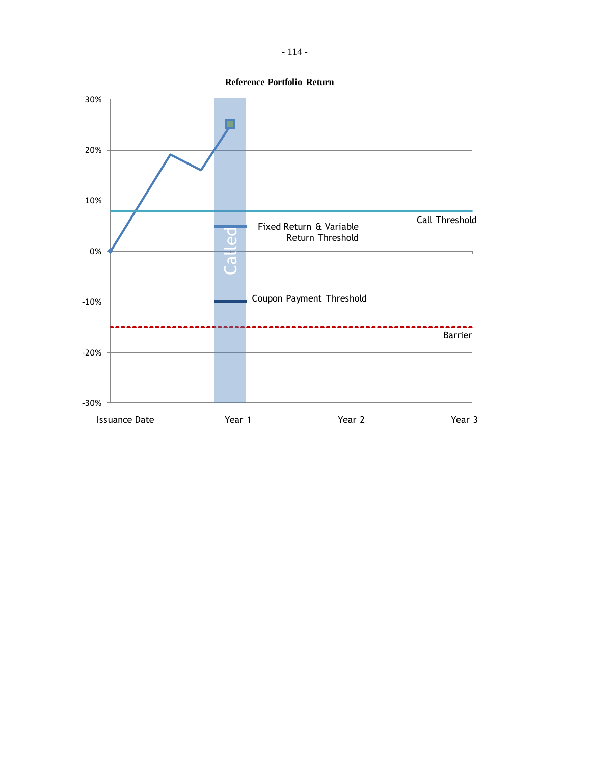**Reference Portfolio Return**

30%

20%

10%

0%

-10%

-20%

-30%

Call Threshold

Fixed Return & Variable Return Threshold

Called

Coupon Payment Threshold

Barrier

Issuance Date | Year 1 | Year 2 | Year 3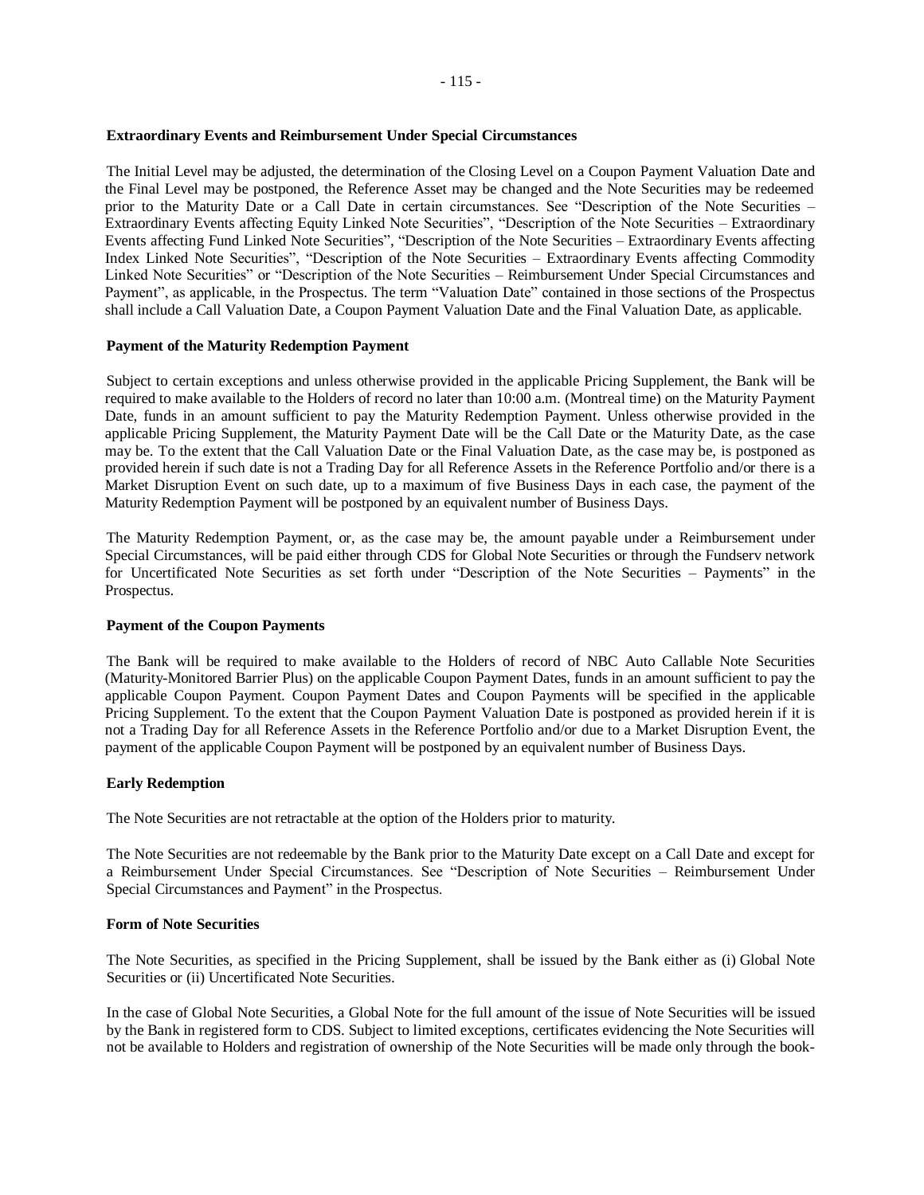**Extraordinary Events and Reimbursement Under Special Circumstances**

The Initial Level may be adjusted, the determination of the Closing Level on a Coupon Payment Valuation Date and the Final Level may be postponed, the Reference Asset may be changed and the Note Securities may be redeemed prior to the Maturity Date or a Call Date in certain circumstances. See "Description of the Note Securities – Extraordinary Events affecting Equity Linked Note Securities", "Description of the Note Securities – Extraordinary Events affecting Fund Linked Note Securities", "Description of the Note Securities – Extraordinary Events affecting Index Linked Note Securities", "Description of the Note Securities – Extraordinary Events affecting Commodity Linked Note Securities" or "Description of the Note Securities – Reimbursement Under Special Circumstances and Payment", as applicable, in the Prospectus. The term "Valuation Date" contained in those sections of the Prospectus shall include a Call Valuation Date, a Coupon Payment Valuation Date and the Final Valuation Date, as applicable.

**Payment of the Maturity Redemption Payment**

Subject to certain exceptions and unless otherwise provided in the applicable Pricing Supplement, the Bank will be required to make available to the Holders of record no later than 10:00 a.m. (Montreal time) on the Maturity Payment Date, funds in an amount sufficient to pay the Maturity Redemption Payment. Unless otherwise provided in the applicable Pricing Supplement, the Maturity Payment Date will be the Call Date or the Maturity Date, as the case may be. To the extent that the Call Valuation Date or the Final Valuation Date, as the case may be, is postponed as provided herein if such date is not a Trading Day for all Reference Assets in the Reference Portfolio and/or there is a Market Disruption Event on such date, up to a maximum of five Business Days in each case, the payment of the Maturity Redemption Payment will be postponed by an equivalent number of Business Days.

The Maturity Redemption Payment, or, as the case may be, the amount payable under a Reimbursement under Special Circumstances, will be paid either through CDS for Global Note Securities or through the Fundserv network for Uncertificated Note Securities as set forth under "Description of the Note Securities – Payments" in the Prospectus.

**Payment of the Coupon Payments**

The Bank will be required to make available to the Holders of record of NBC Auto Callable Note Securities (Maturity-Monitored Barrier Plus) on the applicable Coupon Payment Dates, funds in an amount sufficient to pay the applicable Coupon Payment. Coupon Payment Dates and Coupon Payments will be specified in the applicable Pricing Supplement. To the extent that the Coupon Payment Valuation Date is postponed as provided herein if it is not a Trading Day for all Reference Assets in the Reference Portfolio and/or due to a Market Disruption Event, the payment of the applicable Coupon Payment will be postponed by an equivalent number of Business Days.

**Early Redemption**

The Note Securities are not retractable at the option of the Holders prior to maturity.

The Note Securities are not redeemable by the Bank prior to the Maturity Date except on a Call Date and except for a Reimbursement Under Special Circumstances. See "Description of Note Securities – Reimbursement Under Special Circumstances and Payment" in the Prospectus.

**Form of Note Securities**

The Note Securities, as specified in the Pricing Supplement, shall be issued by the Bank either as (i) Global Note Securities or (ii) Uncertificated Note Securities.

In the case of Global Note Securities, a Global Note for the full amount of the issue of Note Securities will be issued by the Bank in registered form to CDS. Subject to limited exceptions, certificates evidencing the Note Securities will not be available to Holders and registration of ownership of the Note Securities will be made only through the book-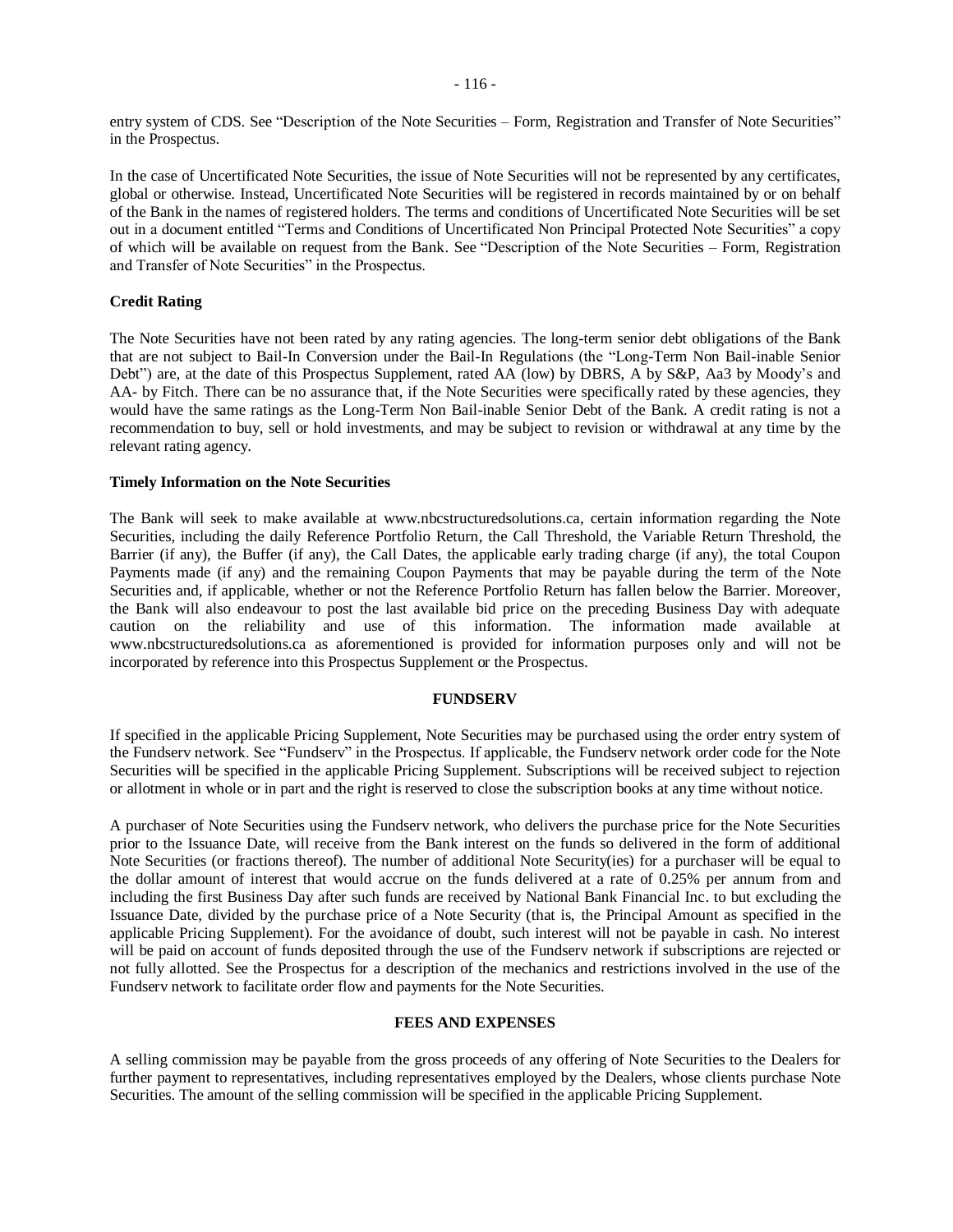entry system of CDS. See "Description of the Note Securities – Form, Registration and Transfer of Note Securities" in the Prospectus.

In the case of Uncertificated Note Securities, the issue of Note Securities will not be represented by any certificates, global or otherwise. Instead, Uncertificated Note Securities will be registered in records maintained by or on behalf of the Bank in the names of registered holders. The terms and conditions of Uncertificated Note Securities will be set out in a document entitled "Terms and Conditions of Uncertificated Non Principal Protected Note Securities" a copy of which will be available on request from the Bank. See "Description of the Note Securities – Form, Registration and Transfer of Note Securities" in the Prospectus.

**Credit Rating**

The Note Securities have not been rated by any rating agencies. The long-term senior debt obligations of the Bank that are not subject to Bail-In Conversion under the Bail-In Regulations (the "Long-Term Non Bail-inable Senior Debt") are, at the date of this Prospectus Supplement, rated AA (low) by DBRS, A by S&P, Aa3 by Moody's and AA- by Fitch. There can be no assurance that, if the Note Securities were specifically rated by these agencies, they would have the same ratings as the Long-Term Non Bail-inable Senior Debt of the Bank. A credit rating is not a recommendation to buy, sell or hold investments, and may be subject to revision or withdrawal at any time by the relevant rating agency.

**Timely Information on the Note Securities**

The Bank will seek to make available at www.nbcstructuredsolutions.ca, certain information regarding the Note Securities, including the daily Reference Portfolio Return, the Call Threshold, the Variable Return Threshold, the Barrier (if any), the Buffer (if any), the Call Dates, the applicable early trading charge (if any), the total Coupon Payments made (if any) and the remaining Coupon Payments that may be payable during the term of the Note Securities and, if applicable, whether or not the Reference Portfolio Return has fallen below the Barrier. Moreover, the Bank will also endeavour to post the last available bid price on the preceding Business Day with adequate caution on the reliability and use of this information. The information made available at www.nbcstructuredsolutions.ca as aforementioned is provided for information purposes only and will not be incorporated by reference into this Prospectus Supplement or the Prospectus.

## FUNDSERV

If specified in the applicable Pricing Supplement, Note Securities may be purchased using the order entry system of the Fundserv network. See "Fundserv" in the Prospectus. If applicable, the Fundserv network order code for the Note Securities will be specified in the applicable Pricing Supplement. Subscriptions will be received subject to rejection or allotment in whole or in part and the right is reserved to close the subscription books at any time without notice.

A purchaser of Note Securities using the Fundserv network, who delivers the purchase price for the Note Securities prior to the Issuance Date, will receive from the Bank interest on the funds so delivered in the form of additional Note Securities (or fractions thereof). The number of additional Note Security(ies) for a purchaser will be equal to the dollar amount of interest that would accrue on the funds delivered at a rate of 0.25% per annum from and including the first Business Day after such funds are received by National Bank Financial Inc. to but excluding the Issuance Date, divided by the purchase price of a Note Security (that is, the Principal Amount as specified in the applicable Pricing Supplement). For the avoidance of doubt, such interest will not be payable in cash. No interest will be paid on account of funds deposited through the use of the Fundserv network if subscriptions are rejected or not fully allotted. See the Prospectus for a description of the mechanics and restrictions involved in the use of the Fundserv network to facilitate order flow and payments for the Note Securities.

## FEES AND EXPENSES

A selling commission may be payable from the gross proceeds of any offering of Note Securities to the Dealers for further payment to representatives, including representatives employed by the Dealers, whose clients purchase Note Securities. The amount of the selling commission will be specified in the applicable Pricing Supplement.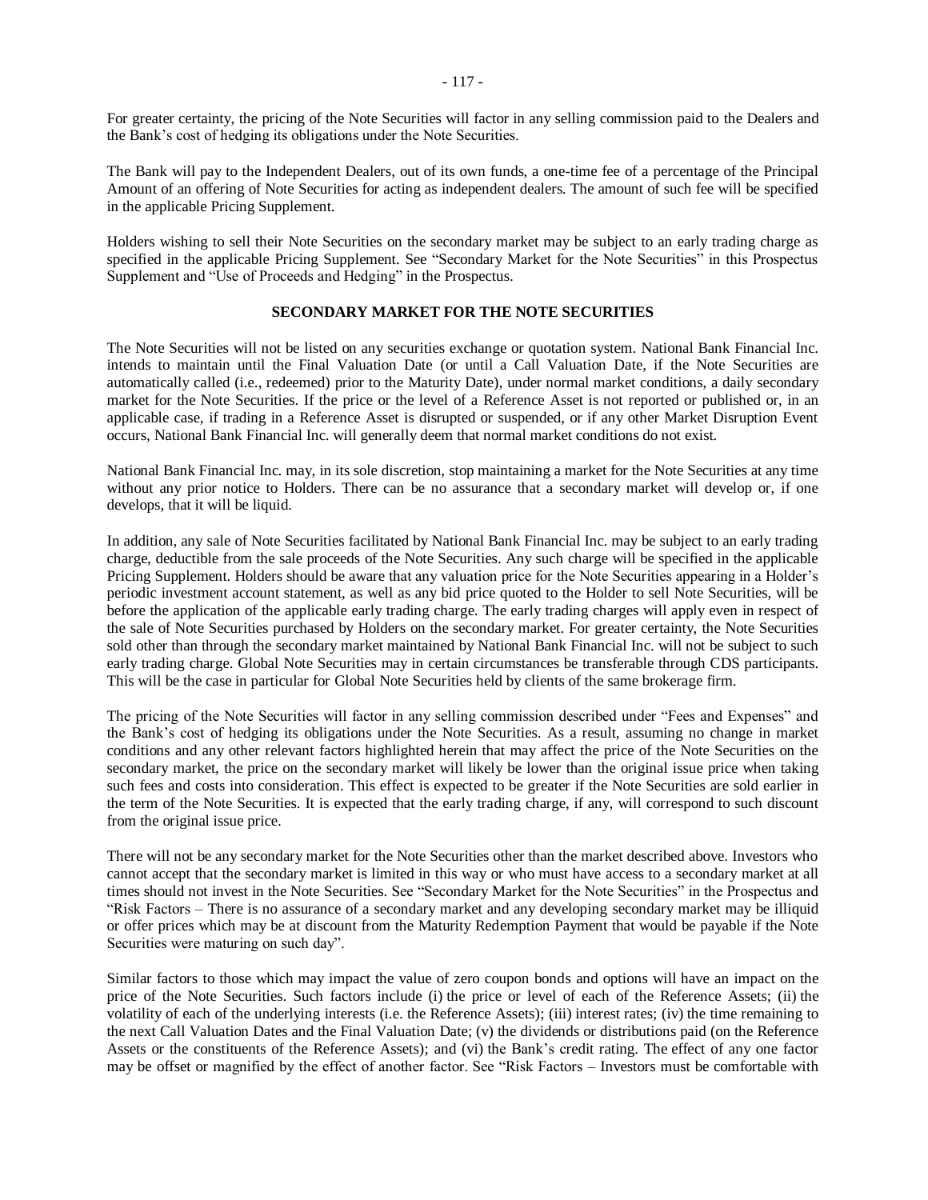For greater certainty, the pricing of the Note Securities will factor in any selling commission paid to the Dealers and the Bank's cost of hedging its obligations under the Note Securities.

The Bank will pay to the Independent Dealers, out of its own funds, a one-time fee of a percentage of the Principal Amount of an offering of Note Securities for acting as independent dealers. The amount of such fee will be specified in the applicable Pricing Supplement.

Holders wishing to sell their Note Securities on the secondary market may be subject to an early trading charge as specified in the applicable Pricing Supplement. See "Secondary Market for the Note Securities" in this Prospectus Supplement and "Use of Proceeds and Hedging" in the Prospectus.

## SECONDARY MARKET FOR THE NOTE SECURITIES

The Note Securities will not be listed on any securities exchange or quotation system. National Bank Financial Inc. intends to maintain until the Final Valuation Date (or until a Call Valuation Date, if the Note Securities are automatically called (i.e., redeemed) prior to the Maturity Date), under normal market conditions, a daily secondary market for the Note Securities. If the price or the level of a Reference Asset is not reported or published or, in an applicable case, if trading in a Reference Asset is disrupted or suspended, or if any other Market Disruption Event occurs, National Bank Financial Inc. will generally deem that normal market conditions do not exist.

National Bank Financial Inc. may, in its sole discretion, stop maintaining a market for the Note Securities at any time without any prior notice to Holders. There can be no assurance that a secondary market will develop or, if one develops, that it will be liquid.

In addition, any sale of Note Securities facilitated by National Bank Financial Inc. may be subject to an early trading charge, deductible from the sale proceeds of the Note Securities. Any such charge will be specified in the applicable Pricing Supplement. Holders should be aware that any valuation price for the Note Securities appearing in a Holder's periodic investment account statement, as well as any bid price quoted to the Holder to sell Note Securities, will be before the application of the applicable early trading charge. The early trading charges will apply even in respect of the sale of Note Securities purchased by Holders on the secondary market. For greater certainty, the Note Securities sold other than through the secondary market maintained by National Bank Financial Inc. will not be subject to such early trading charge. Global Note Securities may in certain circumstances be transferable through CDS participants. This will be the case in particular for Global Note Securities held by clients of the same brokerage firm.

The pricing of the Note Securities will factor in any selling commission described under "Fees and Expenses" and the Bank's cost of hedging its obligations under the Note Securities. As a result, assuming no change in market conditions and any other relevant factors highlighted herein that may affect the price of the Note Securities on the secondary market, the price on the secondary market will likely be lower than the original issue price when taking such fees and costs into consideration. This effect is expected to be greater if the Note Securities are sold earlier in the term of the Note Securities. It is expected that the early trading charge, if any, will correspond to such discount from the original issue price.

There will not be any secondary market for the Note Securities other than the market described above. Investors who cannot accept that the secondary market is limited in this way or who must have access to a secondary market at all times should not invest in the Note Securities. See "Secondary Market for the Note Securities" in the Prospectus and "Risk Factors – There is no assurance of a secondary market and any developing secondary market may be illiquid or offer prices which may be at discount from the Maturity Redemption Payment that would be payable if the Note Securities were maturing on such day".

Similar factors to those which may impact the value of zero coupon bonds and options will have an impact on the price of the Note Securities. Such factors include (i) the price or level of each of the Reference Assets; (ii) the volatility of each of the underlying interests (i.e. the Reference Assets); (iii) interest rates; (iv) the time remaining to the next Call Valuation Dates and the Final Valuation Date; (v) the dividends or distributions paid (on the Reference Assets or the constituents of the Reference Assets); and (vi) the Bank's credit rating. The effect of any one factor may be offset or magnified by the effect of another factor. See "Risk Factors – Investors must be comfortable with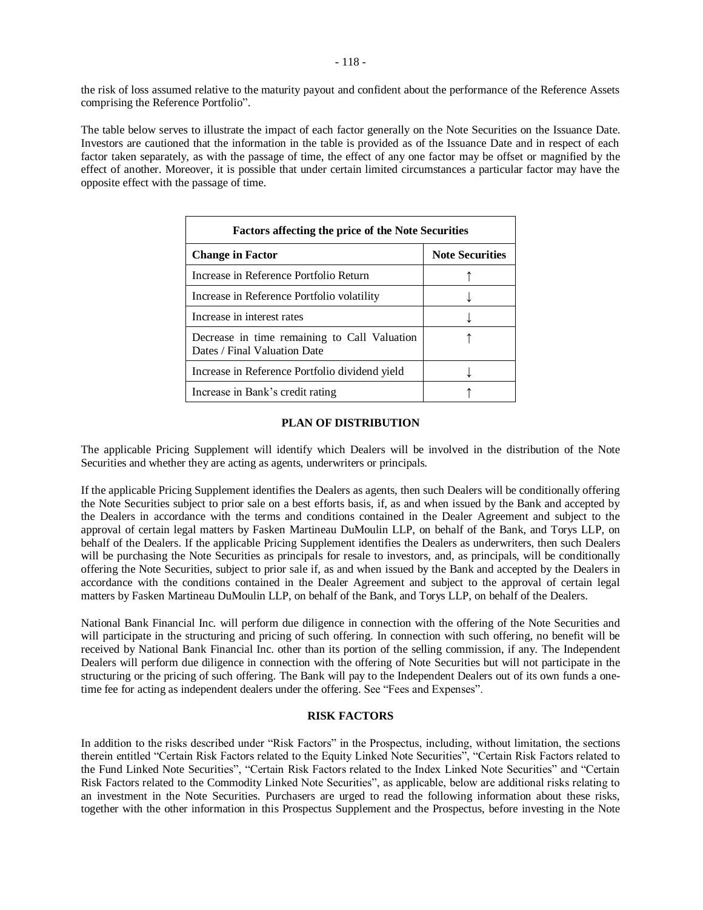the risk of loss assumed relative to the maturity payout and confident about the performance of the Reference Assets comprising the Reference Portfolio".

The table below serves to illustrate the impact of each factor generally on the Note Securities on the Issuance Date. Investors are cautioned that the information in the table is provided as of the Issuance Date and in respect of each factor taken separately, as with the passage of time, the effect of any one factor may be offset or magnified by the effect of another. Moreover, it is possible that under certain limited circumstances a particular factor may have the opposite effect with the passage of time.

| **Factors affecting the price of the Note Securities** | |
|---|---|
| **Change in Factor** | **Note Securities** |
| Increase in Reference Portfolio Return | ↑ |
| Increase in Reference Portfolio volatility | ↓ |
| Increase in interest rates | ↓ |
| Decrease in time remaining to Call Valuation Dates / Final Valuation Date | ↑ |
| Increase in Reference Portfolio dividend yield | ↓ |
| Increase in Bank's credit rating | ↑ |

## PLAN OF DISTRIBUTION

The applicable Pricing Supplement will identify which Dealers will be involved in the distribution of the Note Securities and whether they are acting as agents, underwriters or principals.

If the applicable Pricing Supplement identifies the Dealers as agents, then such Dealers will be conditionally offering the Note Securities subject to prior sale on a best efforts basis, if, as and when issued by the Bank and accepted by the Dealers in accordance with the terms and conditions contained in the Dealer Agreement and subject to the approval of certain legal matters by Fasken Martineau DuMoulin LLP, on behalf of the Bank, and Torys LLP, on behalf of the Dealers. If the applicable Pricing Supplement identifies the Dealers as underwriters, then such Dealers will be purchasing the Note Securities as principals for resale to investors, and, as principals, will be conditionally offering the Note Securities, subject to prior sale if, as and when issued by the Bank and accepted by the Dealers in accordance with the conditions contained in the Dealer Agreement and subject to the approval of certain legal matters by Fasken Martineau DuMoulin LLP, on behalf of the Bank, and Torys LLP, on behalf of the Dealers.

National Bank Financial Inc. will perform due diligence in connection with the offering of the Note Securities and will participate in the structuring and pricing of such offering. In connection with such offering, no benefit will be received by National Bank Financial Inc. other than its portion of the selling commission, if any. The Independent Dealers will perform due diligence in connection with the offering of Note Securities but will not participate in the structuring or the pricing of such offering. The Bank will pay to the Independent Dealers out of its own funds a one-time fee for acting as independent dealers under the offering. See "Fees and Expenses".

## RISK FACTORS

In addition to the risks described under "Risk Factors" in the Prospectus, including, without limitation, the sections therein entitled "Certain Risk Factors related to the Equity Linked Note Securities", "Certain Risk Factors related to the Fund Linked Note Securities", "Certain Risk Factors related to the Index Linked Note Securities" and "Certain Risk Factors related to the Commodity Linked Note Securities", as applicable, below are additional risks relating to an investment in the Note Securities. Purchasers are urged to read the following information about these risks, together with the other information in this Prospectus Supplement and the Prospectus, before investing in the Note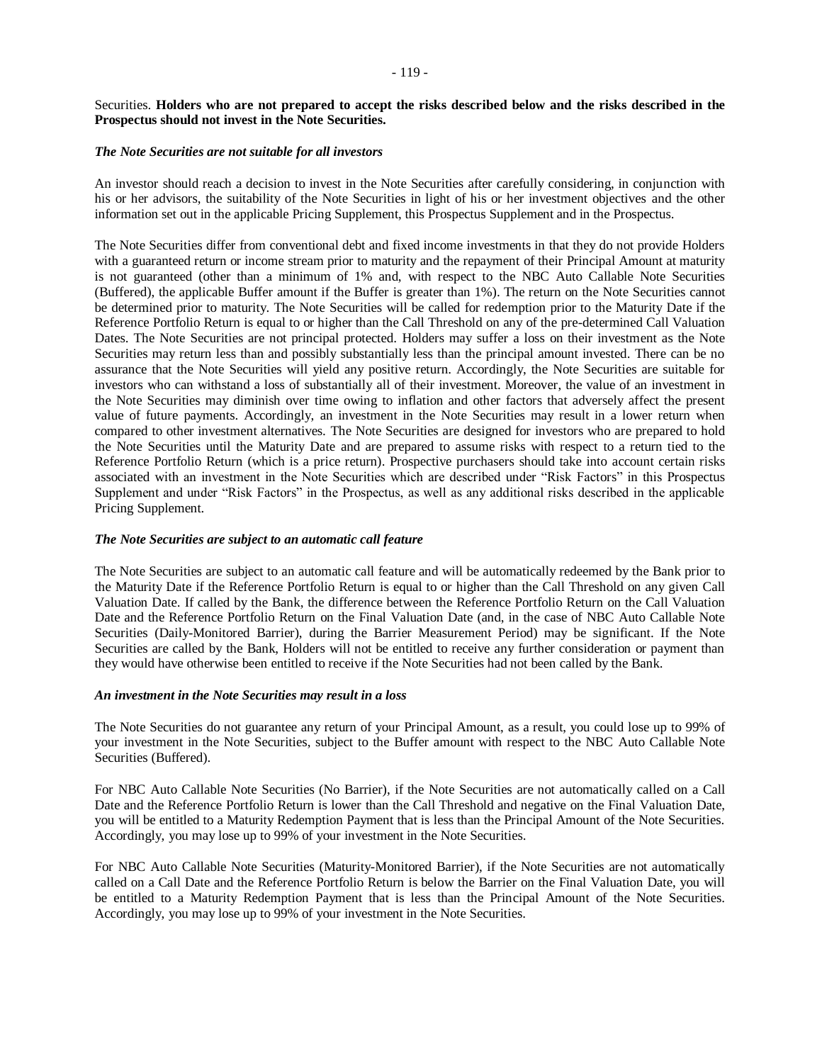Securities. **Holders who are not prepared to accept the risks described below and the risks described in the Prospectus should not invest in the Note Securities.**

***The Note Securities are not suitable for all investors***

An investor should reach a decision to invest in the Note Securities after carefully considering, in conjunction with his or her advisors, the suitability of the Note Securities in light of his or her investment objectives and the other information set out in the applicable Pricing Supplement, this Prospectus Supplement and in the Prospectus.

The Note Securities differ from conventional debt and fixed income investments in that they do not provide Holders with a guaranteed return or income stream prior to maturity and the repayment of their Principal Amount at maturity is not guaranteed (other than a minimum of 1% and, with respect to the NBC Auto Callable Note Securities (Buffered), the applicable Buffer amount if the Buffer is greater than 1%). The return on the Note Securities cannot be determined prior to maturity. The Note Securities will be called for redemption prior to the Maturity Date if the Reference Portfolio Return is equal to or higher than the Call Threshold on any of the pre-determined Call Valuation Dates. The Note Securities are not principal protected. Holders may suffer a loss on their investment as the Note Securities may return less than and possibly substantially less than the principal amount invested. There can be no assurance that the Note Securities will yield any positive return. Accordingly, the Note Securities are suitable for investors who can withstand a loss of substantially all of their investment. Moreover, the value of an investment in the Note Securities may diminish over time owing to inflation and other factors that adversely affect the present value of future payments. Accordingly, an investment in the Note Securities may result in a lower return when compared to other investment alternatives. The Note Securities are designed for investors who are prepared to hold the Note Securities until the Maturity Date and are prepared to assume risks with respect to a return tied to the Reference Portfolio Return (which is a price return). Prospective purchasers should take into account certain risks associated with an investment in the Note Securities which are described under "Risk Factors" in this Prospectus Supplement and under "Risk Factors" in the Prospectus, as well as any additional risks described in the applicable Pricing Supplement.

***The Note Securities are subject to an automatic call feature***

The Note Securities are subject to an automatic call feature and will be automatically redeemed by the Bank prior to the Maturity Date if the Reference Portfolio Return is equal to or higher than the Call Threshold on any given Call Valuation Date. If called by the Bank, the difference between the Reference Portfolio Return on the Call Valuation Date and the Reference Portfolio Return on the Final Valuation Date (and, in the case of NBC Auto Callable Note Securities (Daily-Monitored Barrier), during the Barrier Measurement Period) may be significant. If the Note Securities are called by the Bank, Holders will not be entitled to receive any further consideration or payment than they would have otherwise been entitled to receive if the Note Securities had not been called by the Bank.

***An investment in the Note Securities may result in a loss***

The Note Securities do not guarantee any return of your Principal Amount, as a result, you could lose up to 99% of your investment in the Note Securities, subject to the Buffer amount with respect to the NBC Auto Callable Note Securities (Buffered).

For NBC Auto Callable Note Securities (No Barrier), if the Note Securities are not automatically called on a Call Date and the Reference Portfolio Return is lower than the Call Threshold and negative on the Final Valuation Date, you will be entitled to a Maturity Redemption Payment that is less than the Principal Amount of the Note Securities. Accordingly, you may lose up to 99% of your investment in the Note Securities.

For NBC Auto Callable Note Securities (Maturity-Monitored Barrier), if the Note Securities are not automatically called on a Call Date and the Reference Portfolio Return is below the Barrier on the Final Valuation Date, you will be entitled to a Maturity Redemption Payment that is less than the Principal Amount of the Note Securities. Accordingly, you may lose up to 99% of your investment in the Note Securities.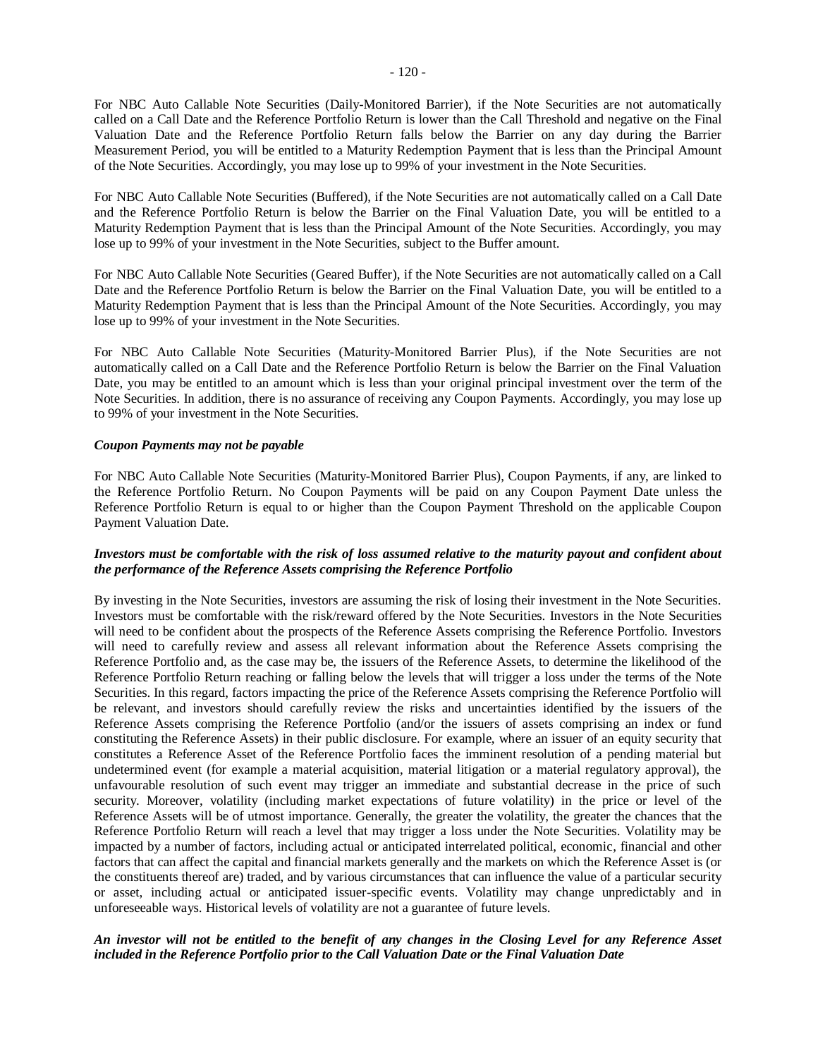For NBC Auto Callable Note Securities (Daily-Monitored Barrier), if the Note Securities are not automatically called on a Call Date and the Reference Portfolio Return is lower than the Call Threshold and negative on the Final Valuation Date and the Reference Portfolio Return falls below the Barrier on any day during the Barrier Measurement Period, you will be entitled to a Maturity Redemption Payment that is less than the Principal Amount of the Note Securities. Accordingly, you may lose up to 99% of your investment in the Note Securities.

For NBC Auto Callable Note Securities (Buffered), if the Note Securities are not automatically called on a Call Date and the Reference Portfolio Return is below the Barrier on the Final Valuation Date, you will be entitled to a Maturity Redemption Payment that is less than the Principal Amount of the Note Securities. Accordingly, you may lose up to 99% of your investment in the Note Securities, subject to the Buffer amount.

For NBC Auto Callable Note Securities (Geared Buffer), if the Note Securities are not automatically called on a Call Date and the Reference Portfolio Return is below the Barrier on the Final Valuation Date, you will be entitled to a Maturity Redemption Payment that is less than the Principal Amount of the Note Securities. Accordingly, you may lose up to 99% of your investment in the Note Securities.

For NBC Auto Callable Note Securities (Maturity-Monitored Barrier Plus), if the Note Securities are not automatically called on a Call Date and the Reference Portfolio Return is below the Barrier on the Final Valuation Date, you may be entitled to an amount which is less than your original principal investment over the term of the Note Securities. In addition, there is no assurance of receiving any Coupon Payments. Accordingly, you may lose up to 99% of your investment in the Note Securities.

***Coupon Payments may not be payable***

For NBC Auto Callable Note Securities (Maturity-Monitored Barrier Plus), Coupon Payments, if any, are linked to the Reference Portfolio Return. No Coupon Payments will be paid on any Coupon Payment Date unless the Reference Portfolio Return is equal to or higher than the Coupon Payment Threshold on the applicable Coupon Payment Valuation Date.

***Investors must be comfortable with the risk of loss assumed relative to the maturity payout and confident about the performance of the Reference Assets comprising the Reference Portfolio***

By investing in the Note Securities, investors are assuming the risk of losing their investment in the Note Securities. Investors must be comfortable with the risk/reward offered by the Note Securities. Investors in the Note Securities will need to be confident about the prospects of the Reference Assets comprising the Reference Portfolio. Investors will need to carefully review and assess all relevant information about the Reference Assets comprising the Reference Portfolio and, as the case may be, the issuers of the Reference Assets, to determine the likelihood of the Reference Portfolio Return reaching or falling below the levels that will trigger a loss under the terms of the Note Securities. In this regard, factors impacting the price of the Reference Assets comprising the Reference Portfolio will be relevant, and investors should carefully review the risks and uncertainties identified by the issuers of the Reference Assets comprising the Reference Portfolio (and/or the issuers of assets comprising an index or fund constituting the Reference Assets) in their public disclosure. For example, where an issuer of an equity security that constitutes a Reference Asset of the Reference Portfolio faces the imminent resolution of a pending material but undetermined event (for example a material acquisition, material litigation or a material regulatory approval), the unfavourable resolution of such event may trigger an immediate and substantial decrease in the price of such security. Moreover, volatility (including market expectations of future volatility) in the price or level of the Reference Assets will be of utmost importance. Generally, the greater the volatility, the greater the chances that the Reference Portfolio Return will reach a level that may trigger a loss under the Note Securities. Volatility may be impacted by a number of factors, including actual or anticipated interrelated political, economic, financial and other factors that can affect the capital and financial markets generally and the markets on which the Reference Asset is (or the constituents thereof are) traded, and by various circumstances that can influence the value of a particular security or asset, including actual or anticipated issuer-specific events. Volatility may change unpredictably and in unforeseeable ways. Historical levels of volatility are not a guarantee of future levels.

***An investor will not be entitled to the benefit of any changes in the Closing Level for any Reference Asset included in the Reference Portfolio prior to the Call Valuation Date or the Final Valuation Date***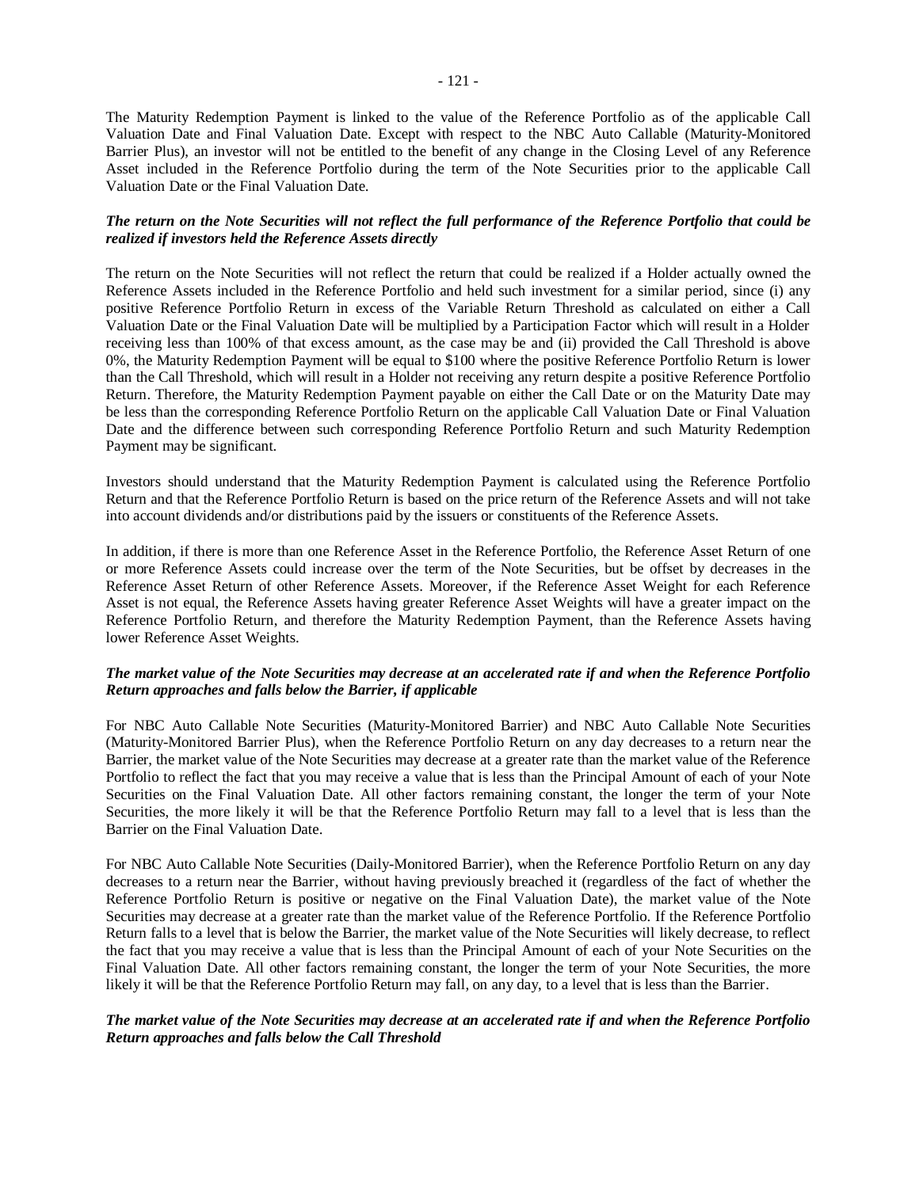The Maturity Redemption Payment is linked to the value of the Reference Portfolio as of the applicable Call Valuation Date and Final Valuation Date. Except with respect to the NBC Auto Callable (Maturity-Monitored Barrier Plus), an investor will not be entitled to the benefit of any change in the Closing Level of any Reference Asset included in the Reference Portfolio during the term of the Note Securities prior to the applicable Call Valuation Date or the Final Valuation Date.

***The return on the Note Securities will not reflect the full performance of the Reference Portfolio that could be realized if investors held the Reference Assets directly***

The return on the Note Securities will not reflect the return that could be realized if a Holder actually owned the Reference Assets included in the Reference Portfolio and held such investment for a similar period, since (i) any positive Reference Portfolio Return in excess of the Variable Return Threshold as calculated on either a Call Valuation Date or the Final Valuation Date will be multiplied by a Participation Factor which will result in a Holder receiving less than 100% of that excess amount, as the case may be and (ii) provided the Call Threshold is above 0%, the Maturity Redemption Payment will be equal to $100 where the positive Reference Portfolio Return is lower than the Call Threshold, which will result in a Holder not receiving any return despite a positive Reference Portfolio Return. Therefore, the Maturity Redemption Payment payable on either the Call Date or on the Maturity Date may be less than the corresponding Reference Portfolio Return on the applicable Call Valuation Date or Final Valuation Date and the difference between such corresponding Reference Portfolio Return and such Maturity Redemption Payment may be significant.

Investors should understand that the Maturity Redemption Payment is calculated using the Reference Portfolio Return and that the Reference Portfolio Return is based on the price return of the Reference Assets and will not take into account dividends and/or distributions paid by the issuers or constituents of the Reference Assets.

In addition, if there is more than one Reference Asset in the Reference Portfolio, the Reference Asset Return of one or more Reference Assets could increase over the term of the Note Securities, but be offset by decreases in the Reference Asset Return of other Reference Assets. Moreover, if the Reference Asset Weight for each Reference Asset is not equal, the Reference Assets having greater Reference Asset Weights will have a greater impact on the Reference Portfolio Return, and therefore the Maturity Redemption Payment, than the Reference Assets having lower Reference Asset Weights.

***The market value of the Note Securities may decrease at an accelerated rate if and when the Reference Portfolio Return approaches and falls below the Barrier, if applicable***

For NBC Auto Callable Note Securities (Maturity-Monitored Barrier) and NBC Auto Callable Note Securities (Maturity-Monitored Barrier Plus), when the Reference Portfolio Return on any day decreases to a return near the Barrier, the market value of the Note Securities may decrease at a greater rate than the market value of the Reference Portfolio to reflect the fact that you may receive a value that is less than the Principal Amount of each of your Note Securities on the Final Valuation Date. All other factors remaining constant, the longer the term of your Note Securities, the more likely it will be that the Reference Portfolio Return may fall to a level that is less than the Barrier on the Final Valuation Date.

For NBC Auto Callable Note Securities (Daily-Monitored Barrier), when the Reference Portfolio Return on any day decreases to a return near the Barrier, without having previously breached it (regardless of the fact of whether the Reference Portfolio Return is positive or negative on the Final Valuation Date), the market value of the Note Securities may decrease at a greater rate than the market value of the Reference Portfolio. If the Reference Portfolio Return falls to a level that is below the Barrier, the market value of the Note Securities will likely decrease, to reflect the fact that you may receive a value that is less than the Principal Amount of each of your Note Securities on the Final Valuation Date. All other factors remaining constant, the longer the term of your Note Securities, the more likely it will be that the Reference Portfolio Return may fall, on any day, to a level that is less than the Barrier.

***The market value of the Note Securities may decrease at an accelerated rate if and when the Reference Portfolio Return approaches and falls below the Call Threshold***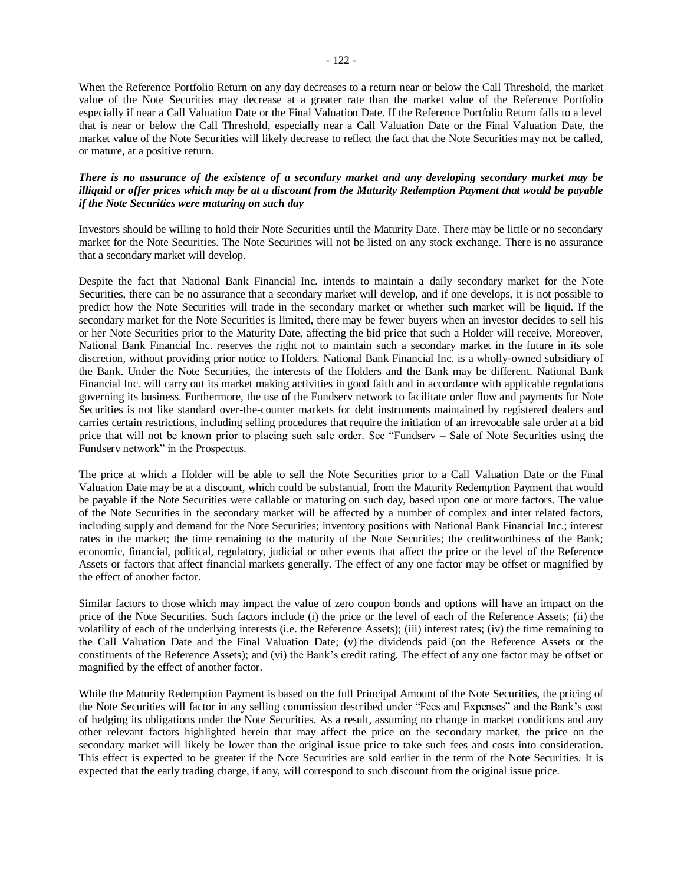When the Reference Portfolio Return on any day decreases to a return near or below the Call Threshold, the market value of the Note Securities may decrease at a greater rate than the market value of the Reference Portfolio especially if near a Call Valuation Date or the Final Valuation Date. If the Reference Portfolio Return falls to a level that is near or below the Call Threshold, especially near a Call Valuation Date or the Final Valuation Date, the market value of the Note Securities will likely decrease to reflect the fact that the Note Securities may not be called, or mature, at a positive return.

***There is no assurance of the existence of a secondary market and any developing secondary market may be illiquid or offer prices which may be at a discount from the Maturity Redemption Payment that would be payable if the Note Securities were maturing on such day***

Investors should be willing to hold their Note Securities until the Maturity Date. There may be little or no secondary market for the Note Securities. The Note Securities will not be listed on any stock exchange. There is no assurance that a secondary market will develop.

Despite the fact that National Bank Financial Inc. intends to maintain a daily secondary market for the Note Securities, there can be no assurance that a secondary market will develop, and if one develops, it is not possible to predict how the Note Securities will trade in the secondary market or whether such market will be liquid. If the secondary market for the Note Securities is limited, there may be fewer buyers when an investor decides to sell his or her Note Securities prior to the Maturity Date, affecting the bid price that such a Holder will receive. Moreover, National Bank Financial Inc. reserves the right not to maintain such a secondary market in the future in its sole discretion, without providing prior notice to Holders. National Bank Financial Inc. is a wholly-owned subsidiary of the Bank. Under the Note Securities, the interests of the Holders and the Bank may be different. National Bank Financial Inc. will carry out its market making activities in good faith and in accordance with applicable regulations governing its business. Furthermore, the use of the Fundserv network to facilitate order flow and payments for Note Securities is not like standard over-the-counter markets for debt instruments maintained by registered dealers and carries certain restrictions, including selling procedures that require the initiation of an irrevocable sale order at a bid price that will not be known prior to placing such sale order. See "Fundserv – Sale of Note Securities using the Fundserv network" in the Prospectus.

The price at which a Holder will be able to sell the Note Securities prior to a Call Valuation Date or the Final Valuation Date may be at a discount, which could be substantial, from the Maturity Redemption Payment that would be payable if the Note Securities were callable or maturing on such day, based upon one or more factors. The value of the Note Securities in the secondary market will be affected by a number of complex and inter related factors, including supply and demand for the Note Securities; inventory positions with National Bank Financial Inc.; interest rates in the market; the time remaining to the maturity of the Note Securities; the creditworthiness of the Bank; economic, financial, political, regulatory, judicial or other events that affect the price or the level of the Reference Assets or factors that affect financial markets generally. The effect of any one factor may be offset or magnified by the effect of another factor.

Similar factors to those which may impact the value of zero coupon bonds and options will have an impact on the price of the Note Securities. Such factors include (i) the price or the level of each of the Reference Assets; (ii) the volatility of each of the underlying interests (i.e. the Reference Assets); (iii) interest rates; (iv) the time remaining to the Call Valuation Date and the Final Valuation Date; (v) the dividends paid (on the Reference Assets or the constituents of the Reference Assets); and (vi) the Bank's credit rating. The effect of any one factor may be offset or magnified by the effect of another factor.

While the Maturity Redemption Payment is based on the full Principal Amount of the Note Securities, the pricing of the Note Securities will factor in any selling commission described under "Fees and Expenses" and the Bank's cost of hedging its obligations under the Note Securities. As a result, assuming no change in market conditions and any other relevant factors highlighted herein that may affect the price on the secondary market, the price on the secondary market will likely be lower than the original issue price to take such fees and costs into consideration. This effect is expected to be greater if the Note Securities are sold earlier in the term of the Note Securities. It is expected that the early trading charge, if any, will correspond to such discount from the original issue price.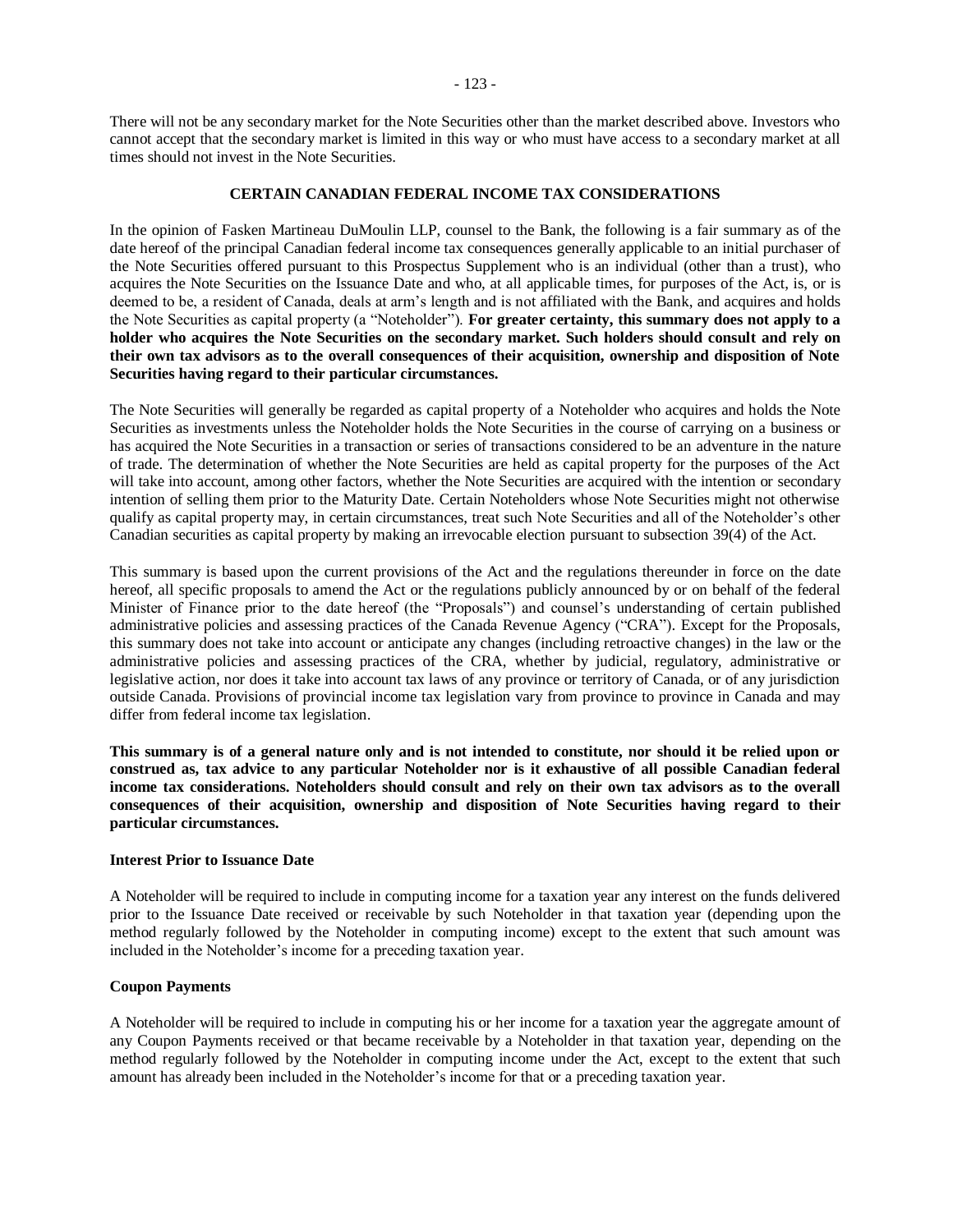There will not be any secondary market for the Note Securities other than the market described above. Investors who cannot accept that the secondary market is limited in this way or who must have access to a secondary market at all times should not invest in the Note Securities.

## CERTAIN CANADIAN FEDERAL INCOME TAX CONSIDERATIONS

In the opinion of Fasken Martineau DuMoulin LLP, counsel to the Bank, the following is a fair summary as of the date hereof of the principal Canadian federal income tax consequences generally applicable to an initial purchaser of the Note Securities offered pursuant to this Prospectus Supplement who is an individual (other than a trust), who acquires the Note Securities on the Issuance Date and who, at all applicable times, for purposes of the Act, is, or is deemed to be, a resident of Canada, deals at arm's length and is not affiliated with the Bank, and acquires and holds the Note Securities as capital property (a "Noteholder"). **For greater certainty, this summary does not apply to a holder who acquires the Note Securities on the secondary market. Such holders should consult and rely on their own tax advisors as to the overall consequences of their acquisition, ownership and disposition of Note Securities having regard to their particular circumstances.**

The Note Securities will generally be regarded as capital property of a Noteholder who acquires and holds the Note Securities as investments unless the Noteholder holds the Note Securities in the course of carrying on a business or has acquired the Note Securities in a transaction or series of transactions considered to be an adventure in the nature of trade. The determination of whether the Note Securities are held as capital property for the purposes of the Act will take into account, among other factors, whether the Note Securities are acquired with the intention or secondary intention of selling them prior to the Maturity Date. Certain Noteholders whose Note Securities might not otherwise qualify as capital property may, in certain circumstances, treat such Note Securities and all of the Noteholder's other Canadian securities as capital property by making an irrevocable election pursuant to subsection 39(4) of the Act.

This summary is based upon the current provisions of the Act and the regulations thereunder in force on the date hereof, all specific proposals to amend the Act or the regulations publicly announced by or on behalf of the federal Minister of Finance prior to the date hereof (the "Proposals") and counsel's understanding of certain published administrative policies and assessing practices of the Canada Revenue Agency ("CRA"). Except for the Proposals, this summary does not take into account or anticipate any changes (including retroactive changes) in the law or the administrative policies and assessing practices of the CRA, whether by judicial, regulatory, administrative or legislative action, nor does it take into account tax laws of any province or territory of Canada, or of any jurisdiction outside Canada. Provisions of provincial income tax legislation vary from province to province in Canada and may differ from federal income tax legislation.

**This summary is of a general nature only and is not intended to constitute, nor should it be relied upon or construed as, tax advice to any particular Noteholder nor is it exhaustive of all possible Canadian federal income tax considerations. Noteholders should consult and rely on their own tax advisors as to the overall consequences of their acquisition, ownership and disposition of Note Securities having regard to their particular circumstances.**

### Interest Prior to Issuance Date

A Noteholder will be required to include in computing income for a taxation year any interest on the funds delivered prior to the Issuance Date received or receivable by such Noteholder in that taxation year (depending upon the method regularly followed by the Noteholder in computing income) except to the extent that such amount was included in the Noteholder's income for a preceding taxation year.

### Coupon Payments

A Noteholder will be required to include in computing his or her income for a taxation year the aggregate amount of any Coupon Payments received or that became receivable by a Noteholder in that taxation year, depending on the method regularly followed by the Noteholder in computing income under the Act, except to the extent that such amount has already been included in the Noteholder's income for that or a preceding taxation year.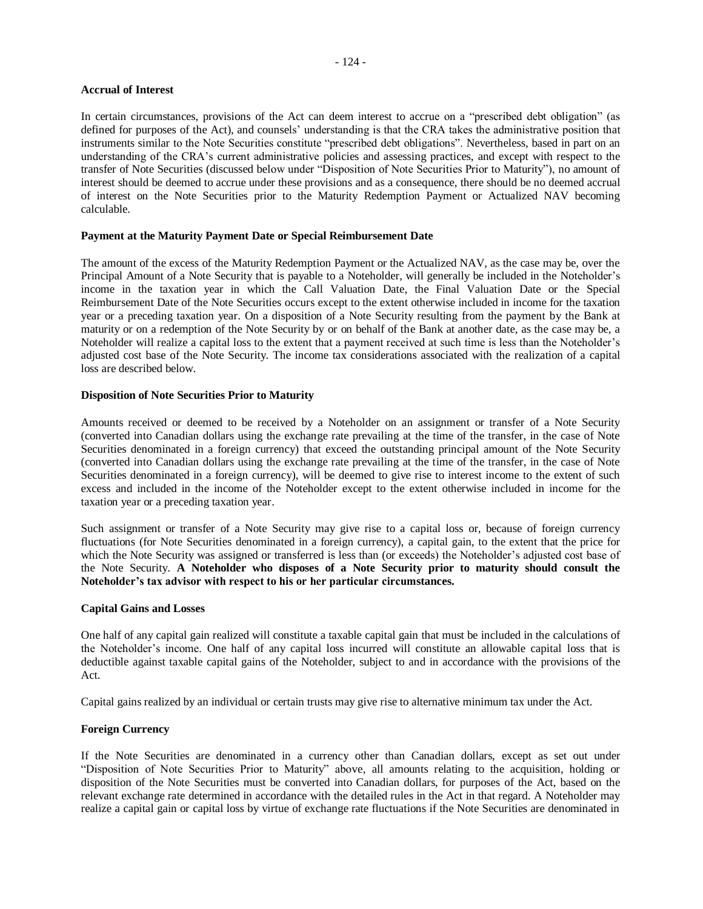**Accrual of Interest**

In certain circumstances, provisions of the Act can deem interest to accrue on a "prescribed debt obligation" (as defined for purposes of the Act), and counsels' understanding is that the CRA takes the administrative position that instruments similar to the Note Securities constitute "prescribed debt obligations". Nevertheless, based in part on an understanding of the CRA's current administrative policies and assessing practices, and except with respect to the transfer of Note Securities (discussed below under "Disposition of Note Securities Prior to Maturity"), no amount of interest should be deemed to accrue under these provisions and as a consequence, there should be no deemed accrual of interest on the Note Securities prior to the Maturity Redemption Payment or Actualized NAV becoming calculable.

**Payment at the Maturity Payment Date or Special Reimbursement Date**

The amount of the excess of the Maturity Redemption Payment or the Actualized NAV, as the case may be, over the Principal Amount of a Note Security that is payable to a Noteholder, will generally be included in the Noteholder's income in the taxation year in which the Call Valuation Date, the Final Valuation Date or the Special Reimbursement Date of the Note Securities occurs except to the extent otherwise included in income for the taxation year or a preceding taxation year. On a disposition of a Note Security resulting from the payment by the Bank at maturity or on a redemption of the Note Security by or on behalf of the Bank at another date, as the case may be, a Noteholder will realize a capital loss to the extent that a payment received at such time is less than the Noteholder's adjusted cost base of the Note Security. The income tax considerations associated with the realization of a capital loss are described below.

**Disposition of Note Securities Prior to Maturity**

Amounts received or deemed to be received by a Noteholder on an assignment or transfer of a Note Security (converted into Canadian dollars using the exchange rate prevailing at the time of the transfer, in the case of Note Securities denominated in a foreign currency) that exceed the outstanding principal amount of the Note Security (converted into Canadian dollars using the exchange rate prevailing at the time of the transfer, in the case of Note Securities denominated in a foreign currency), will be deemed to give rise to interest income to the extent of such excess and included in the income of the Noteholder except to the extent otherwise included in income for the taxation year or a preceding taxation year.

Such assignment or transfer of a Note Security may give rise to a capital loss or, because of foreign currency fluctuations (for Note Securities denominated in a foreign currency), a capital gain, to the extent that the price for which the Note Security was assigned or transferred is less than (or exceeds) the Noteholder's adjusted cost base of the Note Security. **A Noteholder who disposes of a Note Security prior to maturity should consult the Noteholder's tax advisor with respect to his or her particular circumstances.**

**Capital Gains and Losses**

One half of any capital gain realized will constitute a taxable capital gain that must be included in the calculations of the Noteholder's income. One half of any capital loss incurred will constitute an allowable capital loss that is deductible against taxable capital gains of the Noteholder, subject to and in accordance with the provisions of the Act.

Capital gains realized by an individual or certain trusts may give rise to alternative minimum tax under the Act.

**Foreign Currency**

If the Note Securities are denominated in a currency other than Canadian dollars, except as set out under "Disposition of Note Securities Prior to Maturity" above, all amounts relating to the acquisition, holding or disposition of the Note Securities must be converted into Canadian dollars, for purposes of the Act, based on the relevant exchange rate determined in accordance with the detailed rules in the Act in that regard. A Noteholder may realize a capital gain or capital loss by virtue of exchange rate fluctuations if the Note Securities are denominated in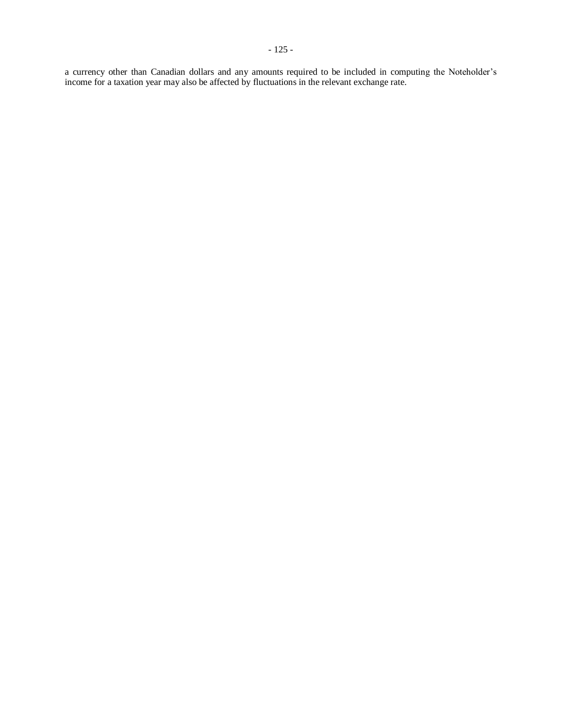a currency other than Canadian dollars and any amounts required to be included in computing the Noteholder's income for a taxation year may also be affected by fluctuations in the relevant exchange rate.